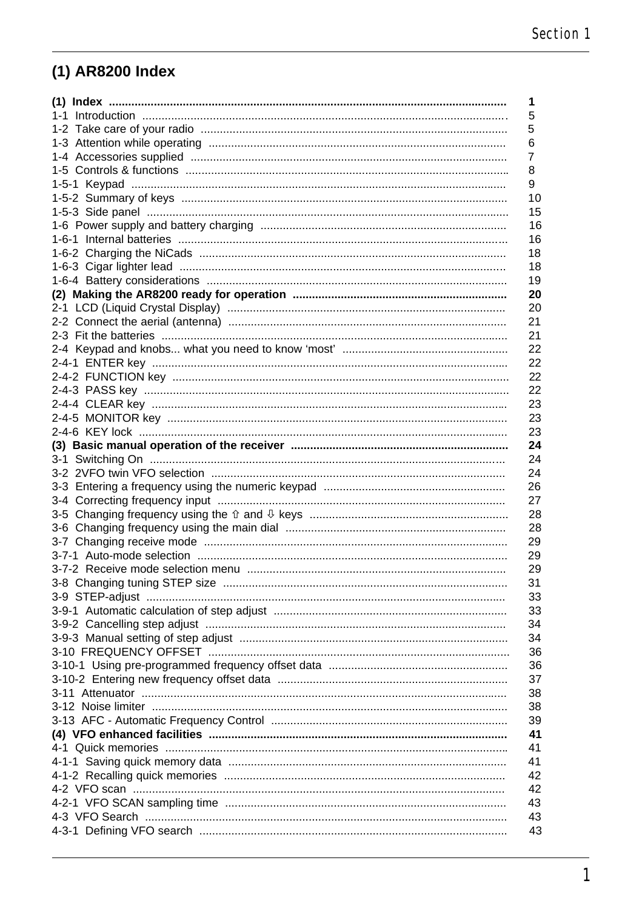# (1) AR8200 Index

| | |
|---|---|
| **(1) Index** | **1** |
| 1-1 Introduction | 5 |
| 1-2 Take care of your radio | 5 |
| 1-3 Attention while operating | 6 |
| 1-4 Accessories supplied | 7 |
| 1-5 Controls & functions | 8 |
| 1-5-1 Keypad | 9 |
| 1-5-2 Summary of keys | 10 |
| 1-5-3 Side panel | 15 |
| 1-6 Power supply and battery charging | 16 |
| 1-6-1 Internal batteries | 16 |
| 1-6-2 Charging the NiCads | 18 |
| 1-6-3 Cigar lighter lead | 18 |
| 1-6-4 Battery considerations | 19 |
| **(2) Making the AR8200 ready for operation** | **20** |
| 2-1 LCD (Liquid Crystal Display) | 20 |
| 2-2 Connect the aerial (antenna) | 21 |
| 2-3 Fit the batteries | 21 |
| 2-4 Keypad and knobs... what you need to know 'most' | 22 |
| 2-4-1 ENTER key | 22 |
| 2-4-2 FUNCTION key | 22 |
| 2-4-3 PASS key | 22 |
| 2-4-4 CLEAR key | 23 |
| 2-4-5 MONITOR key | 23 |
| 2-4-6 KEY lock | 23 |
| **(3) Basic manual operation of the receiver** | **24** |
| 3-1 Switching On | 24 |
| 3-2 2VFO twin VFO selection | 24 |
| 3-3 Entering a frequency using the numeric keypad | 26 |
| 3-4 Correcting frequency input | 27 |
| 3-5 Changing frequency using the ⇧ and ⇩ keys | 28 |
| 3-6 Changing frequency using the main dial | 28 |
| 3-7 Changing receive mode | 29 |
| 3-7-1 Auto-mode selection | 29 |
| 3-7-2 Receive mode selection menu | 29 |
| 3-8 Changing tuning STEP size | 31 |
| 3-9 STEP-adjust | 33 |
| 3-9-1 Automatic calculation of step adjust | 33 |
| 3-9-2 Cancelling step adjust | 34 |
| 3-9-3 Manual setting of step adjust | 34 |
| 3-10 FREQUENCY OFFSET | 36 |
| 3-10-1 Using pre-programmed frequency offset data | 36 |
| 3-10-2 Entering new frequency offset data | 37 |
| 3-11 Attenuator | 38 |
| 3-12 Noise limiter | 38 |
| 3-13 AFC - Automatic Frequency Control | 39 |
| **(4) VFO enhanced facilities** | **41** |
| 4-1 Quick memories | 41 |
| 4-1-1 Saving quick memory data | 41 |
| 4-1-2 Recalling quick memories | 42 |
| 4-2 VFO scan | 42 |
| 4-2-1 VFO SCAN sampling time | 43 |
| 4-3 VFO Search | 43 |
| 4-3-1 Defining VFO search | 43 |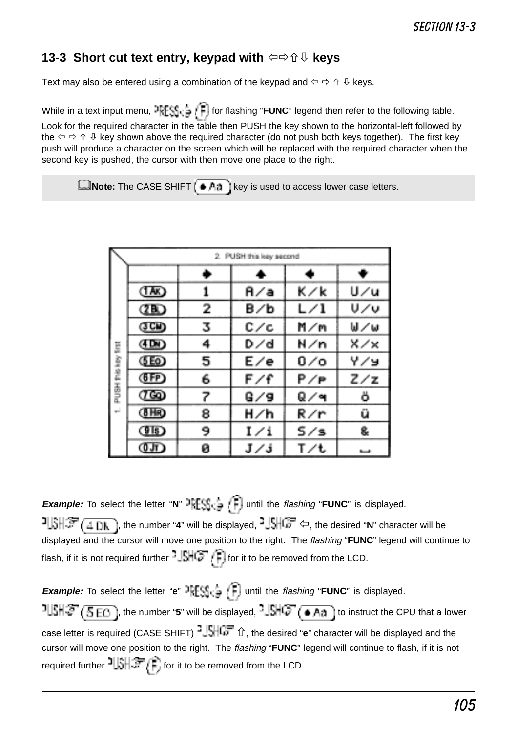## 13-3 Short cut text entry, keypad with ⇦⇨⇧⇩ keys

Text may also be entered using a combination of the keypad and ⇦ ⇨ ⇧ ⇩ keys.

While in a text input menu, PRESS (F) for flashing "**FUNC**" legend then refer to the following table. Look for the required character in the table then PUSH the key shown to the horizontal-left followed by the ⇦ ⇨ ⇧ ⇩ key shown above the required character (do not push both keys together). The first key push will produce a character on the screen which will be replaced with the required character when the second key is pushed, the cursor with then move one place to the right.

> **Note:** The CASE SHIFT (♦ Aa) key is used to access lower case letters.

| 1. PUSH this key first | 2. PUSH this key second ➡ | ⬆ | ⬅ | ⬇ |
|---|---|---|---|---|
| 1AK | 1 | A/a | K/k | U/u |
| 2BL | 2 | B/b | L/l | V/v |
| 3CM | 3 | C/c | M/m | W/w |
| 4DN | 4 | D/d | N/n | X/x |
| 5EO | 5 | E/e | O/o | Y/y |
| 6FP | 6 | F/f | P/p | Z/z |
| 7GQ | 7 | G/g | Q/q | ö |
| 8HR | 8 | H/h | R/r | ü |
| 9IS | 9 | I/i | S/s | & |
| 0JT | 0 | J/j | T/t | ␣ |

***Example:*** To select the letter "**N**" PRESS (F) until the *flashing* "**FUNC**" is displayed. PUSH (4 DN), the number "**4**" will be displayed, PUSH ⇦, the desired "**N**" character will be displayed and the cursor will move one position to the right. The *flashing* "**FUNC**" legend will continue to flash, if it is not required further PUSH (F) for it to be removed from the LCD.

***Example:*** To select the letter "**e**" PRESS (F) until the *flashing* "**FUNC**" is displayed. PUSH (5 EO), the number "**5**" will be displayed, PUSH (♦ Aa) to instruct the CPU that a lower case letter is required (CASE SHIFT) PUSH ⇧, the desired "**e**" character will be displayed and the cursor will move one position to the right. The *flashing* "**FUNC**" legend will continue to flash, if it is not required further PUSH (F) for it to be removed from the LCD.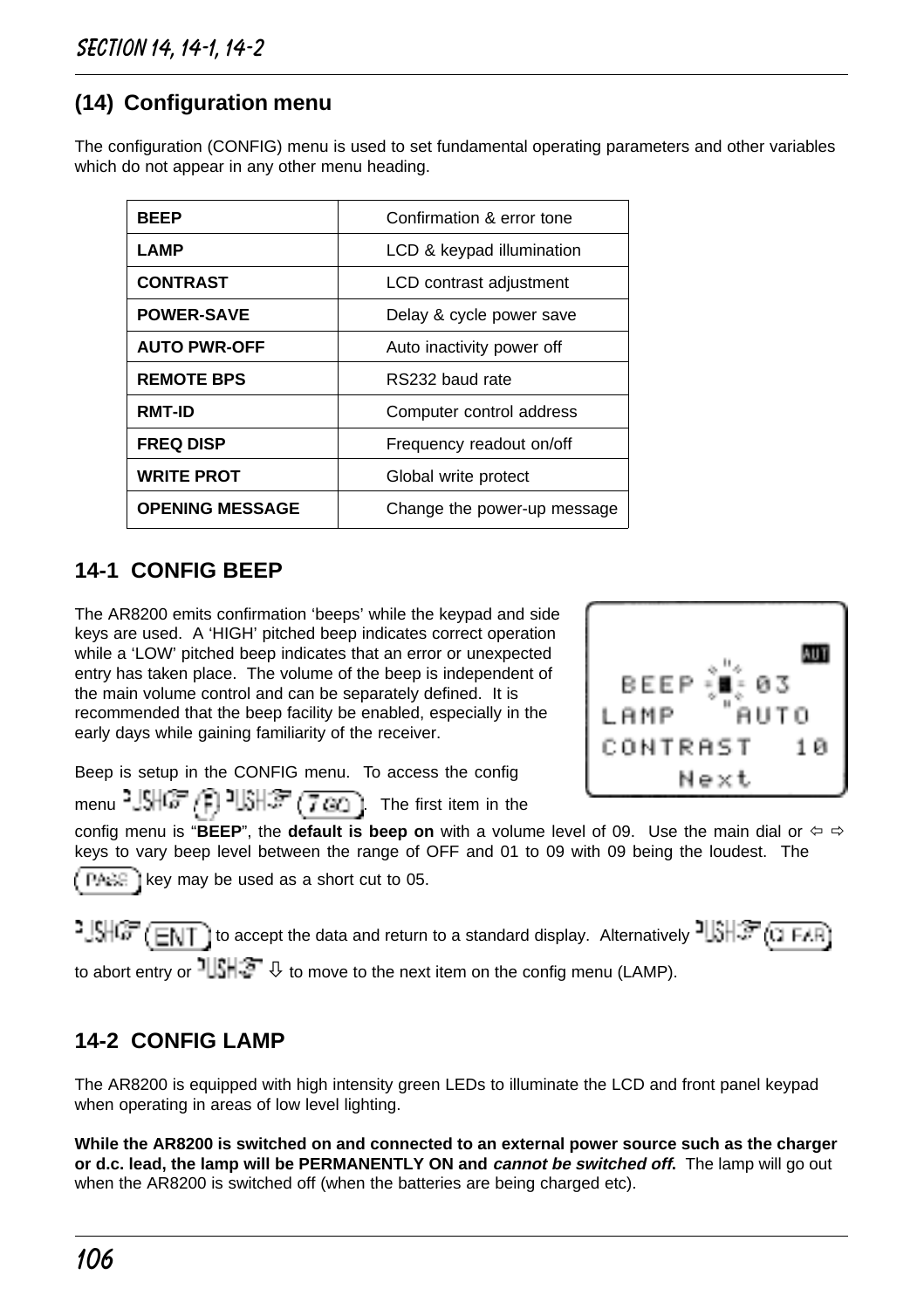## (14) Configuration menu

The configuration (CONFIG) menu is used to set fundamental operating parameters and other variables which do not appear in any other menu heading.

| | |
|---|---|
| **BEEP** | Confirmation & error tone |
| **LAMP** | LCD & keypad illumination |
| **CONTRAST** | LCD contrast adjustment |
| **POWER-SAVE** | Delay & cycle power save |
| **AUTO PWR-OFF** | Auto inactivity power off |
| **REMOTE BPS** | RS232 baud rate |
| **RMT-ID** | Computer control address |
| **FREQ DISP** | Frequency readout on/off |
| **WRITE PROT** | Global write protect |
| **OPENING MESSAGE** | Change the power-up message |

## 14-1 CONFIG BEEP

The AR8200 emits confirmation 'beeps' while the keypad and side keys are used. A 'HIGH' pitched beep indicates correct operation while a 'LOW' pitched beep indicates that an error or unexpected entry has taken place. The volume of the beep is independent of the main volume control and can be separately defined. It is recommended that the beep facility be enabled, especially in the early days while gaining familiarity of the receiver.

```
                AUT
  BEEP  ■  03
LAMP     AUTO
CONTRAST   10
     Next
```

Beep is setup in the CONFIG menu. To access the config menu PUSH (F) PUSH (7 GO). The first item in the config menu is "**BEEP**", the **default is beep on** with a volume level of 09. Use the main dial or ⇦ ⇨ keys to vary beep level between the range of OFF and 01 to 09 with 09 being the loudest. The (PASS) key may be used as a short cut to 05.

PUSH (ENT) to accept the data and return to a standard display. Alternatively PUSH (CLEAR) to abort entry or PUSH ⇩ to move to the next item on the config menu (LAMP).

## 14-2 CONFIG LAMP

The AR8200 is equipped with high intensity green LEDs to illuminate the LCD and front panel keypad when operating in areas of low level lighting.

**While the AR8200 is switched on and connected to an external power source such as the charger or d.c. lead, the lamp will be PERMANENTLY ON and *cannot be switched off.*** The lamp will go out when the AR8200 is switched off (when the batteries are being charged etc).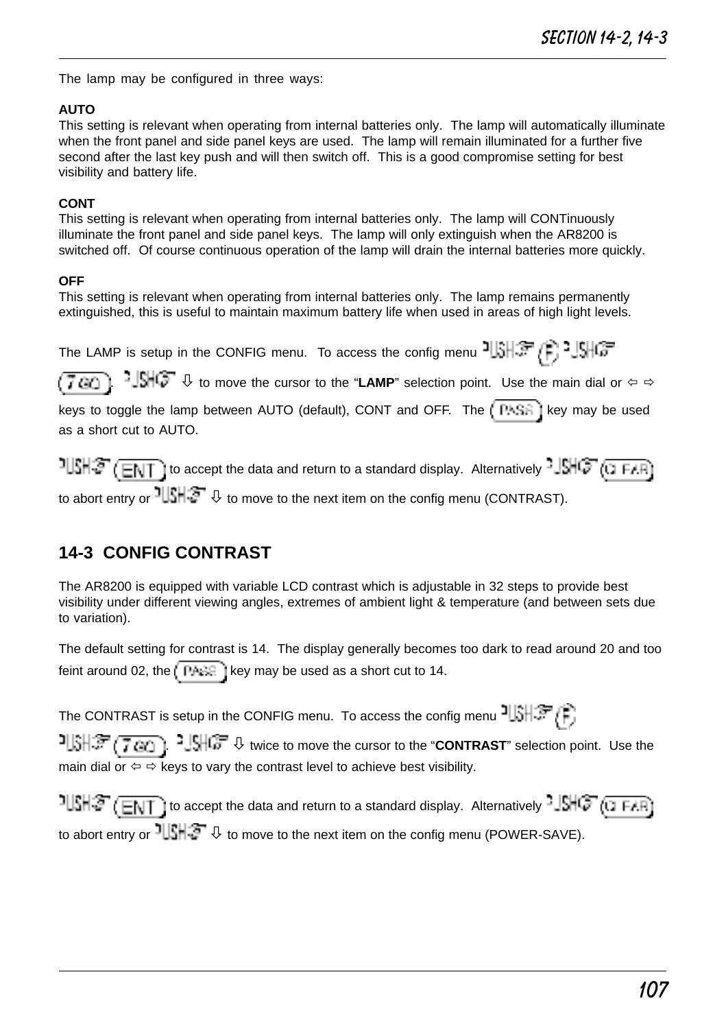The lamp may be configured in three ways:

**AUTO**
This setting is relevant when operating from internal batteries only. The lamp will automatically illuminate when the front panel and side panel keys are used. The lamp will remain illuminated for a further five second after the last key push and will then switch off. This is a good compromise setting for best visibility and battery life.

**CONT**
This setting is relevant when operating from internal batteries only. The lamp will CONTinuously illuminate the front panel and side panel keys. The lamp will only extinguish when the AR8200 is switched off. Of course continuous operation of the lamp will drain the internal batteries more quickly.

**OFF**
This setting is relevant when operating from internal batteries only. The lamp remains permanently extinguished, this is useful to maintain maximum battery life when used in areas of high light levels.

The LAMP is setup in the CONFIG menu. To access the config menu PUSH (F) PUSH (7 GO). PUSH ⇩ to move the cursor to the "**LAMP**" selection point. Use the main dial or ⇦ ⇨ keys to toggle the lamp between AUTO (default), CONT and OFF. The (PASS) key may be used as a short cut to AUTO.

PUSH (ENT) to accept the data and return to a standard display. Alternatively PUSH (CLEAR) to abort entry or PUSH ⇩ to move to the next item on the config menu (CONTRAST).

## 14-3 CONFIG CONTRAST

The AR8200 is equipped with variable LCD contrast which is adjustable in 32 steps to provide best visibility under different viewing angles, extremes of ambient light & temperature (and between sets due to variation).

The default setting for contrast is 14. The display generally becomes too dark to read around 20 and too feint around 02, the (PASS) key may be used as a short cut to 14.

The CONTRAST is setup in the CONFIG menu. To access the config menu PUSH (F) PUSH (7 GO). PUSH ⇩ twice to move the cursor to the "**CONTRAST**" selection point. Use the main dial or ⇦ ⇨ keys to vary the contrast level to achieve best visibility.

PUSH (ENT) to accept the data and return to a standard display. Alternatively PUSH (CLEAR) to abort entry or PUSH ⇩ to move to the next item on the config menu (POWER-SAVE).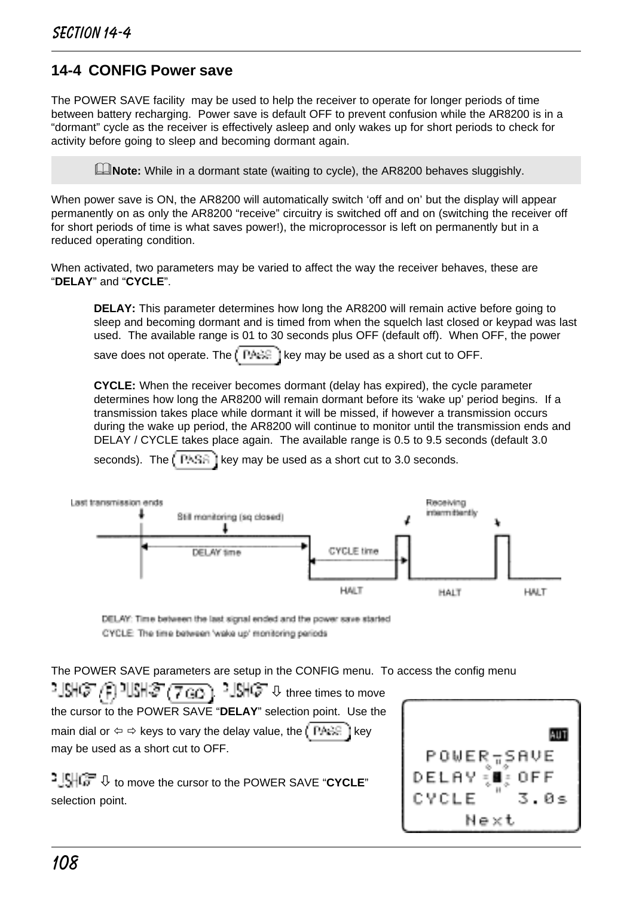## 14-4 CONFIG Power save

The POWER SAVE facility may be used to help the receiver to operate for longer periods of time between battery recharging. Power save is default OFF to prevent confusion while the AR8200 is in a "dormant" cycle as the receiver is effectively asleep and only wakes up for short periods to check for activity before going to sleep and becoming dormant again.

> **Note:** While in a dormant state (waiting to cycle), the AR8200 behaves sluggishly.

When power save is ON, the AR8200 will automatically switch 'off and on' but the display will appear permanently on as only the AR8200 "receive" circuitry is switched off and on (switching the receiver off for short periods of time is what saves power!), the microprocessor is left on permanently but in a reduced operating condition.

When activated, two parameters may be varied to affect the way the receiver behaves, these are "**DELAY**" and "**CYCLE**".

**DELAY:** This parameter determines how long the AR8200 will remain active before going to sleep and becoming dormant and is timed from when the squelch last closed or keypad was last used. The available range is 01 to 30 seconds plus OFF (default off). When OFF, the power save does not operate. The (PASS) key may be used as a short cut to OFF.

**CYCLE:** When the receiver becomes dormant (delay has expired), the cycle parameter determines how long the AR8200 will remain dormant before its 'wake up' period begins. If a transmission takes place while dormant it will be missed, if however a transmission occurs during the wake up period, the AR8200 will continue to monitor until the transmission ends and DELAY / CYCLE takes place again. The available range is 0.5 to 9.5 seconds (default 3.0 seconds). The (PASS) key may be used as a short cut to 3.0 seconds.

Last transmission ends — Still monitoring (sq closed) — DELAY time — CYCLE time — Receiving intermittently — HALT — HALT — HALT

DELAY: Time between the last signal ended and the power save started
CYCLE: The time between 'wake up' monitoring periods

The POWER SAVE parameters are setup in the CONFIG menu. To access the config menu PUSH (F) PUSH (7 GO), PUSH ⇩ three times to move the cursor to the POWER SAVE "**DELAY**" selection point. Use the main dial or ⇦ ⇨ keys to vary the delay value, the (PASS) key may be used as a short cut to OFF.

PUSH ⇩ to move the cursor to the POWER SAVE "**CYCLE**" selection point.

```
                AUT
POWER SAVE
DELAY ■  OFF
CYCLE    3.0s
     Next
```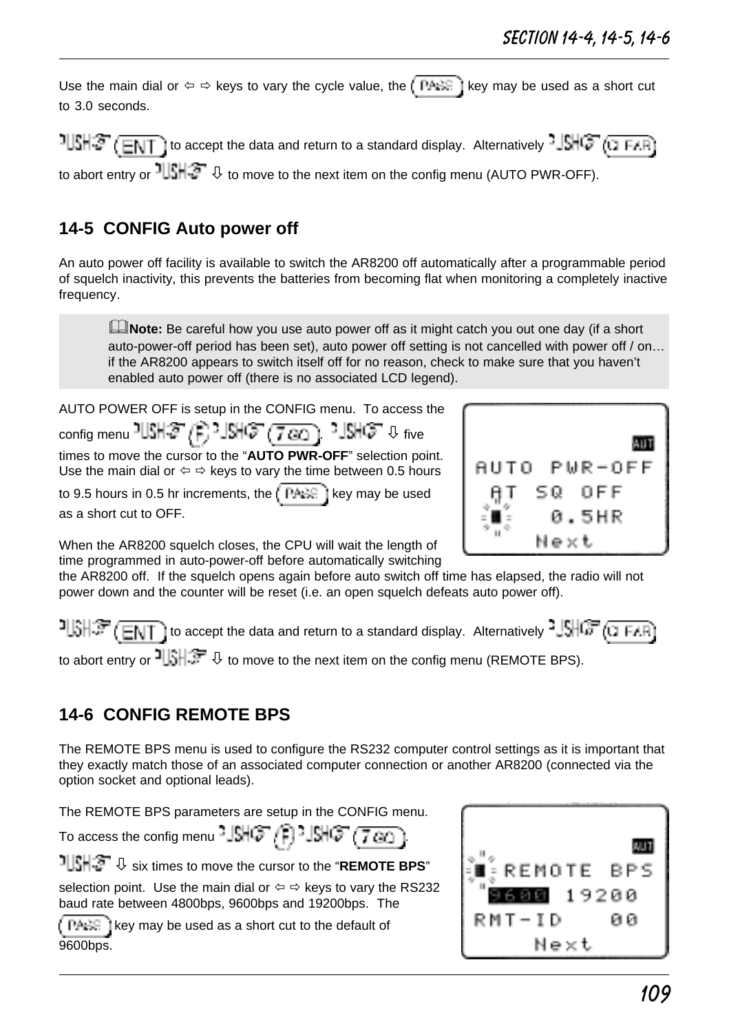Use the main dial or ⇦ ⇨ keys to vary the cycle value, the (PASS) key may be used as a short cut to 3.0 seconds.

PUSH (ENT) to accept the data and return to a standard display. Alternatively PUSH (2 FAR) to abort entry or PUSH ⇩ to move to the next item on the config menu (AUTO PWR-OFF).

## 14-5 CONFIG Auto power off

An auto power off facility is available to switch the AR8200 off automatically after a programmable period of squelch inactivity, this prevents the batteries from becoming flat when monitoring a completely inactive frequency.

> **Note:** Be careful how you use auto power off as it might catch you out one day (if a short auto-power-off period has been set), auto power off setting is not cancelled with power off / on… if the AR8200 appears to switch itself off for no reason, check to make sure that you haven't enabled auto power off (there is no associated LCD legend).

AUTO POWER OFF is setup in the CONFIG menu. To access the config menu PUSH (F) PUSH (7 GO). PUSH ⇩ five times to move the cursor to the "**AUTO PWR-OFF**" selection point. Use the main dial or ⇦ ⇨ keys to vary the time between 0.5 hours to 9.5 hours in 0.5 hr increments, the (PASS) key may be used as a short cut to OFF.

```
                 AUT
AUTO  PWR-OFF
 AT  SQ  OFF
 ■      0.5HR
      Next
```

When the AR8200 squelch closes, the CPU will wait the length of time programmed in auto-power-off before automatically switching the AR8200 off. If the squelch opens again before auto switch off time has elapsed, the radio will not power down and the counter will be reset (i.e. an open squelch defeats auto power off).

PUSH (ENT) to accept the data and return to a standard display. Alternatively PUSH (2 FAR) to abort entry or PUSH ⇩ to move to the next item on the config menu (REMOTE BPS).

## 14-6 CONFIG REMOTE BPS

The REMOTE BPS menu is used to configure the RS232 computer control settings as it is important that they exactly match those of an associated computer connection or another AR8200 (connected via the option socket and optional leads).

The REMOTE BPS parameters are setup in the CONFIG menu. To access the config menu PUSH (F) PUSH (7 GO). PUSH ⇩ six times to move the cursor to the "**REMOTE BPS**" selection point. Use the main dial or ⇦ ⇨ keys to vary the RS232 baud rate between 4800bps, 9600bps and 19200bps. The (PASS) key may be used as a short cut to the default of 9600bps.

```
                 AUT
■ REMOTE  BPS
 9600   19200
RMT-ID     00
      Next
```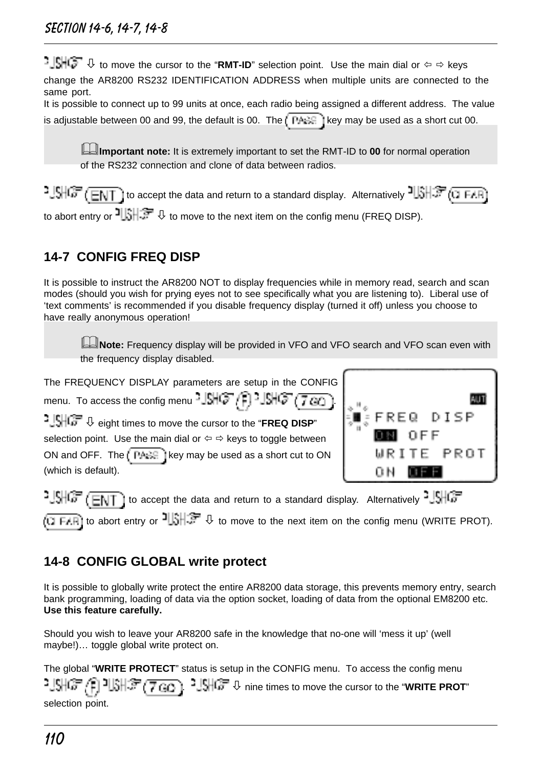PUSH ⇩ to move the cursor to the "**RMT-ID**" selection point. Use the main dial or ⇦ ⇨ keys change the AR8200 RS232 IDENTIFICATION ADDRESS when multiple units are connected to the same port.
It is possible to connect up to 99 units at once, each radio being assigned a different address. The value is adjustable between 00 and 99, the default is 00. The (PASS) key may be used as a short cut 00.

> **Important note:** It is extremely important to set the RMT-ID to **00** for normal operation of the RS232 connection and clone of data between radios.

PUSH (ENT) to accept the data and return to a standard display. Alternatively PUSH (CLEAR) to abort entry or PUSH ⇩ to move to the next item on the config menu (FREQ DISP).

## 14-7 CONFIG FREQ DISP

It is possible to instruct the AR8200 NOT to display frequencies while in memory read, search and scan modes (should you wish for prying eyes not to see specifically what you are listening to). Liberal use of 'text comments' is recommended if you disable frequency display (turned it off) unless you choose to have really anonymous operation!

> **Note:** Frequency display will be provided in VFO and VFO search and VFO scan even with the frequency disabled.

The FREQUENCY DISPLAY parameters are setup in the CONFIG menu. To access the config menu PUSH (F) PUSH (7 GO).

PUSH ⇩ eight times to move the cursor to the "**FREQ DISP**" selection point. Use the main dial or ⇦ ⇨ keys to toggle between ON and OFF. The (PASS) key may be used as a short cut to ON (which is default).

```
                AUT
FREQ  DISP
ON  OFF
WRITE  PROT
ON  OFF
```

PUSH (ENT) to accept the data and return to a standard display. Alternatively PUSH (CLEAR) to abort entry or PUSH ⇩ to move to the next item on the config menu (WRITE PROT).

## 14-8 CONFIG GLOBAL write protect

It is possible to globally write protect the entire AR8200 data storage, this prevents memory entry, search bank programming, loading of data via the option socket, loading of data from the optional EM8200 etc. **Use this feature carefully.**

Should you wish to leave your AR8200 safe in the knowledge that no-one will 'mess it up' (well maybe!)… toggle global write protect on.

The global "**WRITE PROTECT**" status is setup in the CONFIG menu. To access the config menu PUSH (F) PUSH (7 GO). PUSH ⇩ nine times to move the cursor to the "**WRITE PROT**" selection point.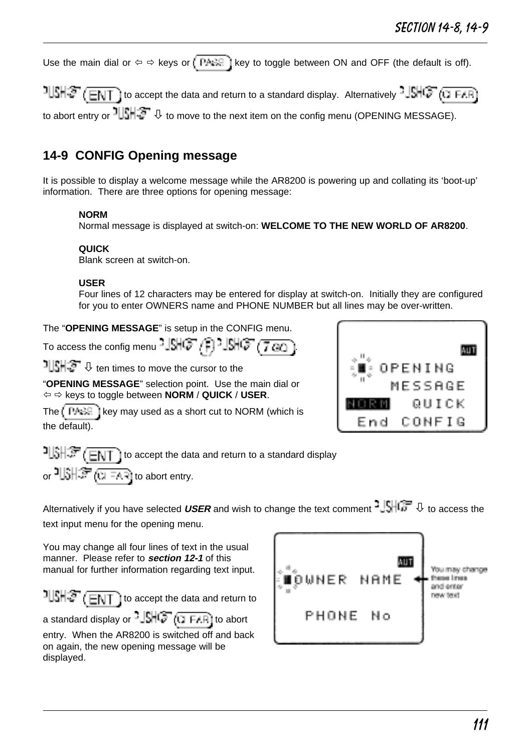Use the main dial or ⇦ ⇨ keys or (PASS) key to toggle between ON and OFF (the default is off).

PUSH (ENT) to accept the data and return to a standard display. Alternatively PUSH (CLEAR) to abort entry or PUSH ⇩ to move to the next item on the config menu (OPENING MESSAGE).

## 14-9 CONFIG Opening message

It is possible to display a welcome message while the AR8200 is powering up and collating its 'boot-up' information. There are three options for opening message:

**NORM**
Normal message is displayed at switch-on: **WELCOME TO THE NEW WORLD OF AR8200**.

**QUICK**
Blank screen at switch-on.

**USER**
Four lines of 12 characters may be entered for display at switch-on. Initially they are configured for you to enter OWNERS name and PHONE NUMBER but all lines may be over-written.

The "**OPENING MESSAGE**" is setup in the CONFIG menu.

To access the config menu PUSH (F) PUSH (7 GO).

PUSH ⇩ ten times to move the cursor to the "**OPENING MESSAGE**" selection point. Use the main dial or ⇦ ⇨ keys to toggle between **NORM** / **QUICK** / **USER**.

The (PASS) key may used as a short cut to NORM (which is the default).

```
                AUT
   OPENING
     MESSAGE
NORM    QUICK
End  CONFIG
```

PUSH (ENT) to accept the data and return to a standard display or PUSH (CLEAR) to abort entry.

Alternatively if you have selected ***USER*** and wish to change the text comment PUSH ⇩ to access the text input menu for the opening menu.

You may change all four lines of text in the usual manner. Please refer to ***section 12-1*** of this manual for further information regarding text input.

PUSH (ENT) to accept the data and return to a standard display or PUSH (CLEAR) to abort entry. When the AR8200 is switched off and back on again, the new opening message will be displayed.

```
                AUT
OWNER  NAME

PHONE  No
```

You may change these lines and enter new text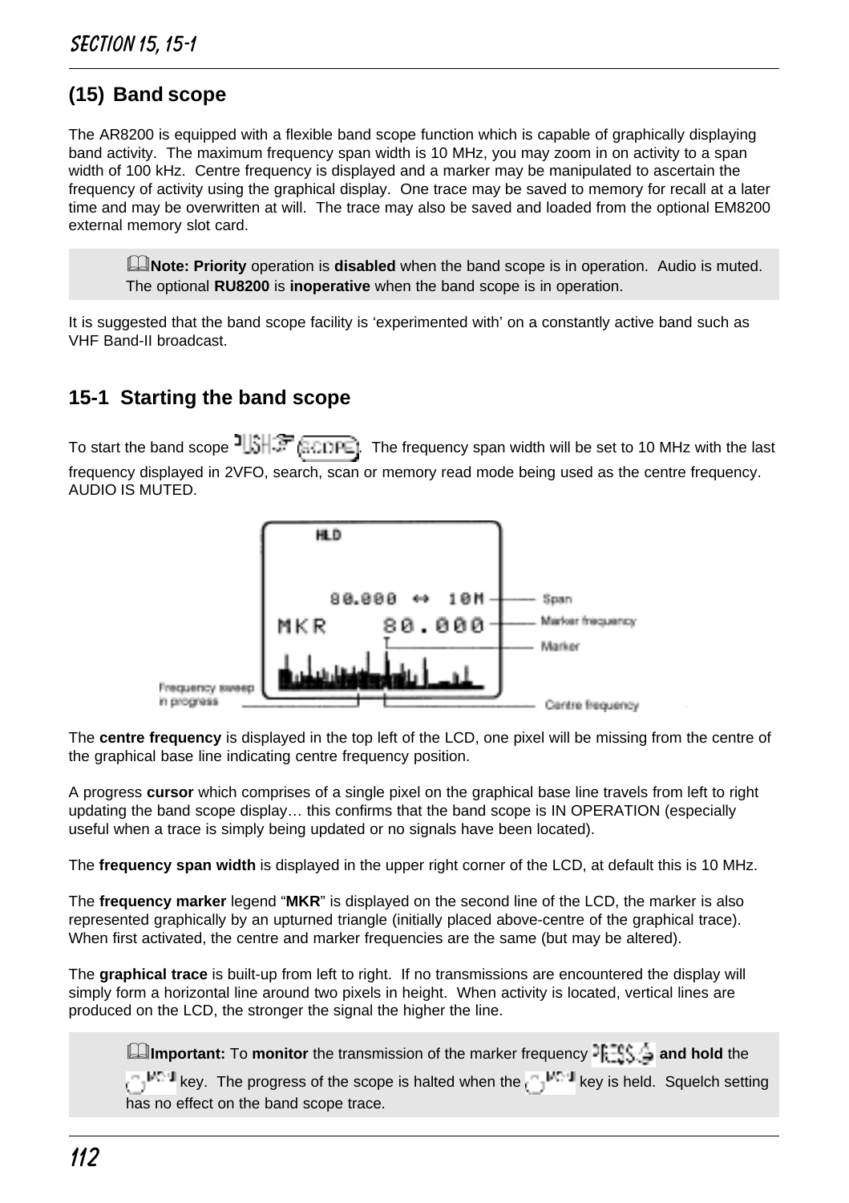## (15) Band scope

The AR8200 is equipped with a flexible band scope function which is capable of graphically displaying band activity. The maximum frequency span width is 10 MHz, you may zoom in on activity to a span width of 100 kHz. Centre frequency is displayed and a marker may be manipulated to ascertain the frequency of activity using the graphical display. One trace may be saved to memory for recall at a later time and may be overwritten at will. The trace may also be saved and loaded from the optional EM8200 external memory slot card.

> **Note: Priority** operation is **disabled** when the band scope is in operation. Audio is muted. The optional **RU8200** is **inoperative** when the band scope is in operation.

It is suggested that the band scope facility is 'experimented with' on a constantly active band such as VHF Band-II broadcast.

## 15-1 Starting the band scope

To start the band scope PUSH SCOPE. The frequency span width will be set to 10 MHz with the last frequency displayed in 2VFO, search, scan or memory read mode being used as the centre frequency. AUDIO IS MUTED.

HLD
80.000 ↔ 10M — Span
MKR 80.000 — Marker frequency
Marker
Frequency sweep in progress
Centre frequency

The **centre frequency** is displayed in the top left of the LCD, one pixel will be missing from the centre of the graphical base line indicating centre frequency position.

A progress **cursor** which comprises of a single pixel on the graphical base line travels from left to right updating the band scope display… this confirms that the band scope is IN OPERATION (especially useful when a trace is simply being updated or no signals have been located).

The **frequency span width** is displayed in the upper right corner of the LCD, at default this is 10 MHz.

The **frequency marker** legend "**MKR**" is displayed on the second line of the LCD, the marker is also represented graphically by an upturned triangle (initially placed above-centre of the graphical trace). When first activated, the centre and marker frequencies are the same (but may be altered).

The **graphical trace** is built-up from left to right. If no transmissions are encountered the display will simply form a horizontal line around two pixels in height. When activity is located, vertical lines are produced on the LCD, the stronger the signal the higher the line.

> **Important:** To **monitor** the transmission of the marker frequency PRESS **and hold** the MONI key. The progress of the scope is halted when the MONI key is held. Squelch setting has no effect on the band scope trace.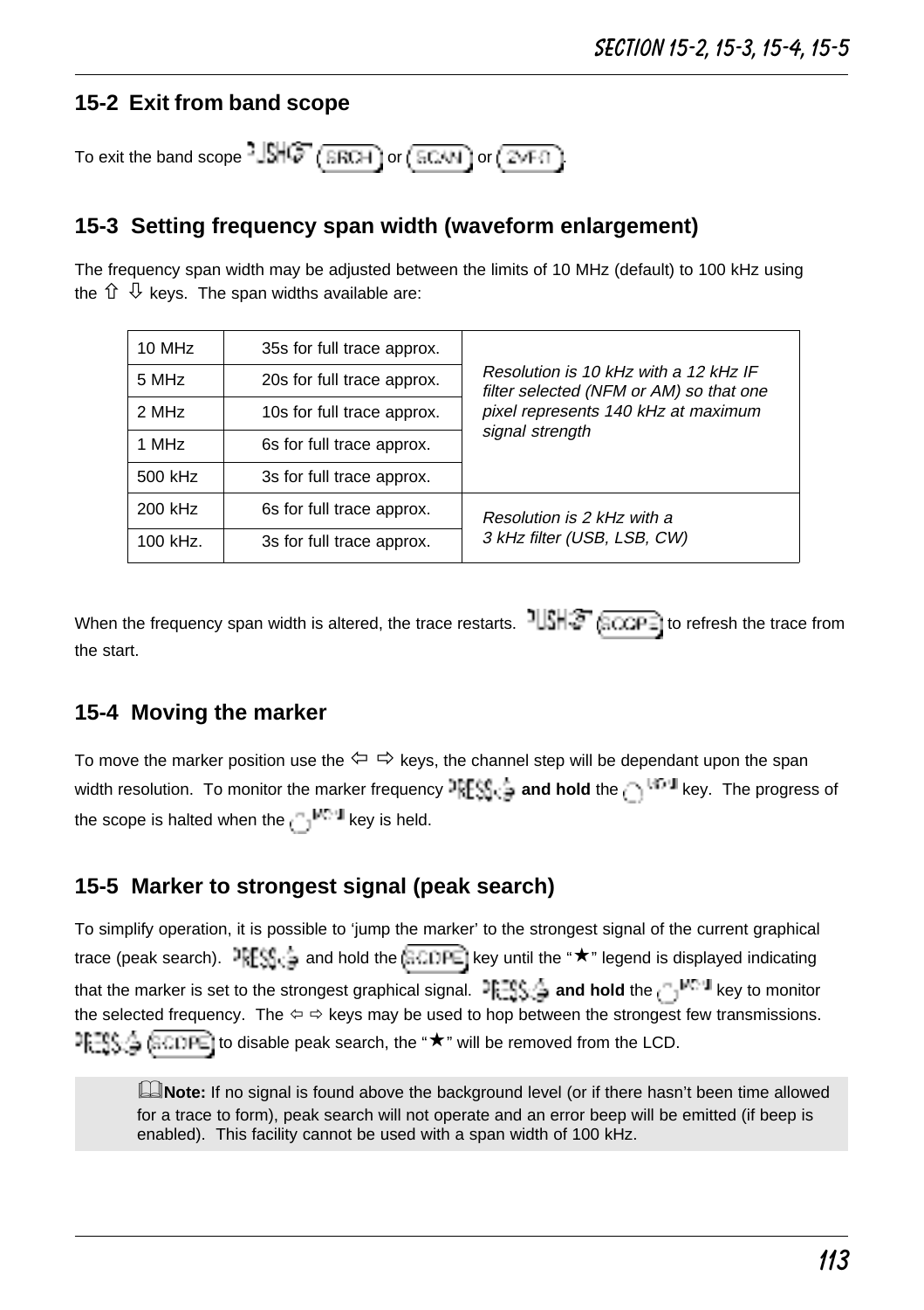## 15-2 Exit from band scope

To exit the band scope PUSH (SRCH) or (SCAN) or (2VFO).

## 15-3 Setting frequency span width (waveform enlargement)

The frequency span width may be adjusted between the limits of 10 MHz (default) to 100 kHz using the ⇧ ⇩ keys. The span widths available are:

| | | |
|---|---|---|
| 10 MHz | 35s for full trace approx. | *Resolution is 10 kHz with a 12 kHz IF filter selected (NFM or AM) so that one pixel represents 140 kHz at maximum signal strength* |
| 5 MHz | 20s for full trace approx. | |
| 2 MHz | 10s for full trace approx. | |
| 1 MHz | 6s for full trace approx. | |
| 500 kHz | 3s for full trace approx. | |
| 200 kHz | 6s for full trace approx. | *Resolution is 2 kHz with a 3 kHz filter (USB, LSB, CW)* |
| 100 kHz. | 3s for full trace approx. | |

When the frequency span width is altered, the trace restarts. PUSH (SCOPE) to refresh the trace from the start.

## 15-4 Moving the marker

To move the marker position use the ⇦ ⇨ keys, the channel step will be dependant upon the span width resolution. To monitor the marker frequency PRESS **and hold** the MONI key. The progress of the scope is halted when the MONI key is held.

## 15-5 Marker to strongest signal (peak search)

To simplify operation, it is possible to 'jump the marker' to the strongest signal of the current graphical trace (peak search). PRESS and hold the (SCOPE) key until the "★" legend is displayed indicating that the marker is set to the strongest graphical signal. PRESS **and hold** the MONI key to monitor the selected frequency. The ⇦ ⇨ keys may be used to hop between the strongest few transmissions. PRESS (SCOPE) to disable peak search, the "★" will be removed from the LCD.

**Note:** If no signal is found above the background level (or if there hasn't been time allowed for a trace to form), peak search will not operate and an error beep will be emitted (if beep is enabled). This facility cannot be used with a span width of 100 kHz.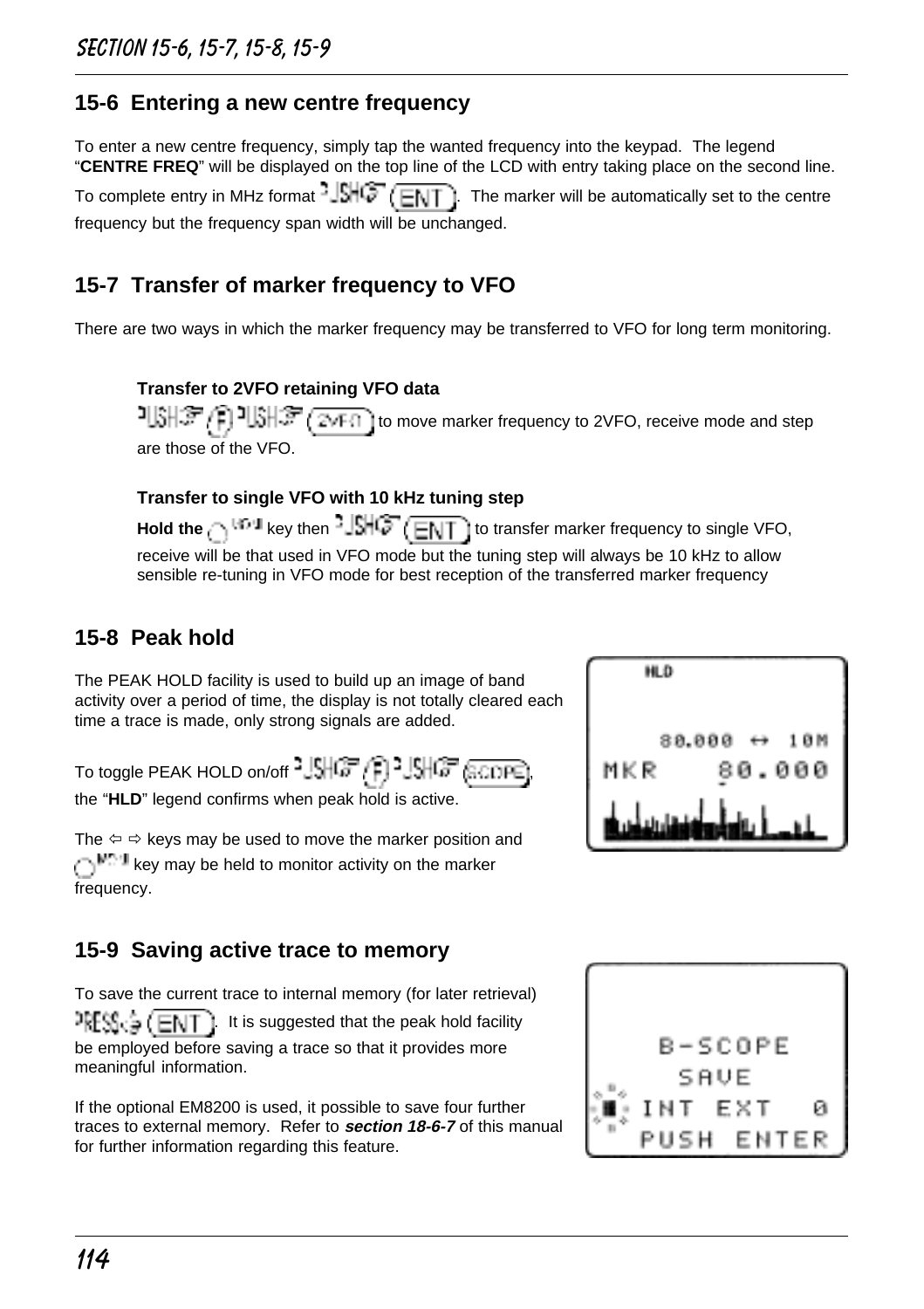## 15-6 Entering a new centre frequency

To enter a new centre frequency, simply tap the wanted frequency into the keypad. The legend "**CENTRE FREQ**" will be displayed on the top line of the LCD with entry taking place on the second line. To complete entry in MHz format PUSH (ENT). The marker will be automatically set to the centre frequency but the frequency span width will be unchanged.

## 15-7 Transfer of marker frequency to VFO

There are two ways in which the marker frequency may be transferred to VFO for long term monitoring.

**Transfer to 2VFO retaining VFO data**

PUSH (F) PUSH (2VFO) to move marker frequency to 2VFO, receive mode and step are those of the VFO.

**Transfer to single VFO with 10 kHz tuning step**

**Hold the** (VFO) key then PUSH (ENT) to transfer marker frequency to single VFO, receive will be that used in VFO mode but the tuning step will always be 10 kHz to allow sensible re-tuning in VFO mode for best reception of the transferred marker frequency

## 15-8 Peak hold

The PEAK HOLD facility is used to build up an image of band activity over a period of time, the display is not totally cleared each time a trace is made, only strong signals are added.

To toggle PEAK HOLD on/off PUSH (F) PUSH (SCOPE), the "**HLD**" legend confirms when peak hold is active.

The ⇦ ⇨ keys may be used to move the marker position and (MONI) key may be held to monitor activity on the marker frequency.

```
HLD
   80.000 ↔ 10M
MKR    80.000
```

## 15-9 Saving active trace to memory

To save the current trace to internal memory (for later retrieval) PRESS (ENT). It is suggested that the peak hold facility be employed before saving a trace so that it provides more meaningful information.

If the optional EM8200 is used, it possible to save four further traces to external memory. Refer to ***section 18-6-7*** of this manual for further information regarding this feature.

```
  B-SCOPE
   SAVE
INT EXT   0
PUSH ENTER
```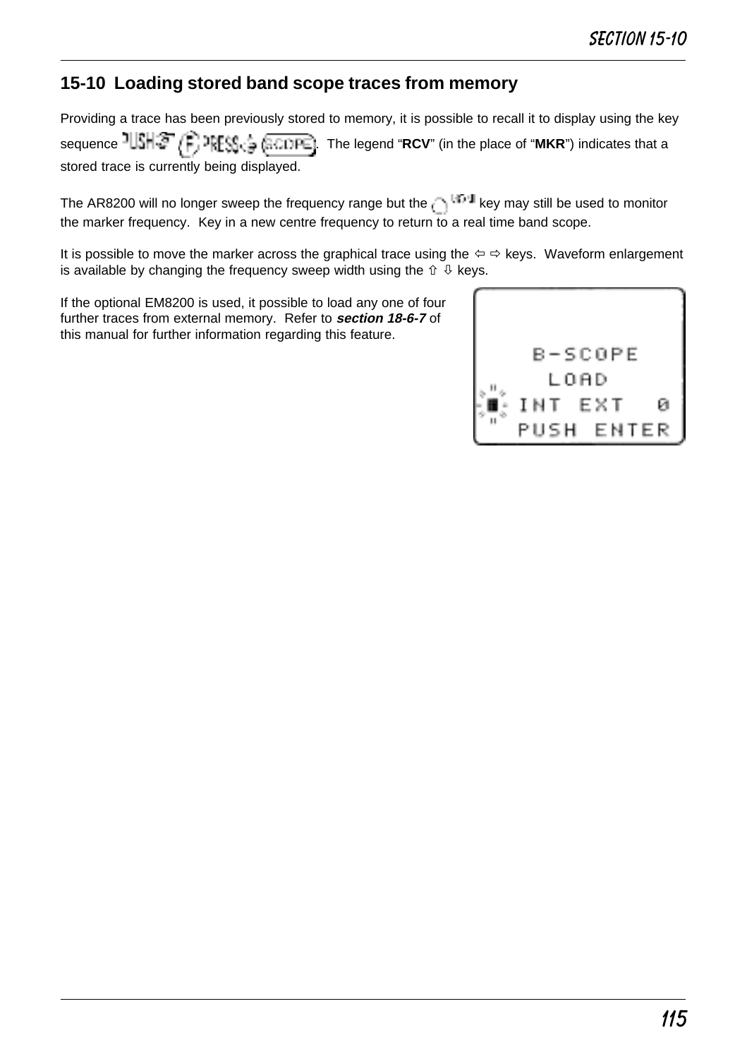## 15-10 Loading stored band scope traces from memory

Providing a trace has been previously stored to memory, it is possible to recall it to display using the key sequence PUSH F PRESS SCOPE. The legend "**RCV**" (in the place of "**MKR**") indicates that a stored trace is currently being displayed.

The AR8200 will no longer sweep the frequency range but the MONI key may still be used to monitor the marker frequency. Key in a new centre frequency to return to a real time band scope.

It is possible to move the marker across the graphical trace using the ⇦ ⇨ keys. Waveform enlargement is available by changing the frequency sweep width using the ⇧ ⇩ keys.

If the optional EM8200 is used, it possible to load any one of four further traces from external memory. Refer to ***section 18-6-7*** of this manual for further information regarding this feature.

```
B-SCOPE
  LOAD
INT EXT   0
PUSH ENTER
```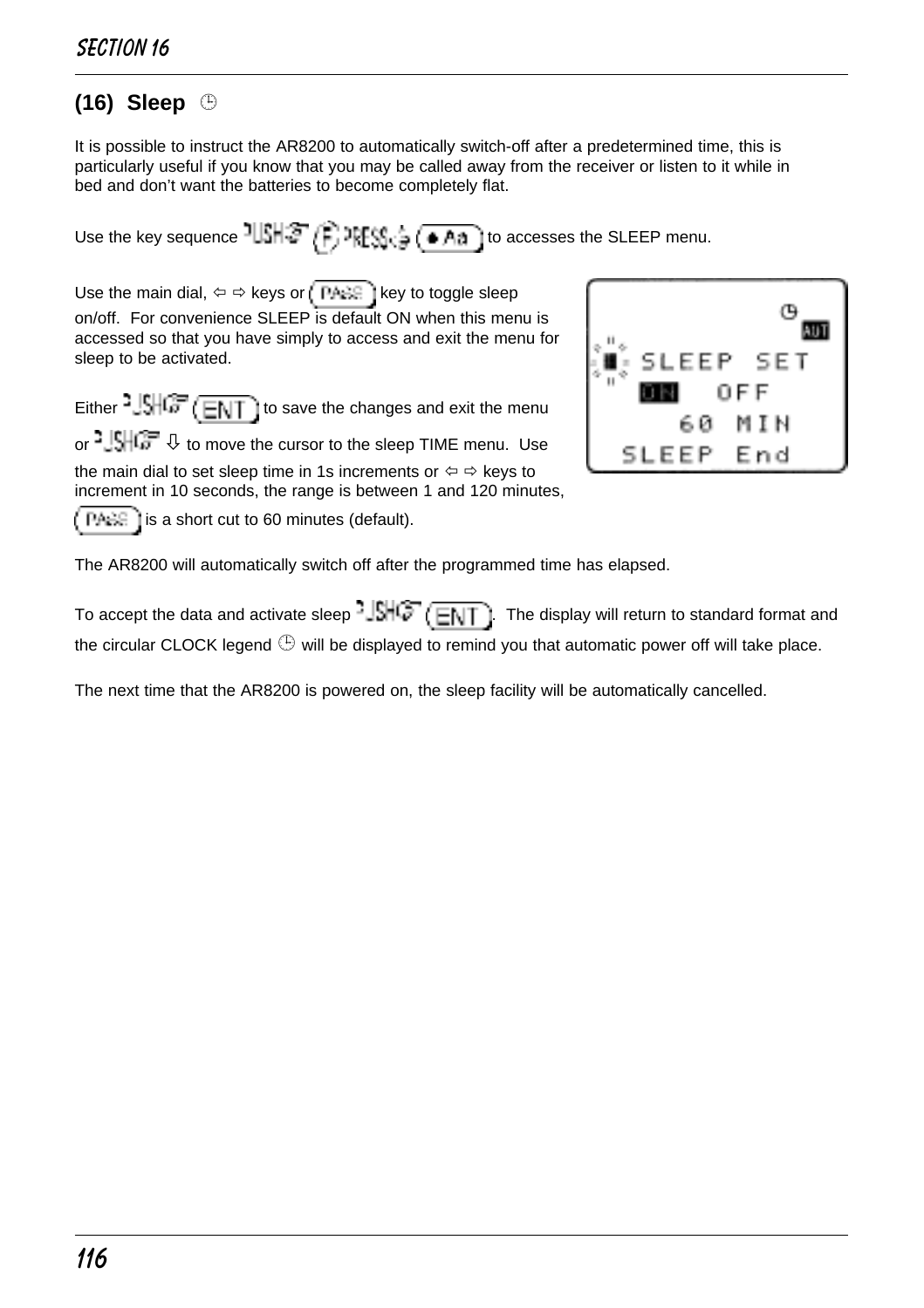## (16) Sleep

It is possible to instruct the AR8200 to automatically switch-off after a predetermined time, this is particularly useful if you know that you may be called away from the receiver or listen to it while in bed and don't want the batteries to become completely flat.

Use the key sequence PUSH (F) PRESS (• Aa) to accesses the SLEEP menu.

Use the main dial, ⇦ ⇨ keys or (PASS) key to toggle sleep on/off. For convenience SLEEP is default ON when this menu is accessed so that you have simply to access and exit the menu for sleep to be activated.

```
            AUT
  SLEEP  SET
  ON   OFF
    60 MIN
 SLEEP End
```

Either PUSH (ENT) to save the changes and exit the menu or PUSH ⇩ to move the cursor to the sleep TIME menu. Use the main dial to set sleep time in 1s increments or ⇦ ⇨ keys to increment in 10 seconds, the range is between 1 and 120 minutes, (PASS) is a short cut to 60 minutes (default).

The AR8200 will automatically switch off after the programmed time has elapsed.

To accept the data and activate sleep PUSH (ENT). The display will return to standard format and the circular CLOCK legend will be displayed to remind you that automatic power off will take place.

The next time that the AR8200 is powered on, the sleep facility will be automatically cancelled.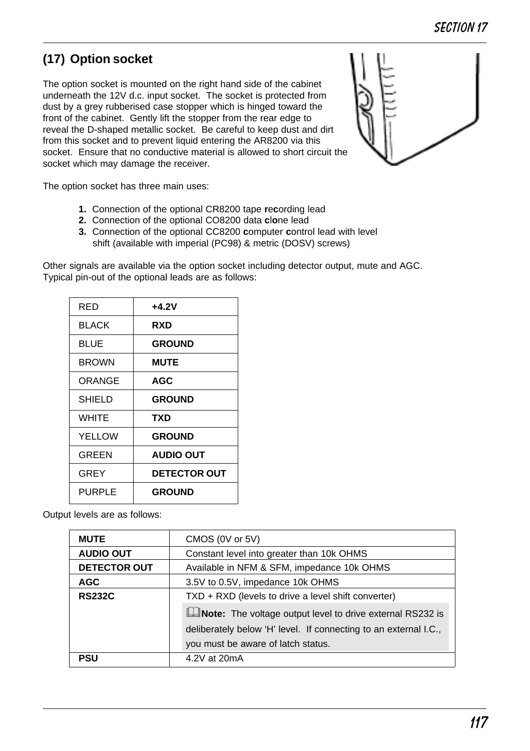## (17) Option socket

The option socket is mounted on the right hand side of the cabinet underneath the 12V d.c. input socket. The socket is protected from dust by a grey rubberised case stopper which is hinged toward the front of the cabinet. Gently lift the stopper from the rear edge to reveal the D-shaped metallic socket. Be careful to keep dust and dirt from this socket and to prevent liquid entering the AR8200 via this socket. Ensure that no conductive material is allowed to short circuit the socket which may damage the receiver.

The option socket has three main uses:

1. Connection of the optional CR8200 tape **r**e**c**ording lead
2. Connection of the optional CO8200 data **c**l**o**ne lead
3. Connection of the optional CC8200 **c**omputer **c**ontrol lead with level shift (available with imperial (PC98) & metric (DOSV) screws)

Other signals are available via the option socket including detector output, mute and AGC. Typical pin-out of the optional leads are as follows:

| | |
|---|---|
| RED | **+4.2V** |
| BLACK | **RXD** |
| BLUE | **GROUND** |
| BROWN | **MUTE** |
| ORANGE | **AGC** |
| SHIELD | **GROUND** |
| WHITE | **TXD** |
| YELLOW | **GROUND** |
| GREEN | **AUDIO OUT** |
| GREY | **DETECTOR OUT** |
| PURPLE | **GROUND** |

Output levels are as follows:

| | |
|---|---|
| **MUTE** | CMOS (0V or 5V) |
| **AUDIO OUT** | Constant level into greater than 10k OHMS |
| **DETECTOR OUT** | Available in NFM & SFM, impedance 10k OHMS |
| **AGC** | 3.5V to 0.5V, impedance 10k OHMS |
| **RS232C** | TXD + RXD (levels to drive a level shift converter)<br>**Note:** The voltage output level to drive external RS232 is deliberately below 'H' level. If connecting to an external I.C., you must be aware of latch status. |
| **PSU** | 4.2V at 20mA |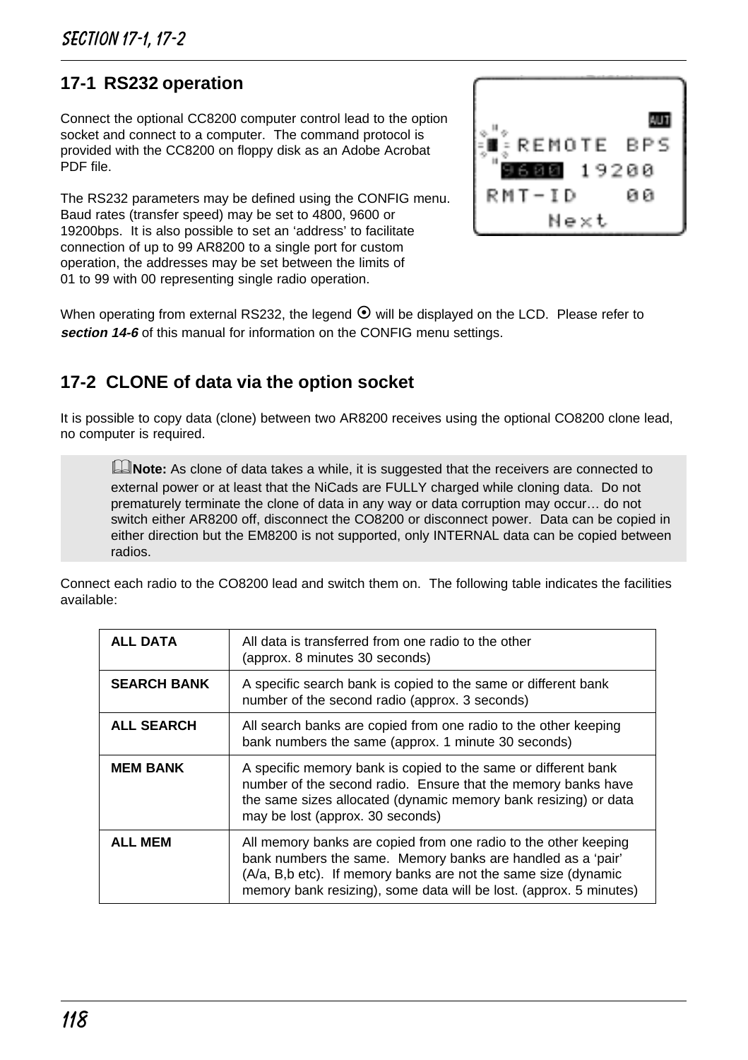## 17-1 RS232 operation

Connect the optional CC8200 computer control lead to the option socket and connect to a computer. The command protocol is provided with the CC8200 on floppy disk as an Adobe Acrobat PDF file.

The RS232 parameters may be defined using the CONFIG menu. Baud rates (transfer speed) may be set to 4800, 9600 or 19200bps. It is also possible to set an 'address' to facilitate connection of up to 99 AR8200 to a single port for custom operation, the addresses may be set between the limits of 01 to 99 with 00 representing single radio operation.

When operating from external RS232, the legend ⊙ will be displayed on the LCD. Please refer to ***section 14-6*** of this manual for information on the CONFIG menu settings.

## 17-2 CLONE of data via the option socket

It is possible to copy data (clone) between two AR8200 receives using the optional CO8200 clone lead, no computer is required.

> **Note:** As clone of data takes a while, it is suggested that the receivers are connected to external power or at least that the NiCads are FULLY charged while cloning data. Do not prematurely terminate the clone of data in any way or data corruption may occur… do not switch either AR8200 off, disconnect the CO8200 or disconnect power. Data can be copied in either direction but the EM8200 is not supported, only INTERNAL data can be copied between radios.

Connect each radio to the CO8200 lead and switch them on. The following table indicates the facilities available:

| | |
|---|---|
| **ALL DATA** | All data is transferred from one radio to the other (approx. 8 minutes 30 seconds) |
| **SEARCH BANK** | A specific search bank is copied to the same or different bank number of the second radio (approx. 3 seconds) |
| **ALL SEARCH** | All search banks are copied from one radio to the other keeping bank numbers the same (approx. 1 minute 30 seconds) |
| **MEM BANK** | A specific memory bank is copied to the same or different bank number of the second radio. Ensure that the memory banks have the same sizes allocated (dynamic memory bank resizing) or data may be lost (approx. 30 seconds) |
| **ALL MEM** | All memory banks are copied from one radio to the other keeping bank numbers the same. Memory banks are handled as a 'pair' (A/a, B,b etc). If memory banks are not the same size (dynamic memory bank resizing), some data will be lost. (approx. 5 minutes) |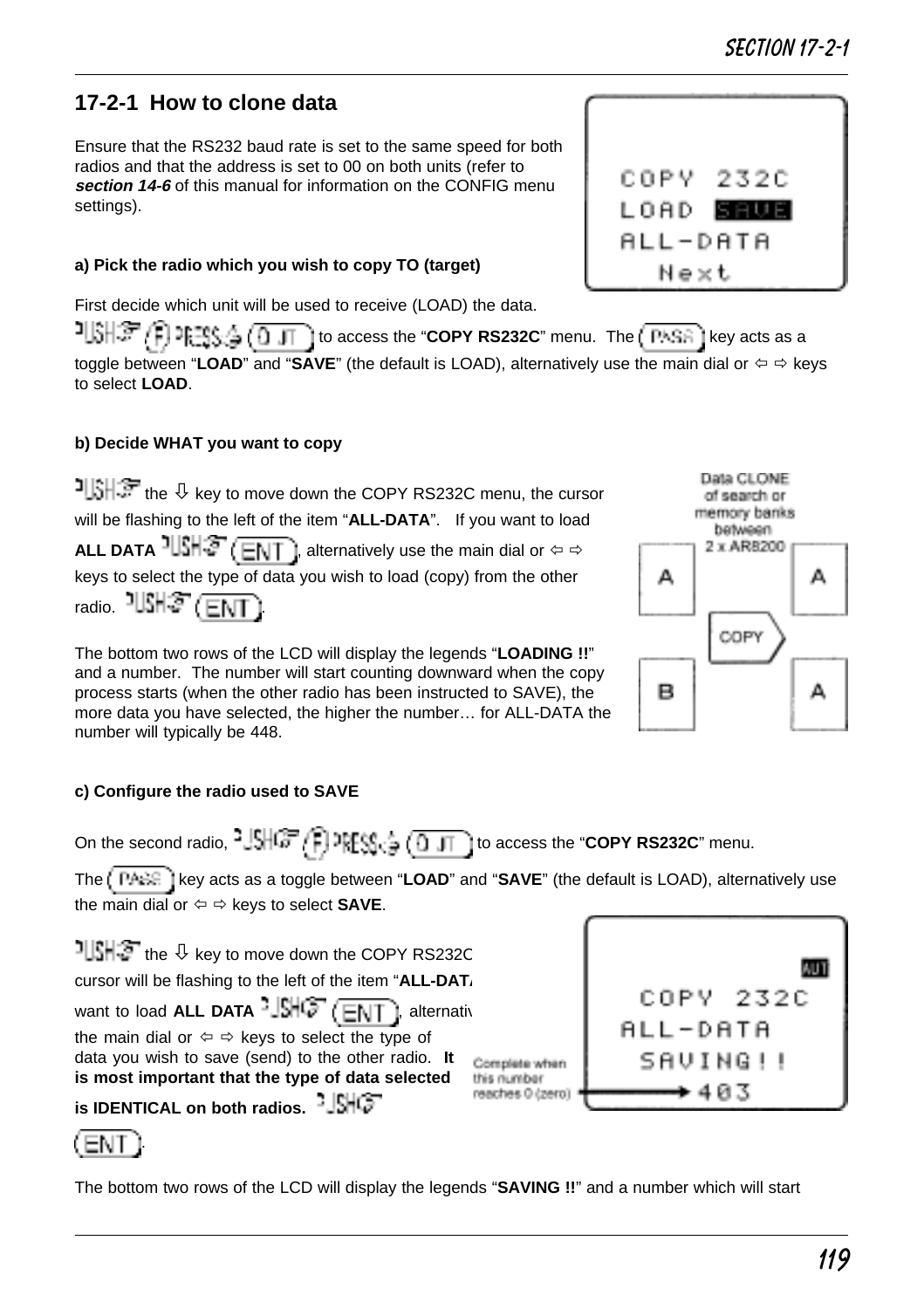## 17-2-1 How to clone data

Ensure that the RS232 baud rate is set to the same speed for both radios and that the address is set to 00 on both units (refer to ***section 14-6*** of this manual for information on the CONFIG menu settings).

COPY 232C
LOAD SAVE
ALL-DATA
Next

**a) Pick the radio which you wish to copy TO (target)**

First decide which unit will be used to receive (LOAD) the data.

PUSH (F) PRESS (0 JT) to access the "**COPY RS232C**" menu. The (PASS) key acts as a toggle between "**LOAD**" and "**SAVE**" (the default is LOAD), alternatively use the main dial or ⇦ ⇨ keys to select **LOAD**.

**b) Decide WHAT you want to copy**

PUSH the ⇩ key to move down the COPY RS232C menu, the cursor will be flashing to the left of the item "**ALL-DATA**". If you want to load **ALL DATA** PUSH (ENT), alternatively use the main dial or ⇦ ⇨ keys to select the type of data you wish to load (copy) from the other radio. PUSH (ENT).

Data CLONE of search or memory banks between 2 x AR8200

A → COPY → A
B → A

The bottom two rows of the LCD will display the legends "**LOADING !!**" and a number. The number will start counting downward when the copy process starts (when the other radio has been instructed to SAVE), the more data you have selected, the higher the number… for ALL-DATA the number will typically be 448.

**c) Configure the radio used to SAVE**

On the second radio, PUSH (F) PRESS (0 JT) to access the "**COPY RS232C**" menu.

The (PASS) key acts as a toggle between "**LOAD**" and "**SAVE**" (the default is LOAD), alternatively use the main dial or ⇦ ⇨ keys to select **SAVE**.

PUSH the ⇩ key to move down the COPY RS232C menu, the cursor will be flashing to the left of the item "**ALL-DATA**". If you want to load **ALL DATA** PUSH (ENT), alternatively use the main dial or ⇦ ⇨ keys to select the type of data you wish to save (send) to the other radio. **It is most important that the type of data selected is IDENTICAL on both radios.** PUSH (ENT).

AUT
COPY 232C
ALL-DATA
SAVING!!
403

Complete when this number reaches 0 (zero)

The bottom two rows of the LCD will display the legends "**SAVING !!**" and a number which will start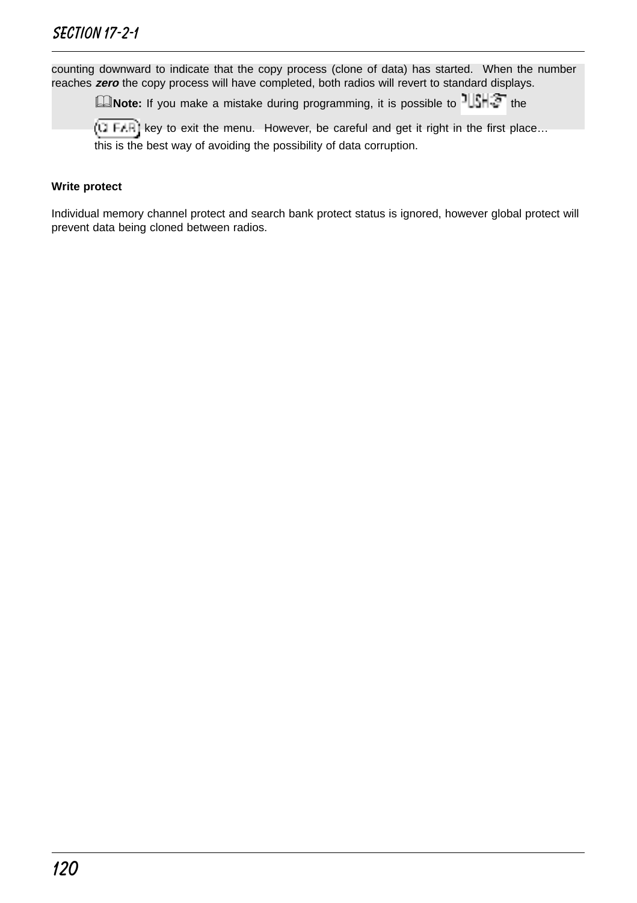counting downward to indicate that the copy process (clone of data) has started. When the number reaches ***zero*** the copy process will have completed, both radios will revert to standard displays.

> **Note:** If you make a mistake during programming, it is possible to PUSH the CLEAR key to exit the menu. However, be careful and get it right in the first place… this is the best way of avoiding the possibility of data corruption.

**Write protect**

Individual memory channel protect and search bank protect status is ignored, however global protect will prevent data being cloned between radios.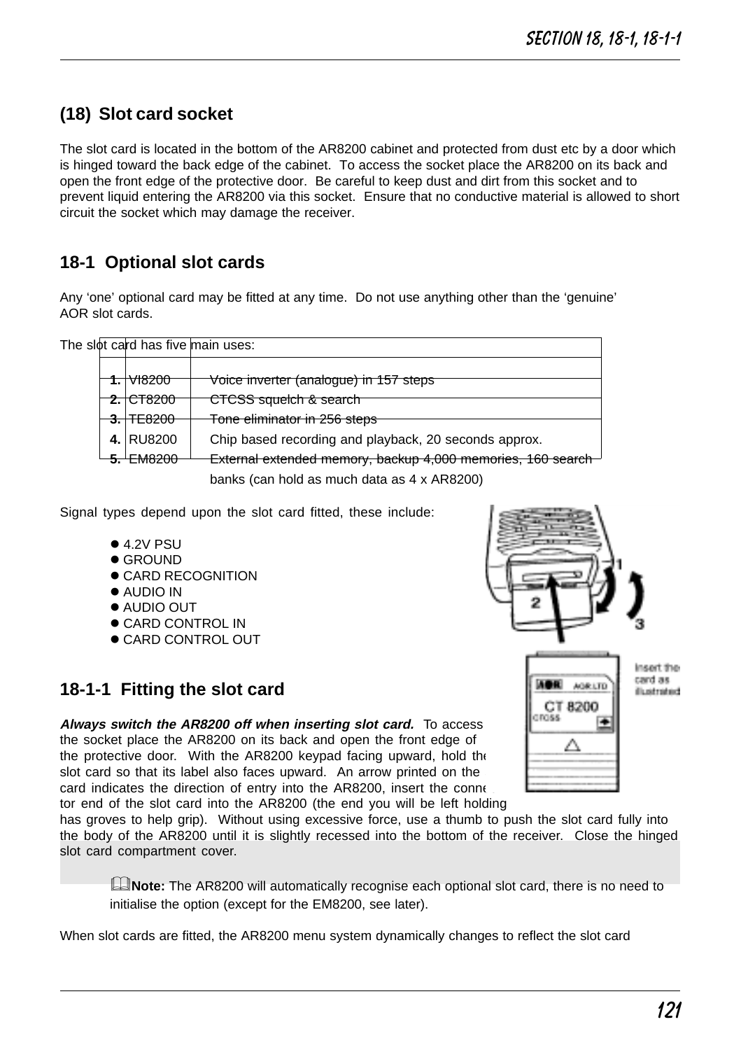## (18) Slot card socket

The slot card is located in the bottom of the AR8200 cabinet and protected from dust etc by a door which is hinged toward the back edge of the cabinet. To access the socket place the AR8200 on its back and open the front edge of the protective door. Be careful to keep dust and dirt from this socket and to prevent liquid entering the AR8200 via this socket. Ensure that no conductive material is allowed to short circuit the socket which may damage the receiver.

## 18-1 Optional slot cards

Any 'one' optional card may be fitted at any time. Do not use anything other than the 'genuine' AOR slot cards.

The slot card has five main uses:

| | | |
|---|---|---|
| **1.** | VI8200 | Voice inverter (analogue) in 157 steps |
| **2.** | CT8200 | CTCSS squelch & search |
| **3.** | TE8200 | Tone eliminator in 256 steps |
| **4.** | RU8200 | Chip based recording and playback, 20 seconds approx. |
| **5.** | EM8200 | External extended memory, backup 4,000 memories, 160 search banks (can hold as much data as 4 x AR8200) |

Signal types depend upon the slot card fitted, these include:

- 4.2V PSU
- GROUND
- CARD RECOGNITION
- AUDIO IN
- AUDIO OUT
- CARD CONTROL IN
- CARD CONTROL OUT

Insert the card as illustrated

### 18-1-1 Fitting the slot card

***Always switch the AR8200 off when inserting slot card.*** To access the socket place the AR8200 on its back and open the front edge of the protective door. With the AR8200 keypad facing upward, hold the slot card so that its label also faces upward. An arrow printed on the card indicates the direction of entry into the AR8200, insert the connector end of the slot card into the AR8200 (the end you will be left holding has groves to help grip). Without using excessive force, use a thumb to push the slot card fully into the body of the AR8200 until it is slightly recessed into the bottom of the receiver. Close the hinged slot card compartment cover.

**Note:** The AR8200 will automatically recognise each optional slot card, there is no need to initialise the option (except for the EM8200, see later).

When slot cards are fitted, the AR8200 menu system dynamically changes to reflect the slot card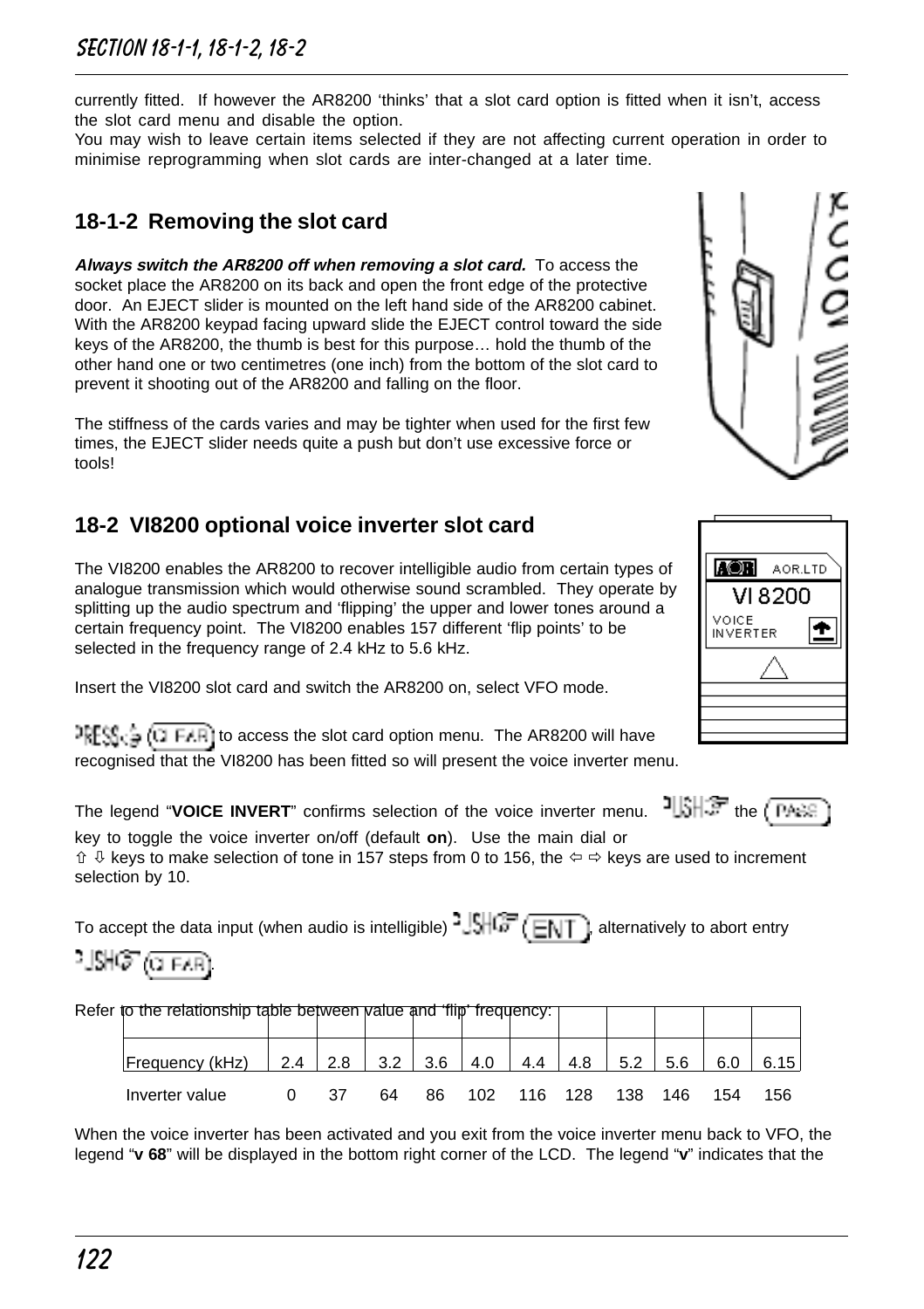currently fitted. If however the AR8200 'thinks' that a slot card option is fitted when it isn't, access the slot card menu and disable the option.
You may wish to leave certain items selected if they are not affecting current operation in order to minimise reprogramming when slot cards are inter-changed at a later time.

## 18-1-2 Removing the slot card

***Always switch the AR8200 off when removing a slot card.*** To access the socket place the AR8200 on its back and open the front edge of the protective door. An EJECT slider is mounted on the left hand side of the AR8200 cabinet. With the AR8200 keypad facing upward slide the EJECT control toward the side keys of the AR8200, the thumb is best for this purpose… hold the thumb of the other hand one or two centimetres (one inch) from the bottom of the slot card to prevent it shooting out of the AR8200 and falling on the floor.

The stiffness of the cards varies and may be tighter when used for the first few times, the EJECT slider needs quite a push but don't use excessive force or tools!

## 18-2 VI8200 optional voice inverter slot card

The VI8200 enables the AR8200 to recover intelligible audio from certain types of analogue transmission which would otherwise sound scrambled. They operate by splitting up the audio spectrum and 'flipping' the upper and lower tones around a certain frequency point. The VI8200 enables 157 different 'flip points' to be selected in the frequency range of 2.4 kHz to 5.6 kHz.

Insert the VI8200 slot card and switch the AR8200 on, select VFO mode.

PRESS (2 FAR) to access the slot card option menu. The AR8200 will have recognised that the VI8200 has been fitted so will present the voice inverter menu.

The legend "**VOICE INVERT**" confirms selection of the voice inverter menu. PUSH the (PASS) key to toggle the voice inverter on/off (default **on**). Use the main dial or ⇧ ⇩ keys to make selection of tone in 157 steps from 0 to 156, the ⇦ ⇨ keys are used to increment selection by 10.

To accept the data input (when audio is intelligible) PUSH (ENT), alternatively to abort entry PUSH (2 FAR).

Refer to the relationship table between value and 'flip' frequency:

| Frequency (kHz) | 2.4 | 2.8 | 3.2 | 3.6 | 4.0 | 4.4 | 4.8 | 5.2 | 5.6 | 6.0 | 6.15 |
|---|---|---|---|---|---|---|---|---|---|---|---|
| Inverter value | 0 | 37 | 64 | 86 | 102 | 116 | 128 | 138 | 146 | 154 | 156 |

When the voice inverter has been activated and you exit from the voice inverter menu back to VFO, the legend "**v 68**" will be displayed in the bottom right corner of the LCD. The legend "**v**" indicates that the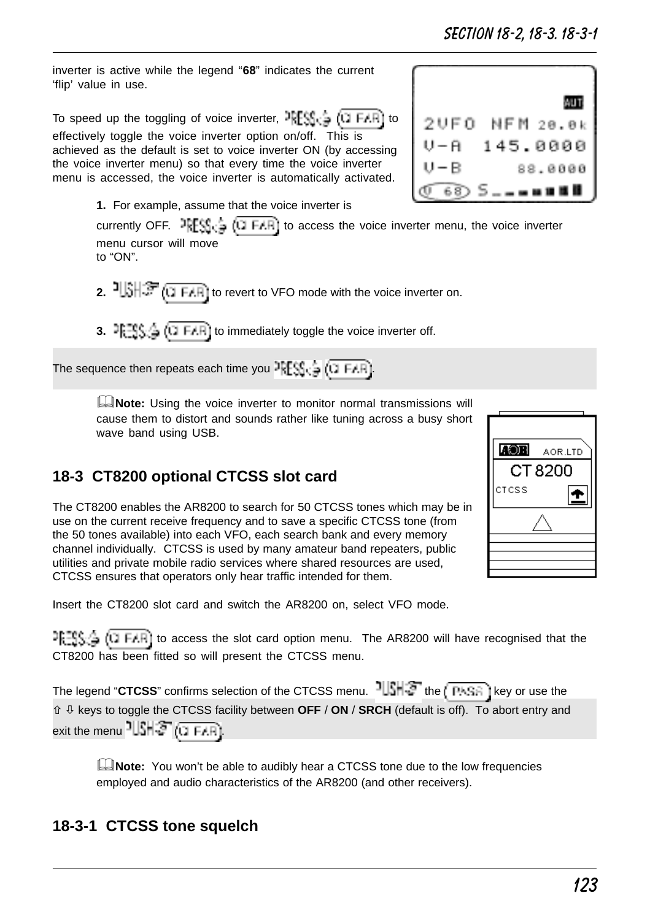inverter is active while the legend "**68**" indicates the current 'flip' value in use.

To speed up the toggling of voice inverter, PRESS (2 FAR) to effectively toggle the voice inverter option on/off. This is achieved as the default is set to voice inverter ON (by accessing the voice inverter menu) so that every time the voice inverter menu is accessed, the voice inverter is automatically activated.

**1.** For example, assume that the voice inverter is currently OFF. PRESS (2 FAR) to access the voice inverter menu, the voice inverter menu cursor will move to "ON".

**2.** PUSH (2 FAR) to revert to VFO mode with the voice inverter on.

**3.** PRESS (2 FAR) to immediately toggle the voice inverter off.

The sequence then repeats each time you PRESS (2 FAR).

**Note:** Using the voice inverter to monitor normal transmissions will cause them to distort and sounds rather like tuning across a busy short wave band using USB.

## 18-3 CT8200 optional CTCSS slot card

The CT8200 enables the AR8200 to search for 50 CTCSS tones which may be in use on the current receive frequency and to save a specific CTCSS tone (from the 50 tones available) into each VFO, each search bank and every memory channel individually. CTCSS is used by many amateur band repeaters, public utilities and private mobile radio services where shared resources are used, CTCSS ensures that operators only hear traffic intended for them.

Insert the CT8200 slot card and switch the AR8200 on, select VFO mode.

PRESS (2 FAR) to access the slot card option menu. The AR8200 will have recognised that the CT8200 has been fitted so will present the CTCSS menu.

The legend "**CTCSS**" confirms selection of the CTCSS menu. PUSH the (PASS) key or use the ⇧ ⇩ keys to toggle the CTCSS facility between **OFF** / **ON** / **SRCH** (default is off). To abort entry and exit the menu PUSH (2 FAR).

**Note:** You won't be able to audibly hear a CTCSS tone due to the low frequencies employed and audio characteristics of the AR8200 (and other receivers).

### 18-3-1 CTCSS tone squelch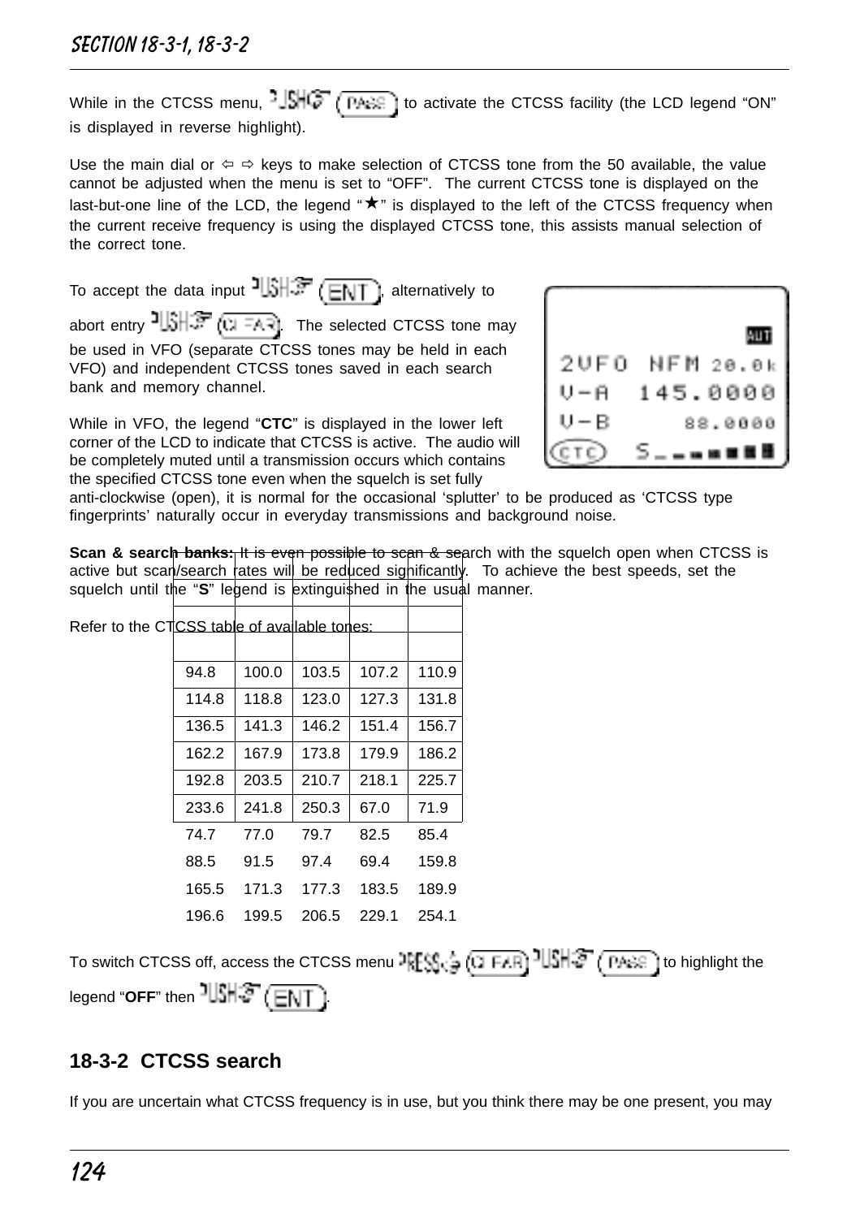While in the CTCSS menu, PUSH (PASS) to activate the CTCSS facility (the LCD legend “ON” is displayed in reverse highlight).

Use the main dial or ⇦ ⇨ keys to make selection of CTCSS tone from the 50 available, the value cannot be adjusted when the menu is set to “OFF”. The current CTCSS tone is displayed on the last-but-one line of the LCD, the legend “★” is displayed to the left of the CTCSS frequency when the current receive frequency is using the displayed CTCSS tone, this assists manual selection of the correct tone.

To accept the data input PUSH (ENT), alternatively to abort entry PUSH (CLEAR). The selected CTCSS tone may be used in VFO (separate CTCSS tones may be held in each VFO) and independent CTCSS tones saved in each search bank and memory channel.

While in VFO, the legend “**CTC**” is displayed in the lower left corner of the LCD to indicate that CTCSS is active. The audio will be completely muted until a transmission occurs which contains the specified CTCSS tone even when the squelch is set fully anti-clockwise (open), it is normal for the occasional ‘splutter’ to be produced as ‘CTCSS type fingerprints’ naturally occur in everyday transmissions and background noise.

**Scan & search banks:** It is even possible to scan & search with the squelch open when CTCSS is active but scan/search rates will be reduced significantly. To achieve the best speeds, set the squelch until the “**S**” legend is extinguished in the usual manner.

Refer to the CTCSS table of available tones:

| | | | | |
|---|---|---|---|---|
| 94.8 | 100.0 | 103.5 | 107.2 | 110.9 |
| 114.8 | 118.8 | 123.0 | 127.3 | 131.8 |
| 136.5 | 141.3 | 146.2 | 151.4 | 156.7 |
| 162.2 | 167.9 | 173.8 | 179.9 | 186.2 |
| 192.8 | 203.5 | 210.7 | 218.1 | 225.7 |
| 233.6 | 241.8 | 250.3 | 67.0 | 71.9 |
| 74.7 | 77.0 | 79.7 | 82.5 | 85.4 |
| 88.5 | 91.5 | 97.4 | 69.4 | 159.8 |
| 165.5 | 171.3 | 177.3 | 183.5 | 189.9 |
| 196.6 | 199.5 | 206.5 | 229.1 | 254.1 |

To switch CTCSS off, access the CTCSS menu PRESS (CLEAR) PUSH (PASS) to highlight the legend “**OFF**” then PUSH (ENT).

## 18-3-2 CTCSS search

If you are uncertain what CTCSS frequency is in use, but you think there may be one present, you may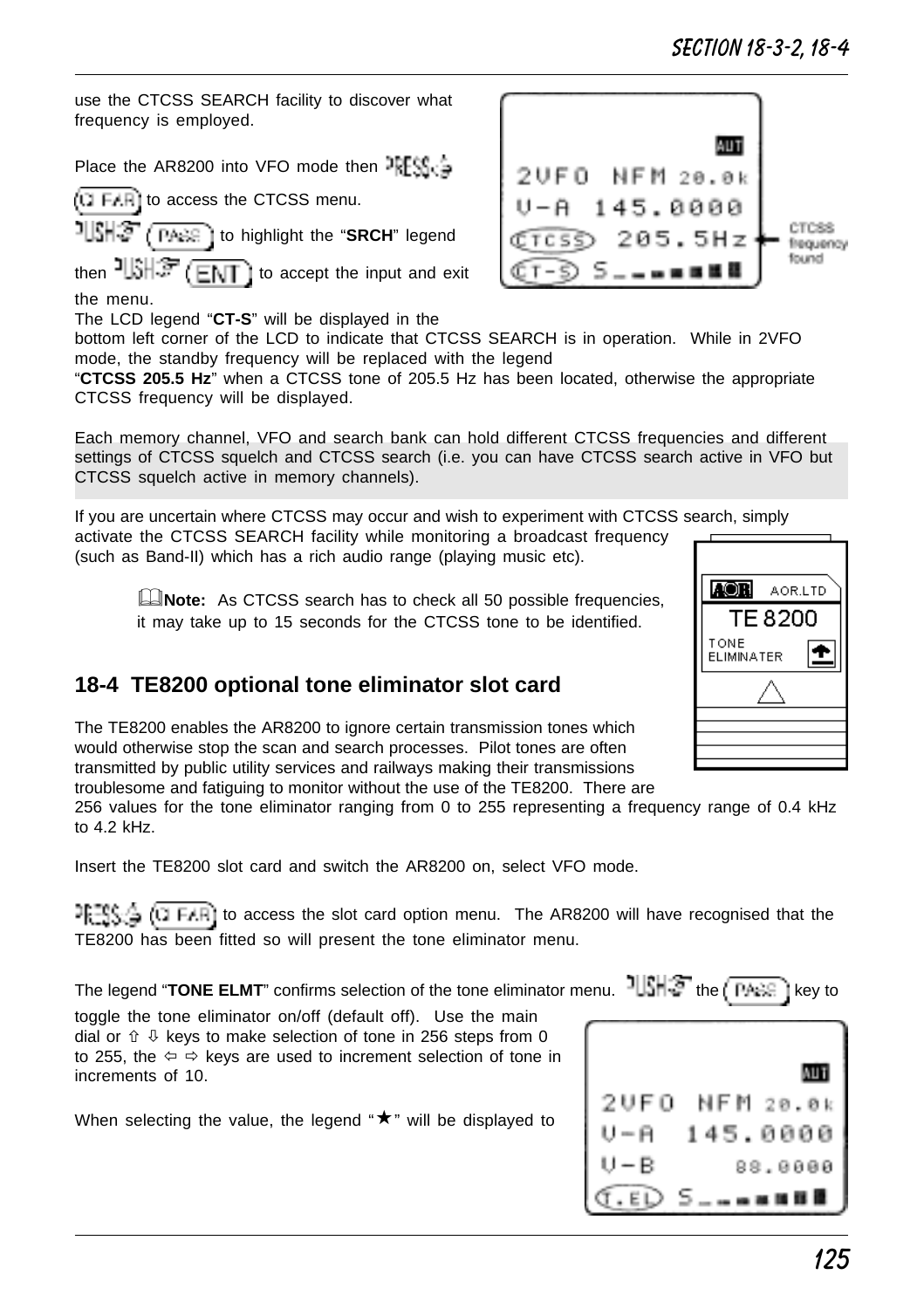use the CTCSS SEARCH facility to discover what frequency is employed.

Place the AR8200 into VFO mode then PRESS (2 FAR) to access the CTCSS menu. PUSH (PASS) to highlight the "**SRCH**" legend then PUSH (ENT) to accept the input and exit the menu.

The LCD legend "**CT-S**" will be displayed in the bottom left corner of the LCD to indicate that CTCSS SEARCH is in operation. While in 2VFO mode, the standby frequency will be replaced with the legend "**CTCSS 205.5 Hz**" when a CTCSS tone of 205.5 Hz has been located, otherwise the appropriate CTCSS frequency will be displayed.

```
                 AUT
2VFO  NFM 20.0k
V-A  145.0000
CTCSS  205.5Hz   <- CTCSS frequency found
CT-S  S_
```

Each memory channel, VFO and search bank can hold different CTCSS frequencies and different settings of CTCSS squelch and CTCSS search (i.e. you can have CTCSS search active in VFO but CTCSS squelch active in memory channels).

If you are uncertain where CTCSS may occur and wish to experiment with CTCSS search, simply activate the CTCSS SEARCH facility while monitoring a broadcast frequency (such as Band-II) which has a rich audio range (playing music etc).

> **Note:** As CTCSS search has to check all 50 possible frequencies, it may take up to 15 seconds for the CTCSS tone to be identified.

## 18-4 TE8200 optional tone eliminator slot card

The TE8200 enables the AR8200 to ignore certain transmission tones which would otherwise stop the scan and search processes. Pilot tones are often transmitted by public utility services and railways making their transmissions troublesome and fatiguing to monitor without the use of the TE8200. There are 256 values for the tone eliminator ranging from 0 to 255 representing a frequency range of 0.4 kHz to 4.2 kHz.

Insert the TE8200 slot card and switch the AR8200 on, select VFO mode.

PRESS (2 FAR) to access the slot card option menu. The AR8200 will have recognised that the TE8200 has been fitted so will present the tone eliminator menu.

The legend "**TONE ELMT**" confirms selection of the tone eliminator menu. PUSH the (PASS) key to toggle the tone eliminator on/off (default off). Use the main dial or ⇧ ⇩ keys to make selection of tone in 256 steps from 0 to 255, the ⇦ ⇨ keys are used to increment selection of tone in increments of 10.

When selecting the value, the legend "★" will be displayed to

```
                 AUT
2VFO  NFM 20.0k
V-A  145.0000
V-B       88.0000
T.EL  S_
```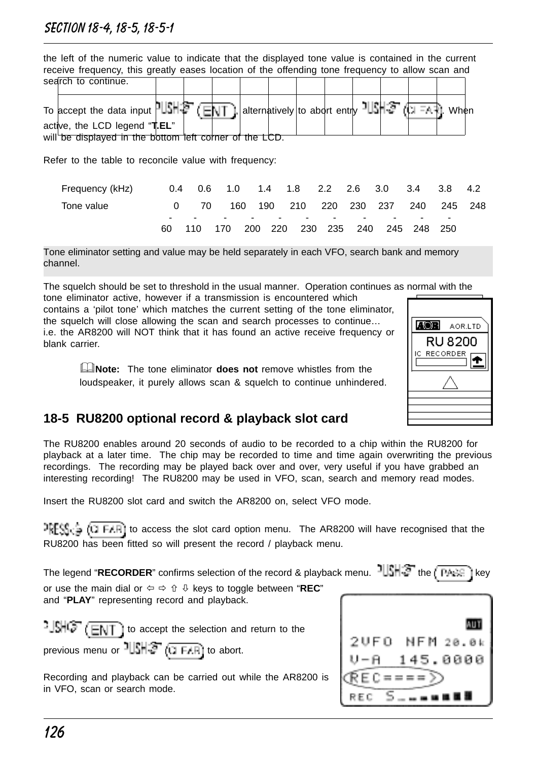the left of the numeric value to indicate that the displayed tone value is contained in the current receive frequency, this greatly eases location of the offending tone frequency to allow scan and search to continue.

To accept the data input PUSH (ENT), alternatively to abort entry PUSH (CLEAR). When active, the LCD legend "**T.EL**" will be displayed in the bottom left corner of the LCD.

Refer to the table to reconcile value with frequency:

| Frequency (kHz) | 0.4 | 0.6 | 1.0 | 1.4 | 1.8 | 2.2 | 2.6 | 3.0 | 3.4 | 3.8 | 4.2 |
|---|---|---|---|---|---|---|---|---|---|---|---|
| Tone value | 0 - 60 | 70 - 110 | 160 - 170 | 190 - 200 | 210 - 220 | 220 - 230 | 230 - 235 | 237 - 240 | 240 - 245 | 245 - 248 | 248 - 250 |

Tone eliminator setting and value may be held separately in each VFO, search bank and memory channel.

The squelch should be set to threshold in the usual manner. Operation continues as normal with the tone eliminator active, however if a transmission is encountered which contains a 'pilot tone' which matches the current setting of the tone eliminator, the squelch will close allowing the scan and search processes to continue… i.e. the AR8200 will NOT think that it has found an active receive frequency or blank carrier.

> **Note:** The tone eliminator **does not** remove whistles from the loudspeaker, it purely allows scan & squelch to continue unhindered.

## 18-5 RU8200 optional record & playback slot card

The RU8200 enables around 20 seconds of audio to be recorded to a chip within the RU8200 for playback at a later time. The chip may be recorded to time and time again overwriting the previous recordings. The recording may be played back over and over, very useful if you have grabbed an interesting recording! The RU8200 may be used in VFO, scan, search and memory read modes.

Insert the RU8200 slot card and switch the AR8200 on, select VFO mode.

PRESS (CLEAR) to access the slot card option menu. The AR8200 will have recognised that the RU8200 has been fitted so will present the record / playback menu.

The legend "**RECORDER**" confirms selection of the record & playback menu. PUSH the (PASS) key or use the main dial or ⇦ ⇨ ⇧ ⇩ keys to toggle between "**REC**" and "**PLAY**" representing record and playback.

PUSH (ENT) to accept the selection and return to the previous menu or PUSH (CLEAR) to abort.

Recording and playback can be carried out while the AR8200 is in VFO, scan or search mode.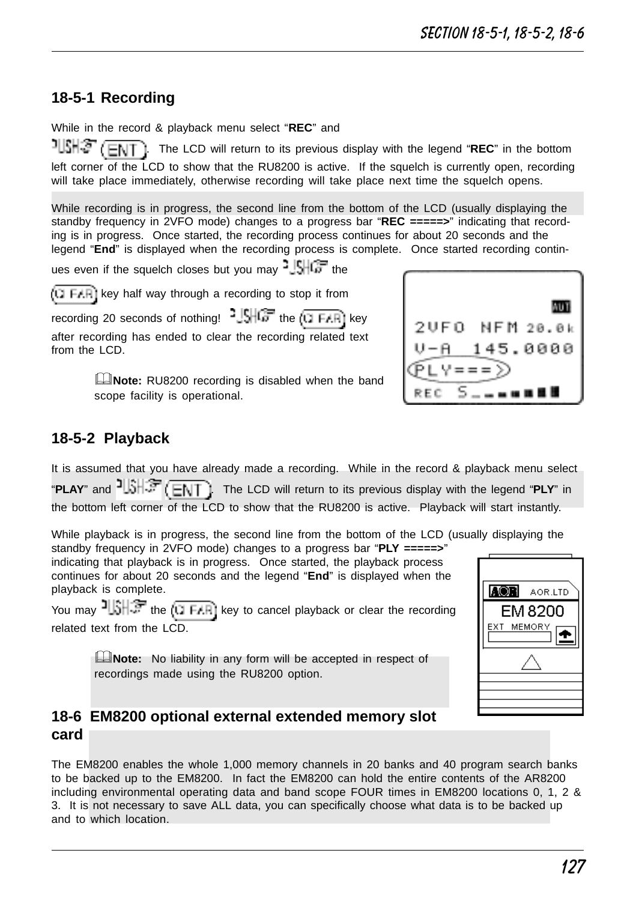## 18-5-1 Recording

While in the record & playback menu select "**REC**" and PUSH (ENT). The LCD will return to its previous display with the legend "**REC**" in the bottom left corner of the LCD to show that the RU8200 is active. If the squelch is currently open, recording will take place immediately, otherwise recording will take place next time the squelch opens.

While recording is in progress, the second line from the bottom of the LCD (usually displaying the standby frequency in 2VFO mode) changes to a progress bar "**REC =====>**" indicating that recording is in progress. Once started, the recording process continues for about 20 seconds and the legend "**End**" is displayed when the recording process is complete. Once started recording continues even if the squelch closes but you may PUSH the (2 FAR) key half way through a recording to stop it from recording 20 seconds of nothing! PUSH the (2 FAR) key after recording has ended to clear the recording related text from the LCD.

**Note:** RU8200 recording is disabled when the band scope facility is operational.

## 18-5-2 Playback

It is assumed that you have already made a recording. While in the record & playback menu select "**PLAY**" and PUSH (ENT). The LCD will return to its previous display with the legend "**PLY**" in the bottom left corner of the LCD to show that the RU8200 is active. Playback will start instantly.

While playback is in progress, the second line from the bottom of the LCD (usually displaying the standby frequency in 2VFO mode) changes to a progress bar "**PLY =====>**" indicating that playback is in progress. Once started, the playback process continues for about 20 seconds and the legend "**End**" is displayed when the playback is complete.

You may PUSH the (2 FAR) key to cancel playback or clear the recording related text from the LCD.

**Note:** No liability in any form will be accepted in respect of recordings made using the RU8200 option.

## 18-6 EM8200 optional external extended memory slot card

The EM8200 enables the whole 1,000 memory channels in 20 banks and 40 program search banks to be backed up to the EM8200. In fact the EM8200 can hold the entire contents of the AR8200 including environmental operating data and band scope FOUR times in EM8200 locations 0, 1, 2 & 3. It is not necessary to save ALL data, you can specifically choose what data is to be backed up and to which location.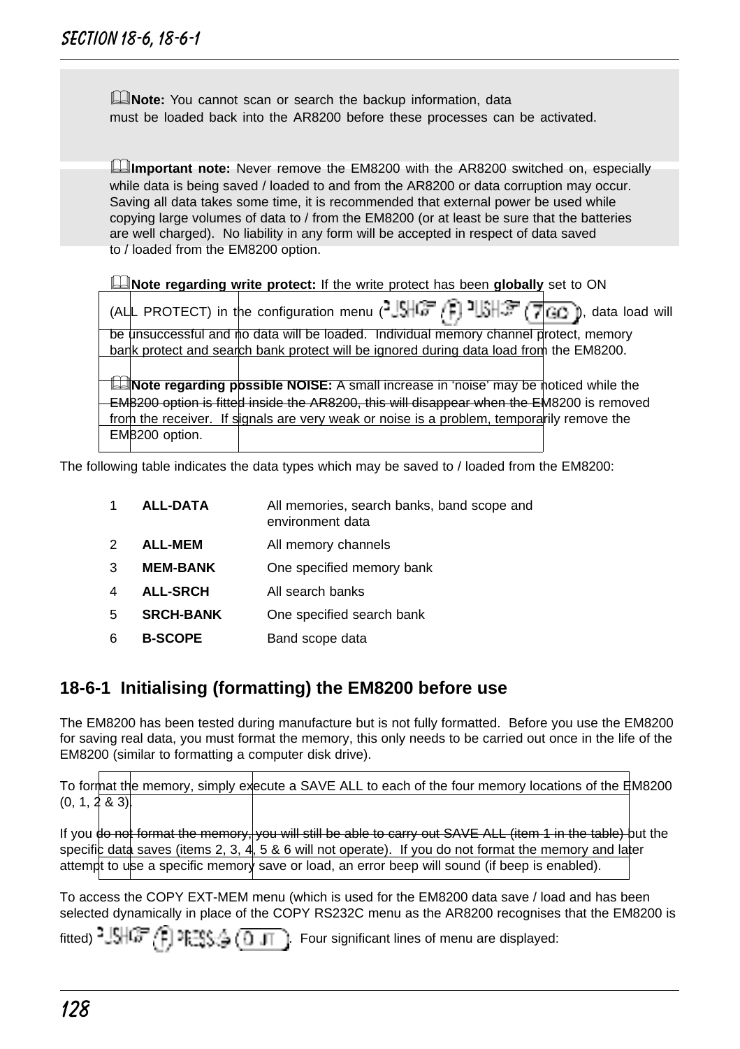**Note:** You cannot scan or search the backup information, data must be loaded back into the AR8200 before these processes can be activated.

**Important note:** Never remove the EM8200 with the AR8200 switched on, especially while data is being saved / loaded to and from the AR8200 or data corruption may occur. Saving all data takes some time, it is recommended that external power be used while copying large volumes of data to / from the EM8200 (or at least be sure that the batteries are well charged). No liability in any form will be accepted in respect of data saved to / loaded from the EM8200 option.

**Note regarding write protect:** If the write protect has been **globally** set to ON (ALL PROTECT) in the configuration menu (PUSH (F) PUSH (7 GO)), data load will be unsuccessful and no data will be loaded. Individual memory channel protect, memory bank protect and search bank protect will be ignored during data load from the EM8200.

**Note regarding possible NOISE:** A small increase in 'noise' may be noticed while the EM8200 option is fitted inside the AR8200, this will disappear when the EM8200 is removed from the receiver. If signals are very weak or noise is a problem, temporarily remove the EM8200 option.

The following table indicates the data types which may be saved to / loaded from the EM8200:

| | | |
|---|---|---|
| 1 | **ALL-DATA** | All memories, search banks, band scope and environment data |
| 2 | **ALL-MEM** | All memory channels |
| 3 | **MEM-BANK** | One specified memory bank |
| 4 | **ALL-SRCH** | All search banks |
| 5 | **SRCH-BANK** | One specified search bank |
| 6 | **B-SCOPE** | Band scope data |

## 18-6-1 Initialising (formatting) the EM8200 before use

The EM8200 has been tested during manufacture but is not fully formatted. Before you use the EM8200 for saving real data, you must format the memory, this only needs to be carried out once in the life of the EM8200 (similar to formatting a computer disk drive).

To format the memory, simply execute a SAVE ALL to each of the four memory locations of the EM8200 (0, 1, 2 & 3).

If you do not format the memory, you will still be able to carry out SAVE ALL (item 1 in the table) but the specific data saves (items 2, 3, 4, 5 & 6 will not operate). If you do not format the memory and later attempt to use a specific memory save or load, an error beep will sound (if beep is enabled).

To access the COPY EXT-MEM menu (which is used for the EM8200 data save / load and has been selected dynamically in place of the COPY RS232C menu as the AR8200 recognises that the EM8200 is fitted) PUSH (F) PRESS (0 JT). Four significant lines of menu are displayed: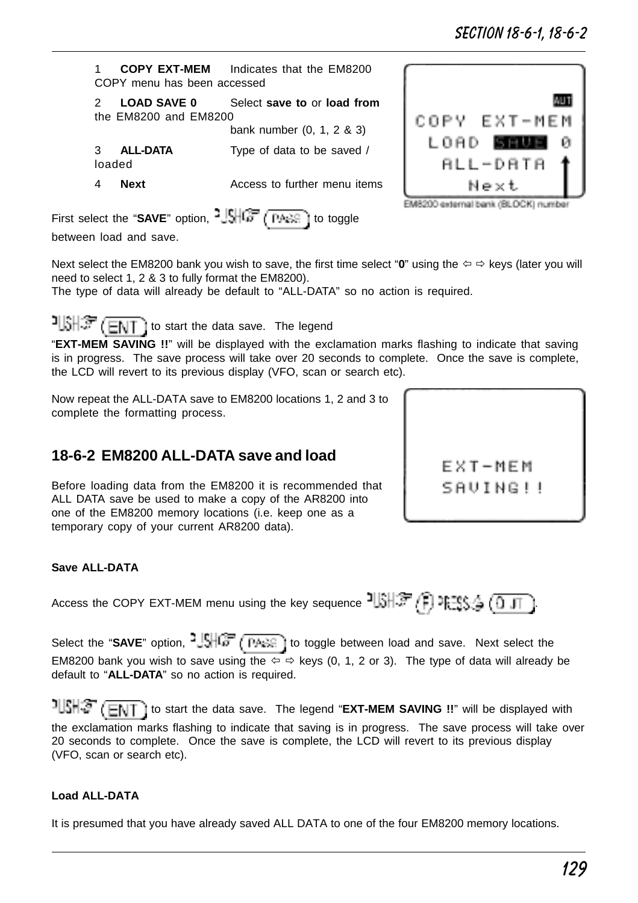1 **COPY EXT-MEM** Indicates that the EM8200 COPY menu has been accessed

2 **LOAD SAVE 0** Select **save to** or **load from** the EM8200 and EM8200 bank number (0, 1, 2 & 3)

3 **ALL-DATA** Type of data to be saved / loaded

4 **Next** Access to further menu items

COPY EXT-MEM
LOAD SAVE 0
ALL-DATA
Next

EM8200 external bank (BLOCK) number

First select the "**SAVE**" option, PUSH (PASS) to toggle between load and save.

Next select the EM8200 bank you wish to save, the first time select "**0**" using the ⇦ ⇨ keys (later you will need to select 1, 2 & 3 to fully format the EM8200).
The type of data will already be default to "ALL-DATA" so no action is required.

PUSH (ENT) to start the data save. The legend "**EXT-MEM SAVING !!**" will be displayed with the exclamation marks flashing to indicate that saving is in progress. The save process will take over 20 seconds to complete. Once the save is complete, the LCD will revert to its previous display (VFO, scan or search etc).

Now repeat the ALL-DATA save to EM8200 locations 1, 2 and 3 to complete the formatting process.

EXT-MEM
SAVING!!

## 18-6-2 EM8200 ALL-DATA save and load

Before loading data from the EM8200 it is recommended that ALL DATA save be used to make a copy of the AR8200 into one of the EM8200 memory locations (i.e. keep one as a temporary copy of your current AR8200 data).

#### Save ALL-DATA

Access the COPY EXT-MEM menu using the key sequence PUSH (F) PRESS (0 JT).

Select the "**SAVE**" option, PUSH (PASS) to toggle between load and save. Next select the EM8200 bank you wish to save using the ⇦ ⇨ keys (0, 1, 2 or 3). The type of data will already be default to "**ALL-DATA**" so no action is required.

PUSH (ENT) to start the data save. The legend "**EXT-MEM SAVING !!**" will be displayed with the exclamation marks flashing to indicate that saving is in progress. The save process will take over 20 seconds to complete. Once the save is complete, the LCD will revert to its previous display (VFO, scan or search etc).

#### Load ALL-DATA

It is presumed that you have already saved ALL DATA to one of the four EM8200 memory locations.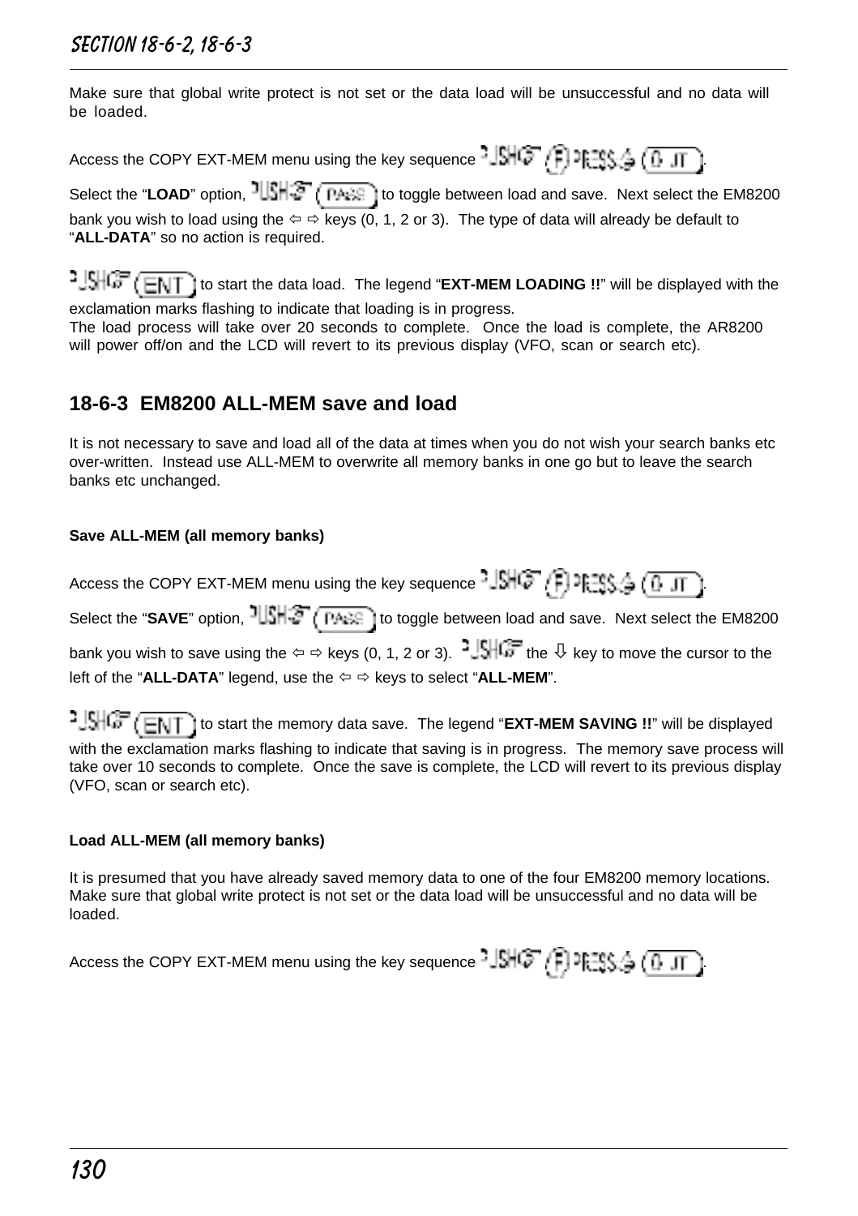Make sure that global write protect is not set or the data load will be unsuccessful and no data will be loaded.

Access the COPY EXT-MEM menu using the key sequence PUSH (F) PRESS (0 JT).

Select the "**LOAD**" option, PUSH (PASS) to toggle between load and save. Next select the EM8200 bank you wish to load using the ⇦ ⇨ keys (0, 1, 2 or 3). The type of data will already be default to "**ALL-DATA**" so no action is required.

PUSH (ENT) to start the data load. The legend "**EXT-MEM LOADING !!**" will be displayed with the exclamation marks flashing to indicate that loading is in progress.
The load process will take over 20 seconds to complete. Once the load is complete, the AR8200 will power off/on and the LCD will revert to its previous display (VFO, scan or search etc).

## 18-6-3 EM8200 ALL-MEM save and load

It is not necessary to save and load all of the data at times when you do not wish your search banks etc over-written. Instead use ALL-MEM to overwrite all memory banks in one go but to leave the search banks etc unchanged.

**Save ALL-MEM (all memory banks)**

Access the COPY EXT-MEM menu using the key sequence PUSH (F) PRESS (0 JT).

Select the "**SAVE**" option, PUSH (PASS) to toggle between load and save. Next select the EM8200 bank you wish to save using the ⇦ ⇨ keys (0, 1, 2 or 3). PUSH the ⇩ key to move the cursor to the left of the "**ALL-DATA**" legend, use the ⇦ ⇨ keys to select "**ALL-MEM**".

PUSH (ENT) to start the memory data save. The legend "**EXT-MEM SAVING !!**" will be displayed with the exclamation marks flashing to indicate that saving is in progress. The memory save process will take over 10 seconds to complete. Once the save is complete, the LCD will revert to its previous display (VFO, scan or search etc).

**Load ALL-MEM (all memory banks)**

It is presumed that you have already saved memory data to one of the four EM8200 memory locations. Make sure that global write protect is not set or the data load will be unsuccessful and no data will be loaded.

Access the COPY EXT-MEM menu using the key sequence PUSH (F) PRESS (0 JT).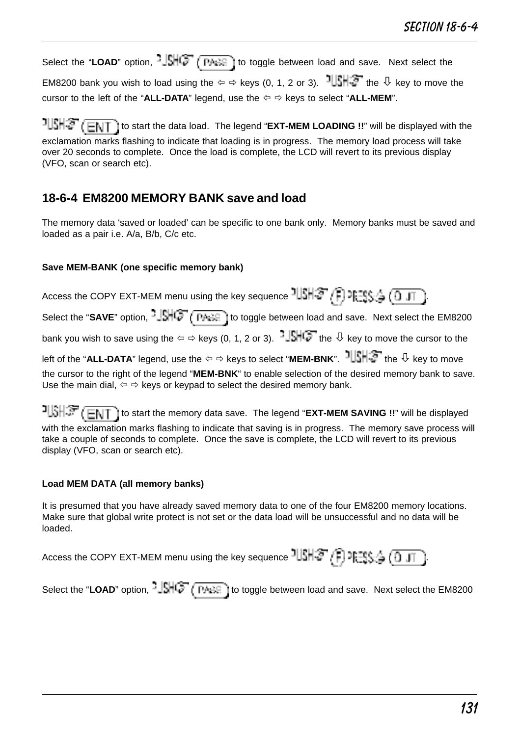Select the "**LOAD**" option, PUSH (PASS) to toggle between load and save. Next select the EM8200 bank you wish to load using the ⇦ ⇨ keys (0, 1, 2 or 3). PUSH the ⇩ key to move the cursor to the left of the "**ALL-DATA**" legend, use the ⇦ ⇨ keys to select "**ALL-MEM**".

PUSH (ENT) to start the data load. The legend "**EXT-MEM LOADING !!**" will be displayed with the exclamation marks flashing to indicate that loading is in progress. The memory load process will take over 20 seconds to complete. Once the load is complete, the LCD will revert to its previous display (VFO, scan or search etc).

## 18-6-4 EM8200 MEMORY BANK save and load

The memory data 'saved or loaded' can be specific to one bank only. Memory banks must be saved and loaded as a pair i.e. A/a, B/b, C/c etc.

**Save MEM-BANK (one specific memory bank)**

Access the COPY EXT-MEM menu using the key sequence PUSH (F) PRESS (0 JT).

Select the "**SAVE**" option, PUSH (PASS) to toggle between load and save. Next select the EM8200 bank you wish to save using the ⇦ ⇨ keys (0, 1, 2 or 3). PUSH the ⇩ key to move the cursor to the left of the "**ALL-DATA**" legend, use the ⇦ ⇨ keys to select "**MEM-BNK**". PUSH the ⇩ key to move the cursor to the right of the legend "**MEM-BNK**" to enable selection of the desired memory bank to save. Use the main dial, ⇦ ⇨ keys or keypad to select the desired memory bank.

PUSH (ENT) to start the memory data save. The legend "**EXT-MEM SAVING !!**" will be displayed with the exclamation marks flashing to indicate that saving is in progress. The memory save process will take a couple of seconds to complete. Once the save is complete, the LCD will revert to its previous display (VFO, scan or search etc).

**Load MEM DATA (all memory banks)**

It is presumed that you have already saved memory data to one of the four EM8200 memory locations. Make sure that global write protect is not set or the data load will be unsuccessful and no data will be loaded.

Access the COPY EXT-MEM menu using the key sequence PUSH (F) PRESS (0 JT).

Select the "**LOAD**" option, PUSH (PASS) to toggle between load and save. Next select the EM8200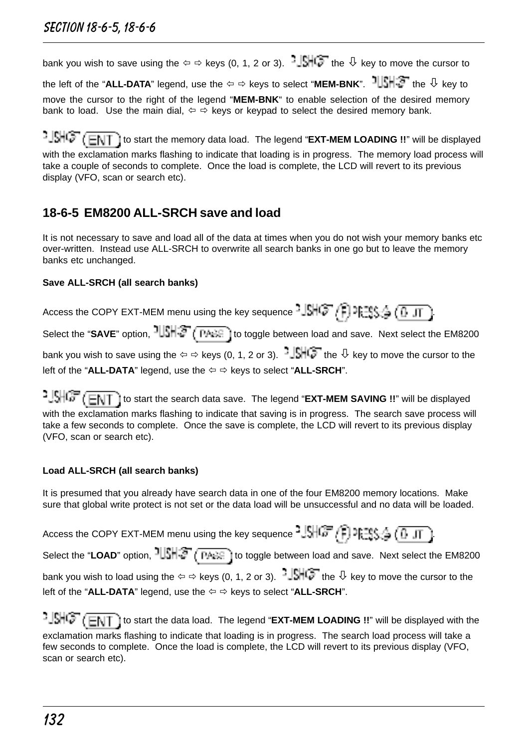bank you wish to save using the ⇦ ⇨ keys (0, 1, 2 or 3). PUSH the ⇩ key to move the cursor to the left of the "**ALL-DATA**" legend, use the ⇦ ⇨ keys to select "**MEM-BNK**". PUSH the ⇩ key to move the cursor to the right of the legend "**MEM-BNK**" to enable selection of the desired memory bank to load. Use the main dial, ⇦ ⇨ keys or keypad to select the desired memory bank.

PUSH (ENT) to start the memory data load. The legend "**EXT-MEM LOADING !!**" will be displayed with the exclamation marks flashing to indicate that loading is in progress. The memory load process will take a couple of seconds to complete. Once the load is complete, the LCD will revert to its previous display (VFO, scan or search etc).

## 18-6-5 EM8200 ALL-SRCH save and load

It is not necessary to save and load all of the data at times when you do not wish your memory banks etc over-written. Instead use ALL-SRCH to overwrite all search banks in one go but to leave the memory banks etc unchanged.

**Save ALL-SRCH (all search banks)**

Access the COPY EXT-MEM menu using the key sequence PUSH (F) PRESS (0 JT).

Select the "**SAVE**" option, PUSH (PASS) to toggle between load and save. Next select the EM8200 bank you wish to save using the ⇦ ⇨ keys (0, 1, 2 or 3). PUSH the ⇩ key to move the cursor to the left of the "**ALL-DATA**" legend, use the ⇦ ⇨ keys to select "**ALL-SRCH**".

PUSH (ENT) to start the search data save. The legend "**EXT-MEM SAVING !!**" will be displayed with the exclamation marks flashing to indicate that saving is in progress. The search save process will take a few seconds to complete. Once the save is complete, the LCD will revert to its previous display (VFO, scan or search etc).

**Load ALL-SRCH (all search banks)**

It is presumed that you already have search data in one of the four EM8200 memory locations. Make sure that global write protect is not set or the data load will be unsuccessful and no data will be loaded.

Access the COPY EXT-MEM menu using the key sequence PUSH (F) PRESS (0 JT).

Select the "**LOAD**" option, PUSH (PASS) to toggle between load and save. Next select the EM8200 bank you wish to load using the ⇦ ⇨ keys (0, 1, 2 or 3). PUSH the ⇩ key to move the cursor to the left of the "**ALL-DATA**" legend, use the ⇦ ⇨ keys to select "**ALL-SRCH**".

PUSH (ENT) to start the data load. The legend "**EXT-MEM LOADING !!**" will be displayed with the exclamation marks flashing to indicate that loading is in progress. The search load process will take a few seconds to complete. Once the load is complete, the LCD will revert to its previous display (VFO, scan or search etc).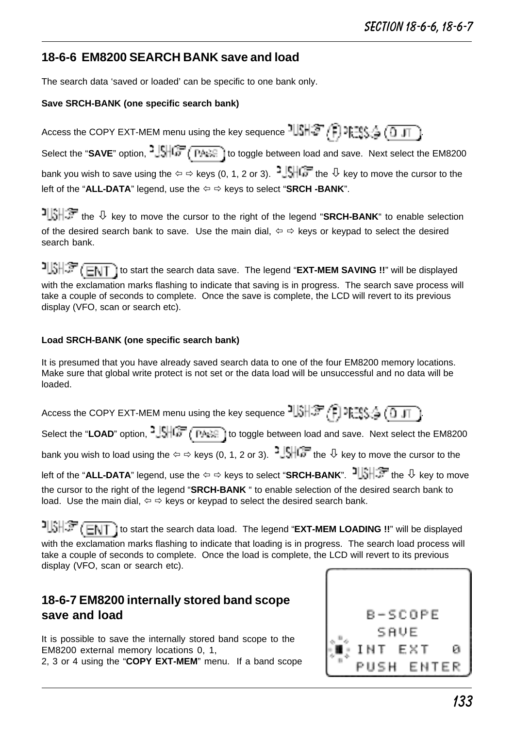## 18-6-6 EM8200 SEARCH BANK save and load

The search data 'saved or loaded' can be specific to one bank only.

**Save SRCH-BANK (one specific search bank)**

Access the COPY EXT-MEM menu using the key sequence PUSH (F) PRESS (0 JT).

Select the "**SAVE**" option, PUSH (PASS) to toggle between load and save. Next select the EM8200 bank you wish to save using the ⇦ ⇨ keys (0, 1, 2 or 3). PUSH the ⇩ key to move the cursor to the left of the "**ALL-DATA**" legend, use the ⇦ ⇨ keys to select "**SRCH -BANK**".

PUSH the ⇩ key to move the cursor to the right of the legend "**SRCH-BANK**" to enable selection of the desired search bank to save. Use the main dial, ⇦ ⇨ keys or keypad to select the desired search bank.

PUSH (ENT) to start the search data save. The legend "**EXT-MEM SAVING !!**" will be displayed with the exclamation marks flashing to indicate that saving is in progress. The search save process will take a couple of seconds to complete. Once the save is complete, the LCD will revert to its previous display (VFO, scan or search etc).

**Load SRCH-BANK (one specific search bank)**

It is presumed that you have already saved search data to one of the four EM8200 memory locations. Make sure that global write protect is not set or the data load will be unsuccessful and no data will be loaded.

Access the COPY EXT-MEM menu using the key sequence PUSH (F) PRESS (0 JT).

Select the "**LOAD**" option, PUSH (PASS) to toggle between load and save. Next select the EM8200 bank you wish to load using the ⇦ ⇨ keys (0, 1, 2 or 3). PUSH the ⇩ key to move the cursor to the left of the "**ALL-DATA**" legend, use the ⇦ ⇨ keys to select "**SRCH-BANK**". PUSH the ⇩ key to move the cursor to the right of the legend "**SRCH-BANK** " to enable selection of the desired search bank to load. Use the main dial, ⇦ ⇨ keys or keypad to select the desired search bank.

PUSH (ENT) to start the search data load. The legend "**EXT-MEM LOADING !!**" will be displayed with the exclamation marks flashing to indicate that loading is in progress. The search load process will take a couple of seconds to complete. Once the load is complete, the LCD will revert to its previous display (VFO, scan or search etc).

## 18-6-7 EM8200 internally stored band scope save and load

It is possible to save the internally stored band scope to the EM8200 external memory locations 0, 1, 2, 3 or 4 using the "**COPY EXT-MEM**" menu. If a band scope

```
B-SCOPE
SAVE
INT EXT 0
PUSH ENTER
```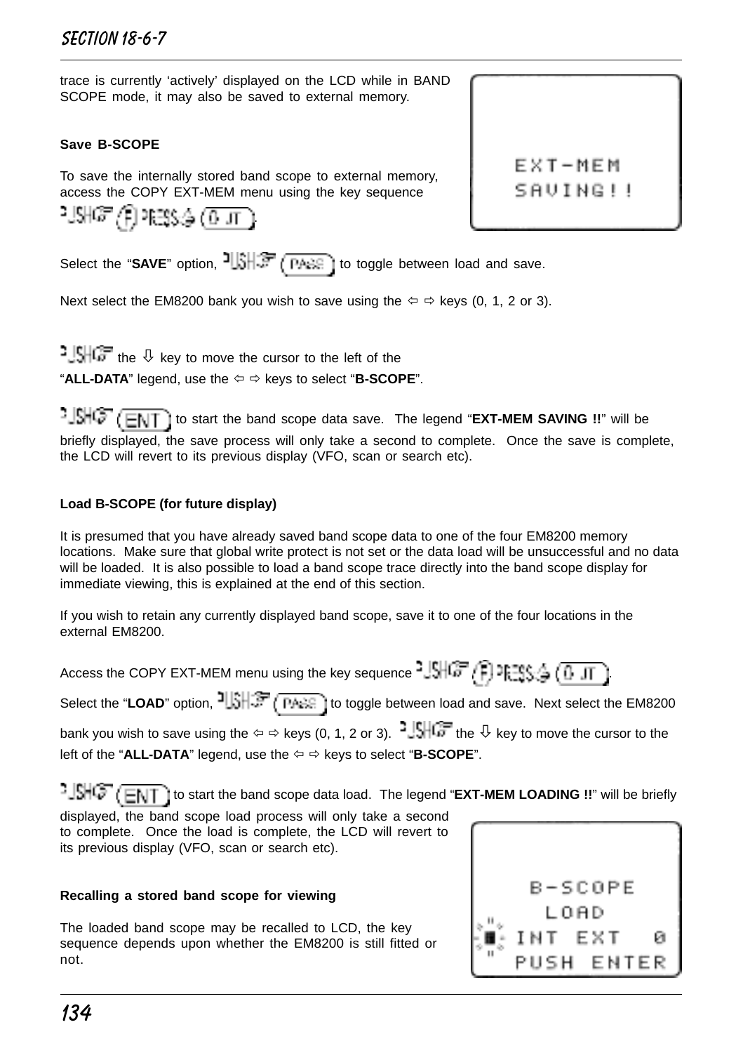trace is currently 'actively' displayed on the LCD while in BAND SCOPE mode, it may also be saved to external memory.

EXT-MEM SAVING!!

**Save B-SCOPE**

To save the internally stored band scope to external memory, access the COPY EXT-MEM menu using the key sequence PUSH (F) PRESS (0 JT).

Select the "**SAVE**" option, PUSH (PASS) to toggle between load and save.

Next select the EM8200 bank you wish to save using the ⇦ ⇨ keys (0, 1, 2 or 3).

PUSH the ⇩ key to move the cursor to the left of the "**ALL-DATA**" legend, use the ⇦ ⇨ keys to select "**B-SCOPE**".

PUSH (ENT) to start the band scope data save. The legend "**EXT-MEM SAVING !!**" will be briefly displayed, the save process will only take a second to complete. Once the save is complete, the LCD will revert to its previous display (VFO, scan or search etc).

**Load B-SCOPE (for future display)**

It is presumed that you have already saved band scope data to one of the four EM8200 memory locations. Make sure that global write protect is not set or the data load will be unsuccessful and no data will be loaded. It is also possible to load a band scope trace directly into the band scope display for immediate viewing, this is explained at the end of this section.

If you wish to retain any currently displayed band scope, save it to one of the four locations in the external EM8200.

Access the COPY EXT-MEM menu using the key sequence PUSH (F) PRESS (0 JT).

Select the "**LOAD**" option, PUSH (PASS) to toggle between load and save. Next select the EM8200 bank you wish to save using the ⇦ ⇨ keys (0, 1, 2 or 3). PUSH the ⇩ key to move the cursor to the left of the "**ALL-DATA**" legend, use the ⇦ ⇨ keys to select "**B-SCOPE**".

PUSH (ENT) to start the band scope data load. The legend "**EXT-MEM LOADING !!**" will be briefly displayed, the band scope load process will only take a second to complete. Once the load is complete, the LCD will revert to its previous display (VFO, scan or search etc).

B-SCOPE LOAD
INT EXT 0
PUSH ENTER

**Recalling a stored band scope for viewing**

The loaded band scope may be recalled to LCD, the key sequence depends upon whether the EM8200 is still fitted or not.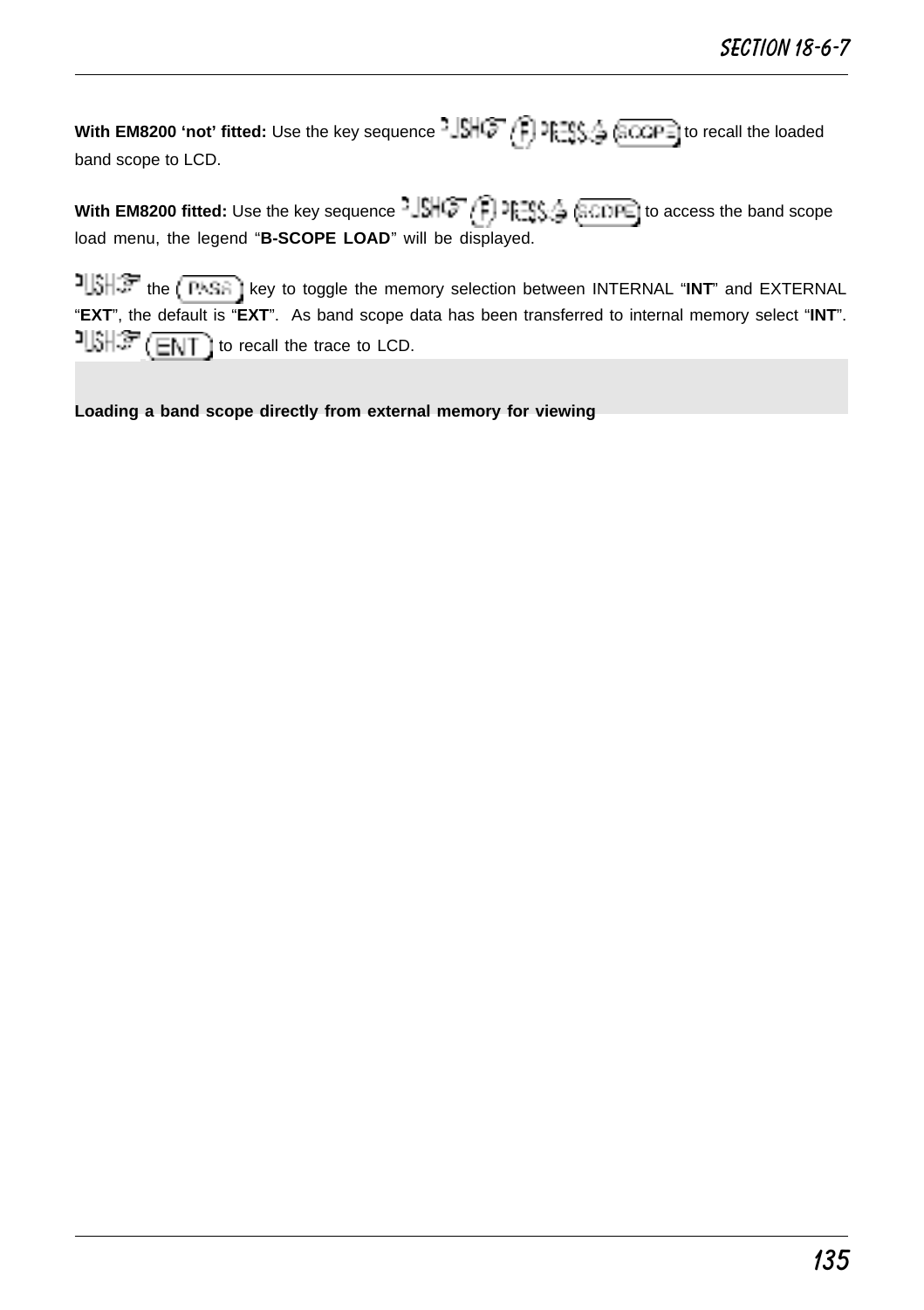**With EM8200 'not' fitted:** Use the key sequence PUSH (F) PRESS (SCOPE) to recall the loaded band scope to LCD.

**With EM8200 fitted:** Use the key sequence PUSH (F) PRESS (SCOPE) to access the band scope load menu, the legend "**B-SCOPE LOAD**" will be displayed.

PUSH the (PASS) key to toggle the memory selection between INTERNAL "**INT**" and EXTERNAL "**EXT**", the default is "**EXT**". As band scope data has been transferred to internal memory select "**INT**". PUSH (ENT) to recall the trace to LCD.

## Loading a band scope directly from external memory for viewing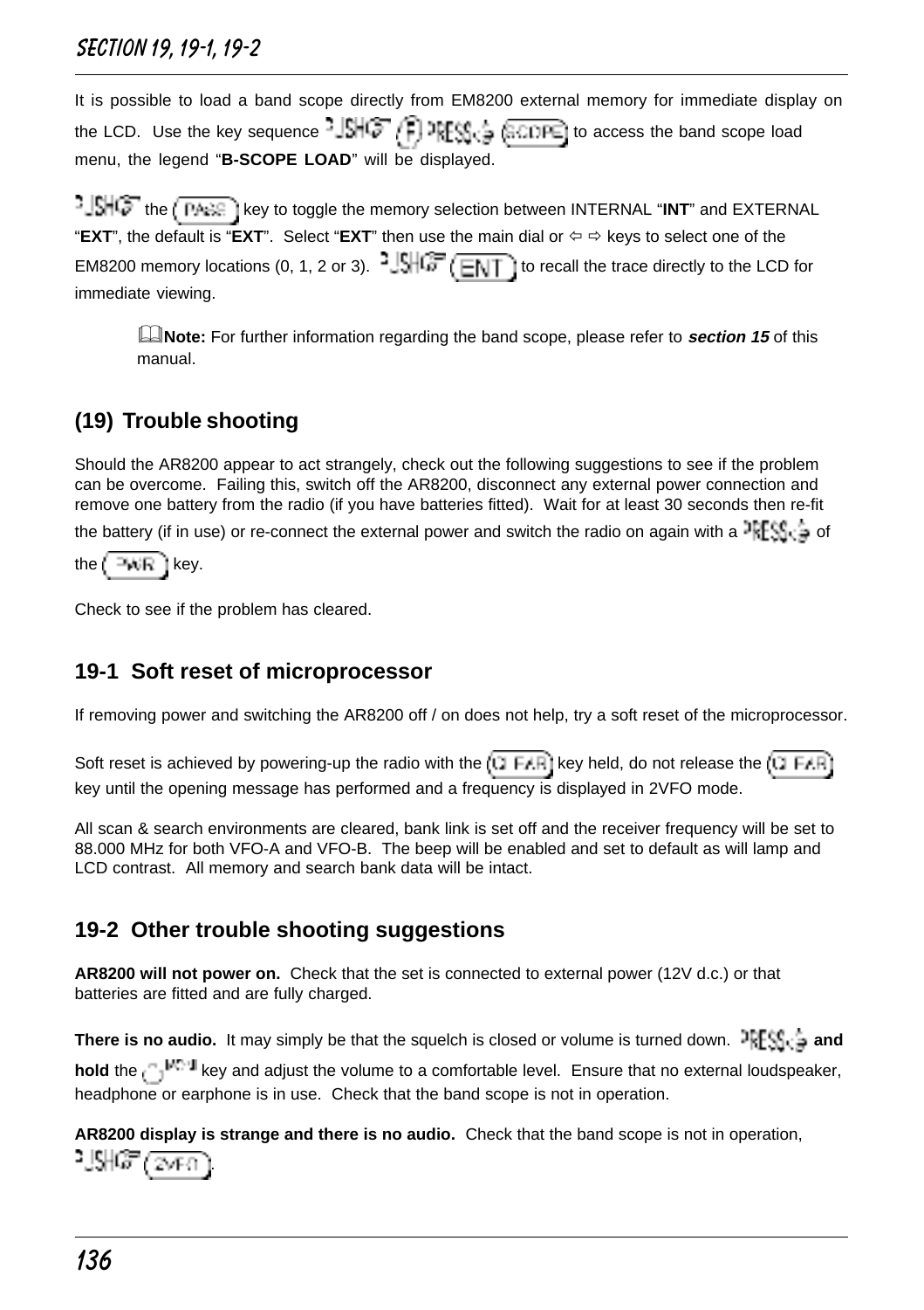It is possible to load a band scope directly from EM8200 external memory for immediate display on the LCD. Use the key sequence PUSH (F) PRESS (SCOPE) to access the band scope load menu, the legend "**B-SCOPE LOAD**" will be displayed.

PUSH the (PASS) key to toggle the memory selection between INTERNAL "**INT**" and EXTERNAL "**EXT**", the default is "**EXT**". Select "**EXT**" then use the main dial or ⇦ ⇨ keys to select one of the EM8200 memory locations (0, 1, 2 or 3). PUSH (ENT) to recall the trace directly to the LCD for immediate viewing.

> **Note:** For further information regarding the band scope, please refer to ***section 15*** of this manual.

## (19) Trouble shooting

Should the AR8200 appear to act strangely, check out the following suggestions to see if the problem can be overcome. Failing this, switch off the AR8200, disconnect any external power connection and remove one battery from the radio (if you have batteries fitted). Wait for at least 30 seconds then re-fit the battery (if in use) or re-connect the external power and switch the radio on again with a PRESS of the (PWR) key.

Check to see if the problem has cleared.

## 19-1 Soft reset of microprocessor

If removing power and switching the AR8200 off / on does not help, try a soft reset of the microprocessor.

Soft reset is achieved by powering-up the radio with the (2 FAR) key held, do not release the (2 FAR) key until the opening message has performed and a frequency is displayed in 2VFO mode.

All scan & search environments are cleared, bank link is set off and the receiver frequency will be set to 88.000 MHz for both VFO-A and VFO-B. The beep will be enabled and set to default as will lamp and LCD contrast. All memory and search bank data will be intact.

## 19-2 Other trouble shooting suggestions

**AR8200 will not power on.** Check that the set is connected to external power (12V d.c.) or that batteries are fitted and are fully charged.

**There is no audio.** It may simply be that the squelch is closed or volume is turned down. PRESS **and hold** the ( ) MONI key and adjust the volume to a comfortable level. Ensure that no external loudspeaker, headphone or earphone is in use. Check that the band scope is not in operation.

**AR8200 display is strange and there is no audio.** Check that the band scope is not in operation, PUSH (2VFO).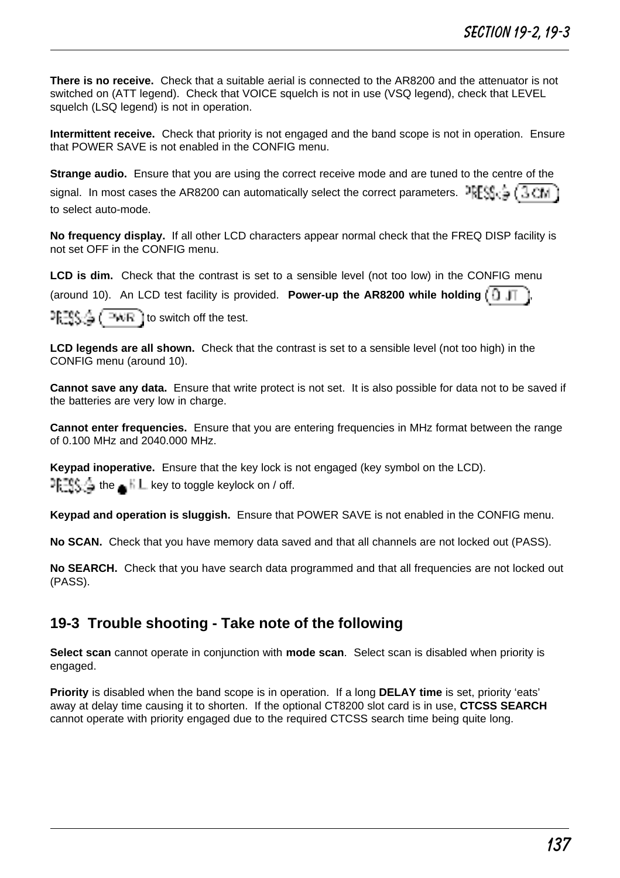**There is no receive.** Check that a suitable aerial is connected to the AR8200 and the attenuator is not switched on (ATT legend). Check that VOICE squelch is not in use (VSQ legend), check that LEVEL squelch (LSQ legend) is not in operation.

**Intermittent receive.** Check that priority is not engaged and the band scope is not in operation. Ensure that POWER SAVE is not enabled in the CONFIG menu.

**Strange audio.** Ensure that you are using the correct receive mode and are tuned to the centre of the signal. In most cases the AR8200 can automatically select the correct parameters. PRESS (3 CM) to select auto-mode.

**No frequency display.** If all other LCD characters appear normal check that the FREQ DISP facility is not set OFF in the CONFIG menu.

**LCD is dim.** Check that the contrast is set to a sensible level (not too low) in the CONFIG menu (around 10). An LCD test facility is provided. **Power-up the AR8200 while holding** (0 JT), PRESS (PWR) to switch off the test.

**LCD legends are all shown.** Check that the contrast is set to a sensible level (not too high) in the CONFIG menu (around 10).

**Cannot save any data.** Ensure that write protect is not set. It is also possible for data not to be saved if the batteries are very low in charge.

**Cannot enter frequencies.** Ensure that you are entering frequencies in MHz format between the range of 0.100 MHz and 2040.000 MHz.

**Keypad inoperative.** Ensure that the key lock is not engaged (key symbol on the LCD). PRESS the ● KL key to toggle keylock on / off.

**Keypad and operation is sluggish.** Ensure that POWER SAVE is not enabled in the CONFIG menu.

**No SCAN.** Check that you have memory data saved and that all channels are not locked out (PASS).

**No SEARCH.** Check that you have search data programmed and that all frequencies are not locked out (PASS).

## 19-3 Trouble shooting - Take note of the following

**Select scan** cannot operate in conjunction with **mode scan**. Select scan is disabled when priority is engaged.

**Priority** is disabled when the band scope is in operation. If a long **DELAY time** is set, priority 'eats' away at delay time causing it to shorten. If the optional CT8200 slot card is in use, **CTCSS SEARCH** cannot operate with priority engaged due to the required CTCSS search time being quite long.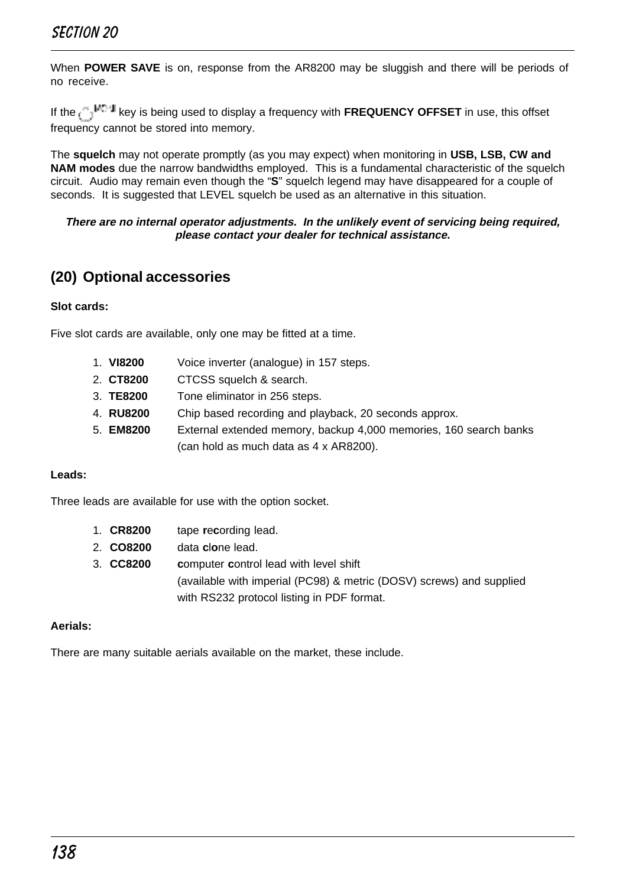When **POWER SAVE** is on, response from the AR8200 may be sluggish and there will be periods of no receive.

If the MON key is being used to display a frequency with **FREQUENCY OFFSET** in use, this offset frequency cannot be stored into memory.

The **squelch** may not operate promptly (as you may expect) when monitoring in **USB, LSB, CW and NAM modes** due the narrow bandwidths employed. This is a fundamental characteristic of the squelch circuit. Audio may remain even though the "**S**" squelch legend may have disappeared for a couple of seconds. It is suggested that LEVEL squelch be used as an alternative in this situation.

***There are no internal operator adjustments. In the unlikely event of servicing being required, please contact your dealer for technical assistance.***

## (20) Optional accessories

**Slot cards:**

Five slot cards are available, only one may be fitted at a time.

1. **VI8200** Voice inverter (analogue) in 157 steps.
2. **CT8200** CTCSS squelch & search.
3. **TE8200** Tone eliminator in 256 steps.
4. **RU8200** Chip based recording and playback, 20 seconds approx.
5. **EM8200** External extended memory, backup 4,000 memories, 160 search banks (can hold as much data as 4 x AR8200).

**Leads:**

Three leads are available for use with the option socket.

1. **CR8200** tape **rec**ording lead.
2. **CO8200** data **clo**ne lead.
3. **CC8200** **c**omputer **c**ontrol lead with level shift (available with imperial (PC98) & metric (DOSV) screws) and supplied with RS232 protocol listing in PDF format.

**Aerials:**

There are many suitable aerials available on the market, these include.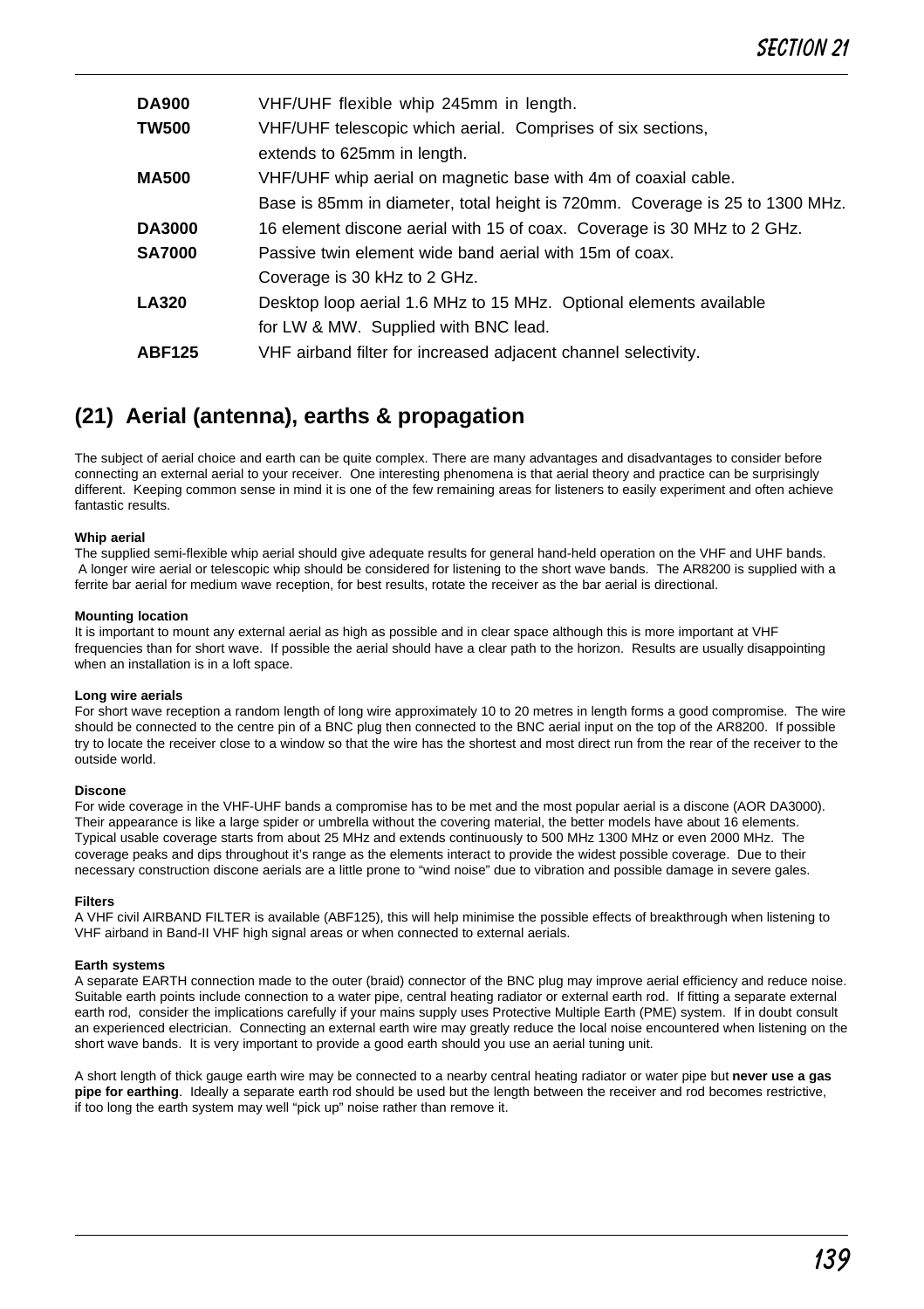| | |
|---|---|
| **DA900** | VHF/UHF flexible whip 245mm in length. |
| **TW500** | VHF/UHF telescopic which aerial. Comprises of six sections, extends to 625mm in length. |
| **MA500** | VHF/UHF whip aerial on magnetic base with 4m of coaxial cable. Base is 85mm in diameter, total height is 720mm. Coverage is 25 to 1300 MHz. |
| **DA3000** | 16 element discone aerial with 15 of coax. Coverage is 30 MHz to 2 GHz. |
| **SA7000** | Passive twin element wide band aerial with 15m of coax. Coverage is 30 kHz to 2 GHz. |
| **LA320** | Desktop loop aerial 1.6 MHz to 15 MHz. Optional elements available for LW & MW. Supplied with BNC lead. |
| **ABF125** | VHF airband filter for increased adjacent channel selectivity. |

## (21) Aerial (antenna), earths & propagation

The subject of aerial choice and earth can be quite complex. There are many advantages and disadvantages to consider before connecting an external aerial to your receiver. One interesting phenomena is that aerial theory and practice can be surprisingly different. Keeping common sense in mind it is one of the few remaining areas for listeners to easily experiment and often achieve fantastic results.

**Whip aerial**
The supplied semi-flexible whip aerial should give adequate results for general hand-held operation on the VHF and UHF bands. A longer wire aerial or telescopic whip should be considered for listening to the short wave bands. The AR8200 is supplied with a ferrite bar aerial for medium wave reception, for best results, rotate the receiver as the bar aerial is directional.

**Mounting location**
It is important to mount any external aerial as high as possible and in clear space although this is more important at VHF frequencies than for short wave. If possible the aerial should have a clear path to the horizon. Results are usually disappointing when an installation is in a loft space.

**Long wire aerials**
For short wave reception a random length of long wire approximately 10 to 20 metres in length forms a good compromise. The wire should be connected to the centre pin of a BNC plug then connected to the BNC aerial input on the top of the AR8200. If possible try to locate the receiver close to a window so that the wire has the shortest and most direct run from the rear of the receiver to the outside world.

**Discone**
For wide coverage in the VHF-UHF bands a compromise has to be met and the most popular aerial is a discone (AOR DA3000). Their appearance is like a large spider or umbrella without the covering material, the better models have about 16 elements. Typical usable coverage starts from about 25 MHz and extends continuously to 500 MHz 1300 MHz or even 2000 MHz. The coverage peaks and dips throughout it's range as the elements interact to provide the widest possible coverage. Due to their necessary construction discone aerials are a little prone to "wind noise" due to vibration and possible damage in severe gales.

**Filters**
A VHF civil AIRBAND FILTER is available (ABF125), this will help minimise the possible effects of breakthrough when listening to VHF airband in Band-II VHF high signal areas or when connected to external aerials.

**Earth systems**
A separate EARTH connection made to the outer (braid) connector of the BNC plug may improve aerial efficiency and reduce noise. Suitable earth points include connection to a water pipe, central heating radiator or external earth rod. If fitting a separate external earth rod, consider the implications carefully if your mains supply uses Protective Multiple Earth (PME) system. If in doubt consult an experienced electrician. Connecting an external earth wire may greatly reduce the local noise encountered when listening on the short wave bands. It is very important to provide a good earth should you use an aerial tuning unit.

A short length of thick gauge earth wire may be connected to a nearby central heating radiator or water pipe but **never use a gas pipe for earthing**. Ideally a separate earth rod should be used but the length between the receiver and rod becomes restrictive, if too long the earth system may well "pick up" noise rather than remove it.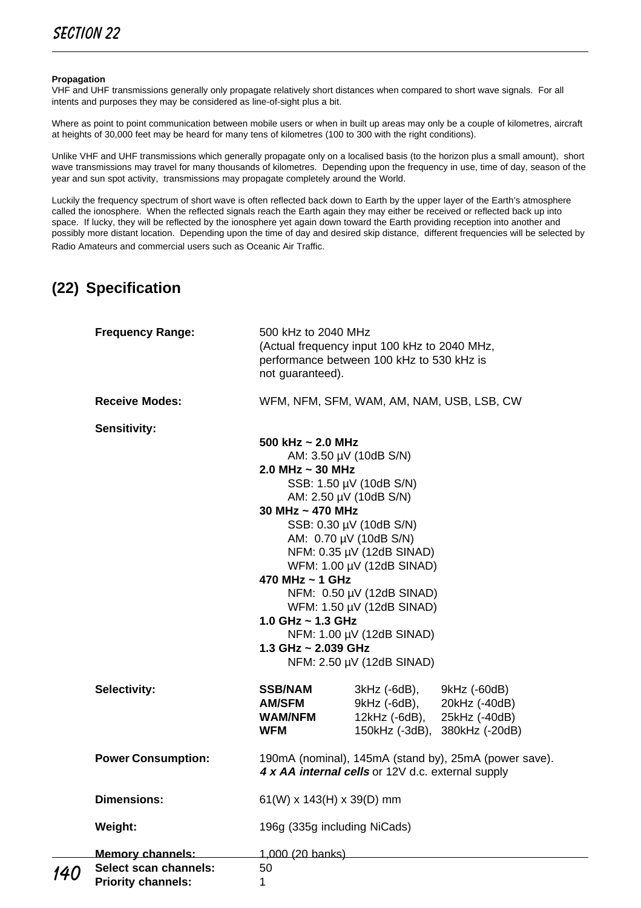**Propagation**

VHF and UHF transmissions generally only propagate relatively short distances when compared to short wave signals. For all intents and purposes they may be considered as line-of-sight plus a bit.

Where as point to point communication between mobile users or when in built up areas may only be a couple of kilometres, aircraft at heights of 30,000 feet may be heard for many tens of kilometres (100 to 300 with the right conditions).

Unlike VHF and UHF transmissions which generally propagate only on a localised basis (to the horizon plus a small amount), short wave transmissions may travel for many thousands of kilometres. Depending upon the frequency in use, time of day, season of the year and sun spot activity, transmissions may propagate completely around the World.

Luckily the frequency spectrum of short wave is often reflected back down to Earth by the upper layer of the Earth's atmosphere called the ionosphere. When the reflected signals reach the Earth again they may either be received or reflected back up into space. If lucky, they will be reflected by the ionosphere yet again down toward the Earth providing reception into another and possibly more distant location. Depending upon the time of day and desired skip distance, different frequencies will be selected by Radio Amateurs and commercial users such as Oceanic Air Traffic.

## (22) Specification

**Frequency Range:** 500 kHz to 2040 MHz
(Actual frequency input 100 kHz to 2040 MHz, performance between 100 kHz to 530 kHz is not guaranteed).

**Receive Modes:** WFM, NFM, SFM, WAM, AM, NAM, USB, LSB, CW

**Sensitivity:**

**500 kHz ~ 2.0 MHz**
- AM: 3.50 µV (10dB S/N)

**2.0 MHz ~ 30 MHz**
- SSB: 1.50 µV (10dB S/N)
- AM: 2.50 µV (10dB S/N)

**30 MHz ~ 470 MHz**
- SSB: 0.30 µV (10dB S/N)
- AM: 0.70 µV (10dB S/N)
- NFM: 0.35 µV (12dB SINAD)
- WFM: 1.00 µV (12dB SINAD)

**470 MHz ~ 1 GHz**
- NFM: 0.50 µV (12dB SINAD)
- WFM: 1.50 µV (12dB SINAD)

**1.0 GHz ~ 1.3 GHz**
- NFM: 1.00 µV (12dB SINAD)

**1.3 GHz ~ 2.039 GHz**
- NFM: 2.50 µV (12dB SINAD)

**Selectivity:**

| Mode | | |
|---|---|---|
| **SSB/NAM** | 3kHz (-6dB), | 9kHz (-60dB) |
| **AM/SFM** | 9kHz (-6dB), | 20kHz (-40dB) |
| **WAM/NFM** | 12kHz (-6dB), | 25kHz (-40dB) |
| **WFM** | 150kHz (-3dB), | 380kHz (-20dB) |

**Power Consumption:** 190mA (nominal), 145mA (stand by), 25mA (power save).
***4 x AA internal cells*** or 12V d.c. external supply

**Dimensions:** 61(W) x 143(H) x 39(D) mm

**Weight:** 196g (335g including NiCads)

**Memory channels:** 1,000 (20 banks)

**Select scan channels:** 50

**Priority channels:** 1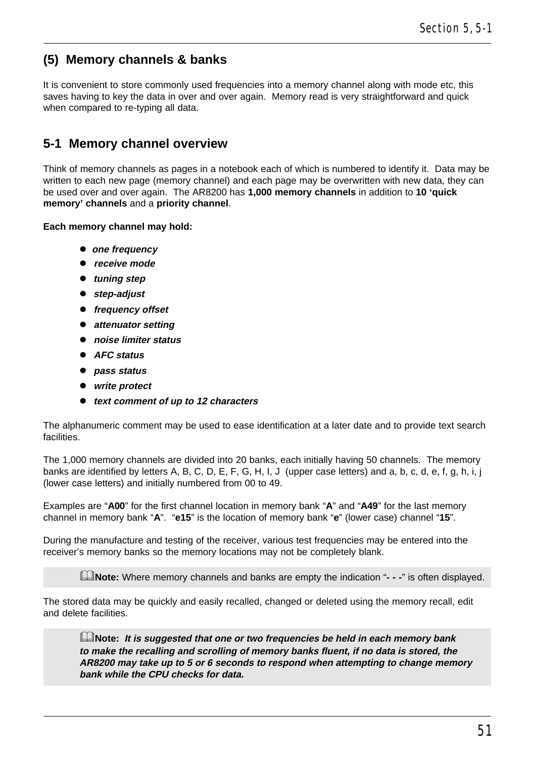## (5) Memory channels & banks

It is convenient to store commonly used frequencies into a memory channel along with mode etc, this saves having to key the data in over and over again. Memory read is very straightforward and quick when compared to re-typing all data.

## 5-1 Memory channel overview

Think of memory channels as pages in a notebook each of which is numbered to identify it. Data may be written to each new page (memory channel) and each page may be overwritten with new data, they can be used over and over again. The AR8200 has **1,000 memory channels** in addition to **10 'quick memory' channels** and a **priority channel**.

**Each memory channel may hold:**

- ***one frequency***
- ***receive mode***
- ***tuning step***
- ***step-adjust***
- ***frequency offset***
- ***attenuator setting***
- ***noise limiter status***
- ***AFC status***
- ***pass status***
- ***write protect***
- ***text comment of up to 12 characters***

The alphanumeric comment may be used to ease identification at a later date and to provide text search facilities.

The 1,000 memory channels are divided into 20 banks, each initially having 50 channels. The memory banks are identified by letters A, B, C, D, E, F, G, H, I, J (upper case letters) and a, b, c, d, e, f, g, h, i, j (lower case letters) and initially numbered from 00 to 49.

Examples are "**A00**" for the first channel location in memory bank "**A**" and "**A49**" for the last memory channel in memory bank "**A**". "**e15**" is the location of memory bank "**e**" (lower case) channel "**15**".

During the manufacture and testing of the receiver, various test frequencies may be entered into the receiver's memory banks so the memory locations may not be completely blank.

> **Note:** Where memory channels and banks are empty the indication "**- - -**" is often displayed.

The stored data may be quickly and easily recalled, changed or deleted using the memory recall, edit and delete facilities.

> **Note:** ***It is suggested that one or two frequencies be held in each memory bank to make the recalling and scrolling of memory banks fluent, if no data is stored, the AR8200 may take up to 5 or 6 seconds to respond when attempting to change memory bank while the CPU checks for data.***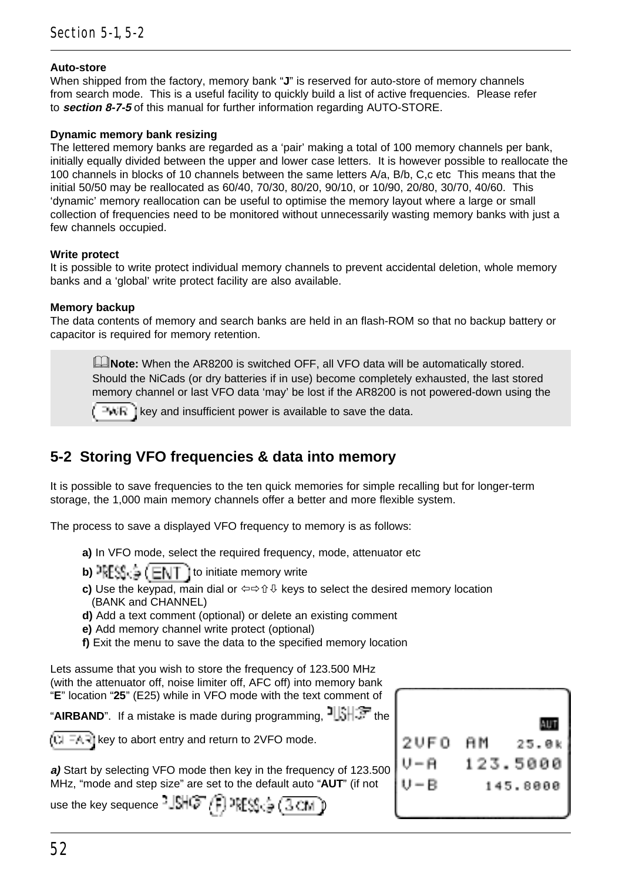**Auto-store**
When shipped from the factory, memory bank "**J**" is reserved for auto-store of memory channels from search mode. This is a useful facility to quickly build a list of active frequencies. Please refer to ***section 8-7-5*** of this manual for further information regarding AUTO-STORE.

**Dynamic memory bank resizing**
The lettered memory banks are regarded as a 'pair' making a total of 100 memory channels per bank, initially equally divided between the upper and lower case letters. It is however possible to reallocate the 100 channels in blocks of 10 channels between the same letters A/a, B/b, C,c etc This means that the initial 50/50 may be reallocated as 60/40, 70/30, 80/20, 90/10, or 10/90, 20/80, 30/70, 40/60. This 'dynamic' memory reallocation can be useful to optimise the memory layout where a large or small collection of frequencies need to be monitored without unnecessarily wasting memory banks with just a few channels occupied.

**Write protect**
It is possible to write protect individual memory channels to prevent accidental deletion, whole memory banks and a 'global' write protect facility are also available.

**Memory backup**
The data contents of memory and search banks are held in an flash-ROM so that no backup battery or capacitor is required for memory retention.

> **Note:** When the AR8200 is switched OFF, all VFO data will be automatically stored. Should the NiCads (or dry batteries if in use) become completely exhausted, the last stored memory channel or last VFO data 'may' be lost if the AR8200 is not powered-down using the (PWR) key and insufficient power is available to save the data.

## 5-2 Storing VFO frequencies & data into memory

It is possible to save frequencies to the ten quick memories for simple recalling but for longer-term storage, the 1,000 main memory channels offer a better and more flexible system.

The process to save a displayed VFO frequency to memory is as follows:

**a)** In VFO mode, select the required frequency, mode, attenuator etc
**b)** PRESS (ENT) to initiate memory write
**c)** Use the keypad, main dial or ⇦⇨⇧⇩ keys to select the desired memory location (BANK and CHANNEL)
**d)** Add a text comment (optional) or delete an existing comment
**e)** Add memory channel write protect (optional)
**f)** Exit the menu to save the data to the specified memory location

Lets assume that you wish to store the frequency of 123.500 MHz (with the attenuator off, noise limiter off, AFC off) into memory bank "**E**" location "**25**" (E25) while in VFO mode with the text comment of "**AIRBAND**". If a mistake is made during programming, PUSH the (CLEAR) key to abort entry and return to 2VFO mode.

***a)*** Start by selecting VFO mode then key in the frequency of 123.500 MHz, "mode and step size" are set to the default auto "**AUT**" (if not use the key sequence PUSH (F) PRESS (3 CM))

```
                  AUT
2VFO  AM     25.0k
V-A    123.5000
V-B       145.8000
```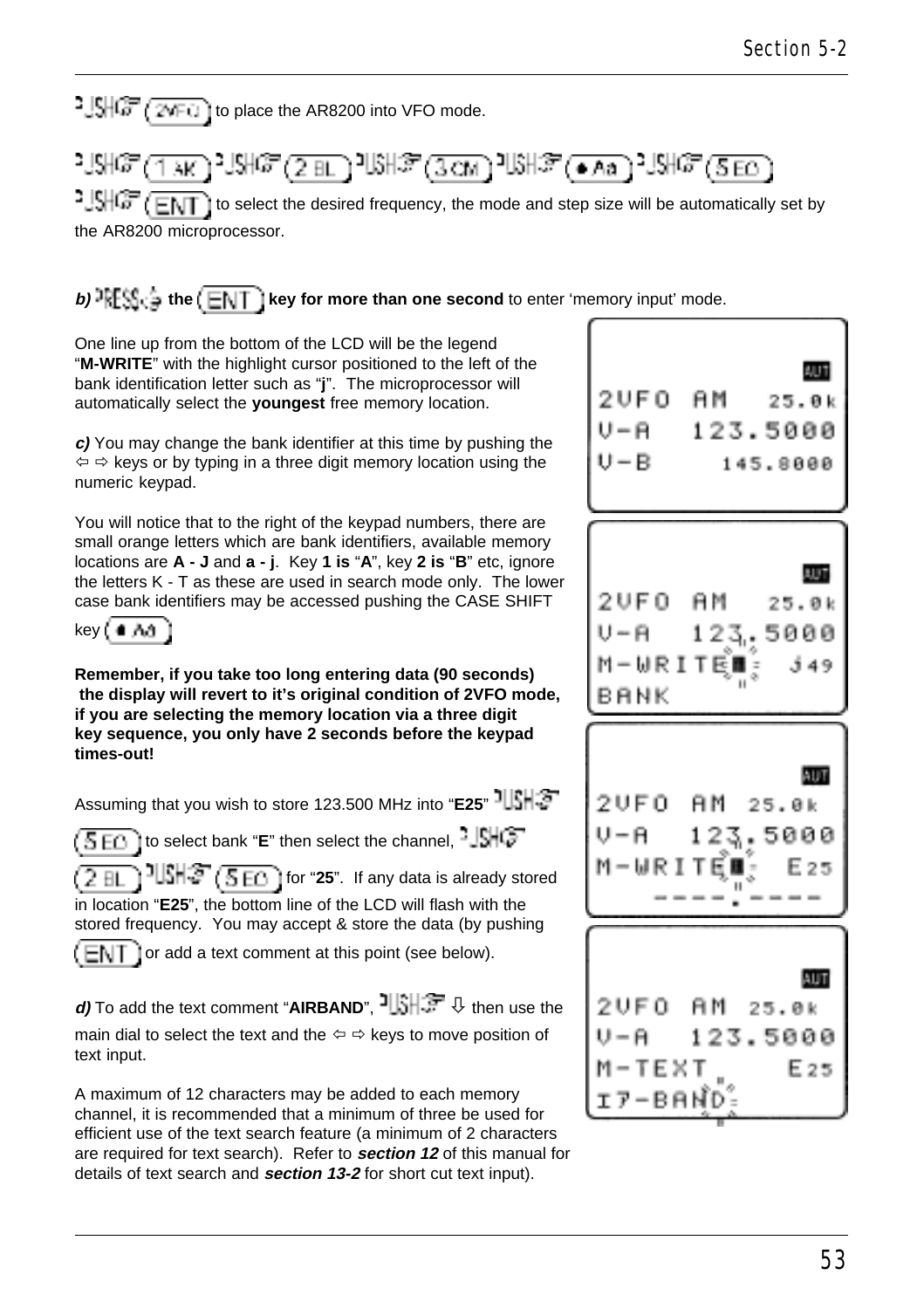PUSH (2VFO) to place the AR8200 into VFO mode.

PUSH (1 AK) PUSH (2 BL) PUSH (3 CM) PUSH (● Aa) PUSH (5 EO)

PUSH (ENT) to select the desired frequency, the mode and step size will be automatically set by the AR8200 microprocessor.

***b)*** **PRESS the (ENT) key for more than one second** to enter ‘memory input’ mode.

One line up from the bottom of the LCD will be the legend “**M-WRITE**” with the highlight cursor positioned to the left of the bank identification letter such as “**j**”. The microprocessor will automatically select the **youngest** free memory location.

***c)*** You may change the bank identifier at this time by pushing the ⇦ ⇨ keys or by typing in a three digit memory location using the numeric keypad.

You will notice that to the right of the keypad numbers, there are small orange letters which are bank identifiers, available memory locations are **A - J** and **a - j**. Key **1 is** “**A**”, key **2 is** “**B**” etc, ignore the letters K - T as these are used in search mode only. The lower case bank identifiers may be accessed pushing the CASE SHIFT key (● Aa)

**Remember, if you take too long entering data (90 seconds) the display will revert to it’s original condition of 2VFO mode, if you are selecting the memory location via a three digit key sequence, you only have 2 seconds before the keypad times-out!**

Assuming that you wish to store 123.500 MHz into “**E25**” PUSH (5 EO) to select bank “**E**” then select the channel, PUSH (2 BL) PUSH (5 EO) for “**25**”. If any data is already stored in location “**E25**”, the bottom line of the LCD will flash with the stored frequency. You may accept & store the data (by pushing (ENT) or add a text comment at this point (see below).

***d)*** To add the text comment “**AIRBAND**”, PUSH ⇩ then use the main dial to select the text and the ⇦ ⇨ keys to move position of text input.

A maximum of 12 characters may be added to each memory channel, it is recommended that a minimum of three be used for efficient use of the text search feature (a minimum of 2 characters are required for text search). Refer to ***section 12*** of this manual for details of text search and ***section 13-2*** for short cut text input).

```
AUT
2VFO  AM   25.0k
V-A   123.5000
V-B     145.8000
```

```
AUT
2VFO  AM   25.0k
V-A   123.5000
M-WRITE■   j49
BANK
```

```
AUT
2VFO  AM   25.0k
V-A   123.5000
M-WRITE■   E25
  ----.----
```

```
AUT
2VFO  AM   25.0k
V-A   123.5000
M-TEXT      E25
I7-BAND
```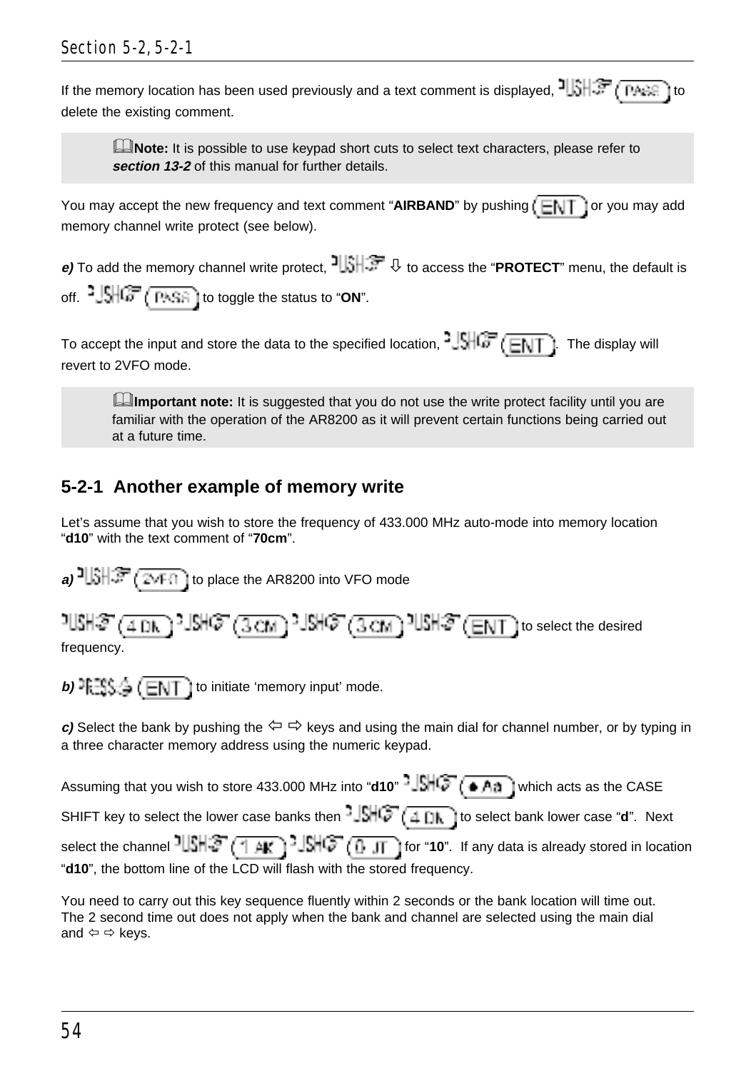If the memory location has been used previously and a text comment is displayed, PUSH (PASS) to delete the existing comment.

> **Note:** It is possible to use keypad short cuts to select text characters, please refer to ***section 13-2*** of this manual for further details.

You may accept the new frequency and text comment "**AIRBAND**" by pushing (ENT) or you may add memory channel write protect (see below).

***e)*** To add the memory channel write protect, PUSH ⇩ to access the "**PROTECT**" menu, the default is off. PUSH (PASS) to toggle the status to "**ON**".

To accept the input and store the data to the specified location, PUSH (ENT). The display will revert to 2VFO mode.

> **Important note:** It is suggested that you do not use the write protect facility until you are familiar with the operation of the AR8200 as it will prevent certain functions being carried out at a future time.

## 5-2-1 Another example of memory write

Let's assume that you wish to store the frequency of 433.000 MHz auto-mode into memory location "**d10**" with the text comment of "**70cm**".

***a)*** PUSH (2VFO) to place the AR8200 into VFO mode

PUSH (4 DK) PUSH (3 CM) PUSH (3 CM) PUSH (ENT) to select the desired frequency.

***b)*** PRESS (ENT) to initiate 'memory input' mode.

***c)*** Select the bank by pushing the ⇦ ⇨ keys and using the main dial for channel number, or by typing in a three character memory address using the numeric keypad.

Assuming that you wish to store 433.000 MHz into "**d10**" PUSH (● Aa) which acts as the CASE SHIFT key to select the lower case banks then PUSH (4 DK) to select bank lower case "**d**". Next select the channel PUSH (1 AK) PUSH (0 JT) for "**10**". If any data is already stored in location "**d10**", the bottom line of the LCD will flash with the stored frequency.

You need to carry out this key sequence fluently within 2 seconds or the bank location will time out. The 2 second time out does not apply when the bank and channel are selected using the main dial and ⇦ ⇨ keys.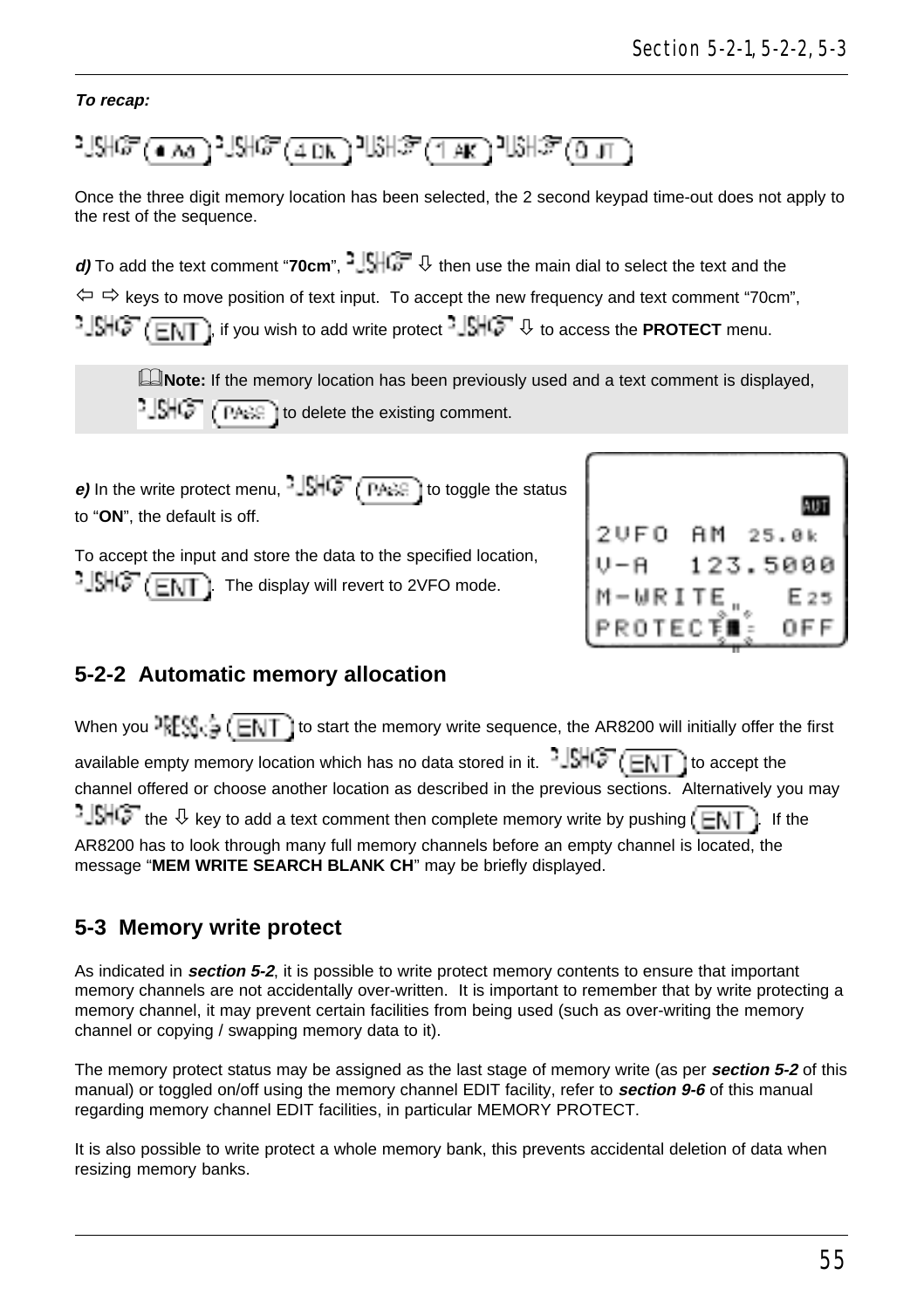***To recap:***

PUSH (• Aa) PUSH (4 Dk) PUSH (1 AK) PUSH (0 JT)

Once the three digit memory location has been selected, the 2 second keypad time-out does not apply to the rest of the sequence.

***d)*** To add the text comment "**70cm**", PUSH ⇩ then use the main dial to select the text and the ⇦ ⇨ keys to move position of text input. To accept the new frequency and text comment "70cm", PUSH (ENT), if you wish to add write protect PUSH ⇩ to access the **PROTECT** menu.

> **Note:** If the memory location has been previously used and a text comment is displayed, PUSH (PASS) to delete the existing comment.

***e)*** In the write protect menu, PUSH (PASS) to toggle the status to "**ON**", the default is off.

To accept the input and store the data to the specified location, PUSH (ENT). The display will revert to 2VFO mode.

```
                AUT
2VFO  AM  25.0k
V-A   123.5000
M-WRITE    E25
PROTECT :  OFF
```

## 5-2-2 Automatic memory allocation

When you PRESS (ENT) to start the memory write sequence, the AR8200 will initially offer the first available empty memory location which has no data stored in it. PUSH (ENT) to accept the channel offered or choose another location as described in the previous sections. Alternatively you may PUSH the ⇩ key to add a text comment then complete memory write by pushing (ENT). If the AR8200 has to look through many full memory channels before an empty channel is located, the message "**MEM WRITE SEARCH BLANK CH**" may be briefly displayed.

## 5-3 Memory write protect

As indicated in ***section 5-2***, it is possible to write protect memory contents to ensure that important memory channels are not accidentally over-written. It is important to remember that by write protecting a memory channel, it may prevent certain facilities from being used (such as over-writing the memory channel or copying / swapping memory data to it).

The memory protect status may be assigned as the last stage of memory write (as per ***section 5-2*** of this manual) or toggled on/off using the memory channel EDIT facility, refer to ***section 9-6*** of this manual regarding memory channel EDIT facilities, in particular MEMORY PROTECT.

It is also possible to write protect a whole memory bank, this prevents accidental deletion of data when resizing memory banks.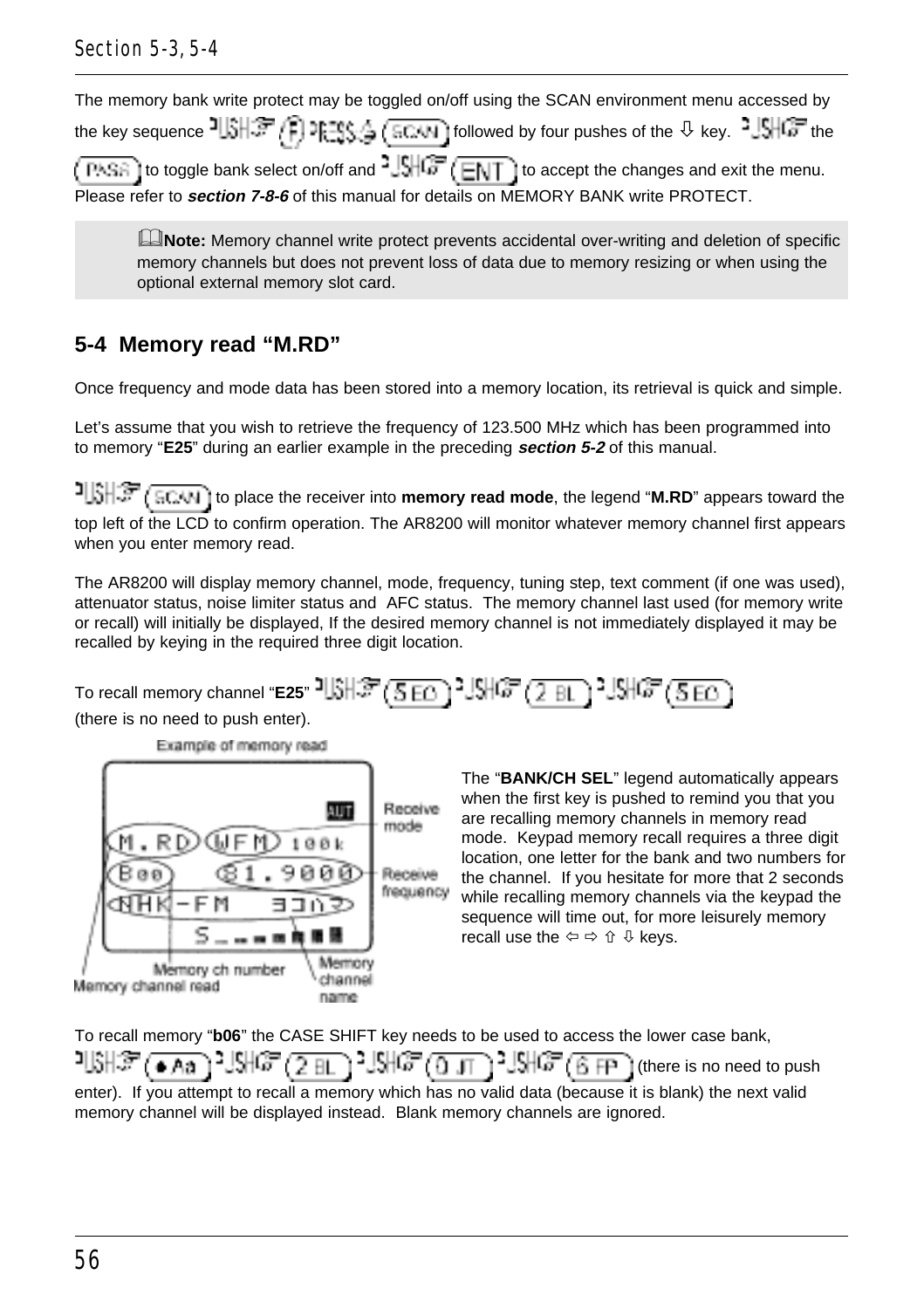The memory bank write protect may be toggled on/off using the SCAN environment menu accessed by the key sequence PUSH (F) PRESS (SCAN) followed by four pushes of the ⇩ key. PUSH the (PASS) to toggle bank select on/off and PUSH (ENT) to accept the changes and exit the menu. Please refer to ***section 7-8-6*** of this manual for details on MEMORY BANK write PROTECT.

> **Note:** Memory channel write protect prevents accidental over-writing and deletion of specific memory channels but does not prevent loss of data due to memory resizing or when using the optional external memory slot card.

## 5-4 Memory read "M.RD"

Once frequency and mode data has been stored into a memory location, its retrieval is quick and simple.

Let's assume that you wish to retrieve the frequency of 123.500 MHz which has been programmed into to memory "**E25**" during an earlier example in the preceding ***section 5-2*** of this manual.

PUSH (SCAN) to place the receiver into **memory read mode**, the legend "**M.RD**" appears toward the top left of the LCD to confirm operation. The AR8200 will monitor whatever memory channel first appears when you enter memory read.

The AR8200 will display memory channel, mode, frequency, tuning step, text comment (if one was used), attenuator status, noise limiter status and AFC status. The memory channel last used (for memory write or recall) will initially be displayed, If the desired memory channel is not immediately displayed it may be recalled by keying in the required three digit location.

To recall memory channel "**E25**" PUSH (5 EO) PUSH (2 BL) PUSH (5 EO)
(there is no need to push enter).

Example of memory read

M.RD WFM 100k / B00 81.9000 / NHK-FM ヨコハマ / S

Labels: Receive mode; Receive frequency; Memory ch number; Memory channel read; Memory channel name

The "**BANK/CH SEL**" legend automatically appears when the first key is pushed to remind you that you are recalling memory channels in memory read mode. Keypad memory recall requires a three digit location, one letter for the bank and two numbers for the channel. If you hesitate for more that 2 seconds while recalling memory channels via the keypad the sequence will time out, for more leisurely memory recall use the ⇦ ⇨ ⇧ ⇩ keys.

To recall memory "**b06**" the CASE SHIFT key needs to be used to access the lower case bank, PUSH (• Aa) PUSH (2 BL) PUSH (0 JT) PUSH (6 FP) (there is no need to push enter). If you attempt to recall a memory which has no valid data (because it is blank) the next valid memory channel will be displayed instead. Blank memory channels are ignored.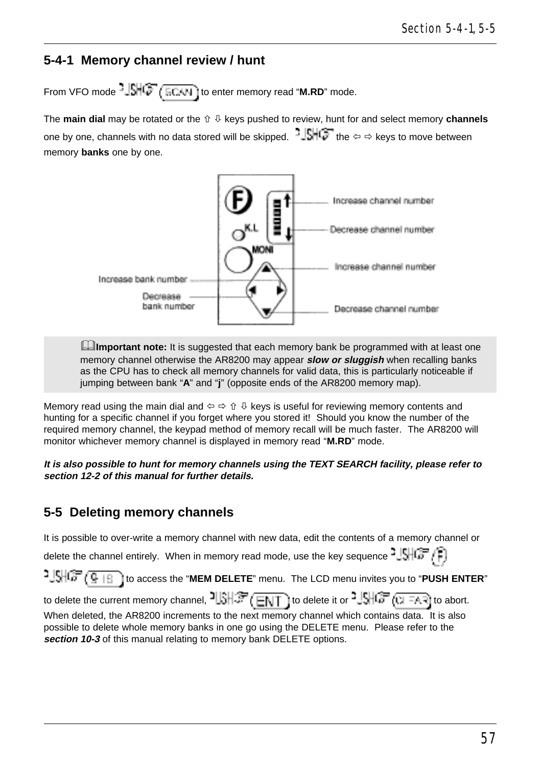## 5-4-1 Memory channel review / hunt

From VFO mode PUSH (SCAN) to enter memory read "**M.RD**" mode.

The **main dial** may be rotated or the ⇧ ⇩ keys pushed to review, hunt for and select memory **channels** one by one, channels with no data stored will be skipped. PUSH the ⇦ ⇨ keys to move between memory **banks** one by one.

Increase channel number
Decrease channel number
Increase channel number
Increase bank number
Decrease bank number
Decrease channel number

> **Important note:** It is suggested that each memory bank be programmed with at least one memory channel otherwise the AR8200 may appear ***slow or sluggish*** when recalling banks as the CPU has to check all memory channels for valid data, this is particularly noticeable if jumping between bank "**A**" and "**j**" (opposite ends of the AR8200 memory map).

Memory read using the main dial and ⇦ ⇨ ⇧ ⇩ keys is useful for reviewing memory contents and hunting for a specific channel if you forget where you stored it! Should you know the number of the required memory channel, the keypad method of memory recall will be much faster. The AR8200 will monitor whichever memory channel is displayed in memory read "**M.RD**" mode.

***It is also possible to hunt for memory channels using the TEXT SEARCH facility, please refer to section 12-2 of this manual for further details.***

## 5-5 Deleting memory channels

It is possible to over-write a memory channel with new data, edit the contents of a memory channel or delete the channel entirely. When in memory read mode, use the key sequence PUSH (F) PUSH (9 IS) to access the "**MEM DELETE**" menu. The LCD menu invites you to "**PUSH ENTER**" to delete the current memory channel, PUSH (ENT) to delete it or PUSH (CLEAR) to abort. When deleted, the AR8200 increments to the next memory channel which contains data. It is also possible to delete whole memory banks in one go using the DELETE menu. Please refer to the ***section 10-3*** of this manual relating to memory bank DELETE options.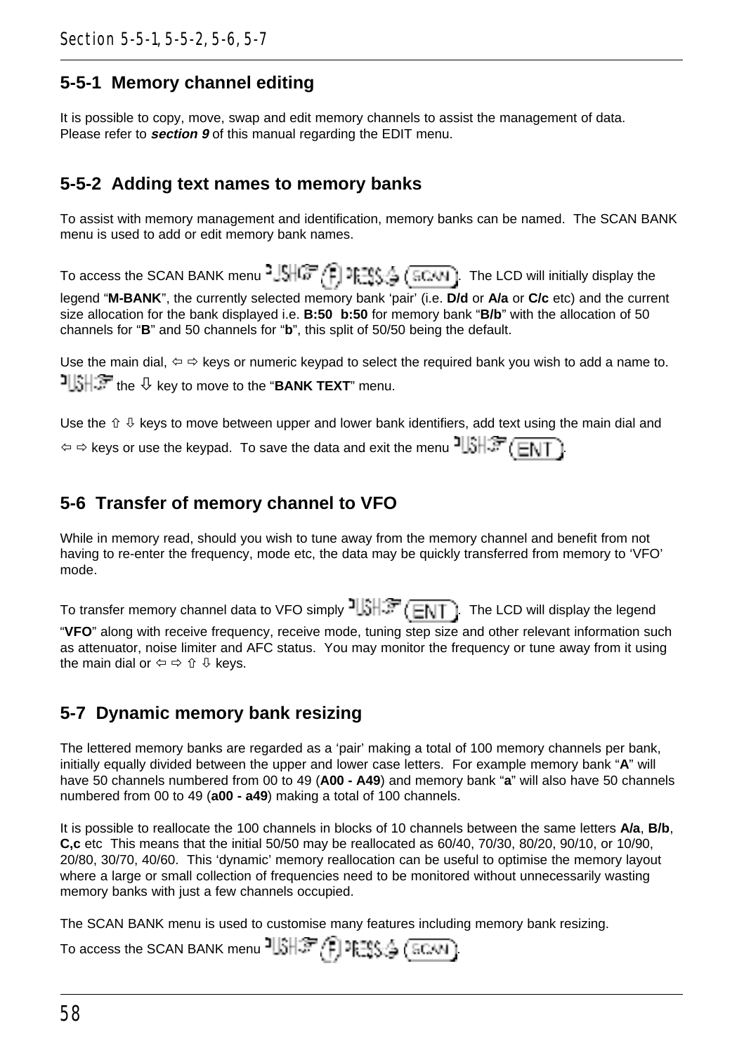## 5-5-1 Memory channel editing

It is possible to copy, move, swap and edit memory channels to assist the management of data. Please refer to ***section 9*** of this manual regarding the EDIT menu.

## 5-5-2 Adding text names to memory banks

To assist with memory management and identification, memory banks can be named. The SCAN BANK menu is used to add or edit memory bank names.

To access the SCAN BANK menu PUSH (F) PRESS (SCAN). The LCD will initially display the legend "**M-BANK**", the currently selected memory bank 'pair' (i.e. **D/d** or **A/a** or **C/c** etc) and the current size allocation for the bank displayed i.e. **B:50 b:50** for memory bank "**B/b**" with the allocation of 50 channels for "**B**" and 50 channels for "**b**", this split of 50/50 being the default.

Use the main dial, ⇦ ⇨ keys or numeric keypad to select the required bank you wish to add a name to. PUSH the ⇩ key to move to the "**BANK TEXT**" menu.

Use the ⇧ ⇩ keys to move between upper and lower bank identifiers, add text using the main dial and ⇦ ⇨ keys or use the keypad. To save the data and exit the menu PUSH (ENT).

## 5-6 Transfer of memory channel to VFO

While in memory read, should you wish to tune away from the memory channel and benefit from not having to re-enter the frequency, mode etc, the data may be quickly transferred from memory to 'VFO' mode.

To transfer memory channel data to VFO simply PUSH (ENT). The LCD will display the legend "**VFO**" along with receive frequency, receive mode, tuning step size and other relevant information such as attenuator, noise limiter and AFC status. You may monitor the frequency or tune away from it using the main dial or ⇦ ⇨ ⇧ ⇩ keys.

## 5-7 Dynamic memory bank resizing

The lettered memory banks are regarded as a 'pair' making a total of 100 memory channels per bank, initially equally divided between the upper and lower case letters. For example memory bank "**A**" will have 50 channels numbered from 00 to 49 (**A00 - A49**) and memory bank "**a**" will also have 50 channels numbered from 00 to 49 (**a00 - a49**) making a total of 100 channels.

It is possible to reallocate the 100 channels in blocks of 10 channels between the same letters **A/a**, **B/b**, **C,c** etc This means that the initial 50/50 may be reallocated as 60/40, 70/30, 80/20, 90/10, or 10/90, 20/80, 30/70, 40/60. This 'dynamic' memory reallocation can be useful to optimise the memory layout where a large or small collection of frequencies need to be monitored without unnecessarily wasting memory banks with just a few channels occupied.

The SCAN BANK menu is used to customise many features including memory bank resizing.

To access the SCAN BANK menu PUSH (F) PRESS (SCAN).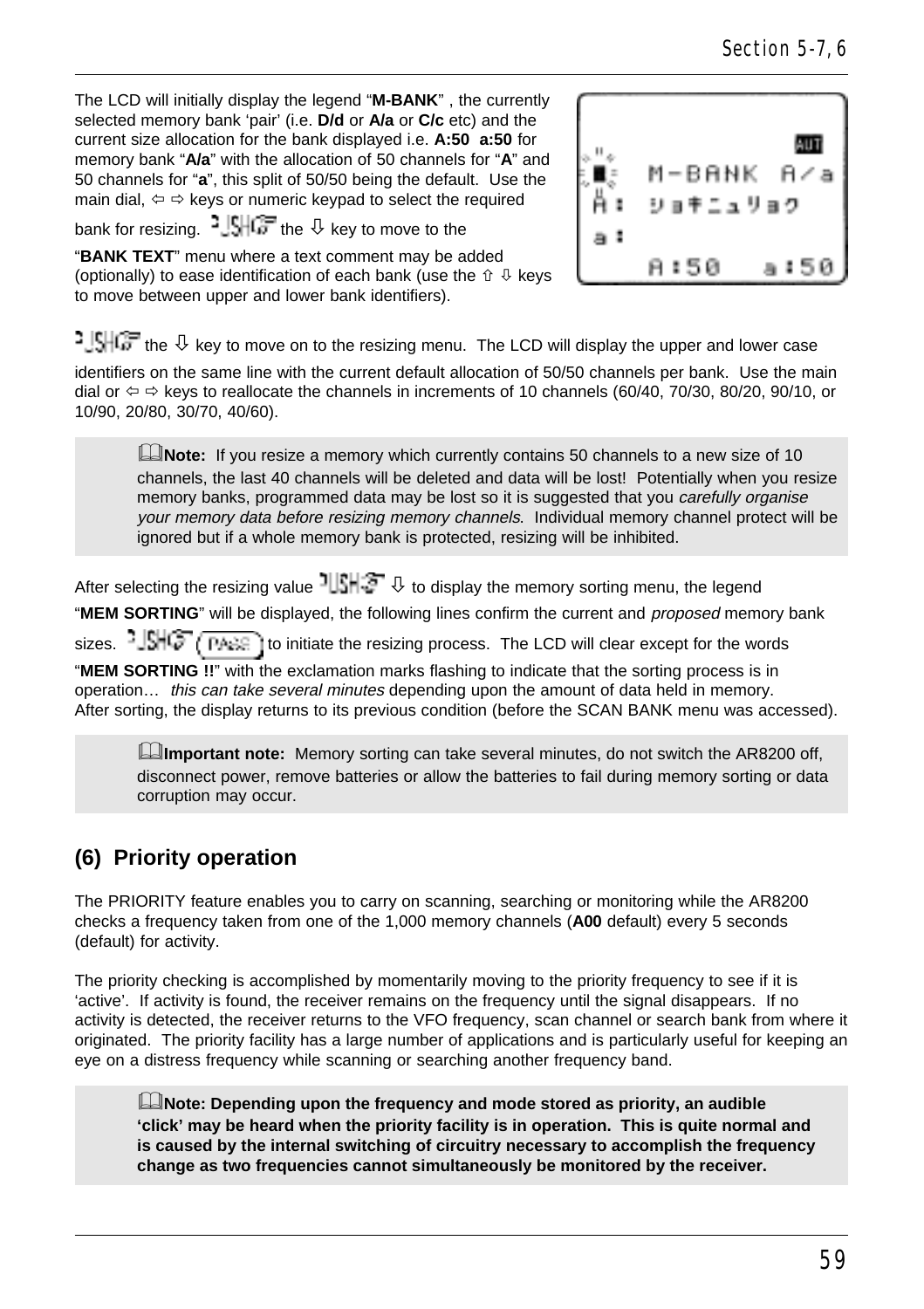The LCD will initially display the legend "**M-BANK**" , the currently selected memory bank 'pair' (i.e. **D/d** or **A/a** or **C/c** etc) and the current size allocation for the bank displayed i.e. **A:50 a:50** for memory bank "**A/a**" with the allocation of 50 channels for "**A**" and 50 channels for "**a**", this split of 50/50 being the default. Use the main dial, ⇦ ⇨ keys or numeric keypad to select the required bank for resizing. PUSH the ⇩ key to move to the "**BANK TEXT**" menu where a text comment may be added (optionally) to ease identification of each bank (use the ⇧ ⇩ keys to move between upper and lower bank identifiers).

PUSH the ⇩ key to move on to the resizing menu. The LCD will display the upper and lower case identifiers on the same line with the current default allocation of 50/50 channels per bank. Use the main dial or ⇦ ⇨ keys to reallocate the channels in increments of 10 channels (60/40, 70/30, 80/20, 90/10, or 10/90, 20/80, 30/70, 40/60).

> **Note:** If you resize a memory which currently contains 50 channels to a new size of 10 channels, the last 40 channels will be deleted and data will be lost! Potentially when you resize memory banks, programmed data may be lost so it is suggested that you *carefully organise your memory data before resizing memory channels*. Individual memory channel protect will be ignored but if a whole memory bank is protected, resizing will be inhibited.

After selecting the resizing value PUSH ⇩ to display the memory sorting menu, the legend "**MEM SORTING**" will be displayed, the following lines confirm the current and *proposed* memory bank sizes. PUSH (PASS) to initiate the resizing process. The LCD will clear except for the words "**MEM SORTING !!**" with the exclamation marks flashing to indicate that the sorting process is in operation… *this can take several minutes* depending upon the amount of data held in memory.
After sorting, the display returns to its previous condition (before the SCAN BANK menu was accessed).

> **Important note:** Memory sorting can take several minutes, do not switch the AR8200 off, disconnect power, remove batteries or allow the batteries to fail during memory sorting or data corruption may occur.

## (6) Priority operation

The PRIORITY feature enables you to carry on scanning, searching or monitoring while the AR8200 checks a frequency taken from one of the 1,000 memory channels (**A00** default) every 5 seconds (default) for activity.

The priority checking is accomplished by momentarily moving to the priority frequency to see if it is 'active'. If activity is found, the receiver remains on the frequency until the signal disappears. If no activity is detected, the receiver returns to the VFO frequency, scan channel or search bank from where it originated. The priority facility has a large number of applications and is particularly useful for keeping an eye on a distress frequency while scanning or searching another frequency band.

> **Note: Depending upon the frequency and mode stored as priority, an audible 'click' may be heard when the priority facility is in operation. This is quite normal and is caused by the internal switching of circuitry necessary to accomplish the frequency change as two frequencies cannot simultaneously be monitored by the receiver.**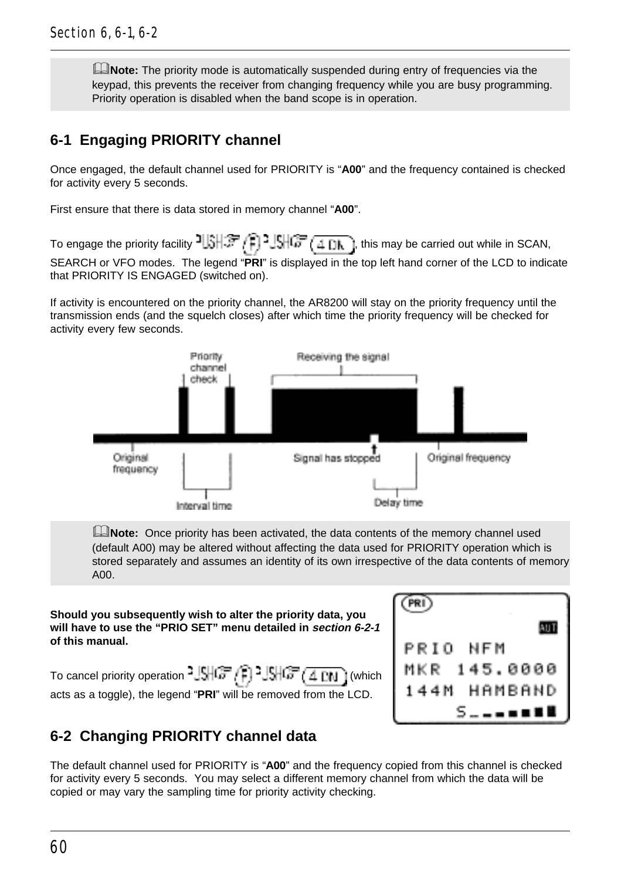**Note:** The priority mode is automatically suspended during entry of frequencies via the keypad, this prevents the receiver from changing frequency while you are busy programming. Priority operation is disabled when the band scope is in operation.

## 6-1 Engaging PRIORITY channel

Once engaged, the default channel used for PRIORITY is "**A00**" and the frequency contained is checked for activity every 5 seconds.

First ensure that there is data stored in memory channel "**A00**".

To engage the priority facility PUSH (F) PUSH (4 DN), this may be carried out while in SCAN, SEARCH or VFO modes. The legend "**PRI**" is displayed in the top left hand corner of the LCD to indicate that PRIORITY IS ENGAGED (switched on).

If activity is encountered on the priority channel, the AR8200 will stay on the priority frequency until the transmission ends (and the squelch closes) after which time the priority frequency will be checked for activity every few seconds.

Priority channel check | Receiving the signal | Original frequency | Signal has stopped | Original frequency | Interval time | Delay time

**Note:** Once priority has been activated, the data contents of the memory channel used (default A00) may be altered without affecting the data used for PRIORITY operation which is stored separately and assumes an identity of its own irrespective of the data contents of memory A00.

**Should you subsequently wish to alter the priority data, you will have to use the "PRIO SET" menu detailed in *section 6-2-1* of this manual.**

To cancel priority operation PUSH (F) PUSH (4 DN) (which acts as a toggle), the legend "**PRI**" will be removed from the LCD.

PRI
AUT
PRIO NFM
MKR 145.0000
144M HAMBAND

## 6-2 Changing PRIORITY channel data

The default channel used for PRIORITY is "**A00**" and the frequency copied from this channel is checked for activity every 5 seconds. You may select a different memory channel from which the data will be copied or may vary the sampling time for priority activity checking.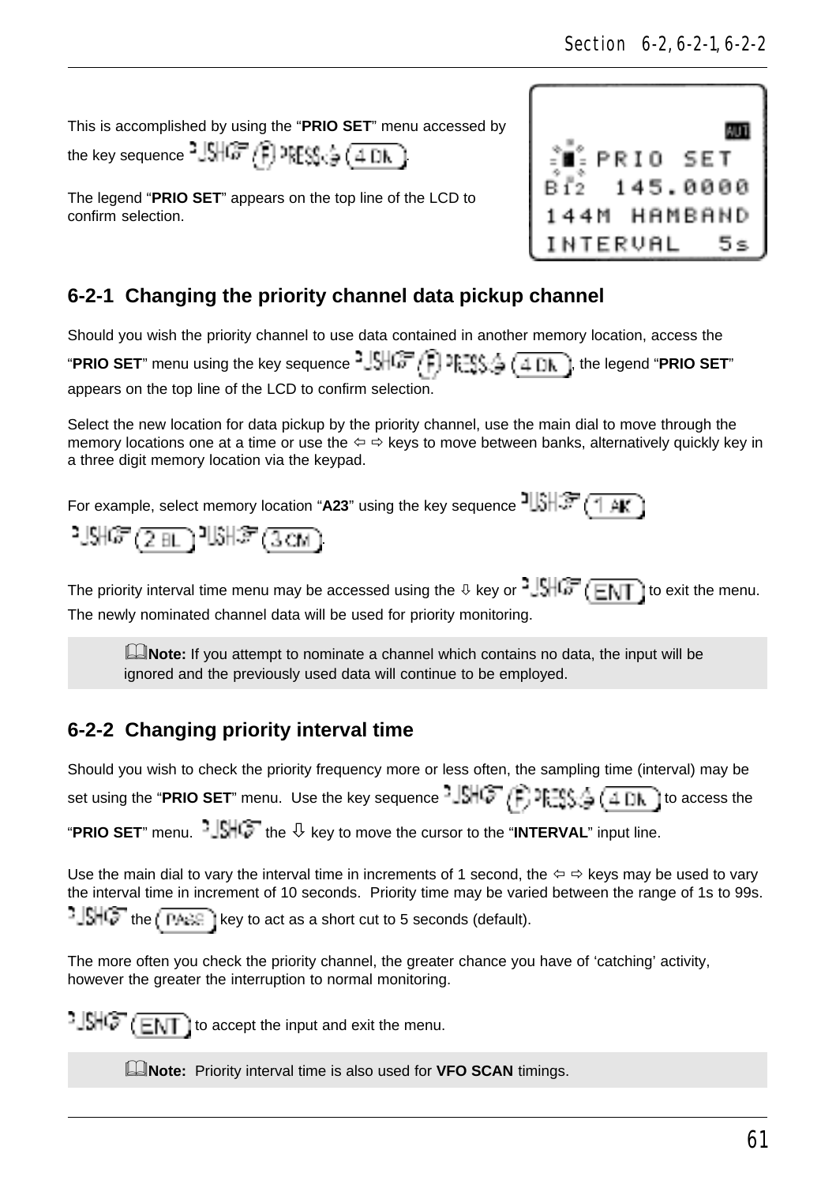This is accomplished by using the "**PRIO SET**" menu accessed by the key sequence PUSH (F) PRESS (4 DK).

The legend "**PRIO SET**" appears on the top line of the LCD to confirm selection.

```
PRIO SET
B12  145.0000
144M HAMBAND
INTERVAL   5s
```

## 6-2-1 Changing the priority channel data pickup channel

Should you wish the priority channel to use data contained in another memory location, access the "**PRIO SET**" menu using the key sequence PUSH (F) PRESS (4 DK), the legend "**PRIO SET**" appears on the top line of the LCD to confirm selection.

Select the new location for data pickup by the priority channel, use the main dial to move through the memory locations one at a time or use the ⇦ ⇨ keys to move between banks, alternatively quickly key in a three digit memory location via the keypad.

For example, select memory location "**A23**" using the key sequence PUSH (1 AK) PUSH (2 BL) PUSH (3 CM).

The priority interval time menu may be accessed using the ⇩ key or PUSH (ENT) to exit the menu. The newly nominated channel data will be used for priority monitoring.

> **Note:** If you attempt to nominate a channel which contains no data, the input will be ignored and the previously used data will continue to be employed.

## 6-2-2 Changing priority interval time

Should you wish to check the priority frequency more or less often, the sampling time (interval) may be set using the "**PRIO SET**" menu. Use the key sequence PUSH (F) PRESS (4 DK) to access the "**PRIO SET**" menu. PUSH the ⇩ key to move the cursor to the "**INTERVAL**" input line.

Use the main dial to vary the interval time in increments of 1 second, the ⇦ ⇨ keys may be used to vary the interval time in increment of 10 seconds. Priority time may be varied between the range of 1s to 99s. PUSH the (PASS) key to act as a short cut to 5 seconds (default).

The more often you check the priority channel, the greater chance you have of 'catching' activity, however the greater the interruption to normal monitoring.

PUSH (ENT) to accept the input and exit the menu.

> **Note:** Priority interval time is also used for **VFO SCAN** timings.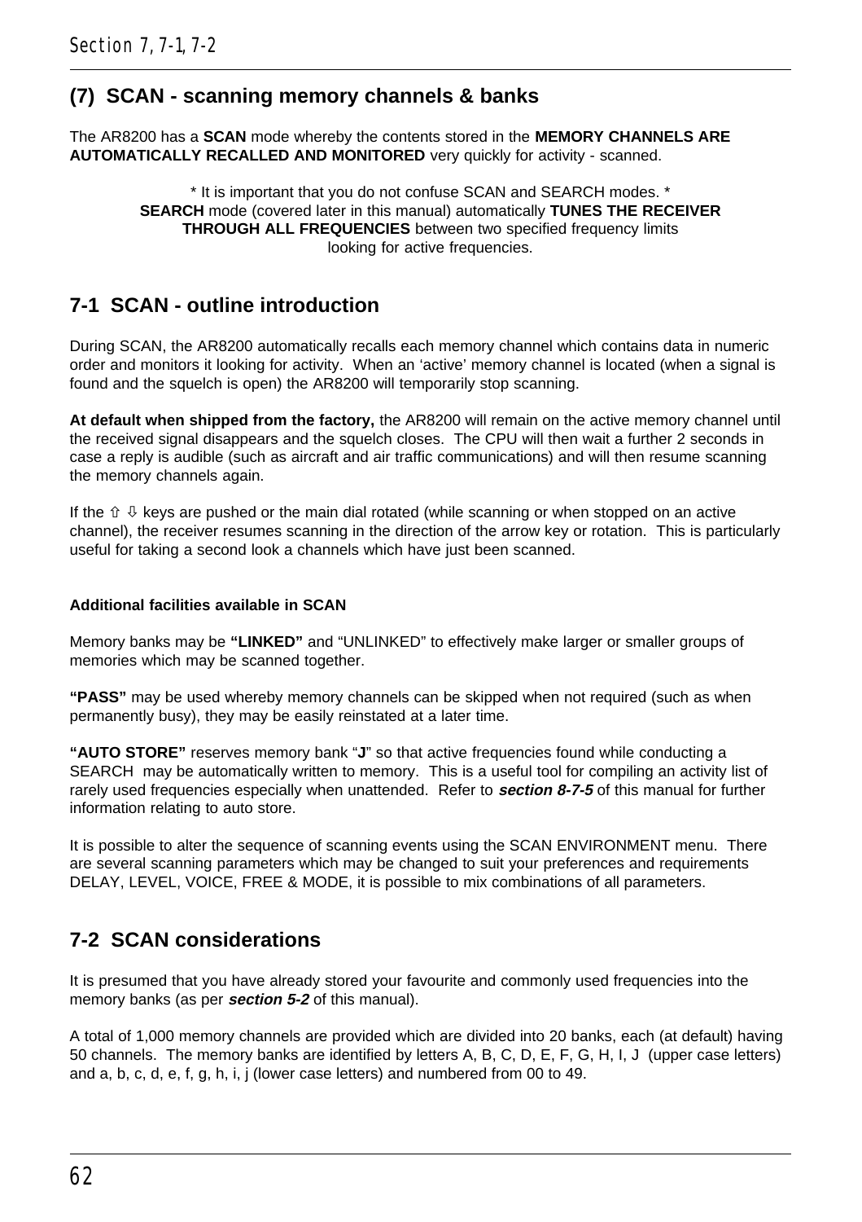## (7) SCAN - scanning memory channels & banks

The AR8200 has a **SCAN** mode whereby the contents stored in the **MEMORY CHANNELS ARE AUTOMATICALLY RECALLED AND MONITORED** very quickly for activity - scanned.

* It is important that you do not confuse SCAN and SEARCH modes. *
**SEARCH** mode (covered later in this manual) automatically **TUNES THE RECEIVER THROUGH ALL FREQUENCIES** between two specified frequency limits looking for active frequencies.

## 7-1 SCAN - outline introduction

During SCAN, the AR8200 automatically recalls each memory channel which contains data in numeric order and monitors it looking for activity. When an 'active' memory channel is located (when a signal is found and the squelch is open) the AR8200 will temporarily stop scanning.

**At default when shipped from the factory,** the AR8200 will remain on the active memory channel until the received signal disappears and the squelch closes. The CPU will then wait a further 2 seconds in case a reply is audible (such as aircraft and air traffic communications) and will then resume scanning the memory channels again.

If the ⇧ ⇩ keys are pushed or the main dial rotated (while scanning or when stopped on an active channel), the receiver resumes scanning in the direction of the arrow key or rotation. This is particularly useful for taking a second look a channels which have just been scanned.

**Additional facilities available in SCAN**

Memory banks may be **"LINKED"** and "UNLINKED" to effectively make larger or smaller groups of memories which may be scanned together.

**"PASS"** may be used whereby memory channels can be skipped when not required (such as when permanently busy), they may be easily reinstated at a later time.

**"AUTO STORE"** reserves memory bank "**J**" so that active frequencies found while conducting a SEARCH may be automatically written to memory. This is a useful tool for compiling an activity list of rarely used frequencies especially when unattended. Refer to ***section 8-7-5*** of this manual for further information relating to auto store.

It is possible to alter the sequence of scanning events using the SCAN ENVIRONMENT menu. There are several scanning parameters which may be changed to suit your preferences and requirements DELAY, LEVEL, VOICE, FREE & MODE, it is possible to mix combinations of all parameters.

## 7-2 SCAN considerations

It is presumed that you have already stored your favourite and commonly used frequencies into the memory banks (as per ***section 5-2*** of this manual).

A total of 1,000 memory channels are provided which are divided into 20 banks, each (at default) having 50 channels. The memory banks are identified by letters A, B, C, D, E, F, G, H, I, J (upper case letters) and a, b, c, d, e, f, g, h, i, j (lower case letters) and numbered from 00 to 49.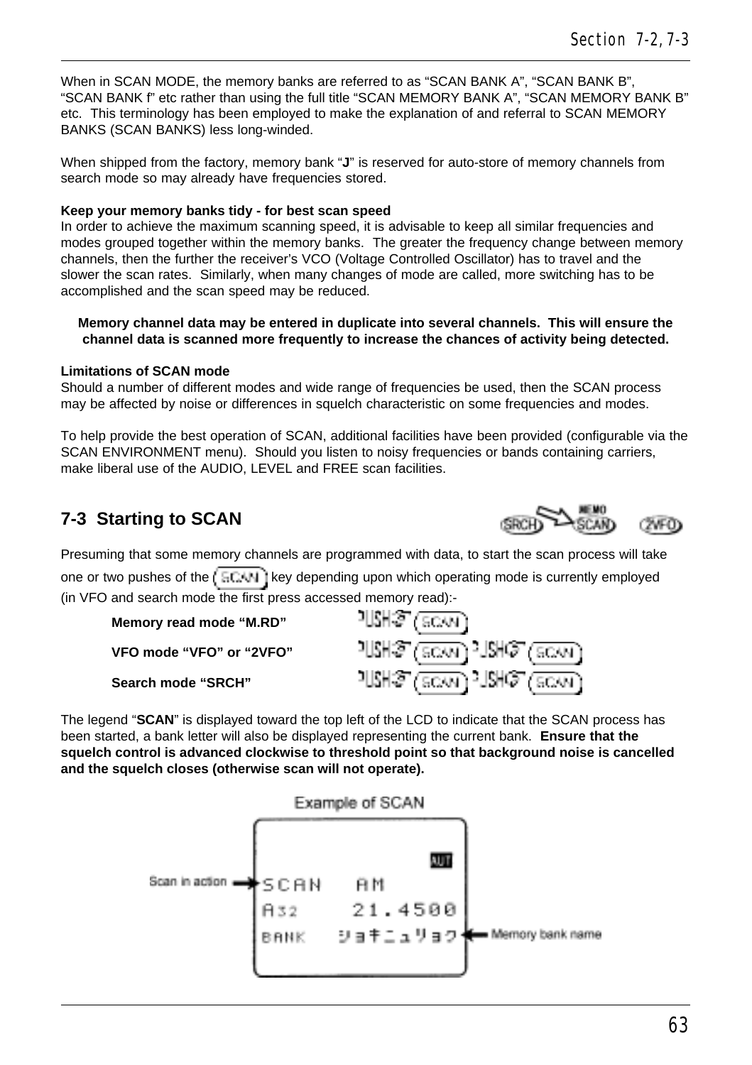When in SCAN MODE, the memory banks are referred to as “SCAN BANK A”, “SCAN BANK B”, “SCAN BANK f” etc rather than using the full title “SCAN MEMORY BANK A”, “SCAN MEMORY BANK B” etc. This terminology has been employed to make the explanation of and referral to SCAN MEMORY BANKS (SCAN BANKS) less long-winded.

When shipped from the factory, memory bank “**J**” is reserved for auto-store of memory channels from search mode so may already have frequencies stored.

**Keep your memory banks tidy - for best scan speed**
In order to achieve the maximum scanning speed, it is advisable to keep all similar frequencies and modes grouped together within the memory banks. The greater the frequency change between memory channels, then the further the receiver’s VCO (Voltage Controlled Oscillator) has to travel and the slower the scan rates. Similarly, when many changes of mode are called, more switching has to be accomplished and the scan speed may be reduced.

**Memory channel data may be entered in duplicate into several channels. This will ensure the channel data is scanned more frequently to increase the chances of activity being detected.**

**Limitations of SCAN mode**
Should a number of different modes and wide range of frequencies be used, then the SCAN process may be affected by noise or differences in squelch characteristic on some frequencies and modes.

To help provide the best operation of SCAN, additional facilities have been provided (configurable via the SCAN ENVIRONMENT menu). Should you listen to noisy frequencies or bands containing carriers, make liberal use of the AUDIO, LEVEL and FREE scan facilities.

## 7-3 Starting to SCAN

SRCH → MEMO SCAN    2VFO

Presuming that some memory channels are programmed with data, to start the scan process will take one or two pushes of the SCAN key depending upon which operating mode is currently employed (in VFO and search mode the first press accessed memory read):-

**Memory read mode “M.RD”** PUSH SCAN

**VFO mode “VFO” or “2VFO”** PUSH SCAN PUSH SCAN

**Search mode “SRCH”** PUSH SCAN PUSH SCAN

The legend “**SCAN**” is displayed toward the top left of the LCD to indicate that the SCAN process has been started, a bank letter will also be displayed representing the current bank. **Ensure that the squelch control is advanced clockwise to threshold point so that background noise is cancelled and the squelch closes (otherwise scan will not operate).**

Example of SCAN

```
                AUT
SCAN    AM            ← Scan in action
A32     21.4500
BANK    ジョキニュリョク   ← Memory bank name
```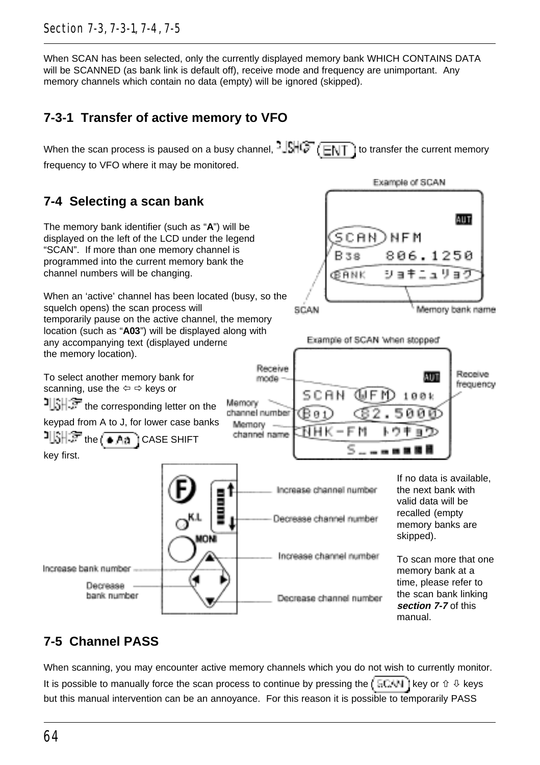When SCAN has been selected, only the currently displayed memory bank WHICH CONTAINS DATA will be SCANNED (as bank link is default off), receive mode and frequency are unimportant. Any memory channels which contain no data (empty) will be ignored (skipped).

## 7-3-1 Transfer of active memory to VFO

When the scan process is paused on a busy channel, PUSH (ENT) to transfer the current memory frequency to VFO where it may be monitored.

## 7-4 Selecting a scan bank

The memory bank identifier (such as "**A**") will be displayed on the left of the LCD under the legend "SCAN". If more than one memory channel is programmed into the current memory bank the channel numbers will be changing.

When an 'active' channel has been located (busy, so the squelch opens) the scan process will temporarily pause on the active channel, the memory location (such as "**A03**") will be displayed along with any accompanying text (displayed underneath the memory location).

To select another memory bank for scanning, use the ⇦ ⇨ keys or PUSH the corresponding letter on the keypad from A to J, for lower case banks PUSH the (• Aa) CASE SHIFT key first.

Example of SCAN

SCAN — Memory bank name

Example of SCAN 'when stopped'

Receive mode — Receive frequency — Memory channel number — Memory channel name

Increase channel number — Decrease channel number — Increase channel number — Increase bank number — Decrease bank number — Decrease channel number

If no data is available, the next bank with valid data will be recalled (empty memory banks are skipped).

To scan more that one memory bank at a time, please refer to the scan bank linking ***section 7-7*** of this manual.

## 7-5 Channel PASS

When scanning, you may encounter active memory channels which you do not wish to currently monitor. It is possible to manually force the scan process to continue by pressing the (SCAN) key or ⇧ ⇩ keys but this manual intervention can be an annoyance. For this reason it is possible to temporarily PASS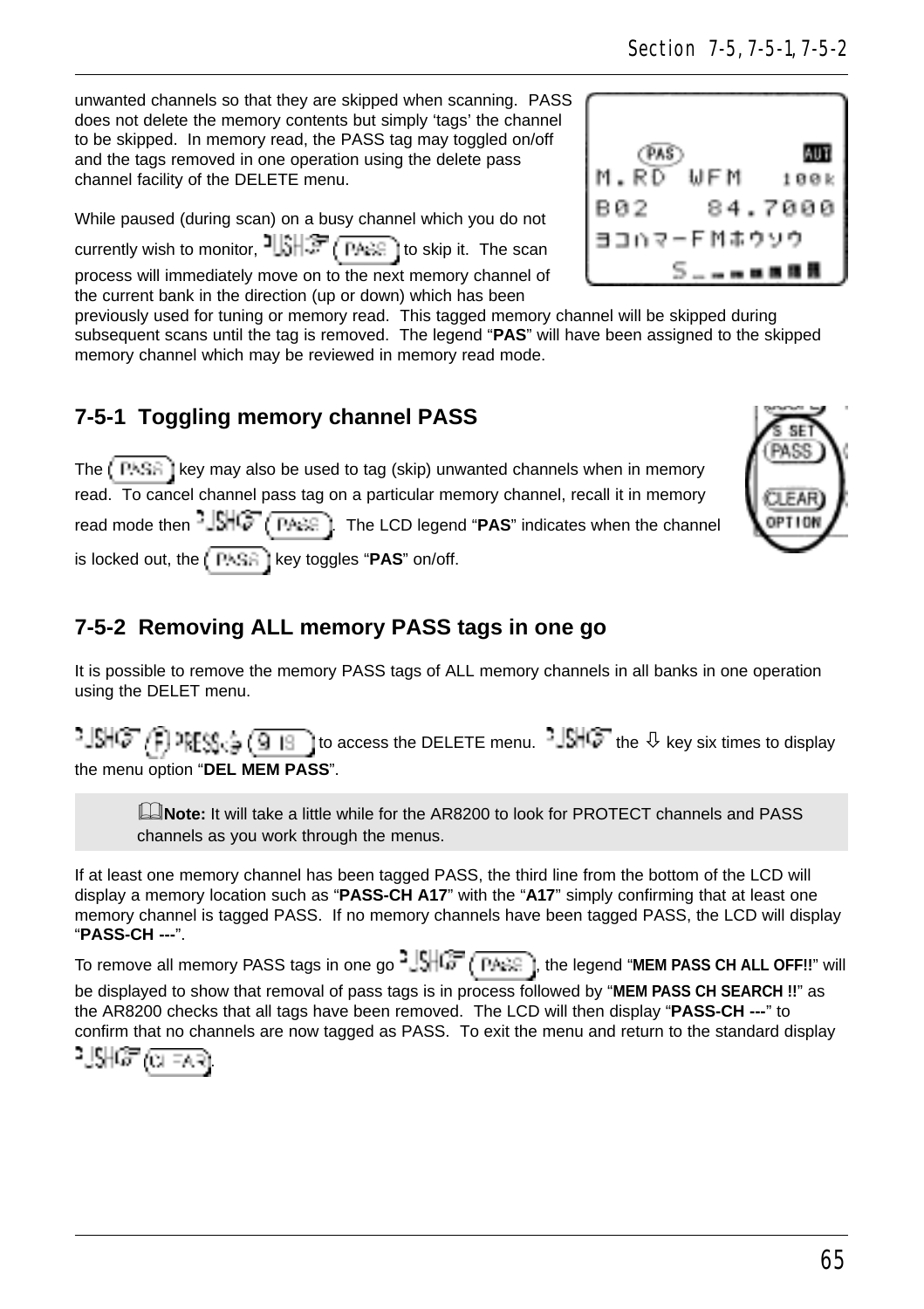unwanted channels so that they are skipped when scanning. PASS does not delete the memory contents but simply 'tags' the channel to be skipped. In memory read, the PASS tag may toggled on/off and the tags removed in one operation using the delete pass channel facility of the DELETE menu.

While paused (during scan) on a busy channel which you do not currently wish to monitor, PUSH (PASS) to skip it. The scan process will immediately move on to the next memory channel of the current bank in the direction (up or down) which has been previously used for tuning or memory read. This tagged memory channel will be skipped during subsequent scans until the tag is removed. The legend "**PAS**" will have been assigned to the skipped memory channel which may be reviewed in memory read mode.

## 7-5-1 Toggling memory channel PASS

The (PASS) key may also be used to tag (skip) unwanted channels when in memory read. To cancel channel pass tag on a particular memory channel, recall it in memory read mode then PUSH (PASS). The LCD legend "**PAS**" indicates when the channel is locked out, the (PASS) key toggles "**PAS**" on/off.

## 7-5-2 Removing ALL memory PASS tags in one go

It is possible to remove the memory PASS tags of ALL memory channels in all banks in one operation using the DELET menu.

PUSH (F) PRESS (9) to access the DELETE menu. PUSH the ⇩ key six times to display the menu option "**DEL MEM PASS**".

> **Note:** It will take a little while for the AR8200 to look for PROTECT channels and PASS channels as you work through the menus.

If at least one memory channel has been tagged PASS, the third line from the bottom of the LCD will display a memory location such as "**PASS-CH A17**" with the "**A17**" simply confirming that at least one memory channel is tagged PASS. If no memory channels have been tagged PASS, the LCD will display "**PASS-CH ---**".

To remove all memory PASS tags in one go PUSH (PASS), the legend "**MEM PASS CH ALL OFF!!**" will be displayed to show that removal of pass tags is in process followed by "**MEM PASS CH SEARCH !!**" as the AR8200 checks that all tags have been removed. The LCD will then display "**PASS-CH ---**" to confirm that no channels are now tagged as PASS. To exit the menu and return to the standard display PUSH (CLEAR).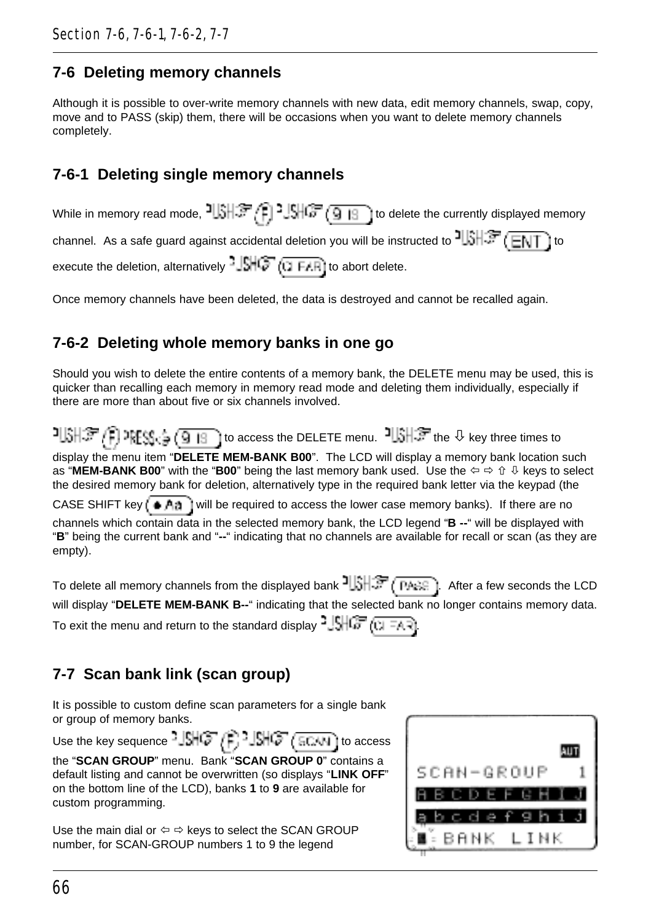## 7-6 Deleting memory channels

Although it is possible to over-write memory channels with new data, edit memory channels, swap, copy, move and to PASS (skip) them, there will be occasions when you want to delete memory channels completely.

### 7-6-1 Deleting single memory channels

While in memory read mode, PUSH (F) PUSH (9) to delete the currently displayed memory channel. As a safe guard against accidental deletion you will be instructed to PUSH (ENT) to execute the deletion, alternatively PUSH (CLEAR) to abort delete.

Once memory channels have been deleted, the data is destroyed and cannot be recalled again.

### 7-6-2 Deleting whole memory banks in one go

Should you wish to delete the entire contents of a memory bank, the DELETE menu may be used, this is quicker than recalling each memory in memory read mode and deleting them individually, especially if there are more than about five or six channels involved.

PUSH (F) PRESS (9) to access the DELETE menu. PUSH the ⇩ key three times to display the menu item "**DELETE MEM-BANK B00**". The LCD will display a memory bank location such as "**MEM-BANK B00**" with the "**B00**" being the last memory bank used. Use the ⇦ ⇨ ⇧ ⇩ keys to select the desired memory bank for deletion, alternatively type in the required bank letter via the keypad (the CASE SHIFT key (● Aa) will be required to access the lower case memory banks). If there are no channels which contain data in the selected memory bank, the LCD legend "**B --**" will be displayed with "**B**" being the current bank and "**--**" indicating that no channels are available for recall or scan (as they are empty).

To delete all memory channels from the displayed bank PUSH (PASS). After a few seconds the LCD will display "**DELETE MEM-BANK B--**" indicating that the selected bank no longer contains memory data. To exit the menu and return to the standard display PUSH (CLEAR).

## 7-7 Scan bank link (scan group)

It is possible to custom define scan parameters for a single bank or group of memory banks.

Use the key sequence PUSH (F) PUSH (SCAN) to access the "**SCAN GROUP**" menu. Bank "**SCAN GROUP 0**" contains a default listing and cannot be overwritten (so displays "**LINK OFF**" on the bottom line of the LCD), banks **1** to **9** are available for custom programming.

Use the main dial or ⇦ ⇨ keys to select the SCAN GROUP number, for SCAN-GROUP numbers 1 to 9 the legend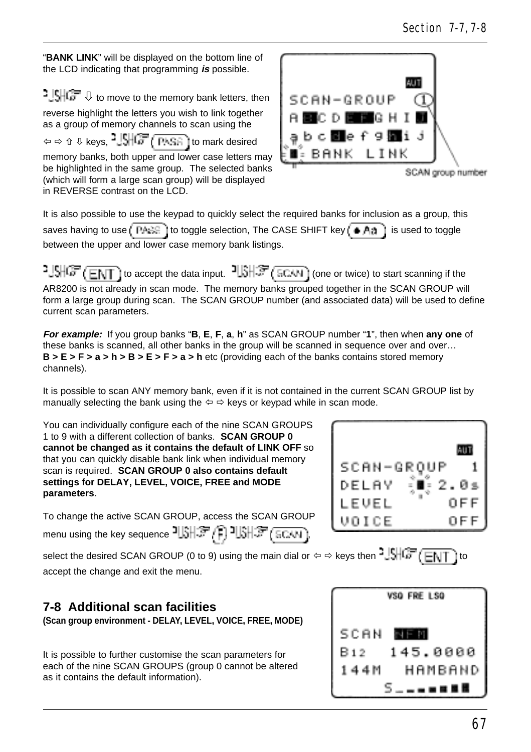"**BANK LINK**" will be displayed on the bottom line of the LCD indicating that programming ***is*** possible.

PUSH ⇩ to move to the memory bank letters, then reverse highlight the letters you wish to link together as a group of memory channels to scan using the ⇦ ⇨ ⇧ ⇩ keys, PUSH (PASS) to mark desired memory banks, both upper and lower case letters may be highlighted in the same group. The selected banks (which will form a large scan group) will be displayed in REVERSE contrast on the LCD.

SCAN group number

It is also possible to use the keypad to quickly select the required banks for inclusion as a group, this saves having to use (PASS) to toggle selection, The CASE SHIFT key (● Aa) is used to toggle between the upper and lower case memory bank listings.

PUSH (ENT) to accept the data input. PUSH (SCAN) (one or twice) to start scanning if the AR8200 is not already in scan mode. The memory banks grouped together in the SCAN GROUP will form a large group during scan. The SCAN GROUP number (and associated data) will be used to define current scan parameters.

***For example:*** If you group banks "**B**, **E**, **F**, **a**, **h**" as SCAN GROUP number "**1**", then when **any one** of these banks is scanned, all other banks in the group will be scanned in sequence over and over…
**B > E > F > a > h > B > E > F > a > h** etc (providing each of the banks contains stored memory channels).

It is possible to scan ANY memory bank, even if it is not contained in the current SCAN GROUP list by manually selecting the bank using the ⇦ ⇨ keys or keypad while in scan mode.

You can individually configure each of the nine SCAN GROUPS 1 to 9 with a different collection of banks. **SCAN GROUP 0 cannot be changed as it contains the default of LINK OFF** so that you can quickly disable bank link when individual memory scan is required. **SCAN GROUP 0 also contains default settings for DELAY, LEVEL, VOICE, FREE and MODE parameters**.

To change the active SCAN GROUP, access the SCAN GROUP menu using the key sequence PUSH (F) PUSH (SCAN), select the desired SCAN GROUP (0 to 9) using the main dial or ⇦ ⇨ keys then PUSH (ENT) to accept the change and exit the menu.

## 7-8 Additional scan facilities

**(Scan group environment - DELAY, LEVEL, VOICE, FREE, MODE)**

It is possible to further customise the scan parameters for each of the nine SCAN GROUPS (group 0 cannot be altered as it contains the default information).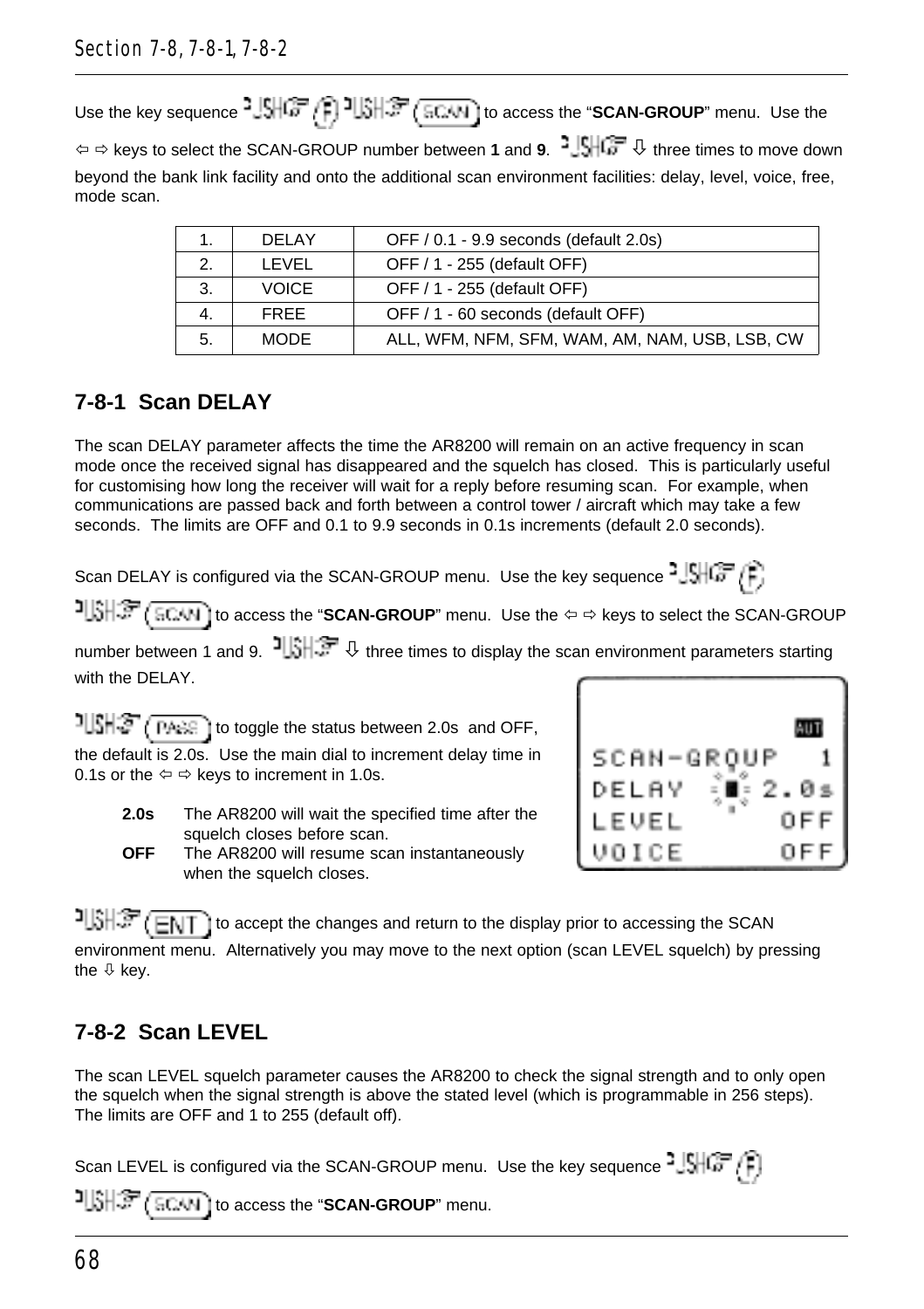Section 7-8, 7-8-1, 7-8-2

Use the key sequence PUSH (F) PUSH (SCAN) to access the "**SCAN-GROUP**" menu. Use the ⇦ ⇨ keys to select the SCAN-GROUP number between **1** and **9**. PUSH ⇩ three times to move down beyond the bank link facility and onto the additional scan environment facilities: delay, level, voice, free, mode scan.

| 1. | DELAY | OFF / 0.1 - 9.9 seconds (default 2.0s) |
|---|---|---|
| 2. | LEVEL | OFF / 1 - 255 (default OFF) |
| 3. | VOICE | OFF / 1 - 255 (default OFF) |
| 4. | FREE | OFF / 1 - 60 seconds (default OFF) |
| 5. | MODE | ALL, WFM, NFM, SFM, WAM, AM, NAM, USB, LSB, CW |

## 7-8-1 Scan DELAY

The scan DELAY parameter affects the time the AR8200 will remain on an active frequency in scan mode once the received signal has disappeared and the squelch has closed. This is particularly useful for customising how long the receiver will wait for a reply before resuming scan. For example, when communications are passed back and forth between a control tower / aircraft which may take a few seconds. The limits are OFF and 0.1 to 9.9 seconds in 0.1s increments (default 2.0 seconds).

Scan DELAY is configured via the SCAN-GROUP menu. Use the key sequence PUSH (F) PUSH (SCAN) to access the "**SCAN-GROUP**" menu. Use the ⇦ ⇨ keys to select the SCAN-GROUP number between 1 and 9. PUSH ⇩ three times to display the scan environment parameters starting with the DELAY.

PUSH (PASS) to toggle the status between 2.0s and OFF, the default is 2.0s. Use the main dial to increment delay time in 0.1s or the ⇦ ⇨ keys to increment in 1.0s.

**2.0s** The AR8200 will wait the specified time after the squelch closes before scan.

**OFF** The AR8200 will resume scan instantaneously when the squelch closes.

```
                 AUT
SCAN-GROUP        1
DELAY          2.0s
LEVEL           OFF
VOICE           OFF
```

PUSH (ENT) to accept the changes and return to the display prior to accessing the SCAN environment menu. Alternatively you may move to the next option (scan LEVEL squelch) by pressing the ⇩ key.

## 7-8-2 Scan LEVEL

The scan LEVEL squelch parameter causes the AR8200 to check the signal strength and to only open the squelch when the signal strength is above the stated level (which is programmable in 256 steps). The limits are OFF and 1 to 255 (default off).

Scan LEVEL is configured via the SCAN-GROUP menu. Use the key sequence PUSH (F) PUSH (SCAN) to access the "**SCAN-GROUP**" menu.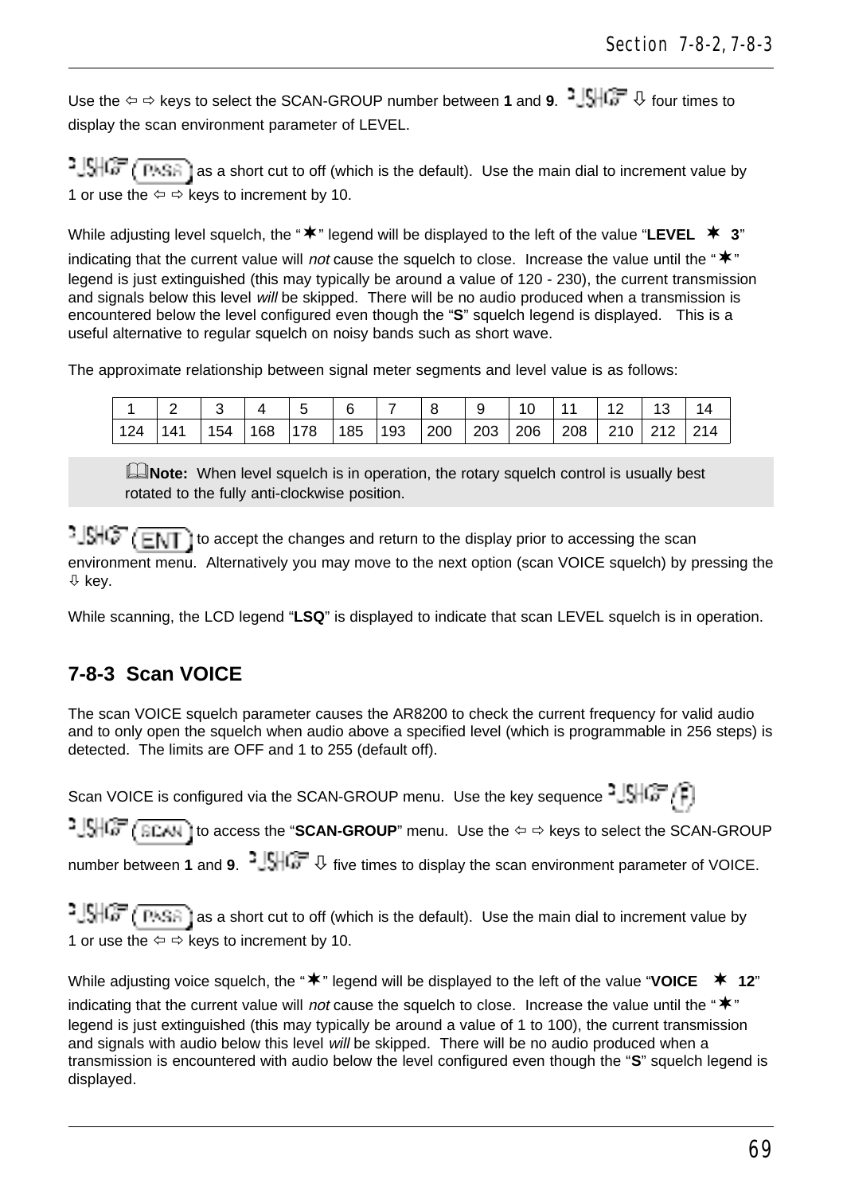Use the ⇦ ⇨ keys to select the SCAN-GROUP number between **1** and **9**. PUSH ⇩ four times to display the scan environment parameter of LEVEL.

PUSH (PASS) as a short cut to off (which is the default). Use the main dial to increment value by 1 or use the ⇦ ⇨ keys to increment by 10.

While adjusting level squelch, the "✶" legend will be displayed to the left of the value "**LEVEL ✶ 3**" indicating that the current value will *not* cause the squelch to close. Increase the value until the "✶" legend is just extinguished (this may typically be around a value of 120 - 230), the current transmission and signals below this level *will* be skipped. There will be no audio produced when a transmission is encountered below the level configured even though the "**S**" squelch legend is displayed. This is a useful alternative to regular squelch on noisy bands such as short wave.

The approximate relationship between signal meter segments and level value is as follows:

| 1 | 2 | 3 | 4 | 5 | 6 | 7 | 8 | 9 | 10 | 11 | 12 | 13 | 14 |
|---|---|---|---|---|---|---|---|---|---|---|---|---|---|
| 124 | 141 | 154 | 168 | 178 | 185 | 193 | 200 | 203 | 206 | 208 | 210 | 212 | 214 |

> **Note:** When level squelch is in operation, the rotary squelch control is usually best rotated to the fully anti-clockwise position.

PUSH (ENT) to accept the changes and return to the display prior to accessing the scan environment menu. Alternatively you may move to the next option (scan VOICE squelch) by pressing the ⇩ key.

While scanning, the LCD legend "**LSQ**" is displayed to indicate that scan LEVEL squelch is in operation.

## 7-8-3 Scan VOICE

The scan VOICE squelch parameter causes the AR8200 to check the current frequency for valid audio and to only open the squelch when audio above a specified level (which is programmable in 256 steps) is detected. The limits are OFF and 1 to 255 (default off).

Scan VOICE is configured via the SCAN-GROUP menu. Use the key sequence PUSH (F) PUSH (SCAN) to access the "**SCAN-GROUP**" menu. Use the ⇦ ⇨ keys to select the SCAN-GROUP number between **1** and **9**. PUSH ⇩ five times to display the scan environment parameter of VOICE.

PUSH (PASS) as a short cut to off (which is the default). Use the main dial to increment value by 1 or use the ⇦ ⇨ keys to increment by 10.

While adjusting voice squelch, the "✶" legend will be displayed to the left of the value "**VOICE ✶ 12**" indicating that the current value will *not* cause the squelch to close. Increase the value until the "✶" legend is just extinguished (this may typically be around a value of 1 to 100), the current transmission and signals with audio below this level *will* be skipped. There will be no audio produced when a transmission is encountered with audio below the level configured even though the "**S**" squelch legend is displayed.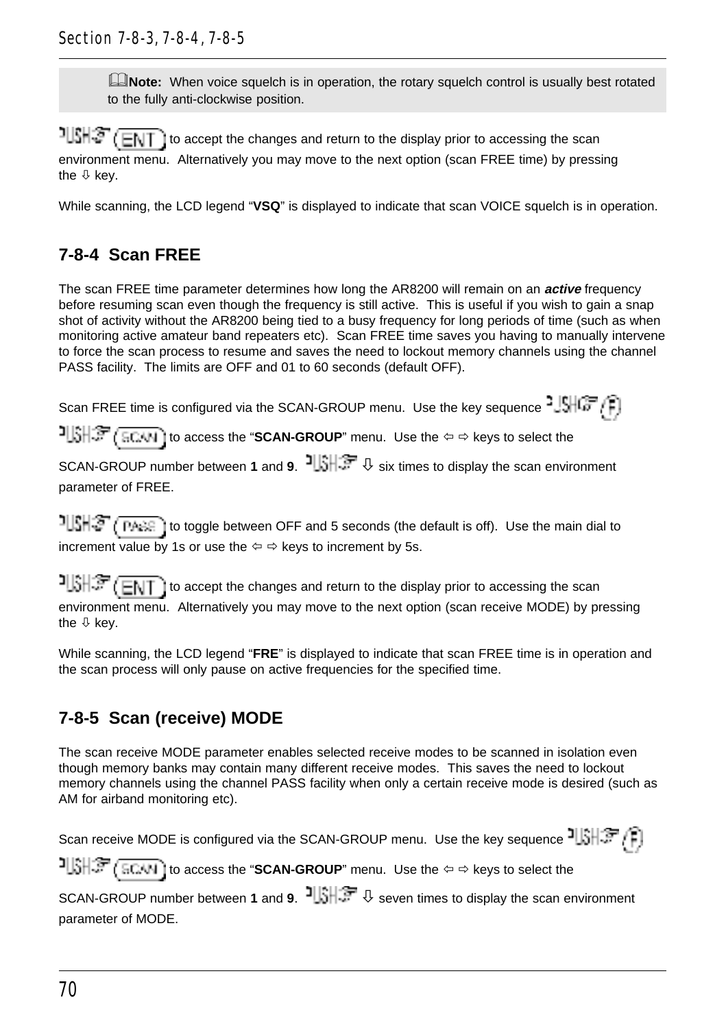> 📖**Note:** When voice squelch is in operation, the rotary squelch control is usually best rotated to the fully anti-clockwise position.

PUSH (ENT) to accept the changes and return to the display prior to accessing the scan environment menu. Alternatively you may move to the next option (scan FREE time) by pressing the ⇩ key.

While scanning, the LCD legend "**VSQ**" is displayed to indicate that scan VOICE squelch is in operation.

## 7-8-4 Scan FREE

The scan FREE time parameter determines how long the AR8200 will remain on an ***active*** frequency before resuming scan even though the frequency is still active. This is useful if you wish to gain a snap shot of activity without the AR8200 being tied to a busy frequency for long periods of time (such as when monitoring active amateur band repeaters etc). Scan FREE time saves you having to manually intervene to force the scan process to resume and saves the need to lockout memory channels using the channel PASS facility. The limits are OFF and 01 to 60 seconds (default OFF).

Scan FREE time is configured via the SCAN-GROUP menu. Use the key sequence PUSH (F) PUSH (SCAN) to access the "**SCAN-GROUP**" menu. Use the ⇦ ⇨ keys to select the SCAN-GROUP number between **1** and **9**. PUSH ⇩ six times to display the scan environment parameter of FREE.

PUSH (PASS) to toggle between OFF and 5 seconds (the default is off). Use the main dial to increment value by 1s or use the ⇦ ⇨ keys to increment by 5s.

PUSH (ENT) to accept the changes and return to the display prior to accessing the scan environment menu. Alternatively you may move to the next option (scan receive MODE) by pressing the ⇩ key.

While scanning, the LCD legend "**FRE**" is displayed to indicate that scan FREE time is in operation and the scan process will only pause on active frequencies for the specified time.

## 7-8-5 Scan (receive) MODE

The scan receive MODE parameter enables selected receive modes to be scanned in isolation even though memory banks may contain many different receive modes. This saves the need to lockout memory channels using the channel PASS facility when only a certain receive mode is desired (such as AM for airband monitoring etc).

Scan receive MODE is configured via the SCAN-GROUP menu. Use the key sequence PUSH (F) PUSH (SCAN) to access the "**SCAN-GROUP**" menu. Use the ⇦ ⇨ keys to select the SCAN-GROUP number between **1** and **9**. PUSH ⇩ seven times to display the scan environment parameter of MODE.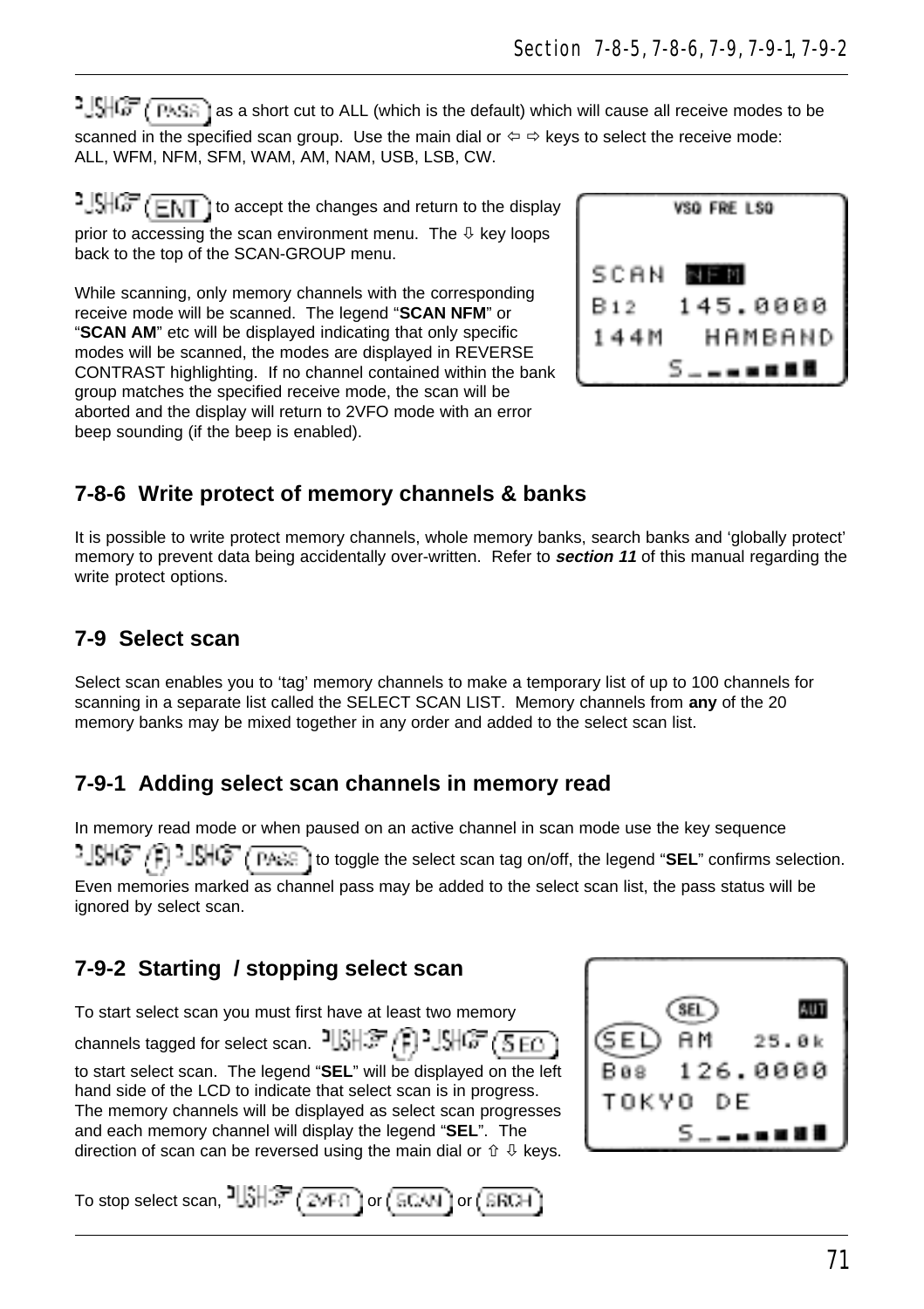Push (PASS) as a short cut to ALL (which is the default) which will cause all receive modes to be scanned in the specified scan group. Use the main dial or ⇦ ⇨ keys to select the receive mode: ALL, WFM, NFM, SFM, WAM, AM, NAM, USB, LSB, CW.

Push (ENT) to accept the changes and return to the display prior to accessing the scan environment menu. The ⇩ key loops back to the top of the SCAN-GROUP menu.

While scanning, only memory channels with the corresponding receive mode will be scanned. The legend "**SCAN NFM**" or "**SCAN AM**" etc will be displayed indicating that only specific modes will be scanned, the modes are displayed in REVERSE CONTRAST highlighting. If no channel contained within the bank group matches the specified receive mode, the scan will be aborted and the display will return to 2VFO mode with an error beep sounding (if the beep is enabled).

## 7-8-6 Write protect of memory channels & banks

It is possible to write protect memory channels, whole memory banks, search banks and 'globally protect' memory to prevent data being accidentally over-written. Refer to ***section 11*** of this manual regarding the write protect options.

## 7-9 Select scan

Select scan enables you to 'tag' memory channels to make a temporary list of up to 100 channels for scanning in a separate list called the SELECT SCAN LIST. Memory channels from **any** of the 20 memory banks may be mixed together in any order and added to the select scan list.

## 7-9-1 Adding select scan channels in memory read

In memory read mode or when paused on an active channel in scan mode use the key sequence Push (F) Push (PASS) to toggle the select scan tag on/off, the legend "**SEL**" confirms selection. Even memories marked as channel pass may be added to the select scan list, the pass status will be ignored by select scan.

## 7-9-2 Starting / stopping select scan

To start select scan you must first have at least two memory channels tagged for select scan. Push (F) Push (5 EC) to start select scan. The legend "**SEL**" will be displayed on the left hand side of the LCD to indicate that select scan is in progress. The memory channels will be displayed as select scan progresses and each memory channel will display the legend "**SEL**". The direction of scan can be reversed using the main dial or ⇧ ⇩ keys.

To stop select scan, Push (2VFO) or (SCAN) or (SRCH)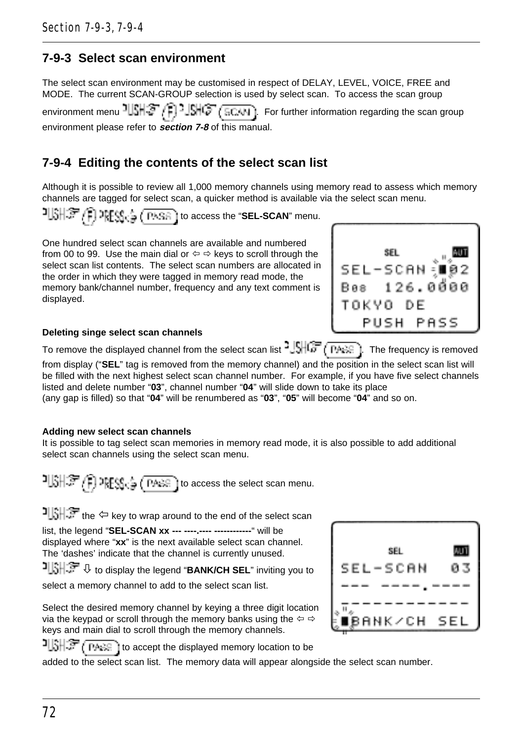## 7-9-3 Select scan environment

The select scan environment may be customised in respect of DELAY, LEVEL, VOICE, FREE and MODE. The current SCAN-GROUP selection is used by select scan. To access the scan group environment menu PUSH (F) PUSH (SCAN). For further information regarding the scan group environment please refer to ***section 7-8*** of this manual.

## 7-9-4 Editing the contents of the select scan list

Although it is possible to review all 1,000 memory channels using memory read to assess which memory channels are tagged for select scan, a quicker method is available via the select scan menu.

PUSH (F) PRESS (PASS) to access the "**SEL-SCAN**" menu.

One hundred select scan channels are available and numbered from 00 to 99. Use the main dial or ⇦ ⇨ keys to scroll through the select scan list contents. The select scan numbers are allocated in the order in which they were tagged in memory read mode, the memory bank/channel number, frequency and any text comment is displayed.

```
SEL                 AUT
SEL-SCAN   02
B08   126.0000
TOKYO DE
  PUSH PASS
```

**Deleting singe select scan channels**

To remove the displayed channel from the select scan list PUSH (PASS). The frequency is removed from display ("**SEL**" tag is removed from the memory channel) and the position in the select scan list will be filled with the next highest select scan channel number. For example, if you have five select channels listed and delete number "**03**", channel number "**04**" will slide down to take its place (any gap is filled) so that "**04**" will be renumbered as "**03**", "**05**" will become "**04**" and so on.

**Adding new select scan channels**

It is possible to tag select scan memories in memory read mode, it is also possible to add additional select scan channels using the select scan menu.

PUSH (F) PRESS (PASS) to access the select scan menu.

PUSH the ⇦ key to wrap around to the end of the select scan list, the legend "**SEL-SCAN xx --- ----.---- ------------**" will be displayed where "**xx**" is the next available select scan channel. The 'dashes' indicate that the channel is currently unused.

PUSH ⇩ to display the legend "**BANK/CH SEL**" inviting you to select a memory channel to add to the select scan list.

```
SEL                 AUT
SEL-SCAN    03
--- ----.----
-----------
BANK/CH SEL
```

Select the desired memory channel by keying a three digit location via the keypad or scroll through the memory banks using the ⇦ ⇨ keys and main dial to scroll through the memory channels.

PUSH (PASS) to accept the displayed memory location to be added to the select scan list. The memory data will appear alongside the select scan number.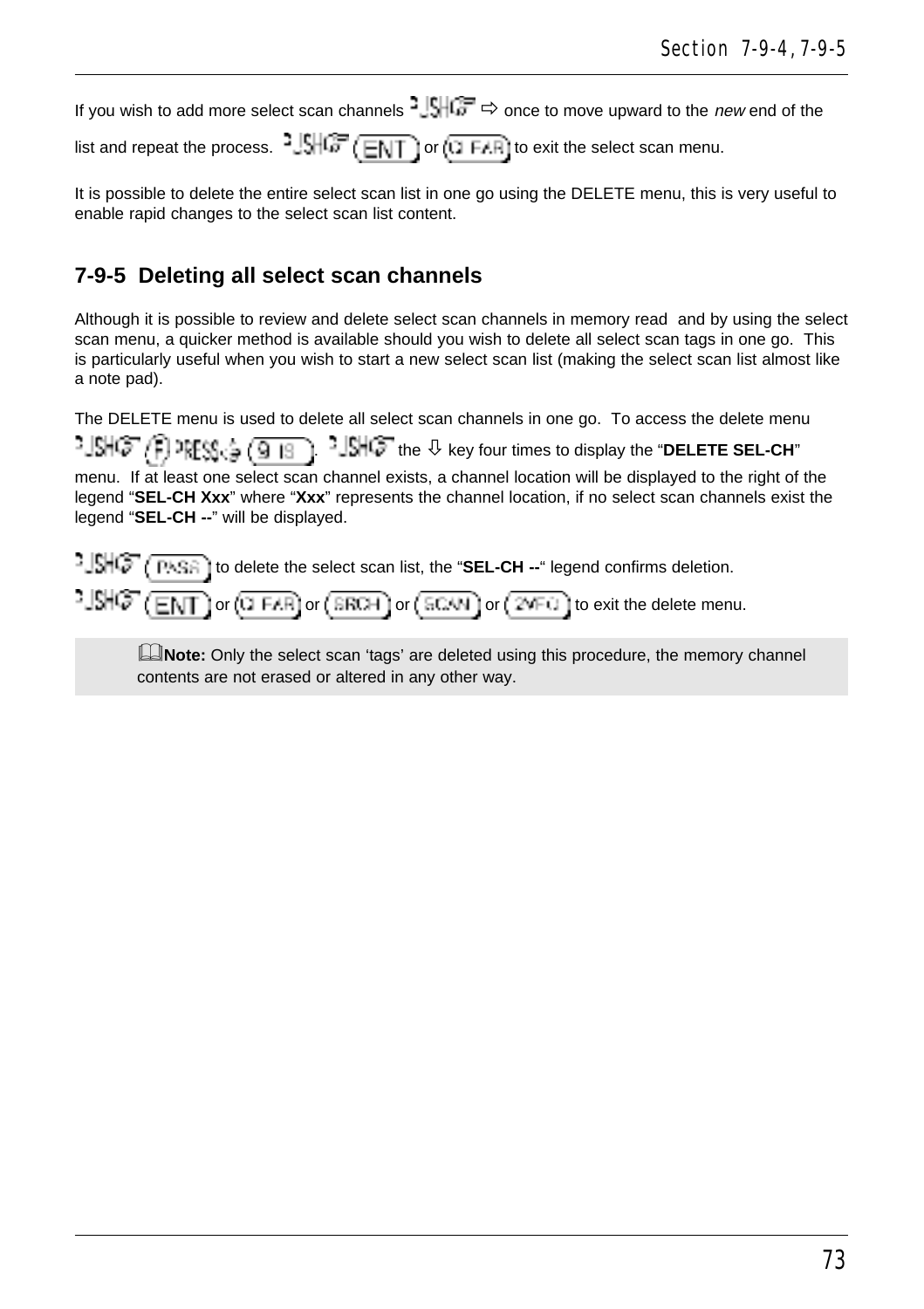If you wish to add more select scan channels PUSH ⇨ once to move upward to the *new* end of the list and repeat the process. PUSH (ENT) or (CLEAR) to exit the select scan menu.

It is possible to delete the entire select scan list in one go using the DELETE menu, this is very useful to enable rapid changes to the select scan list content.

## 7-9-5 Deleting all select scan channels

Although it is possible to review and delete select scan channels in memory read and by using the select scan menu, a quicker method is available should you wish to delete all select scan tags in one go. This is particularly useful when you wish to start a new select scan list (making the select scan list almost like a note pad).

The DELETE menu is used to delete all select scan channels in one go. To access the delete menu PUSH (F) PRESS (9 18). PUSH the ⇩ key four times to display the "**DELETE SEL-CH**" menu. If at least one select scan channel exists, a channel location will be displayed to the right of the legend "**SEL-CH Xxx**" where "**Xxx**" represents the channel location, if no select scan channels exist the legend "**SEL-CH --**" will be displayed.

PUSH (PASS) to delete the select scan list, the "**SEL-CH --**" legend confirms deletion.

PUSH (ENT) or (CLEAR) or (SRCH) or (SCAN) or (2VFO) to exit the delete menu.

> **Note:** Only the select scan 'tags' are deleted using this procedure, the memory channel contents are not erased or altered in any other way.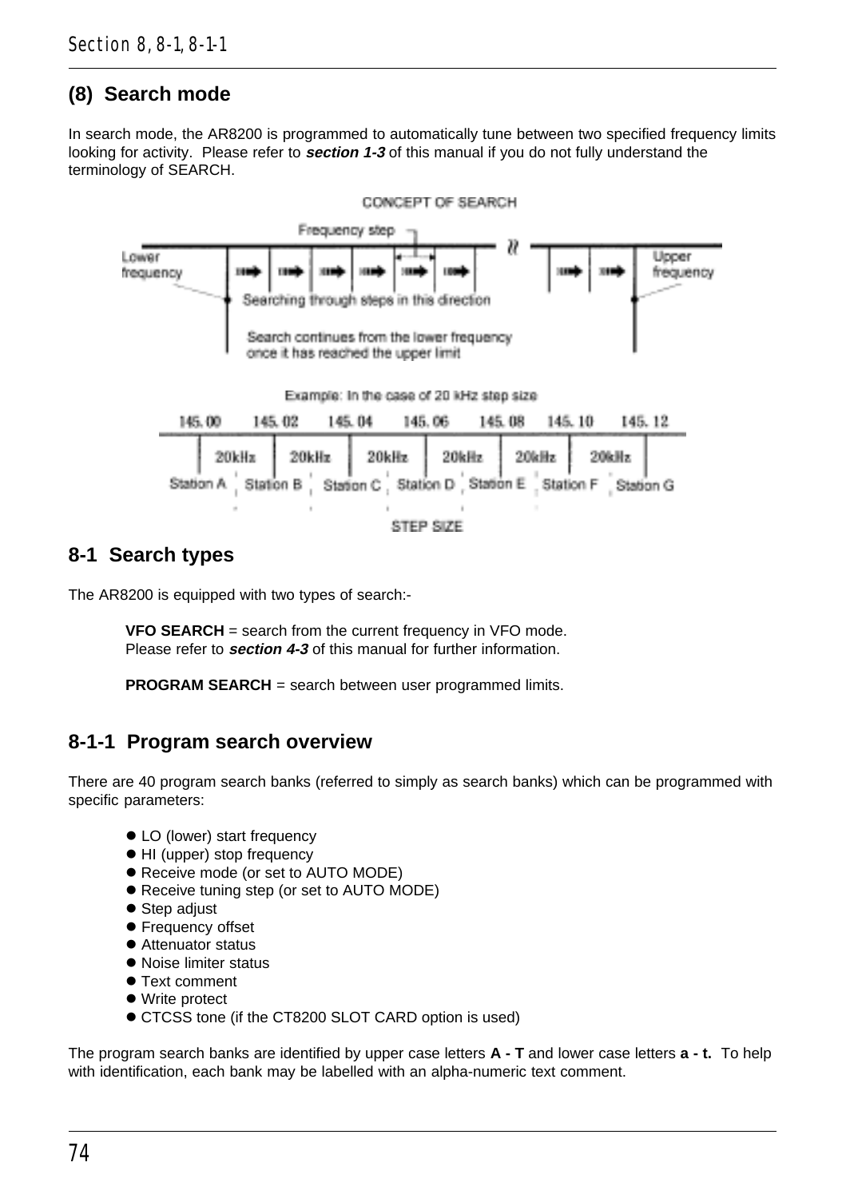## (8) Search mode

In search mode, the AR8200 is programmed to automatically tune between two specified frequency limits looking for activity. Please refer to ***section 1-3*** of this manual if you do not fully understand the terminology of SEARCH.

CONCEPT OF SEARCH

Frequency step

Lower frequency

Upper frequency

Searching through steps in this direction

Search continues from the lower frequency once it has reached the upper limit

Example: In the case of 20 kHz step size

145.00 145.02 145.04 145.06 145.08 145.10 145.12

20kHz 20kHz 20kHz 20kHz 20kHz 20kHz

Station A Station B Station C Station D Station E Station F Station G

STEP SIZE

## 8-1 Search types

The AR8200 is equipped with two types of search:-

**VFO SEARCH** = search from the current frequency in VFO mode.
Please refer to ***section 4-3*** of this manual for further information.

**PROGRAM SEARCH** = search between user programmed limits.

### 8-1-1 Program search overview

There are 40 program search banks (referred to simply as search banks) which can be programmed with specific parameters:

- LO (lower) start frequency
- HI (upper) stop frequency
- Receive mode (or set to AUTO MODE)
- Receive tuning step (or set to AUTO MODE)
- Step adjust
- Frequency offset
- Attenuator status
- Noise limiter status
- Text comment
- Write protect
- CTCSS tone (if the CT8200 SLOT CARD option is used)

The program search banks are identified by upper case letters **A - T** and lower case letters **a - t.** To help with identification, each bank may be labelled with an alpha-numeric text comment.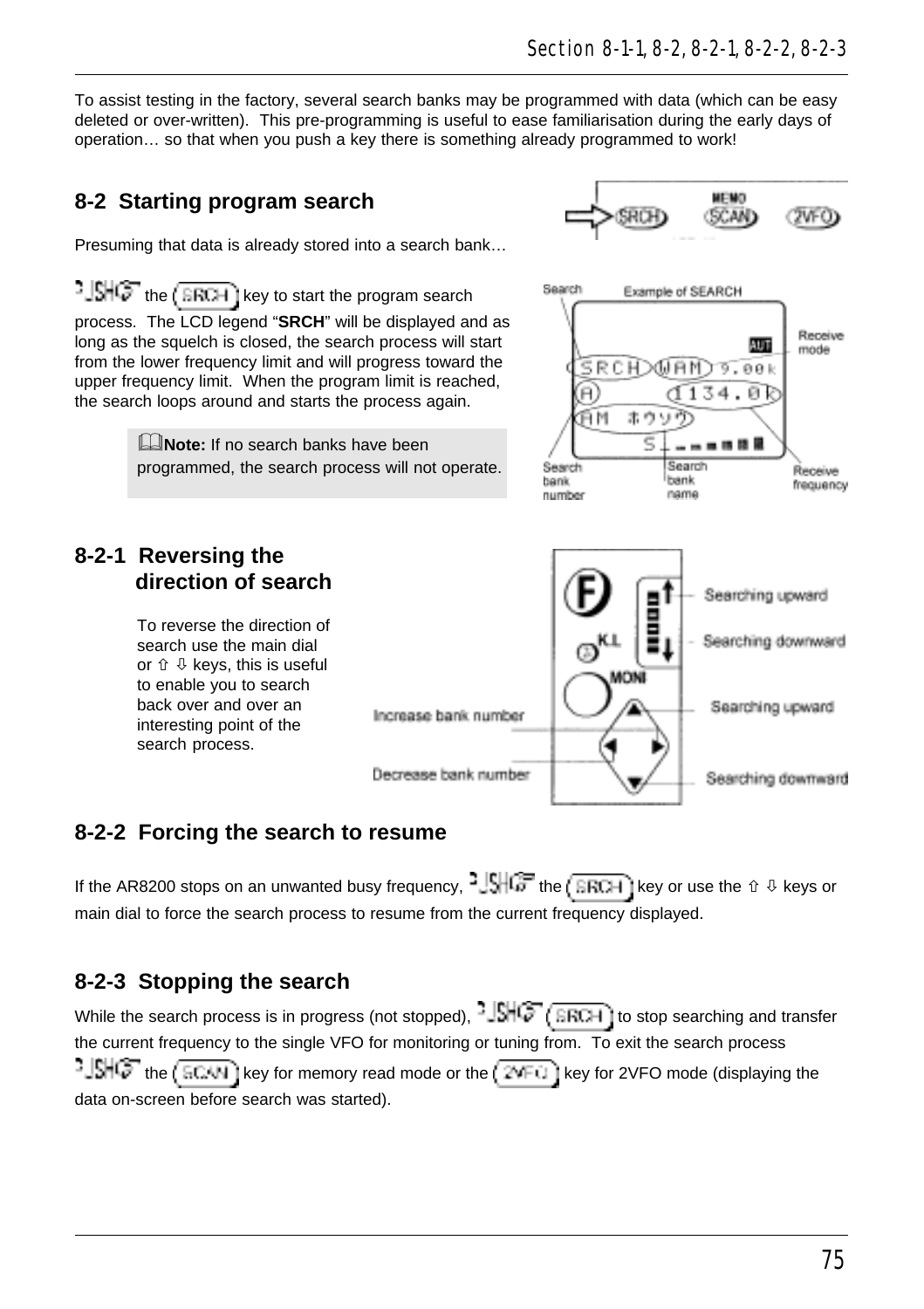To assist testing in the factory, several search banks may be programmed with data (which can be easy deleted or over-written). This pre-programming is useful to ease familiarisation during the early days of operation… so that when you push a key there is something already programmed to work!

## 8-2 Starting program search

Presuming that data is already stored into a search bank…

PUSH the SRCH key to start the program search process. The LCD legend "**SRCH**" will be displayed and as long as the squelch is closed, the search process will start from the lower frequency limit and will progress toward the upper frequency limit. When the program limit is reached, the search loops around and starts the process again.

> **Note:** If no search banks have been programmed, the search process will not operate.

## 8-2-1 Reversing the direction of search

To reverse the direction of search use the main dial or ⇧ ⇩ keys, this is useful to enable you to search back over and over an interesting point of the search process.

## 8-2-2 Forcing the search to resume

If the AR8200 stops on an unwanted busy frequency, PUSH the SRCH key or use the ⇧ ⇩ keys or main dial to force the search process to resume from the current frequency displayed.

## 8-2-3 Stopping the search

While the search process is in progress (not stopped), PUSH SRCH to stop searching and transfer the current frequency to the single VFO for monitoring or tuning from. To exit the search process PUSH the SCAN key for memory read mode or the 2VFO key for 2VFO mode (displaying the data on-screen before search was started).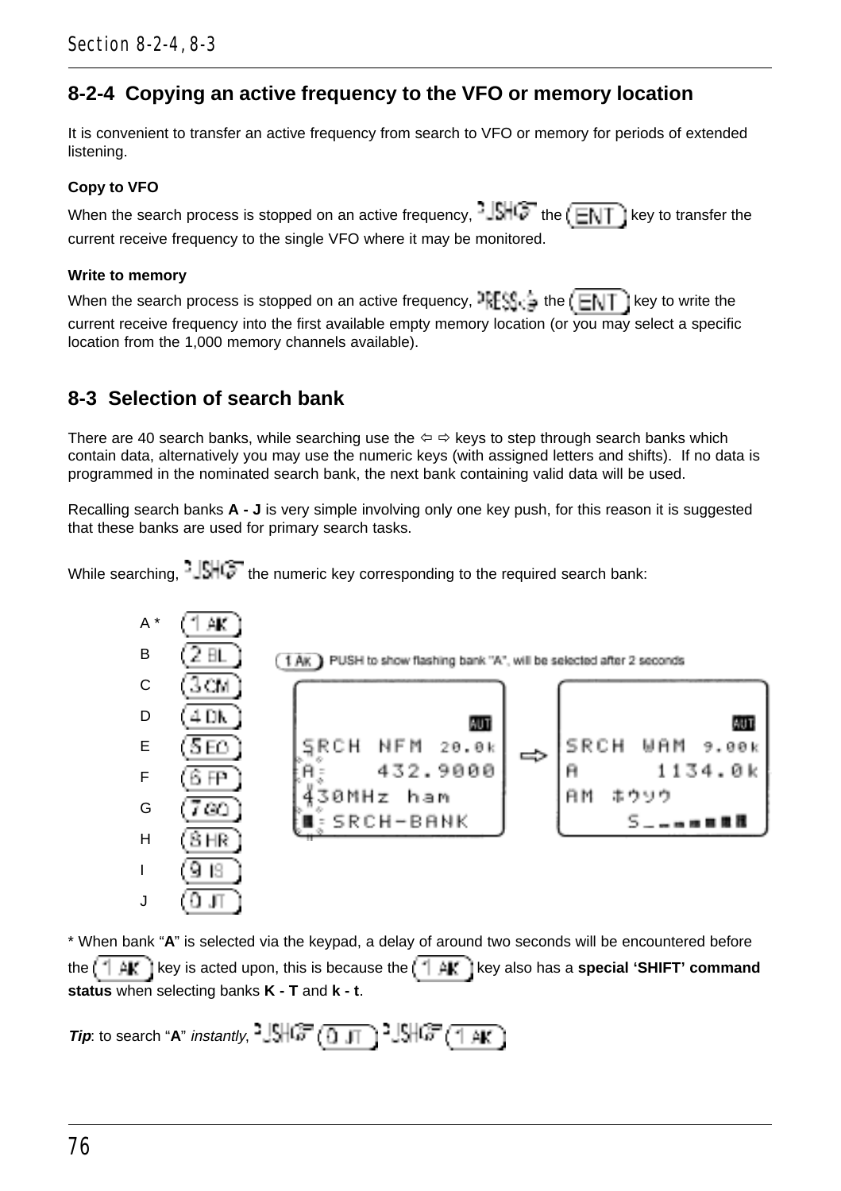## 8-2-4 Copying an active frequency to the VFO or memory location

It is convenient to transfer an active frequency from search to VFO or memory for periods of extended listening.

**Copy to VFO**

When the search process is stopped on an active frequency, PUSH the (ENT) key to transfer the current receive frequency to the single VFO where it may be monitored.

**Write to memory**

When the search process is stopped on an active frequency, PRESS the (ENT) key to write the current receive frequency into the first available empty memory location (or you may select a specific location from the 1,000 memory channels available).

## 8-3 Selection of search bank

There are 40 search banks, while searching use the ⇦ ⇨ keys to step through search banks which contain data, alternatively you may use the numeric keys (with assigned letters and shifts). If no data is programmed in the nominated search bank, the next bank containing valid data will be used.

Recalling search banks **A - J** is very simple involving only one key push, for this reason it is suggested that these banks are used for primary search tasks.

While searching, PUSH the numeric key corresponding to the required search bank:

- A * (1 AK)
- B (2 BL)
- C (3 CM)
- D (4 DN)
- E (5 EO)
- F (6 FP)
- G (7 GQ)
- H (8 HR)
- I (9 IS)
- J (0 JT)

(1 AK) PUSH to show flashing bank "A", will be selected after 2 seconds

```
            AUT                          AUT
SRCH NFM 20.0k        ⇨      SRCH WAM 9.00k
A    432.9000                A      1134.0k
430MHz ham                   AM ホウソウ
■ SRCH-BANK                        S_ _ ■■■■
```

\* When bank "**A**" is selected via the keypad, a delay of around two seconds will be encountered before the (1 AK) key is acted upon, this is because the (1 AK) key also has a **special 'SHIFT' command status** when selecting banks **K - T** and **k - t**.

***Tip***: to search "**A**" *instantly*, PUSH (0 JT) PUSH (1 AK)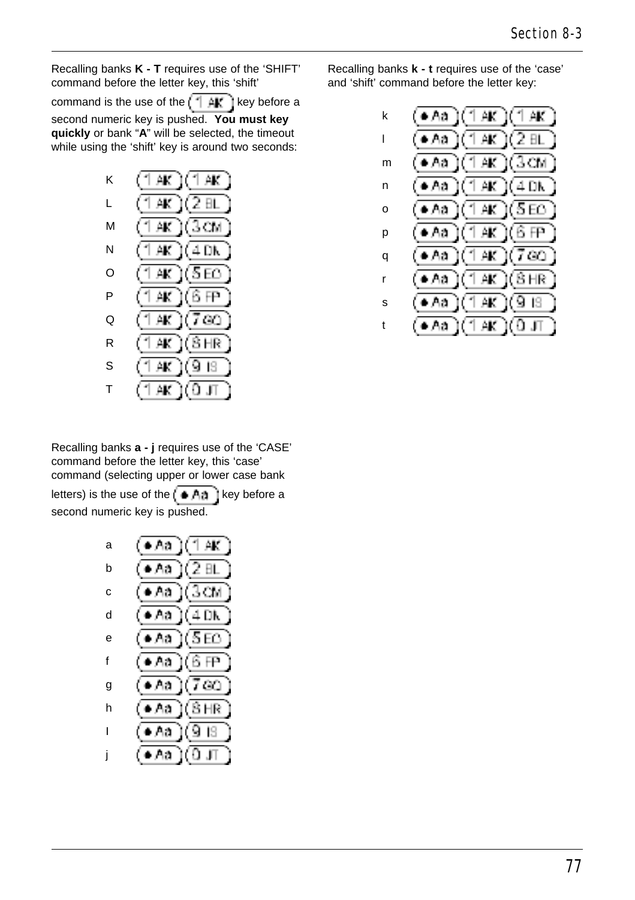Recalling banks **K - T** requires use of the 'SHIFT' command before the letter key, this 'shift' command is the use of the [1 AK] key before a second numeric key is pushed. **You must key quickly** or bank "**A**" will be selected, the timeout while using the 'shift' key is around two seconds:

| | |
|---|---|
| K | [1 AK] [1 AK] |
| L | [1 AK] [2 BL] |
| M | [1 AK] [3 CM] |
| N | [1 AK] [4 DN] |
| O | [1 AK] [5 EO] |
| P | [1 AK] [6 FP] |
| Q | [1 AK] [7 GQ] |
| R | [1 AK] [8 HR] |
| S | [1 AK] [9 IS] |
| T | [1 AK] [0 JT] |

Recalling banks **a - j** requires use of the 'CASE' command before the letter key, this 'case' command (selecting upper or lower case bank letters) is the use of the [• Aa] key before a second numeric key is pushed.

| | |
|---|---|
| a | [• Aa] [1 AK] |
| b | [• Aa] [2 BL] |
| c | [• Aa] [3 CM] |
| d | [• Aa] [4 DN] |
| e | [• Aa] [5 EO] |
| f | [• Aa] [6 FP] |
| g | [• Aa] [7 GQ] |
| h | [• Aa] [8 HR] |
| I | [• Aa] [9 IS] |
| j | [• Aa] [0 JT] |

Recalling banks **k - t** requires use of the 'case' and 'shift' command before the letter key:

| | |
|---|---|
| k | [• Aa] [1 AK] [1 AK] |
| l | [• Aa] [1 AK] [2 BL] |
| m | [• Aa] [1 AK] [3 CM] |
| n | [• Aa] [1 AK] [4 DN] |
| o | [• Aa] [1 AK] [5 EO] |
| p | [• Aa] [1 AK] [6 FP] |
| q | [• Aa] [1 AK] [7 GQ] |
| r | [• Aa] [1 AK] [8 HR] |
| s | [• Aa] [1 AK] [9 IS] |
| t | [• Aa] [1 AK] [0 JT] |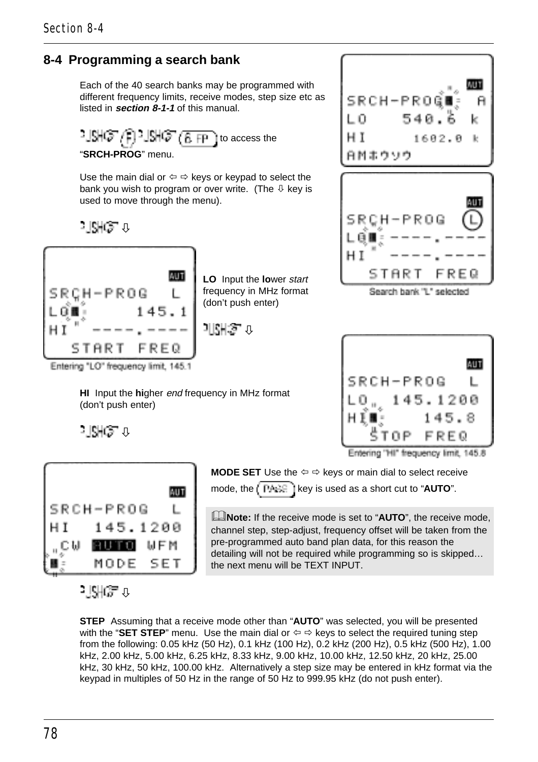## 8-4 Programming a search bank

Each of the 40 search banks may be programmed with different frequency limits, receive modes, step size etc as listed in ***section 8-1-1*** of this manual.

PUSH (F) PUSH (6 FP) to access the "**SRCH-PROG**" menu.

Use the main dial or ⇦ ⇨ keys or keypad to select the bank you wish to program or over write. (The ⇩ key is used to move through the menu).

Search bank "L" selected

PUSH ⇩

**LO** Input the **lo**wer *start* frequency in MHz format (don't push enter)

Entering "LO" frequency limit, 145.1

PUSH ⇩

**HI** Input the **hi**gher *end* frequency in MHz format (don't push enter)

Entering "HI" frequency limit, 145.8

PUSH ⇩

**MODE SET** Use the ⇦ ⇨ keys or main dial to select receive mode, the (PASS) key is used as a short cut to "**AUTO**".

**Note:** If the receive mode is set to "**AUTO**", the receive mode, channel step, step-adjust, frequency offset will be taken from the pre-programmed auto band plan data, for this reason the detailing will not be required while programming so is skipped… the next menu will be TEXT INPUT.

PUSH ⇩

**STEP** Assuming that a receive mode other than "**AUTO**" was selected, you will be presented with the "**SET STEP**" menu. Use the main dial or ⇦ ⇨ keys to select the required tuning step from the following: 0.05 kHz (50 Hz), 0.1 kHz (100 Hz), 0.2 kHz (200 Hz), 0.5 kHz (500 Hz), 1.00 kHz, 2.00 kHz, 5.00 kHz, 6.25 kHz, 8.33 kHz, 9.00 kHz, 10.00 kHz, 12.50 kHz, 20 kHz, 25.00 kHz, 30 kHz, 50 kHz, 100.00 kHz. Alternatively a step size may be entered in kHz format via the keypad in multiples of 50 Hz in the range of 50 Hz to 999.95 kHz (do not push enter).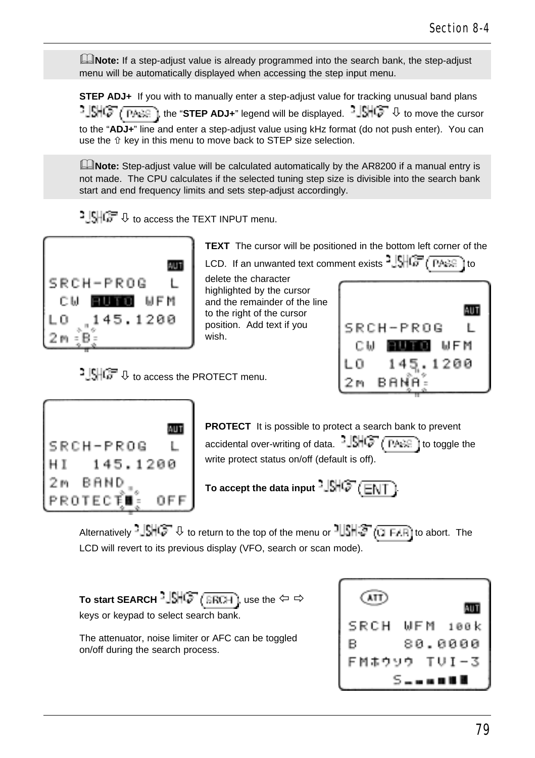**Note:** If a step-adjust value is already programmed into the search bank, the step-adjust menu will be automatically displayed when accessing the step input menu.

**STEP ADJ+** If you with to manually enter a step-adjust value for tracking unusual band plans (PASS), the "**STEP ADJ+**" legend will be displayed. ⇩ to move the cursor to the "**ADJ+**" line and enter a step-adjust value using kHz format (do not push enter). You can use the ⇧ key in this menu to move back to STEP size selection.

**Note:** Step-adjust value will be calculated automatically by the AR8200 if a manual entry is not made. The CPU calculates if the selected tuning step size is divisible into the search bank start and end frequency limits and sets step-adjust accordingly.

⇩ to access the TEXT INPUT menu.

**TEXT** The cursor will be positioned in the bottom left corner of the LCD. If an unwanted text comment exists (PASS) to delete the character highlighted by the cursor and the remainder of the line to the right of the cursor position. Add text if you wish.

⇩ to access the PROTECT menu.

**PROTECT** It is possible to protect a search bank to prevent accidental over-writing of data. (PASS) to toggle the write protect status on/off (default is off).

**To accept the data input** (ENT).

Alternatively ⇩ to return to the top of the menu or (2 FAR) to abort. The LCD will revert to its previous display (VFO, search or scan mode).

**To start SEARCH** (SRCH), use the ⇦ ⇨ keys or keypad to select search bank.

The attenuator, noise limiter or AFC can be toggled on/off during the search process.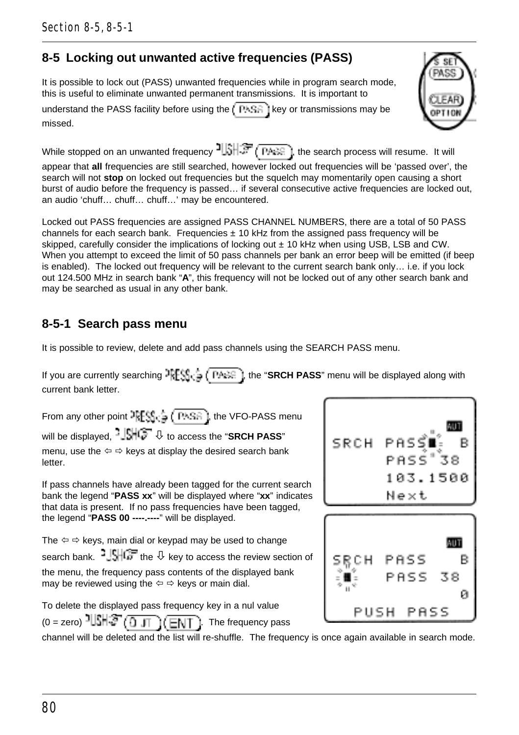## 8-5 Locking out unwanted active frequencies (PASS)

It is possible to lock out (PASS) unwanted frequencies while in program search mode, this is useful to eliminate unwanted permanent transmissions. It is important to understand the PASS facility before using the PASS key or transmissions may be missed.

While stopped on an unwanted frequency PUSH PASS, the search process will resume. It will appear that **all** frequencies are still searched, however locked out frequencies will be 'passed over', the search will not **stop** on locked out frequencies but the squelch may momentarily open causing a short burst of audio before the frequency is passed… if several consecutive active frequencies are locked out, an audio 'chuff… chuff… chuff…' may be encountered.

Locked out PASS frequencies are assigned PASS CHANNEL NUMBERS, there are a total of 50 PASS channels for each search bank. Frequencies ± 10 kHz from the assigned pass frequency will be skipped, carefully consider the implications of locking out ± 10 kHz when using USB, LSB and CW. When you attempt to exceed the limit of 50 pass channels per bank an error beep will be emitted (if beep is enabled). The locked out frequency will be relevant to the current search bank only… i.e. if you lock out 124.500 MHz in search bank "**A**", this frequency will not be locked out of any other search bank and may be searched as usual in any other bank.

### 8-5-1 Search pass menu

It is possible to review, delete and add pass channels using the SEARCH PASS menu.

If you are currently searching PRESS PASS, the "**SRCH PASS**" menu will be displayed along with current bank letter.

From any other point PRESS PASS, the VFO-PASS menu will be displayed, PUSH ⇩ to access the "**SRCH PASS**" menu, use the ⇦ ⇨ keys at display the desired search bank letter.

If pass channels have already been tagged for the current search bank the legend "**PASS xx**" will be displayed where "**xx**" indicates that data is present. If no pass frequencies have been tagged, the legend "**PASS 00 ----.----**" will be displayed.

The ⇦ ⇨ keys, main dial or keypad may be used to change search bank. PUSH the ⇩ key to access the review section of the menu, the frequency pass contents of the displayed bank may be reviewed using the ⇦ ⇨ keys or main dial.

To delete the displayed pass frequency key in a nul value (0 = zero) PUSH 0 ENT. The frequency pass channel will be deleted and the list will re-shuffle. The frequency is once again available in search mode.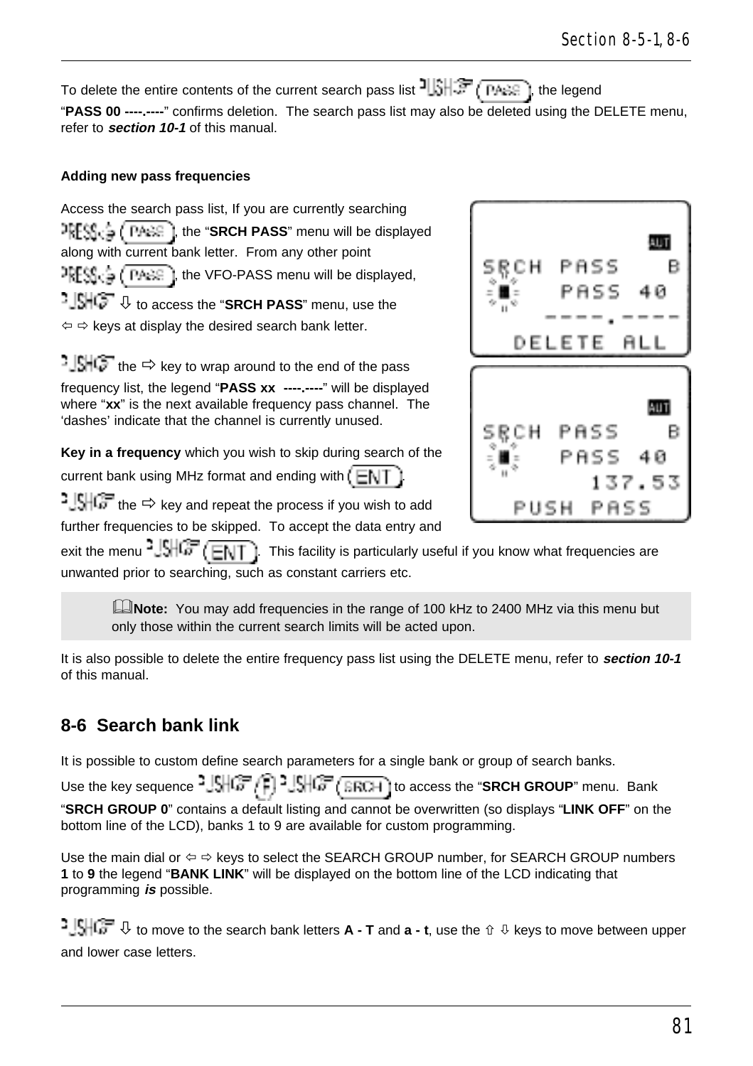To delete the entire contents of the current search pass list PUSH (PASS), the legend "**PASS 00 ----.----**" confirms deletion. The search pass list may also be deleted using the DELETE menu, refer to ***section 10-1*** of this manual.

**Adding new pass frequencies**

Access the search pass list, If you are currently searching PRESS (PASS), the "**SRCH PASS**" menu will be displayed along with current bank letter. From any other point PRESS (PASS), the VFO-PASS menu will be displayed, PUSH ⇩ to access the "**SRCH PASS**" menu, use the ⇦ ⇨ keys at display the desired search bank letter.

PUSH the ⇨ key to wrap around to the end of the pass frequency list, the legend "**PASS xx ----.----**" will be displayed where "**xx**" is the next available frequency pass channel. The 'dashes' indicate that the channel is currently unused.

**Key in a frequency** which you wish to skip during search of the current bank using MHz format and ending with (ENT).

PUSH the ⇨ key and repeat the process if you wish to add further frequencies to be skipped. To accept the data entry and exit the menu PUSH (ENT). This facility is particularly useful if you know what frequencies are unwanted prior to searching, such as constant carriers etc.

> **Note:** You may add frequencies in the range of 100 kHz to 2400 MHz via this menu but only those within the current search limits will be acted upon.

It is also possible to delete the entire frequency pass list using the DELETE menu, refer to ***section 10-1*** of this manual.

## 8-6 Search bank link

It is possible to custom define search parameters for a single bank or group of search banks. Use the key sequence PUSH (F) PUSH (SRCH) to access the "**SRCH GROUP**" menu. Bank "**SRCH GROUP 0**" contains a default listing and cannot be overwritten (so displays "**LINK OFF**" on the bottom line of the LCD), banks 1 to 9 are available for custom programming.

Use the main dial or ⇦ ⇨ keys to select the SEARCH GROUP number, for SEARCH GROUP numbers **1** to **9** the legend "**BANK LINK**" will be displayed on the bottom line of the LCD indicating that programming ***is*** possible.

PUSH ⇩ to move to the search bank letters **A - T** and **a - t**, use the ⇧ ⇩ keys to move between upper and lower case letters.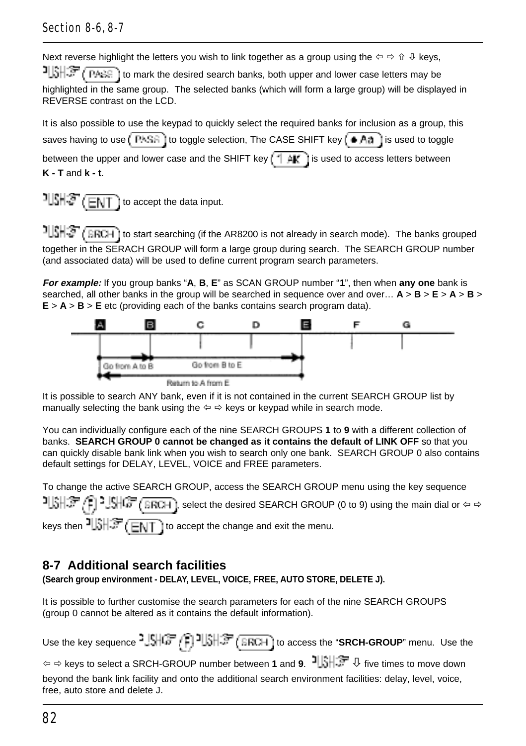Next reverse highlight the letters you wish to link together as a group using the ⇦ ⇨ ⇧ ⇩ keys, PUSH (PASS) to mark the desired search banks, both upper and lower case letters may be highlighted in the same group. The selected banks (which will form a large group) will be displayed in REVERSE contrast on the LCD.

It is also possible to use the keypad to quickly select the required banks for inclusion as a group, this saves having to use (PASS) to toggle selection, The CASE SHIFT key (• Aa) is used to toggle between the upper and lower case and the SHIFT key (1 AK) is used to access letters between **K - T** and **k - t**.

PUSH (ENT) to accept the data input.

PUSH (SRCH) to start searching (if the AR8200 is not already in search mode). The banks grouped together in the SERACH GROUP will form a large group during search. The SEARCH GROUP number (and associated data) will be used to define current program search parameters.

***For example:*** If you group banks "**A**, **B**, **E**" as SCAN GROUP number "**1**", then when **any one** bank is searched, all other banks in the group will be searched in sequence over and over… **A** > **B** > **E** > **A** > **B** > **E** > **A** > **B** > **E** etc (providing each of the banks contains search program data).

A B C D E F G

Go from A to B — Go from B to E — Return to A from E

It is possible to search ANY bank, even if it is not contained in the current SEARCH GROUP list by manually selecting the bank using the ⇦ ⇨ keys or keypad while in search mode.

You can individually configure each of the nine SEARCH GROUPS **1** to **9** with a different collection of banks. **SEARCH GROUP 0 cannot be changed as it contains the default of LINK OFF** so that you can quickly disable bank link when you wish to search only one bank. SEARCH GROUP 0 also contains default settings for DELAY, LEVEL, VOICE and FREE parameters.

To change the active SEARCH GROUP, access the SEARCH GROUP menu using the key sequence PUSH (F) PUSH (SRCH), select the desired SEARCH GROUP (0 to 9) using the main dial or ⇦ ⇨ keys then PUSH (ENT) to accept the change and exit the menu.

## 8-7 Additional search facilities

**(Search group environment - DELAY, LEVEL, VOICE, FREE, AUTO STORE, DELETE J).**

It is possible to further customise the search parameters for each of the nine SEARCH GROUPS (group 0 cannot be altered as it contains the default information).

Use the key sequence PUSH (F) PUSH (SRCH) to access the "**SRCH-GROUP**" menu. Use the ⇦ ⇨ keys to select a SRCH-GROUP number between **1** and **9**. PUSH ⇩ five times to move down beyond the bank link facility and onto the additional search environment facilities: delay, level, voice, free, auto store and delete J.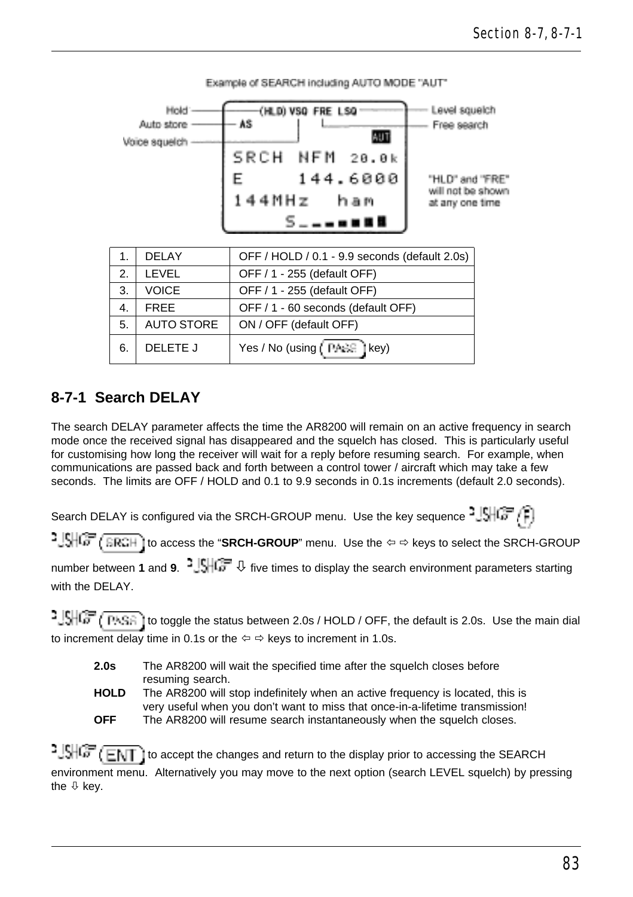Example of SEARCH including AUTO MODE "AUT"

Hold — (HLD) VSQ FRE LSQ — Level squelch
Auto store — AS — Free search
Voice squelch

AUT

SRCH NFM 20.0k
E 144.6000
144MHz ham
S

"HLD" and "FRE" will not be shown at any one time

| 1. | DELAY | OFF / HOLD / 0.1 - 9.9 seconds (default 2.0s) |
|---|---|---|
| 2. | LEVEL | OFF / 1 - 255 (default OFF) |
| 3. | VOICE | OFF / 1 - 255 (default OFF) |
| 4. | FREE | OFF / 1 - 60 seconds (default OFF) |
| 5. | AUTO STORE | ON / OFF (default OFF) |
| 6. | DELETE J | Yes / No (using PASS key) |

## 8-7-1 Search DELAY

The search DELAY parameter affects the time the AR8200 will remain on an active frequency in search mode once the received signal has disappeared and the squelch has closed. This is particularly useful for customising how long the receiver will wait for a reply before resuming search. For example, when communications are passed back and forth between a control tower / aircraft which may take a few seconds. The limits are OFF / HOLD and 0.1 to 9.9 seconds in 0.1s increments (default 2.0 seconds).

Search DELAY is configured via the SRCH-GROUP menu. Use the key sequence (F) (SRCH) to access the "**SRCH-GROUP**" menu. Use the ⇦ ⇨ keys to select the SRCH-GROUP number between **1** and **9**. ⇩ five times to display the search environment parameters starting with the DELAY.

(PASS) to toggle the status between 2.0s / HOLD / OFF, the default is 2.0s. Use the main dial to increment delay time in 0.1s or the ⇦ ⇨ keys to increment in 1.0s.

**2.0s** The AR8200 will wait the specified time after the squelch closes before resuming search.

**HOLD** The AR8200 will stop indefinitely when an active frequency is located, this is very useful when you don't want to miss that once-in-a-lifetime transmission!

**OFF** The AR8200 will resume search instantaneously when the squelch closes.

(ENT) to accept the changes and return to the display prior to accessing the SEARCH environment menu. Alternatively you may move to the next option (search LEVEL squelch) by pressing the ⇩ key.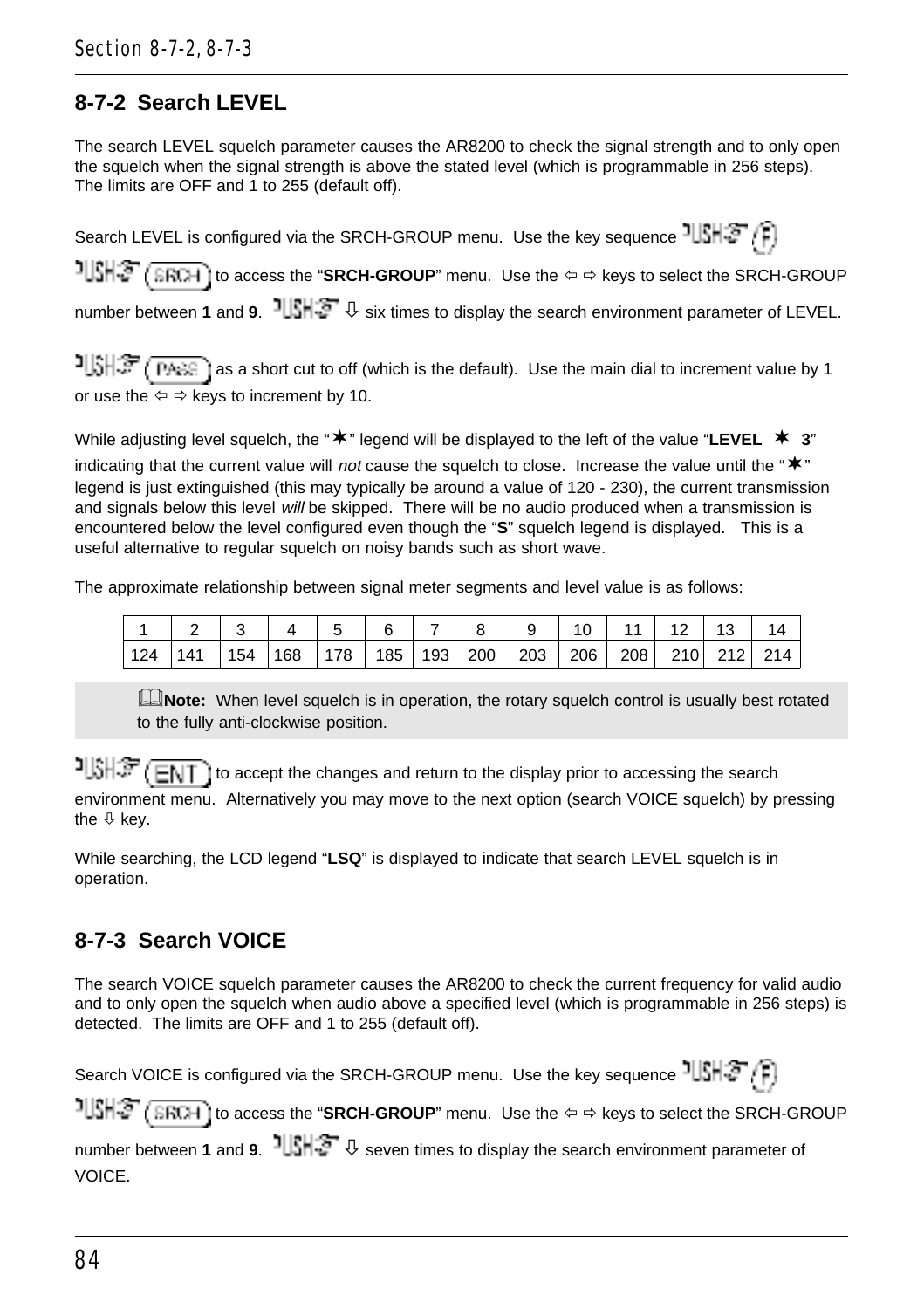## 8-7-2 Search LEVEL

The search LEVEL squelch parameter causes the AR8200 to check the signal strength and to only open the squelch when the signal strength is above the stated level (which is programmable in 256 steps). The limits are OFF and 1 to 255 (default off).

Search LEVEL is configured via the SRCH-GROUP menu. Use the key sequence PUSH (F) PUSH (SRCH) to access the "**SRCH-GROUP**" menu. Use the ⇦ ⇨ keys to select the SRCH-GROUP number between **1** and **9**. PUSH ⇩ six times to display the search environment parameter of LEVEL.

PUSH (PASS) as a short cut to off (which is the default). Use the main dial to increment value by 1 or use the ⇦ ⇨ keys to increment by 10.

While adjusting level squelch, the "✶" legend will be displayed to the left of the value "**LEVEL ✶ 3**" indicating that the current value will *not* cause the squelch to close. Increase the value until the "✶" legend is just extinguished (this may typically be around a value of 120 - 230), the current transmission and signals below this level *will* be skipped. There will be no audio produced when a transmission is encountered below the level configured even though the "**S**" squelch legend is displayed. This is a useful alternative to regular squelch on noisy bands such as short wave.

The approximate relationship between signal meter segments and level value is as follows:

| 1 | 2 | 3 | 4 | 5 | 6 | 7 | 8 | 9 | 10 | 11 | 12 | 13 | 14 |
|---|---|---|---|---|---|---|---|---|---|---|---|---|---|
| 124 | 141 | 154 | 168 | 178 | 185 | 193 | 200 | 203 | 206 | 208 | 210 | 212 | 214 |

**Note:** When level squelch is in operation, the rotary squelch control is usually best rotated to the fully anti-clockwise position.

PUSH (ENT) to accept the changes and return to the display prior to accessing the search environment menu. Alternatively you may move to the next option (search VOICE squelch) by pressing the ⇩ key.

While searching, the LCD legend "**LSQ**" is displayed to indicate that search LEVEL squelch is in operation.

## 8-7-3 Search VOICE

The search VOICE squelch parameter causes the AR8200 to check the current frequency for valid audio and to only open the squelch when audio above a specified level (which is programmable in 256 steps) is detected. The limits are OFF and 1 to 255 (default off).

Search VOICE is configured via the SRCH-GROUP menu. Use the key sequence PUSH (F) PUSH (SRCH) to access the "**SRCH-GROUP**" menu. Use the ⇦ ⇨ keys to select the SRCH-GROUP number between **1** and **9**. PUSH ⇩ seven times to display the search environment parameter of VOICE.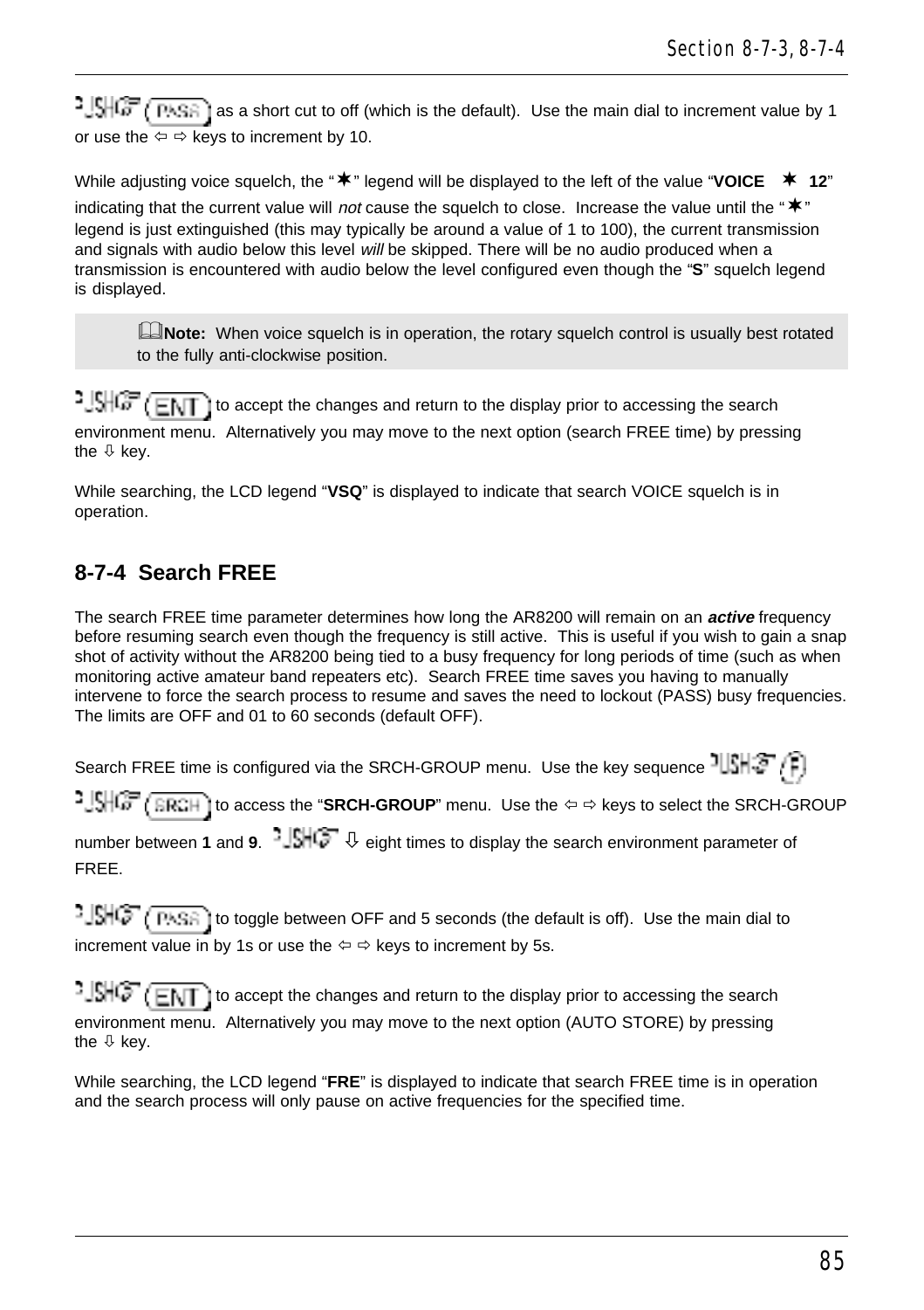PUSH (PASS) as a short cut to off (which is the default). Use the main dial to increment value by 1 or use the ⇦ ⇨ keys to increment by 10.

While adjusting voice squelch, the "✶" legend will be displayed to the left of the value "**VOICE ✶ 12**" indicating that the current value will *not* cause the squelch to close. Increase the value until the "✶" legend is just extinguished (this may typically be around a value of 1 to 100), the current transmission and signals with audio below this level *will* be skipped. There will be no audio produced when a transmission is encountered with audio below the level configured even though the "**S**" squelch legend is displayed.

> **Note:** When voice squelch is in operation, the rotary squelch control is usually best rotated to the fully anti-clockwise position.

PUSH (ENT) to accept the changes and return to the display prior to accessing the search environment menu. Alternatively you may move to the next option (search FREE time) by pressing the ⇩ key.

While searching, the LCD legend "**VSQ**" is displayed to indicate that search VOICE squelch is in operation.

## 8-7-4 Search FREE

The search FREE time parameter determines how long the AR8200 will remain on an ***active*** frequency before resuming search even though the frequency is still active. This is useful if you wish to gain a snap shot of activity without the AR8200 being tied to a busy frequency for long periods of time (such as when monitoring active amateur band repeaters etc). Search FREE time saves you having to manually intervene to force the search process to resume and saves the need to lockout (PASS) busy frequencies. The limits are OFF and 01 to 60 seconds (default OFF).

Search FREE time is configured via the SRCH-GROUP menu. Use the key sequence PUSH (F) PUSH (SRCH) to access the "**SRCH-GROUP**" menu. Use the ⇦ ⇨ keys to select the SRCH-GROUP number between **1** and **9**. PUSH ⇩ eight times to display the search environment parameter of FREE.

PUSH (PASS) to toggle between OFF and 5 seconds (the default is off). Use the main dial to increment value in by 1s or use the ⇦ ⇨ keys to increment by 5s.

PUSH (ENT) to accept the changes and return to the display prior to accessing the search environment menu. Alternatively you may move to the next option (AUTO STORE) by pressing the ⇩ key.

While searching, the LCD legend "**FRE**" is displayed to indicate that search FREE time is in operation and the search process will only pause on active frequencies for the specified time.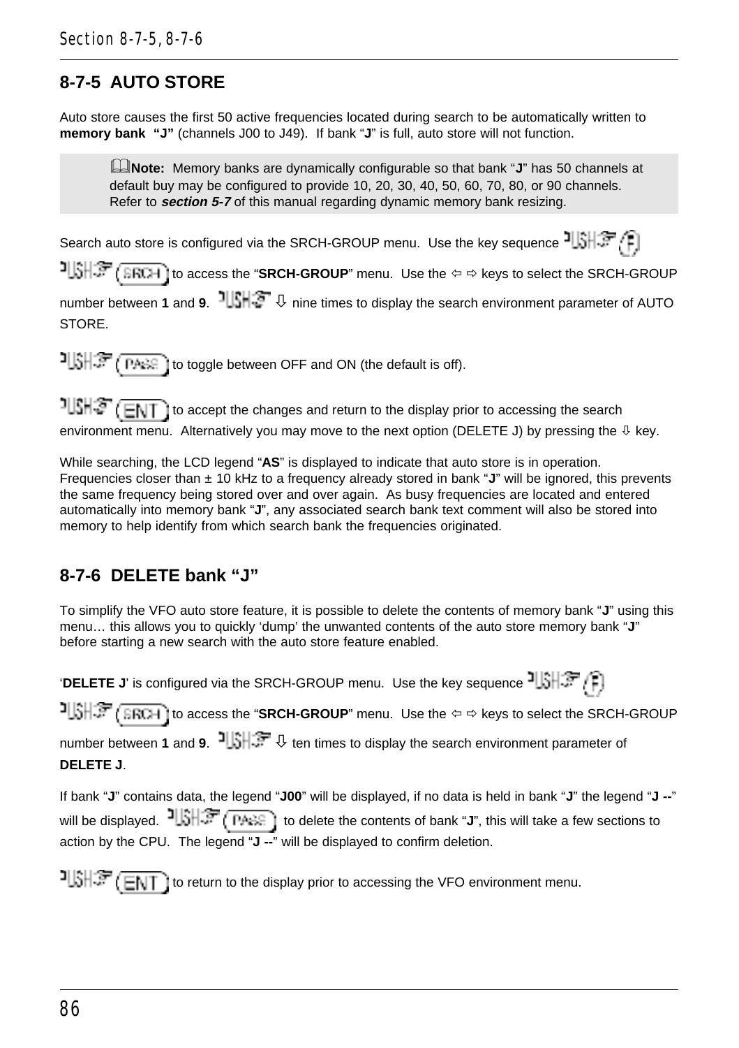## 8-7-5 AUTO STORE

Auto store causes the first 50 active frequencies located during search to be automatically written to **memory bank "J"** (channels J00 to J49). If bank "**J**" is full, auto store will not function.

> **Note:** Memory banks are dynamically configurable so that bank "**J**" has 50 channels at default buy may be configured to provide 10, 20, 30, 40, 50, 60, 70, 80, or 90 channels. Refer to ***section 5-7*** of this manual regarding dynamic memory bank resizing.

Search auto store is configured via the SRCH-GROUP menu. Use the key sequence PUSH (F) PUSH (SRCH) to access the "**SRCH-GROUP**" menu. Use the ⇦ ⇨ keys to select the SRCH-GROUP number between **1** and **9**. PUSH ⇩ nine times to display the search environment parameter of AUTO STORE.

PUSH (PASS) to toggle between OFF and ON (the default is off).

PUSH (ENT) to accept the changes and return to the display prior to accessing the search environment menu. Alternatively you may move to the next option (DELETE J) by pressing the ⇩ key.

While searching, the LCD legend "**AS**" is displayed to indicate that auto store is in operation. Frequencies closer than ± 10 kHz to a frequency already stored in bank "**J**" will be ignored, this prevents the same frequency being stored over and over again. As busy frequencies are located and entered automatically into memory bank "**J**", any associated search bank text comment will also be stored into memory to help identify from which search bank the frequencies originated.

## 8-7-6 DELETE bank "J"

To simplify the VFO auto store feature, it is possible to delete the contents of memory bank "**J**" using this menu… this allows you to quickly 'dump' the unwanted contents of the auto store memory bank "**J**" before starting a new search with the auto store feature enabled.

'**DELETE J**' is configured via the SRCH-GROUP menu. Use the key sequence PUSH (F) PUSH (SRCH) to access the "**SRCH-GROUP**" menu. Use the ⇦ ⇨ keys to select the SRCH-GROUP number between **1** and **9**. PUSH ⇩ ten times to display the search environment parameter of **DELETE J**.

If bank "**J**" contains data, the legend "**J00**" will be displayed, if no data is held in bank "**J**" the legend "**J --**" will be displayed. PUSH (PASS) to delete the contents of bank "**J**", this will take a few sections to action by the CPU. The legend "**J --**" will be displayed to confirm deletion.

PUSH (ENT) to return to the display prior to accessing the VFO environment menu.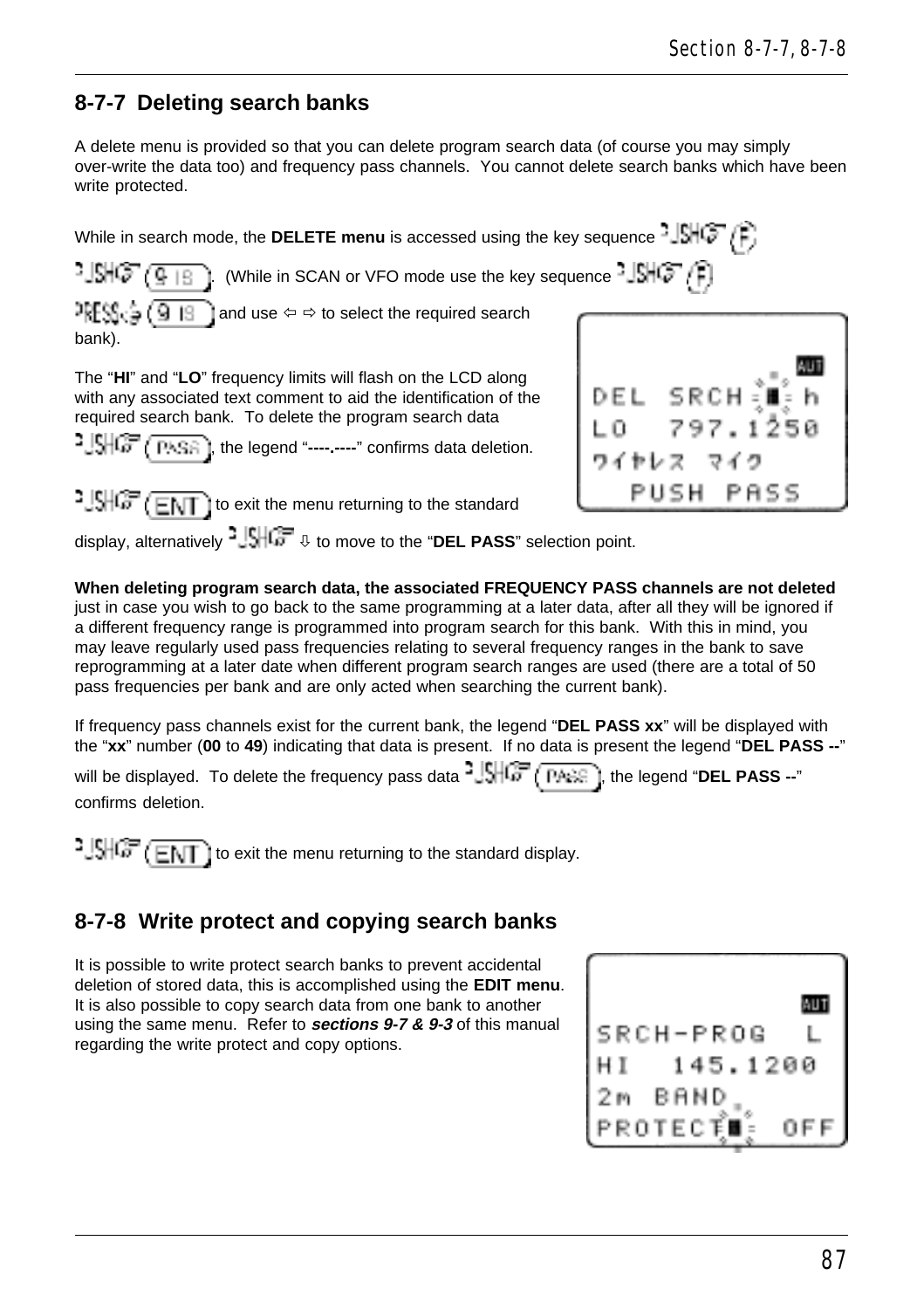## 8-7-7 Deleting search banks

A delete menu is provided so that you can delete program search data (of course you may simply over-write the data too) and frequency pass channels. You cannot delete search banks which have been write protected.

While in search mode, the **DELETE menu** is accessed using the key sequence PUSH (F) PUSH (9 18). (While in SCAN or VFO mode use the key sequence PUSH (F) PRESS (9 18) and use ⇦ ⇨ to select the required search bank).

The "**HI**" and "**LO**" frequency limits will flash on the LCD along with any associated text comment to aid the identification of the required search bank. To delete the program search data PUSH (PASS), the legend "**----.----**" confirms data deletion.

```
DEL  SRCH   h
LO   797.1250
ワイヤレス マイク
  PUSH PASS
```

PUSH (ENT) to exit the menu returning to the standard display, alternatively PUSH ⇩ to move to the "**DEL PASS**" selection point.

**When deleting program search data, the associated FREQUENCY PASS channels are not deleted** just in case you wish to go back to the same programming at a later data, after all they will be ignored if a different frequency range is programmed into program search for this bank. With this in mind, you may leave regularly used pass frequencies relating to several frequency ranges in the bank to save reprogramming at a later date when different program search ranges are used (there are a total of 50 pass frequencies per bank and are only acted when searching the current bank).

If frequency pass channels exist for the current bank, the legend "**DEL PASS xx**" will be displayed with the "**xx**" number (**00** to **49**) indicating that data is present. If no data is present the legend "**DEL PASS --**" will be displayed. To delete the frequency pass data PUSH (PASS), the legend "**DEL PASS --**" confirms deletion.

PUSH (ENT) to exit the menu returning to the standard display.

## 8-7-8 Write protect and copying search banks

It is possible to write protect search banks to prevent accidental deletion of stored data, this is accomplished using the **EDIT menu**. It is also possible to copy search data from one bank to another using the same menu. Refer to ***sections 9-7 & 9-3*** of this manual regarding the write protect and copy options.

```
SRCH-PROG   L
HI   145.1200
2m  BAND
PROTECT    OFF
```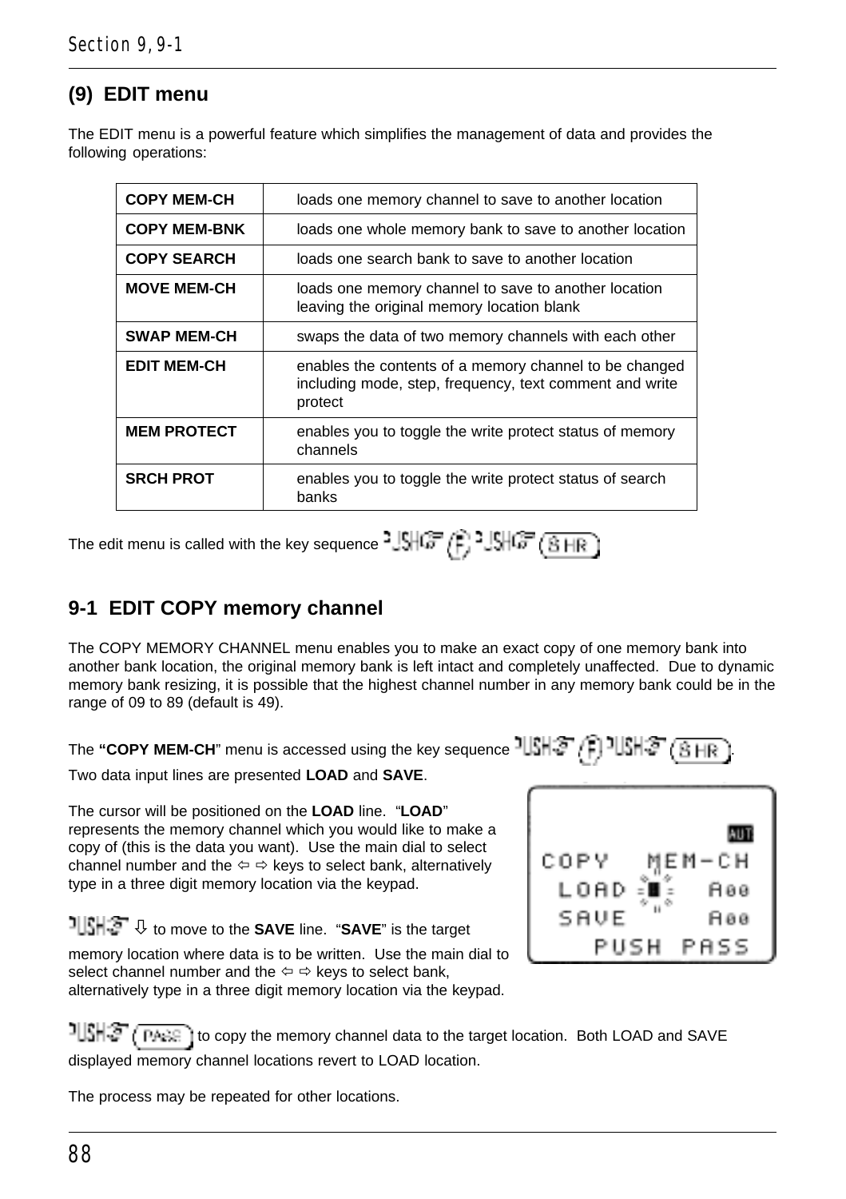## (9) EDIT menu

The EDIT menu is a powerful feature which simplifies the management of data and provides the following operations:

| | |
|---|---|
| **COPY MEM-CH** | loads one memory channel to save to another location |
| **COPY MEM-BNK** | loads one whole memory bank to save to another location |
| **COPY SEARCH** | loads one search bank to save to another location |
| **MOVE MEM-CH** | loads one memory channel to save to another location leaving the original memory location blank |
| **SWAP MEM-CH** | swaps the data of two memory channels with each other |
| **EDIT MEM-CH** | enables the contents of a memory channel to be changed including mode, step, frequency, text comment and write protect |
| **MEM PROTECT** | enables you to toggle the write protect status of memory channels |
| **SRCH PROT** | enables you to toggle the write protect status of search banks |

The edit menu is called with the key sequence PUSH (F) PUSH (8 HR)

## 9-1 EDIT COPY memory channel

The COPY MEMORY CHANNEL menu enables you to make an exact copy of one memory bank into another bank location, the original memory bank is left intact and completely unaffected. Due to dynamic memory bank resizing, it is possible that the highest channel number in any memory bank could be in the range of 09 to 89 (default is 49).

The **"COPY MEM-CH"** menu is accessed using the key sequence PUSH (F) PUSH (8 HR).

Two data input lines are presented **LOAD** and **SAVE**.

The cursor will be positioned on the **LOAD** line. "**LOAD**" represents the memory channel which you would like to make a copy of (this is the data you want). Use the main dial to select channel number and the ⇦ ⇨ keys to select bank, alternatively type in a three digit memory location via the keypad.

```
                AUT
COPY   MEM-CH
 LOAD        A00
 SAVE        A00
    PUSH PASS
```

PUSH ⇩ to move to the **SAVE** line. "**SAVE**" is the target memory location where data is to be written. Use the main dial to select channel number and the ⇦ ⇨ keys to select bank, alternatively type in a three digit memory location via the keypad.

PUSH (PASS) to copy the memory channel data to the target location. Both LOAD and SAVE displayed memory channel locations revert to LOAD location.

The process may be repeated for other locations.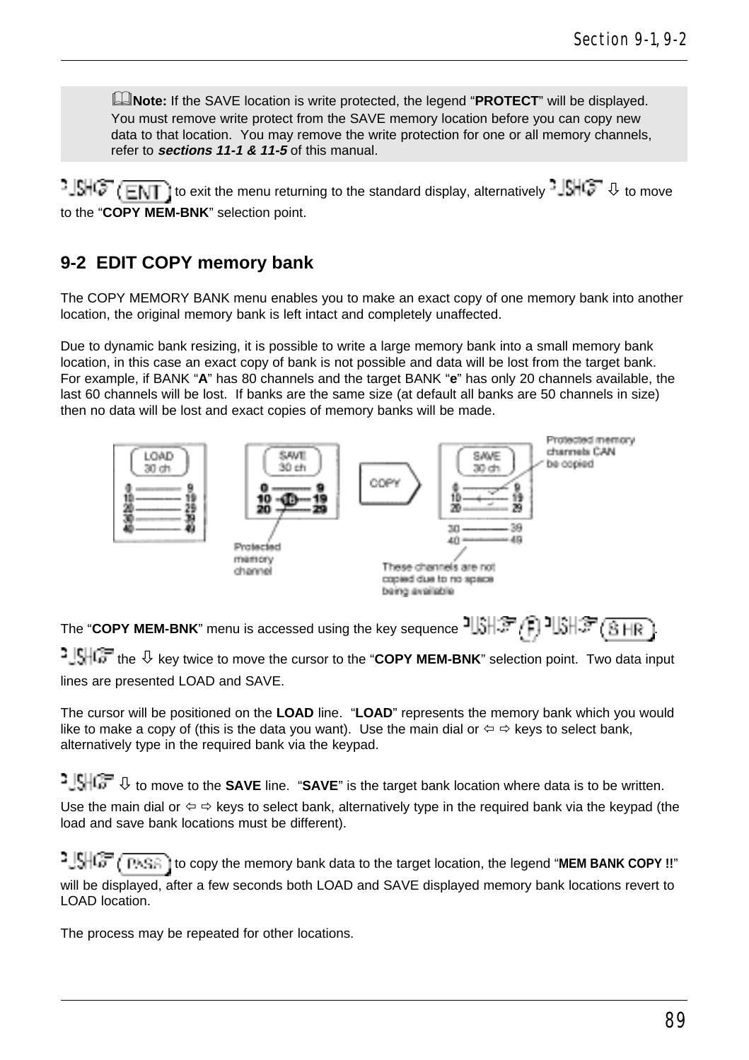**Note:** If the SAVE location is write protected, the legend "**PROTECT**" will be displayed. You must remove write protect from the SAVE memory location before you can copy new data to that location. You may remove the write protection for one or all memory channels, refer to ***sections 11-1 & 11-5*** of this manual.

PUSH (ENT) to exit the menu returning to the standard display, alternatively PUSH ⇩ to move to the "**COPY MEM-BNK**" selection point.

## 9-2 EDIT COPY memory bank

The COPY MEMORY BANK menu enables you to make an exact copy of one memory bank into another location, the original memory bank is left intact and completely unaffected.

Due to dynamic bank resizing, it is possible to write a large memory bank into a small memory bank location, in this case an exact copy of bank is not possible and data will be lost from the target bank. For example, if BANK "**A**" has 80 channels and the target BANK "**e**" has only 20 channels available, the last 60 channels will be lost. If banks are the same size (at default all banks are 50 channels in size) then no data will be lost and exact copies of memory banks will be made.

The "**COPY MEM-BNK**" menu is accessed using the key sequence PUSH (F) PUSH (8 HR).

PUSH the ⇩ key twice to move the cursor to the "**COPY MEM-BNK**" selection point. Two data input lines are presented LOAD and SAVE.

The cursor will be positioned on the **LOAD** line. "**LOAD**" represents the memory bank which you would like to make a copy of (this is the data you want). Use the main dial or ⇦ ⇨ keys to select bank, alternatively type in the required bank via the keypad.

PUSH ⇩ to move to the **SAVE** line. "**SAVE**" is the target bank location where data is to be written. Use the main dial or ⇦ ⇨ keys to select bank, alternatively type in the required bank via the keypad (the load and save bank locations must be different).

PUSH (PASS) to copy the memory bank data to the target location, the legend "**MEM BANK COPY !!**" will be displayed, after a few seconds both LOAD and SAVE displayed memory bank locations revert to LOAD location.

The process may be repeated for other locations.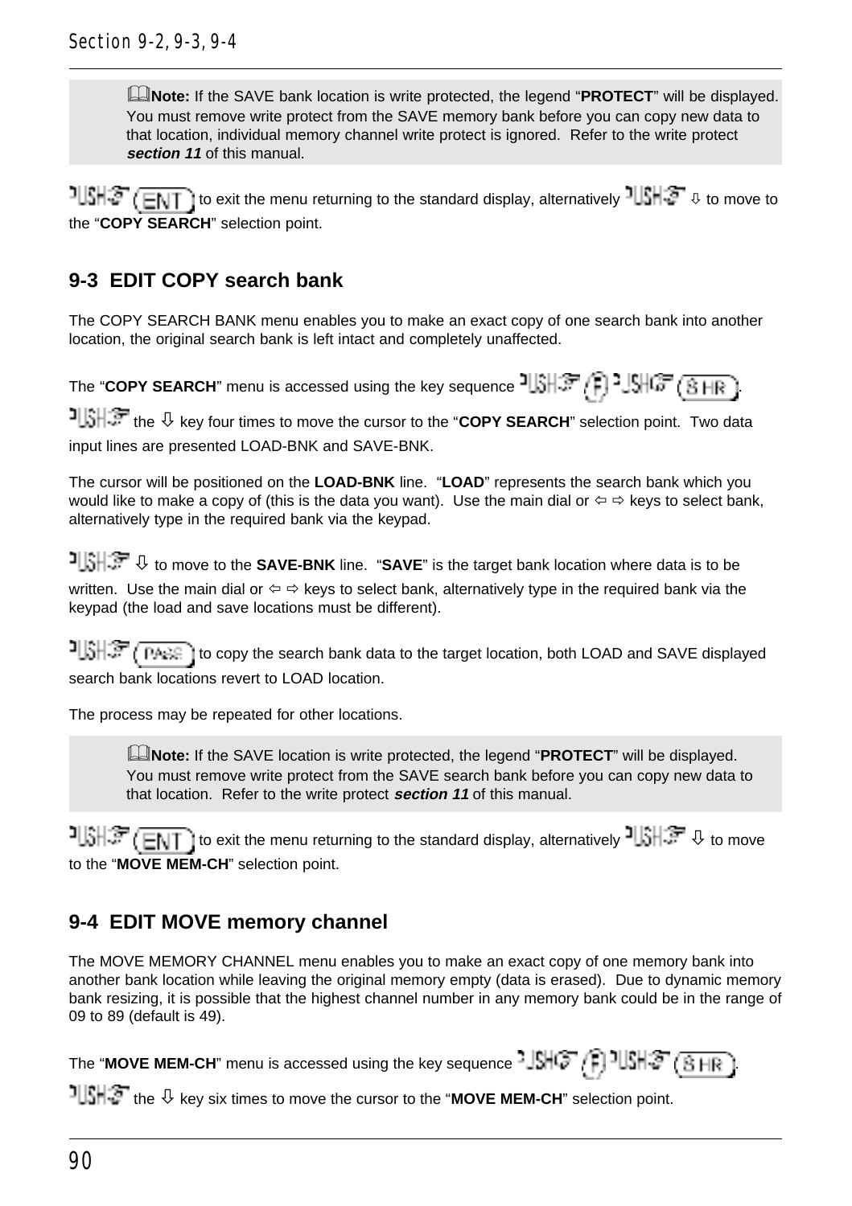**Note:** If the SAVE bank location is write protected, the legend "**PROTECT**" will be displayed. You must remove write protect from the SAVE memory bank before you can copy new data to that location, individual memory channel write protect is ignored. Refer to the write protect ***section 11*** of this manual.

PUSH (ENT) to exit the menu returning to the standard display, alternatively PUSH ⇩ to move to the "**COPY SEARCH**" selection point.

## 9-3 EDIT COPY search bank

The COPY SEARCH BANK menu enables you to make an exact copy of one search bank into another location, the original search bank is left intact and completely unaffected.

The "**COPY SEARCH**" menu is accessed using the key sequence PUSH (F) PUSH (8 HR).

PUSH the ⇩ key four times to move the cursor to the "**COPY SEARCH**" selection point. Two data input lines are presented LOAD-BNK and SAVE-BNK.

The cursor will be positioned on the **LOAD-BNK** line. "**LOAD**" represents the search bank which you would like to make a copy of (this is the data you want). Use the main dial or ⇦ ⇨ keys to select bank, alternatively type in the required bank via the keypad.

PUSH ⇩ to move to the **SAVE-BNK** line. "**SAVE**" is the target bank location where data is to be written. Use the main dial or ⇦ ⇨ keys to select bank, alternatively type in the required bank via the keypad (the load and save locations must be different).

PUSH (PASS) to copy the search bank data to the target location, both LOAD and SAVE displayed search bank locations revert to LOAD location.

The process may be repeated for other locations.

**Note:** If the SAVE location is write protected, the legend "**PROTECT**" will be displayed. You must remove write protect from the SAVE search bank before you can copy new data to that location. Refer to the write protect ***section 11*** of this manual.

PUSH (ENT) to exit the menu returning to the standard display, alternatively PUSH ⇩ to move to the "**MOVE MEM-CH**" selection point.

## 9-4 EDIT MOVE memory channel

The MOVE MEMORY CHANNEL menu enables you to make an exact copy of one memory bank into another bank location while leaving the original memory empty (data is erased). Due to dynamic memory bank resizing, it is possible that the highest channel number in any memory bank could be in the range of 09 to 89 (default is 49).

The "**MOVE MEM-CH**" menu is accessed using the key sequence PUSH (F) PUSH (8 HR).

PUSH the ⇩ key six times to move the cursor to the "**MOVE MEM-CH**" selection point.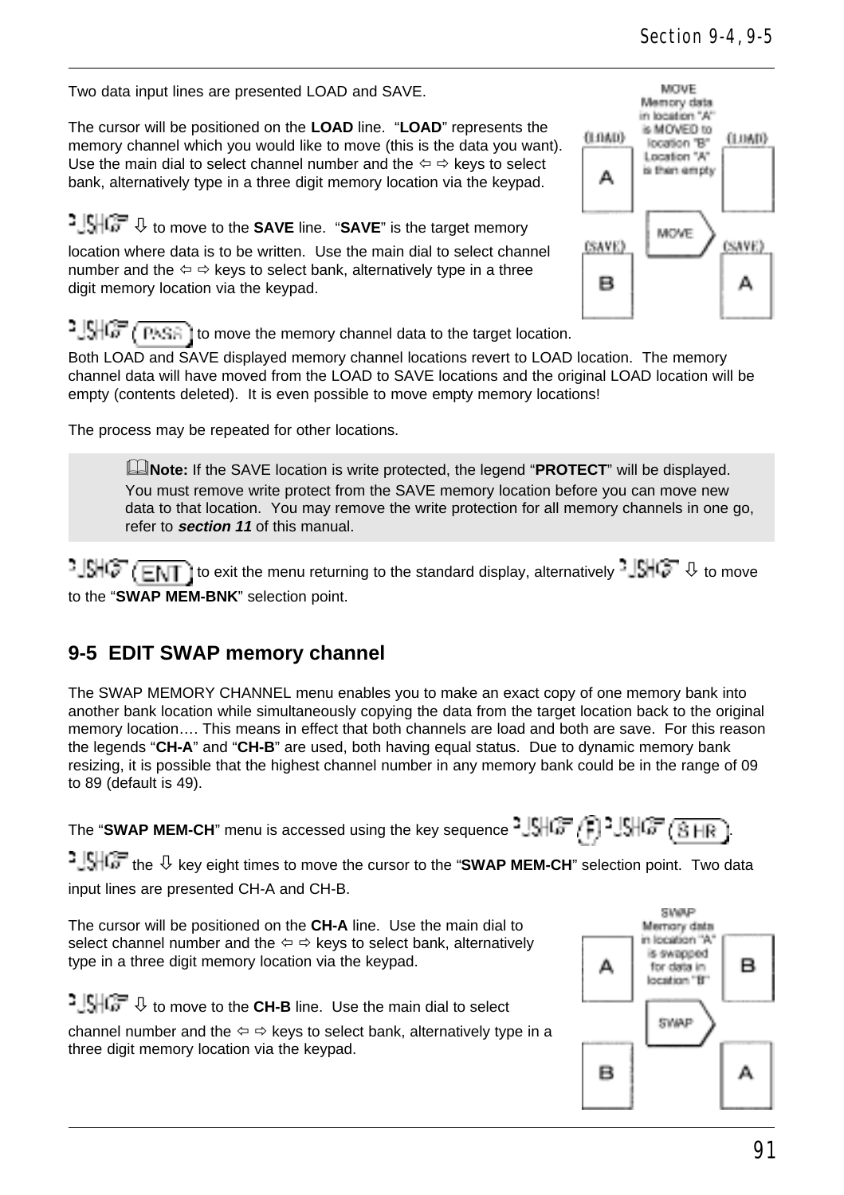Two data input lines are presented LOAD and SAVE.

The cursor will be positioned on the **LOAD** line. "**LOAD**" represents the memory channel which you would like to move (this is the data you want). Use the main dial to select channel number and the ⇦ ⇨ keys to select bank, alternatively type in a three digit memory location via the keypad.

Push ⇩ to move to the **SAVE** line. "**SAVE**" is the target memory location where data is to be written. Use the main dial to select channel number and the ⇦ ⇨ keys to select bank, alternatively type in a three digit memory location via the keypad.

Push (PASS) to move the memory channel data to the target location. Both LOAD and SAVE displayed memory channel locations revert to LOAD location. The memory channel data will have moved from the LOAD to SAVE locations and the original LOAD location will be empty (contents deleted). It is even possible to move empty memory locations!

The process may be repeated for other locations.

> **Note:** If the SAVE location is write protected, the legend "**PROTECT**" will be displayed. You must remove write protect from the SAVE memory location before you can move new data to that location. You may remove the write protection for all memory channels in one go, refer to ***section 11*** of this manual.

Push (ENT) to exit the menu returning to the standard display, alternatively Push ⇩ to move to the "**SWAP MEM-BNK**" selection point.

## 9-5 EDIT SWAP memory channel

The SWAP MEMORY CHANNEL menu enables you to make an exact copy of one memory bank into another bank location while simultaneously copying the data from the target location back to the original memory location…. This means in effect that both channels are load and both are save. For this reason the legends "**CH-A**" and "**CH-B**" are used, both having equal status. Due to dynamic memory bank resizing, it is possible that the highest channel number in any memory bank could be in the range of 09 to 89 (default is 49).

The "**SWAP MEM-CH**" menu is accessed using the key sequence Push (F) Push (8 HR).

Push the ⇩ key eight times to move the cursor to the "**SWAP MEM-CH**" selection point. Two data input lines are presented CH-A and CH-B.

The cursor will be positioned on the **CH-A** line. Use the main dial to select channel number and the ⇦ ⇨ keys to select bank, alternatively type in a three digit memory location via the keypad.

Push ⇩ to move to the **CH-B** line. Use the main dial to select channel number and the ⇦ ⇨ keys to select bank, alternatively type in a three digit memory location via the keypad.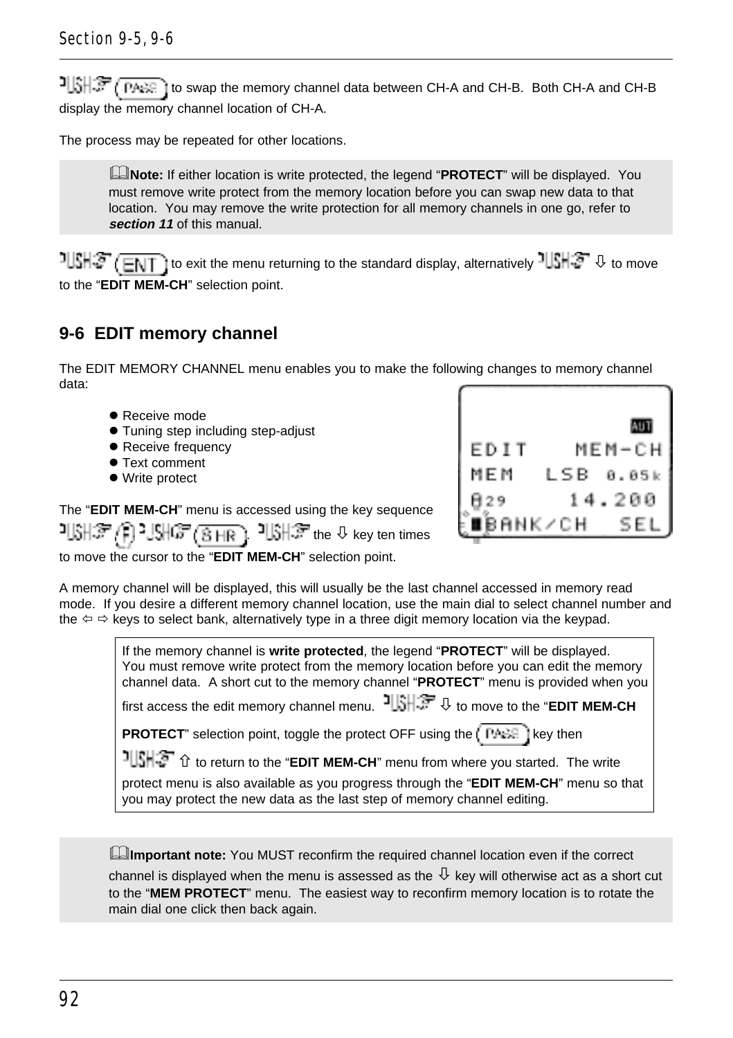PUSH (PASS) to swap the memory channel data between CH-A and CH-B. Both CH-A and CH-B display the memory channel location of CH-A.

The process may be repeated for other locations.

> **Note:** If either location is write protected, the legend “**PROTECT**” will be displayed. You must remove write protect from the memory location before you can swap new data to that location. You may remove the write protection for all memory channels in one go, refer to ***section 11*** of this manual.

PUSH (ENT) to exit the menu returning to the standard display, alternatively PUSH ⇩ to move to the “**EDIT MEM-CH**” selection point.

## 9-6 EDIT memory channel

The EDIT MEMORY CHANNEL menu enables you to make the following changes to memory channel data:

- Receive mode
- Tuning step including step-adjust
- Receive frequency
- Text comment
- Write protect

```
            AUT
EDIT    MEM-CH
MEM   LSB 0.05k
A29      14.200
■BANK/CH   SEL
```

The “**EDIT MEM-CH**” menu is accessed using the key sequence PUSH (F) PUSH (SHR). PUSH the ⇩ key ten times to move the cursor to the “**EDIT MEM-CH**” selection point.

A memory channel will be displayed, this will usually be the last channel accessed in memory read mode. If you desire a different memory channel location, use the main dial to select channel number and the ⇦ ⇨ keys to select bank, alternatively type in a three digit memory location via the keypad.

> If the memory channel is **write protected**, the legend “**PROTECT**” will be displayed. You must remove write protect from the memory location before you can edit the memory channel data. A short cut to the memory channel “**PROTECT**” menu is provided when you first access the edit memory channel menu. PUSH ⇩ to move to the “**EDIT MEM-CH PROTECT**” selection point, toggle the protect OFF using the (PASS) key then PUSH ⇧ to return to the “**EDIT MEM-CH**” menu from where you started. The write protect menu is also available as you progress through the “**EDIT MEM-CH**” menu so that you may protect the new data as the last step of memory channel editing.

> **Important note:** You MUST reconfirm the required channel location even if the correct channel is displayed when the menu is assessed as the ⇩ key will otherwise act as a short cut to the “**MEM PROTECT**” menu. The easiest way to reconfirm memory location is to rotate the main dial one click then back again.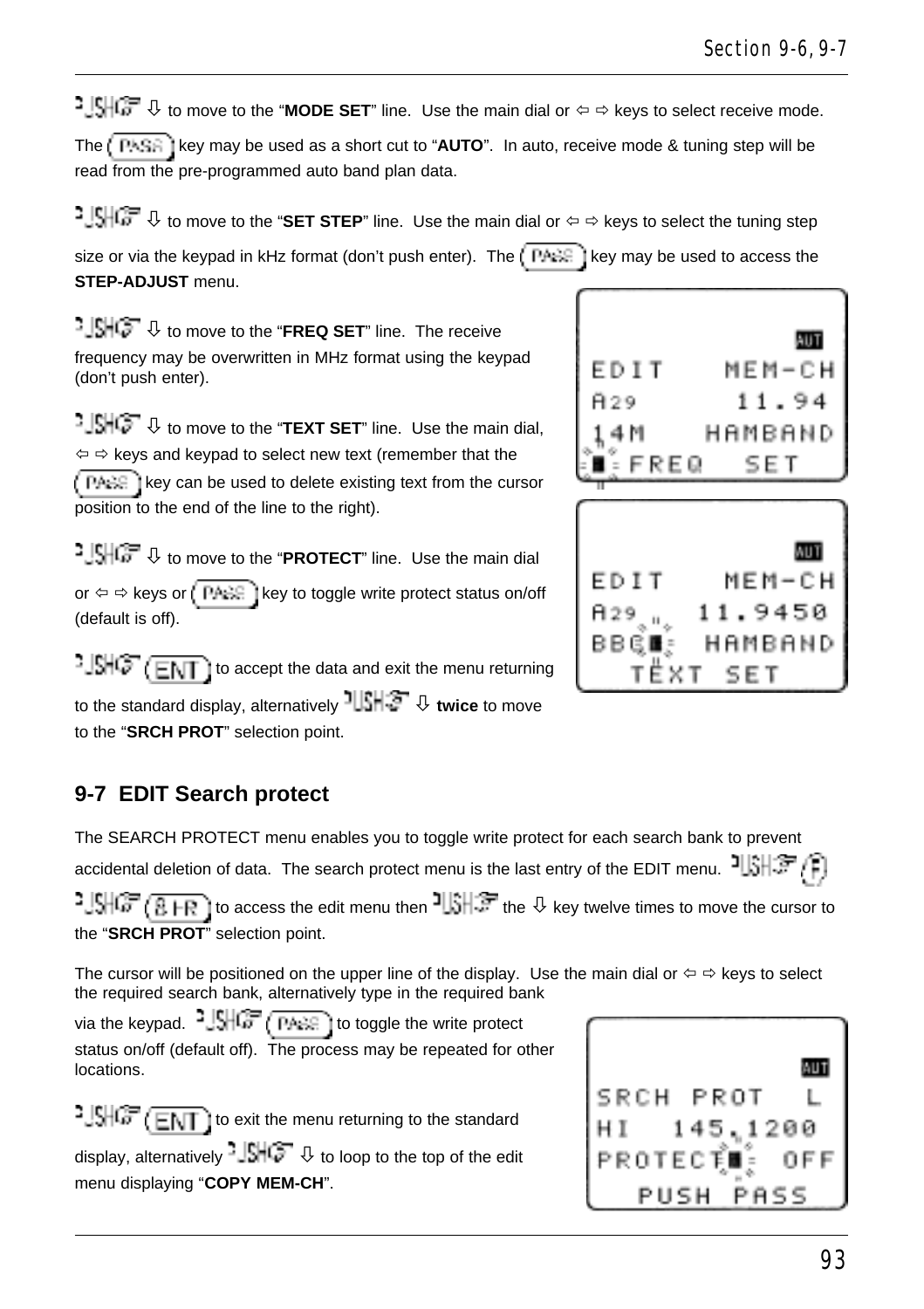PUSH ⇩ to move to the "**MODE SET**" line. Use the main dial or ⇦ ⇨ keys to select receive mode. The PASS key may be used as a short cut to "**AUTO**". In auto, receive mode & tuning step will be read from the pre-programmed auto band plan data.

PUSH ⇩ to move to the "**SET STEP**" line. Use the main dial or ⇦ ⇨ keys to select the tuning step size or via the keypad in kHz format (don't push enter). The PASS key may be used to access the **STEP-ADJUST** menu.

PUSH ⇩ to move to the "**FREQ SET**" line. The receive frequency may be overwritten in MHz format using the keypad (don't push enter).

PUSH ⇩ to move to the "**TEXT SET**" line. Use the main dial, ⇦ ⇨ keys and keypad to select new text (remember that the PASS key can be used to delete existing text from the cursor position to the end of the line to the right).

PUSH ⇩ to move to the "**PROTECT**" line. Use the main dial or ⇦ ⇨ keys or PASS key to toggle write protect status on/off (default is off).

PUSH ENT to accept the data and exit the menu returning to the standard display, alternatively PUSH ⇩ **twice** to move to the "**SRCH PROT**" selection point.

## 9-7 EDIT Search protect

The SEARCH PROTECT menu enables you to toggle write protect for each search bank to prevent accidental deletion of data. The search protect menu is the last entry of the EDIT menu. PUSH F PUSH 8 FR to access the edit menu then PUSH the ⇩ key twelve times to move the cursor to the "**SRCH PROT**" selection point.

The cursor will be positioned on the upper line of the display. Use the main dial or ⇦ ⇨ keys to select the required search bank, alternatively type in the required bank via the keypad. PUSH PASS to toggle the write protect status on/off (default off). The process may be repeated for other locations.

PUSH ENT to exit the menu returning to the standard display, alternatively PUSH ⇩ to loop to the top of the edit menu displaying "**COPY MEM-CH**".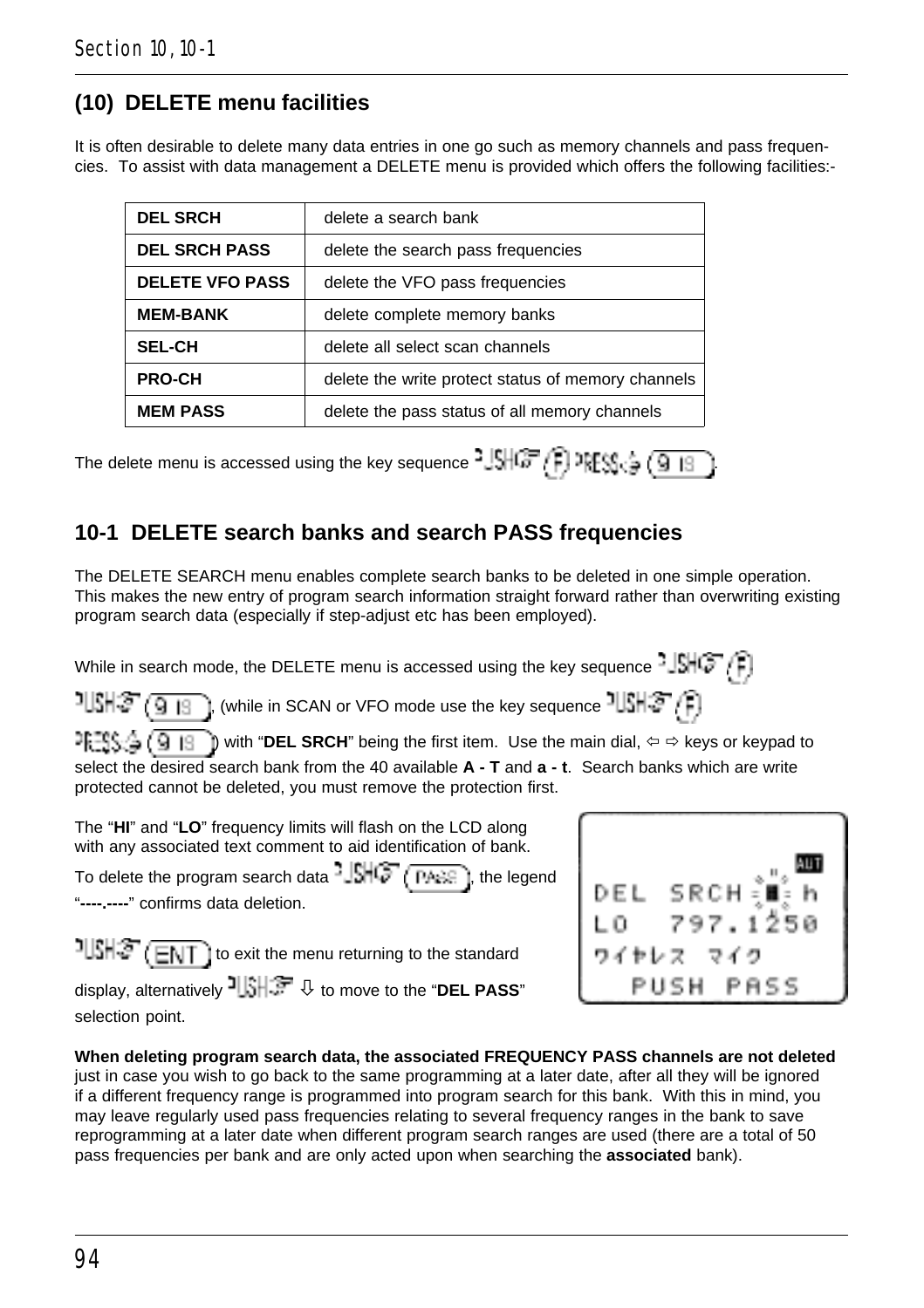## (10) DELETE menu facilities

It is often desirable to delete many data entries in one go such as memory channels and pass frequencies. To assist with data management a DELETE menu is provided which offers the following facilities:-

| | |
|---|---|
| **DEL SRCH** | delete a search bank |
| **DEL SRCH PASS** | delete the search pass frequencies |
| **DELETE VFO PASS** | delete the VFO pass frequencies |
| **MEM-BANK** | delete complete memory banks |
| **SEL-CH** | delete all select scan channels |
| **PRO-CH** | delete the write protect status of memory channels |
| **MEM PASS** | delete the pass status of all memory channels |

The delete menu is accessed using the key sequence PUSH (F) PRESS (9 18).

## 10-1 DELETE search banks and search PASS frequencies

The DELETE SEARCH menu enables complete search banks to be deleted in one simple operation. This makes the new entry of program search information straight forward rather than overwriting existing program search data (especially if step-adjust etc has been employed).

While in search mode, the DELETE menu is accessed using the key sequence PUSH (F) PUSH (9 18), (while in SCAN or VFO mode use the key sequence PUSH (F) PRESS (9 18)) with "**DEL SRCH**" being the first item. Use the main dial, ⇦ ⇨ keys or keypad to select the desired search bank from the 40 available **A - T** and **a - t**. Search banks which are write protected cannot be deleted, you must remove the protection first.

The "**HI**" and "**LO**" frequency limits will flash on the LCD along with any associated text comment to aid identification of bank. To delete the program search data PUSH (PASS), the legend "**----.----**" confirms data deletion.

```
                 AUT
DEL  SRCH ■ h
LO   797.1250
ワイヤレス マイク
   PUSH PASS
```

PUSH (ENT) to exit the menu returning to the standard display, alternatively PUSH ⇩ to move to the "**DEL PASS**" selection point.

**When deleting program search data, the associated FREQUENCY PASS channels are not deleted** just in case you wish to go back to the same programming at a later date, after all they will be ignored if a different frequency range is programmed into program search for this bank. With this in mind, you may leave regularly used pass frequencies relating to several frequency ranges in the bank to save reprogramming at a later date when different program search ranges are used (there are a total of 50 pass frequencies per bank and are only acted upon when searching the **associated** bank).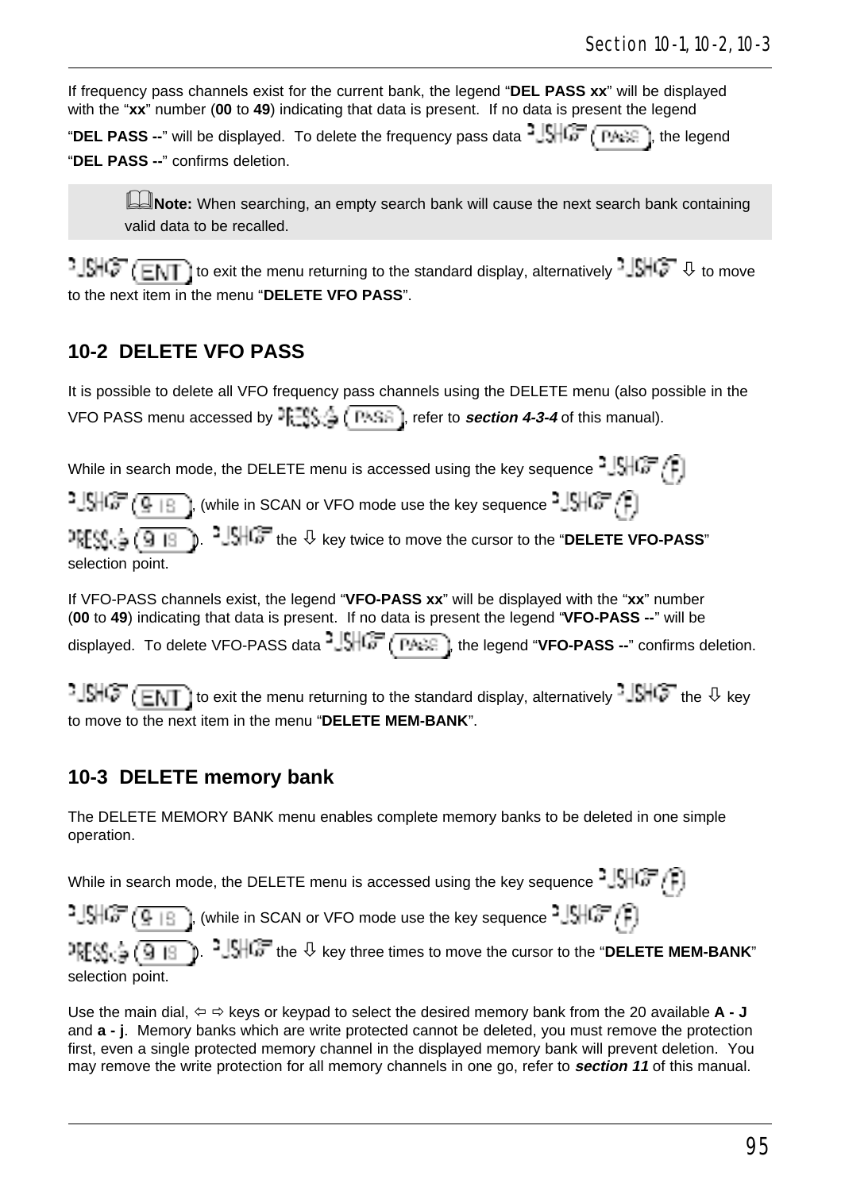If frequency pass channels exist for the current bank, the legend "**DEL PASS xx**" will be displayed with the "**xx**" number (**00** to **49**) indicating that data is present. If no data is present the legend "**DEL PASS --**" will be displayed. To delete the frequency pass data PUSH (PASS), the legend "**DEL PASS --**" confirms deletion.

> **Note:** When searching, an empty search bank will cause the next search bank containing valid data to be recalled.

PUSH (ENT) to exit the menu returning to the standard display, alternatively PUSH ⇩ to move to the next item in the menu "**DELETE VFO PASS**".

## 10-2 DELETE VFO PASS

It is possible to delete all VFO frequency pass channels using the DELETE menu (also possible in the VFO PASS menu accessed by PRESS (PASS), refer to ***section 4-3-4*** of this manual).

While in search mode, the DELETE menu is accessed using the key sequence PUSH (F) PUSH (9 IB), (while in SCAN or VFO mode use the key sequence PUSH (F) PRESS (9 IB)). PUSH the ⇩ key twice to move the cursor to the "**DELETE VFO-PASS**" selection point.

If VFO-PASS channels exist, the legend "**VFO-PASS xx**" will be displayed with the "**xx**" number (**00** to **49**) indicating that data is present. If no data is present the legend "**VFO-PASS --**" will be displayed. To delete VFO-PASS data PUSH (PASS), the legend "**VFO-PASS --**" confirms deletion.

PUSH (ENT) to exit the menu returning to the standard display, alternatively PUSH the ⇩ key to move to the next item in the menu "**DELETE MEM-BANK**".

## 10-3 DELETE memory bank

The DELETE MEMORY BANK menu enables complete memory banks to be deleted in one simple operation.

While in search mode, the DELETE menu is accessed using the key sequence PUSH (F) PUSH (9 IB), (while in SCAN or VFO mode use the key sequence PUSH (F) PRESS (9 IB)). PUSH the ⇩ key three times to move the cursor to the "**DELETE MEM-BANK**" selection point.

Use the main dial, ⇦ ⇨ keys or keypad to select the desired memory bank from the 20 available **A - J** and **a - j**. Memory banks which are write protected cannot be deleted, you must remove the protection first, even a single protected memory channel in the displayed memory bank will prevent deletion. You may remove the write protection for all memory channels in one go, refer to ***section 11*** of this manual.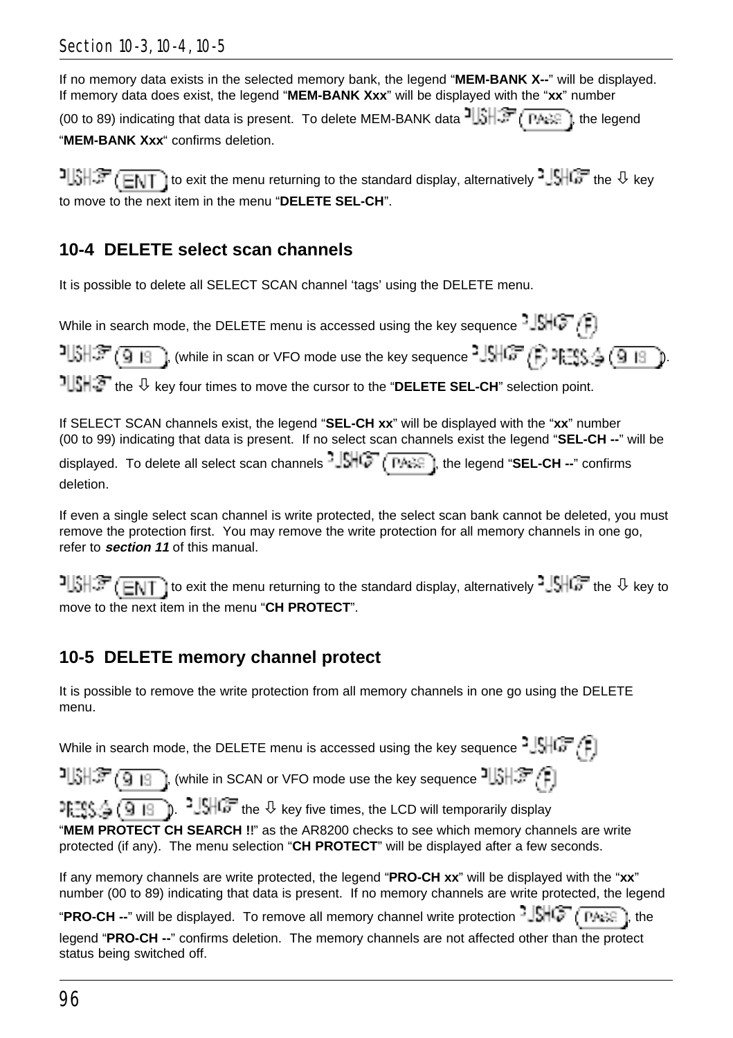If no memory data exists in the selected memory bank, the legend "**MEM-BANK X--**" will be displayed. If memory data does exist, the legend "**MEM-BANK Xxx**" will be displayed with the "**xx**" number (00 to 89) indicating that data is present. To delete MEM-BANK data PUSH (PASS), the legend "**MEM-BANK Xxx**" confirms deletion.

PUSH (ENT) to exit the menu returning to the standard display, alternatively PUSH the ⇩ key to move to the next item in the menu "**DELETE SEL-CH**".

## 10-4 DELETE select scan channels

It is possible to delete all SELECT SCAN channel 'tags' using the DELETE menu.

While in search mode, the DELETE menu is accessed using the key sequence PUSH (F) PUSH (9 18), (while in scan or VFO mode use the key sequence PUSH (F) PRESS (9 18)). PUSH the ⇩ key four times to move the cursor to the "**DELETE SEL-CH**" selection point.

If SELECT SCAN channels exist, the legend "**SEL-CH xx**" will be displayed with the "**xx**" number (00 to 99) indicating that data is present. If no select scan channels exist the legend "**SEL-CH --**" will be displayed. To delete all select scan channels PUSH (PASS), the legend "**SEL-CH --**" confirms deletion.

If even a single select scan channel is write protected, the select scan bank cannot be deleted, you must remove the protection first. You may remove the write protection for all memory channels in one go, refer to ***section 11*** of this manual.

PUSH (ENT) to exit the menu returning to the standard display, alternatively PUSH the ⇩ key to move to the next item in the menu "**CH PROTECT**".

## 10-5 DELETE memory channel protect

It is possible to remove the write protection from all memory channels in one go using the DELETE menu.

While in search mode, the DELETE menu is accessed using the key sequence PUSH (F) PUSH (9 18), (while in SCAN or VFO mode use the key sequence PUSH (F) PRESS (9 18)). PUSH the ⇩ key five times, the LCD will temporarily display "**MEM PROTECT CH SEARCH !!**" as the AR8200 checks to see which memory channels are write protected (if any). The menu selection "**CH PROTECT**" will be displayed after a few seconds.

If any memory channels are write protected, the legend "**PRO-CH xx**" will be displayed with the "**xx**" number (00 to 89) indicating that data is present. If no memory channels are write protected, the legend "**PRO-CH --**" will be displayed. To remove all memory channel write protection PUSH (PASS), the legend "**PRO-CH --**" confirms deletion. The memory channels are not affected other than the protect status being switched off.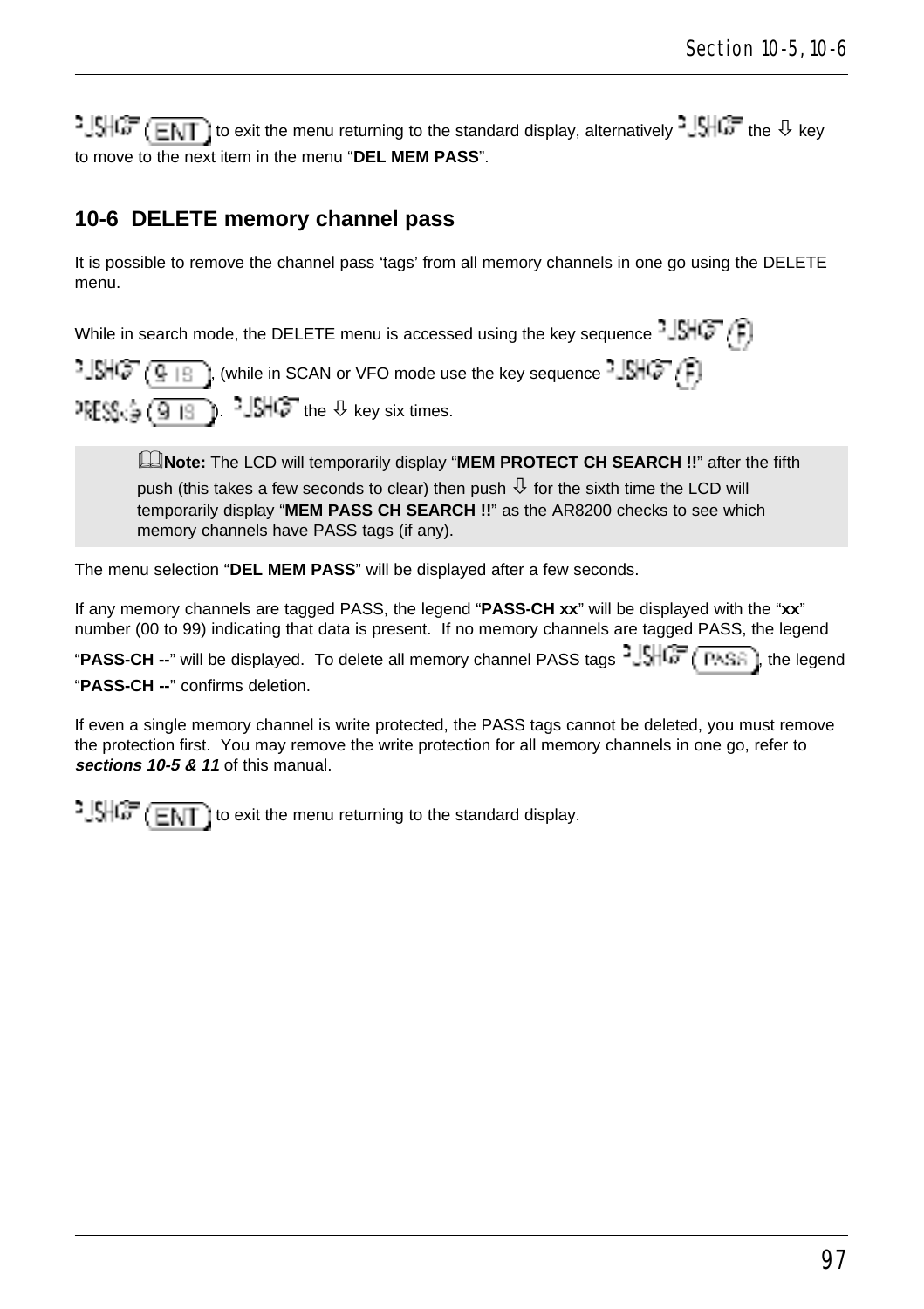PUSH (ENT) to exit the menu returning to the standard display, alternatively PUSH the ⇩ key to move to the next item in the menu “**DEL MEM PASS**”.

## 10-6 DELETE memory channel pass

It is possible to remove the channel pass ‘tags’ from all memory channels in one go using the DELETE menu.

While in search mode, the DELETE menu is accessed using the key sequence PUSH (F) PUSH (9 18), (while in SCAN or VFO mode use the key sequence PUSH (F) PRESS (9 18)). PUSH the ⇩ key six times.

> **Note:** The LCD will temporarily display “**MEM PROTECT CH SEARCH !!**” after the fifth push (this takes a few seconds to clear) then push ⇩ for the sixth time the LCD will temporarily display “**MEM PASS CH SEARCH !!**” as the AR8200 checks to see which memory channels have PASS tags (if any).

The menu selection “**DEL MEM PASS**” will be displayed after a few seconds.

If any memory channels are tagged PASS, the legend “**PASS-CH xx**” will be displayed with the “**xx**” number (00 to 99) indicating that data is present. If no memory channels are tagged PASS, the legend “**PASS-CH --**” will be displayed. To delete all memory channel PASS tags PUSH (PASS), the legend “**PASS-CH --**” confirms deletion.

If even a single memory channel is write protected, the PASS tags cannot be deleted, you must remove the protection first. You may remove the write protection for all memory channels in one go, refer to ***sections 10-5 & 11*** of this manual.

PUSH (ENT) to exit the menu returning to the standard display.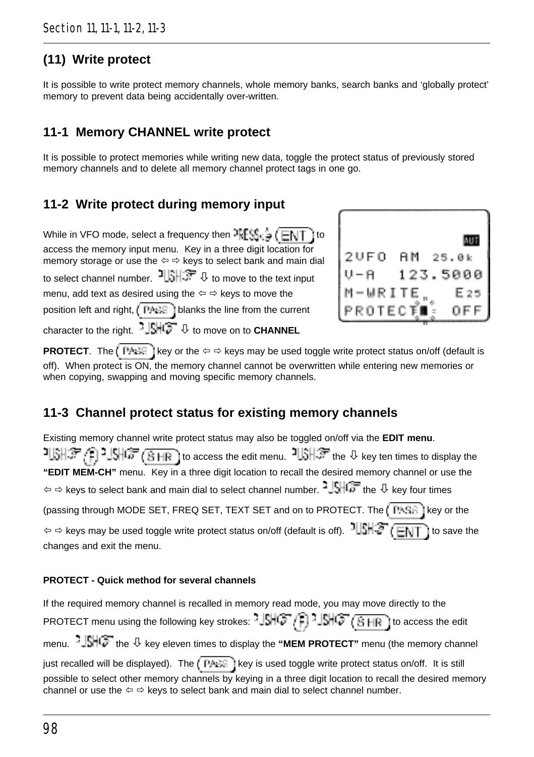## (11) Write protect

It is possible to write protect memory channels, whole memory banks, search banks and 'globally protect' memory to prevent data being accidentally over-written.

## 11-1 Memory CHANNEL write protect

It is possible to protect memories while writing new data, toggle the protect status of previously stored memory channels and to delete all memory channel protect tags in one go.

## 11-2 Write protect during memory input

While in VFO mode, select a frequency then PRESS (ENT) to access the memory input menu. Key in a three digit location for memory storage or use the ⇦ ⇨ keys to select bank and main dial to select channel number. PUSH ⇩ to move to the text input menu, add text as desired using the ⇦ ⇨ keys to move the position left and right, (PASS) blanks the line from the current character to the right. PUSH ⇩ to move on to **CHANNEL PROTECT**. The (PASS) key or the ⇦ ⇨ keys may be used toggle write protect status on/off (default is off). When protect is ON, the memory channel cannot be overwritten while entering new memories or when copying, swapping and moving specific memory channels.

```
                     AUT
2VFO  AM    25.0k
V-A   123.5000
M-WRITE      E25
PROTECT■     OFF
```

## 11-3 Channel protect status for existing memory channels

Existing memory channel write protect status may also be toggled on/off via the **EDIT menu**. PUSH (F) PUSH (S HR) to access the edit menu. PUSH the ⇩ key ten times to display the **"EDIT MEM-CH"** menu. Key in a three digit location to recall the desired memory channel or use the ⇦ ⇨ keys to select bank and main dial to select channel number. PUSH the ⇩ key four times (passing through MODE SET, FREQ SET, TEXT SET and on to PROTECT. The (PASS) key or the ⇦ ⇨ keys may be used toggle write protect status on/off (default is off). PUSH (ENT) to save the changes and exit the menu.

**PROTECT - Quick method for several channels**

If the required memory channel is recalled in memory read mode, you may move directly to the PROTECT menu using the following key strokes: PUSH (F) PUSH (S HR) to access the edit menu. PUSH the ⇩ key eleven times to display the **"MEM PROTECT"** menu (the memory channel just recalled will be displayed). The (PASS) key is used toggle write protect status on/off. It is still possible to select other memory channels by keying in a three digit location to recall the desired memory channel or use the ⇦ ⇨ keys to select bank and main dial to select channel number.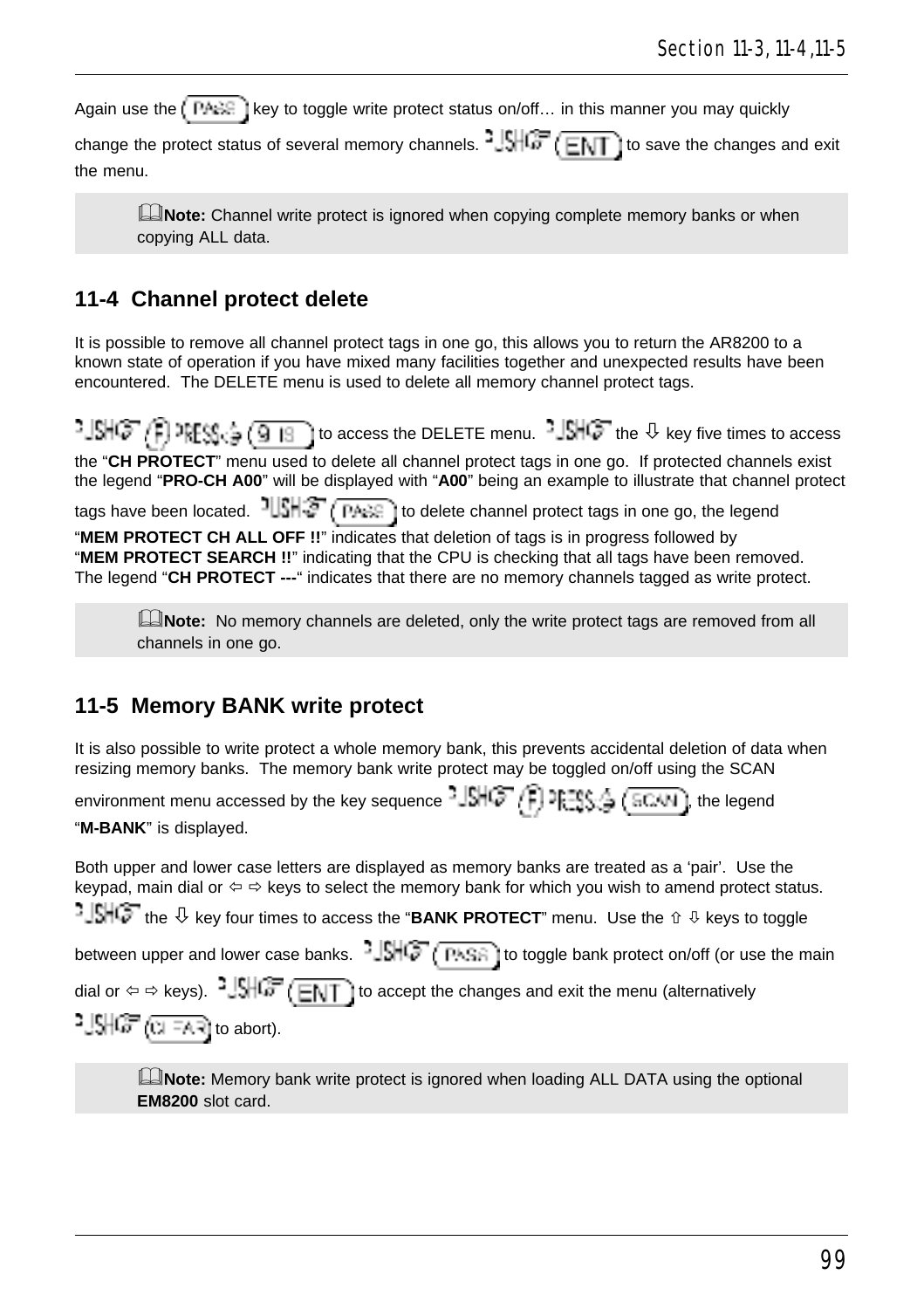Again use the (PASS) key to toggle write protect status on/off… in this manner you may quickly change the protect status of several memory channels. PUSH (ENT) to save the changes and exit the menu.

> **Note:** Channel write protect is ignored when copying complete memory banks or when copying ALL data.

## 11-4 Channel protect delete

It is possible to remove all channel protect tags in one go, this allows you to return the AR8200 to a known state of operation if you have mixed many facilities together and unexpected results have been encountered. The DELETE menu is used to delete all memory channel protect tags.

PUSH (F) PRESS (9) to access the DELETE menu. PUSH the ⇩ key five times to access the "**CH PROTECT**" menu used to delete all channel protect tags in one go. If protected channels exist the legend "**PRO-CH A00**" will be displayed with "**A00**" being an example to illustrate that channel protect tags have been located. PUSH (PASS) to delete channel protect tags in one go, the legend "**MEM PROTECT CH ALL OFF !!**" indicates that deletion of tags is in progress followed by "**MEM PROTECT SEARCH !!**" indicating that the CPU is checking that all tags have been removed. The legend "**CH PROTECT ---**" indicates that there are no memory channels tagged as write protect.

> **Note:** No memory channels are deleted, only the write protect tags are removed from all channels in one go.

## 11-5 Memory BANK write protect

It is also possible to write protect a whole memory bank, this prevents accidental deletion of data when resizing memory banks. The memory bank write protect may be toggled on/off using the SCAN environment menu accessed by the key sequence PUSH (F) PRESS (SCAN), the legend "**M-BANK**" is displayed.

Both upper and lower case letters are displayed as memory banks are treated as a 'pair'. Use the keypad, main dial or ⇦ ⇨ keys to select the memory bank for which you wish to amend protect status. PUSH the ⇩ key four times to access the "**BANK PROTECT**" menu. Use the ⇧ ⇩ keys to toggle between upper and lower case banks. PUSH (PASS) to toggle bank protect on/off (or use the main dial or ⇦ ⇨ keys). PUSH (ENT) to accept the changes and exit the menu (alternatively PUSH (CLEAR) to abort).

> **Note:** Memory bank write protect is ignored when loading ALL DATA using the optional **EM8200** slot card.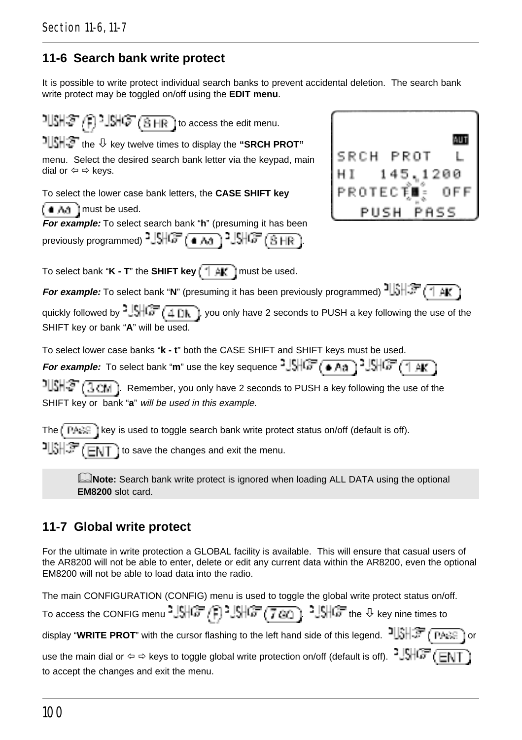## 11-6 Search bank write protect

It is possible to write protect individual search banks to prevent accidental deletion. The search bank write protect may be toggled on/off using the **EDIT menu**.

PUSH (F) PUSH (8 HR) to access the edit menu.

PUSH the ⇩ key twelve times to display the **"SRCH PROT"** menu. Select the desired search bank letter via the keypad, main dial or ⇦ ⇨ keys.

```
            AUT
SRCH PROT   L
HI   145.1200
PROTECT  :  OFF
   PUSH PASS
```

To select the lower case bank letters, the **CASE SHIFT key** (● Aa) must be used.

***For example:*** To select search bank "**h**" (presuming it has been previously programmed) PUSH (● Aa) PUSH (8 HR).

To select bank "**K - T**" the **SHIFT key** (1 AK) must be used.

***For example:*** To select bank "**N**" (presuming it has been previously programmed) PUSH (1 AK) quickly followed by PUSH (4 DK), you only have 2 seconds to PUSH a key following the use of the SHIFT key or bank "**A**" will be used.

To select lower case banks "**k - t**" both the CASE SHIFT and SHIFT keys must be used.

***For example:*** To select bank "**m**" use the key sequence PUSH (● Aa) PUSH (1 AK) PUSH (3 CM). Remember, you only have 2 seconds to PUSH a key following the use of the SHIFT key or bank "**a**" *will be used in this example.*

The (PASS) key is used to toggle search bank write protect status on/off (default is off).

PUSH (ENT) to save the changes and exit the menu.

> **Note:** Search bank write protect is ignored when loading ALL DATA using the optional **EM8200** slot card.

## 11-7 Global write protect

For the ultimate in write protection a GLOBAL facility is available. This will ensure that casual users of the AR8200 will not be able to enter, delete or edit any current data within the AR8200, even the optional EM8200 will not be able to load data into the radio.

The main CONFIGURATION (CONFIG) menu is used to toggle the global write protect status on/off. To access the CONFIG menu PUSH (F) PUSH (7 GO). PUSH the ⇩ key nine times to display "**WRITE PROT**" with the cursor flashing to the left hand side of this legend. PUSH (PASS) or use the main dial or ⇦ ⇨ keys to toggle global write protection on/off (default is off). PUSH (ENT) to accept the changes and exit the menu.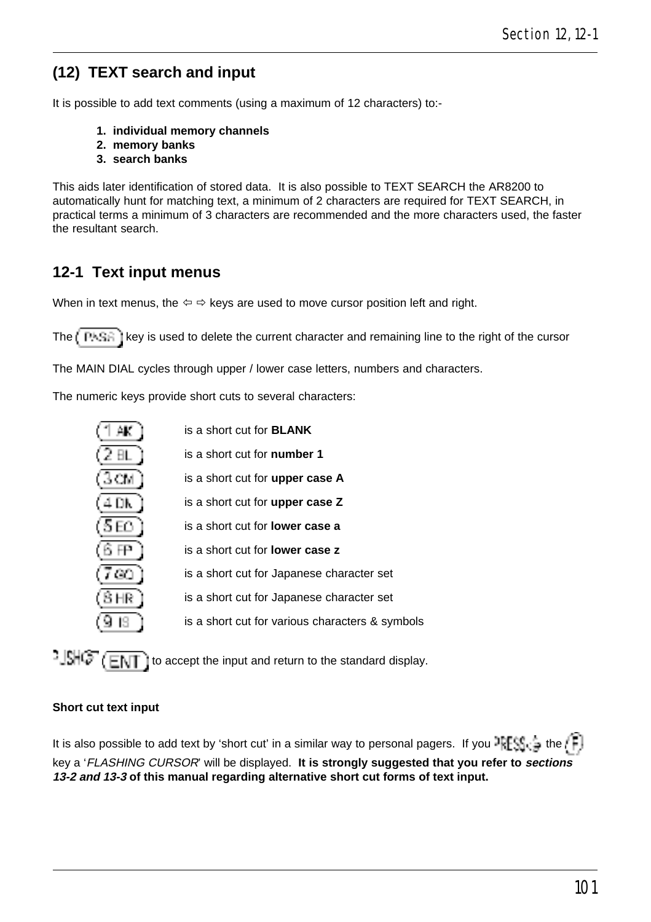## (12) TEXT search and input

It is possible to add text comments (using a maximum of 12 characters) to:-

1. **individual memory channels**
2. **memory banks**
3. **search banks**

This aids later identification of stored data. It is also possible to TEXT SEARCH the AR8200 to automatically hunt for matching text, a minimum of 2 characters are required for TEXT SEARCH, in practical terms a minimum of 3 characters are recommended and the more characters used, the faster the resultant search.

## 12-1 Text input menus

When in text menus, the ⇦ ⇨ keys are used to move cursor position left and right.

The (PASS) key is used to delete the current character and remaining line to the right of the cursor

The MAIN DIAL cycles through upper / lower case letters, numbers and characters.

The numeric keys provide short cuts to several characters:

| Key | |
|---|---|
| (1 AK) | is a short cut for **BLANK** |
| (2 BL) | is a short cut for **number 1** |
| (3 CM) | is a short cut for **upper case A** |
| (4 DN) | is a short cut for **upper case Z** |
| (5 EO) | is a short cut for **lower case a** |
| (6 FP) | is a short cut for **lower case z** |
| (7 GQ) | is a short cut for Japanese character set |
| (8 HR) | is a short cut for Japanese character set |
| (9 IS) | is a short cut for various characters & symbols |

PUSH (ENT) to accept the input and return to the standard display.

**Short cut text input**

It is also possible to add text by 'short cut' in a similar way to personal pagers. If you PRESS the (F) key a '*FLASHING CURSOR*' will be displayed. **It is strongly suggested that you refer to *sections 13-2 and 13-3* of this manual regarding alternative short cut forms of text input.**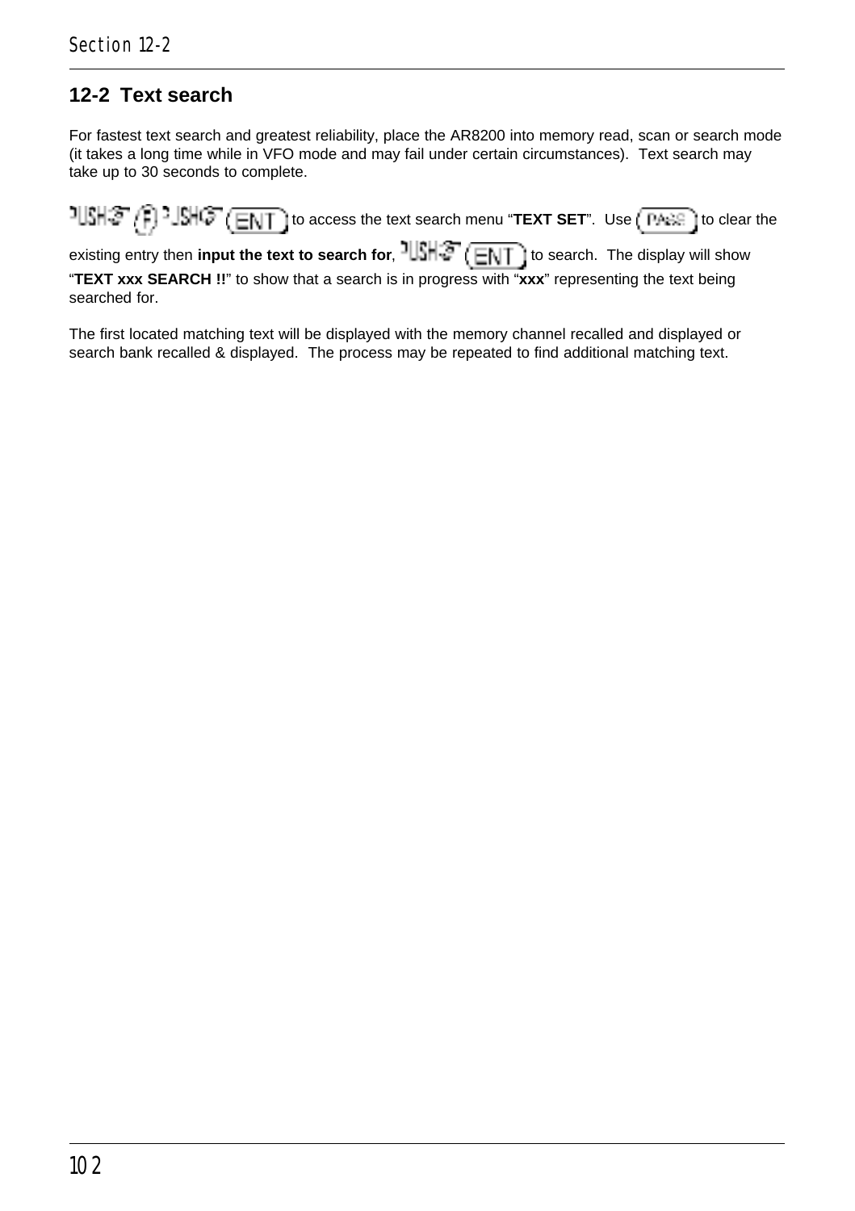## 12-2 Text search

For fastest text search and greatest reliability, place the AR8200 into memory read, scan or search mode (it takes a long time while in VFO mode and may fail under certain circumstances). Text search may take up to 30 seconds to complete.

PUSH (F) PUSH (ENT) to access the text search menu "**TEXT SET**". Use (PASS) to clear the existing entry then **input the text to search for**, PUSH (ENT) to search. The display will show "**TEXT xxx SEARCH !!**" to show that a search is in progress with "**xxx**" representing the text being searched for.

The first located matching text will be displayed with the memory channel recalled and displayed or search bank recalled & displayed. The process may be repeated to find additional matching text.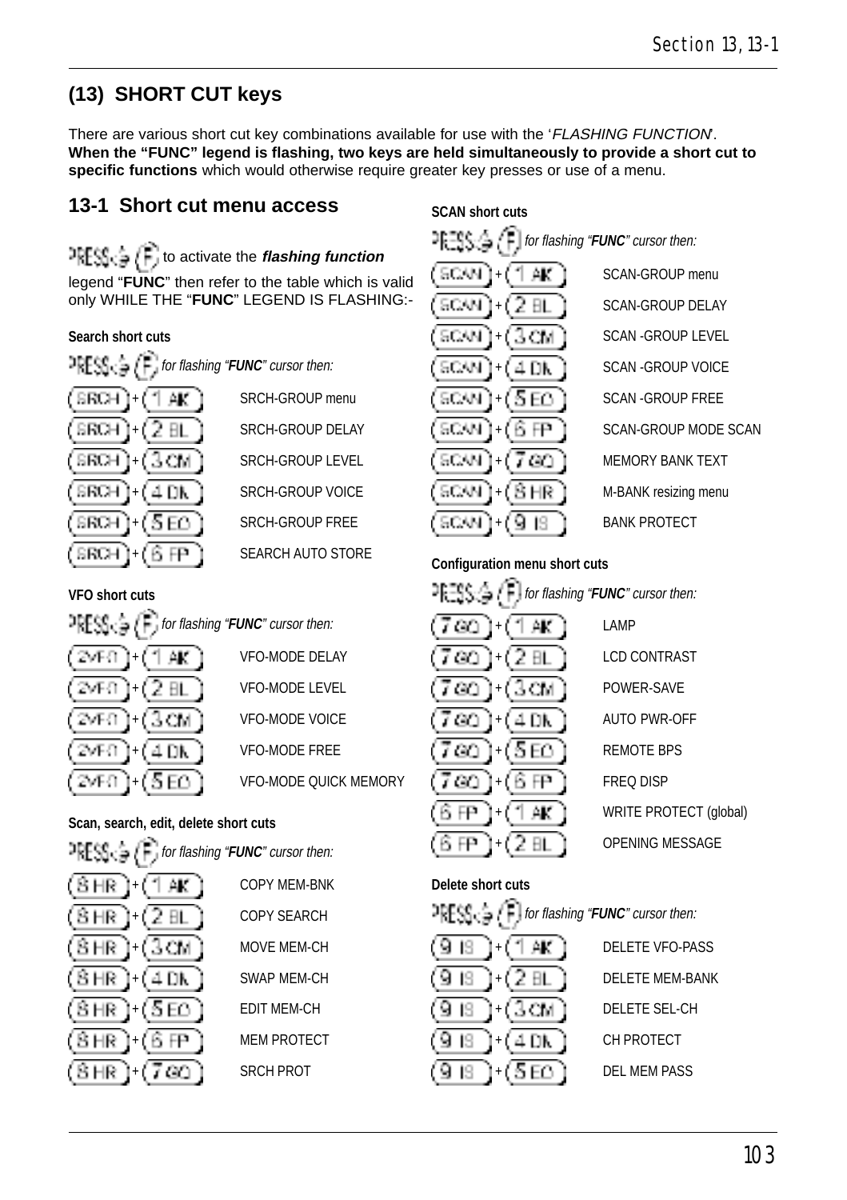## (13) SHORT CUT keys

There are various short cut key combinations available for use with the '*FLASHING FUNCTION*'. **When the "FUNC" legend is flashing, two keys are held simultaneously to provide a short cut to specific functions** which would otherwise require greater key presses or use of a menu.

### 13-1 Short cut menu access

PRESS (F) to activate the ***flashing function*** legend "**FUNC**" then refer to the table which is valid only WHILE THE "**FUNC**" LEGEND IS FLASHING:-

**Search short cuts**

PRESS (F) *for flashing "**FUNC**" cursor then:*

| Keys | Function |
|---|---|
| (SRCH)+(1 AK) | SRCH-GROUP menu |
| (SRCH)+(2 BL) | SRCH-GROUP DELAY |
| (SRCH)+(3 CM) | SRCH-GROUP LEVEL |
| (SRCH)+(4 DN) | SRCH-GROUP VOICE |
| (SRCH)+(5 EO) | SRCH-GROUP FREE |
| (SRCH)+(6 FP) | SEARCH AUTO STORE |

**VFO short cuts**

PRESS (F) *for flashing "**FUNC**" cursor then:*

| Keys | Function |
|---|---|
| (2VFO)+(1 AK) | VFO-MODE DELAY |
| (2VFO)+(2 BL) | VFO-MODE LEVEL |
| (2VFO)+(3 CM) | VFO-MODE VOICE |
| (2VFO)+(4 DN) | VFO-MODE FREE |
| (2VFO)+(5 EO) | VFO-MODE QUICK MEMORY |

**Scan, search, edit, delete short cuts**

PRESS (F) *for flashing "**FUNC**" cursor then:*

| Keys | Function |
|---|---|
| (8 HR)+(1 AK) | COPY MEM-BNK |
| (8 HR)+(2 BL) | COPY SEARCH |
| (8 HR)+(3 CM) | MOVE MEM-CH |
| (8 HR)+(4 DN) | SWAP MEM-CH |
| (8 HR)+(5 EO) | EDIT MEM-CH |
| (8 HR)+(6 FP) | MEM PROTECT |
| (8 HR)+(7 GQ) | SRCH PROT |

**SCAN short cuts**

PRESS (F) *for flashing "**FUNC**" cursor then:*

| Keys | Function |
|---|---|
| (SCAN)+(1 AK) | SCAN-GROUP menu |
| (SCAN)+(2 BL) | SCAN-GROUP DELAY |
| (SCAN)+(3 CM) | SCAN -GROUP LEVEL |
| (SCAN)+(4 DN) | SCAN -GROUP VOICE |
| (SCAN)+(5 EO) | SCAN -GROUP FREE |
| (SCAN)+(6 FP) | SCAN-GROUP MODE SCAN |
| (SCAN)+(7 GQ) | MEMORY BANK TEXT |
| (SCAN)+(8 HR) | M-BANK resizing menu |
| (SCAN)+(9 IS) | BANK PROTECT |

**Configuration menu short cuts**

PRESS (F) *for flashing "**FUNC**" cursor then:*

| Keys | Function |
|---|---|
| (7 GQ)+(1 AK) | LAMP |
| (7 GQ)+(2 BL) | LCD CONTRAST |
| (7 GQ)+(3 CM) | POWER-SAVE |
| (7 GQ)+(4 DN) | AUTO PWR-OFF |
| (7 GQ)+(5 EO) | REMOTE BPS |
| (7 GQ)+(6 FP) | FREQ DISP |
| (6 FP)+(1 AK) | WRITE PROTECT (global) |
| (6 FP)+(2 BL) | OPENING MESSAGE |

**Delete short cuts**

PRESS (F) *for flashing "**FUNC**" cursor then:*

| Keys | Function |
|---|---|
| (9 IS)+(1 AK) | DELETE VFO-PASS |
| (9 IS)+(2 BL) | DELETE MEM-BANK |
| (9 IS)+(3 CM) | DELETE SEL-CH |
| (9 IS)+(4 DN) | CH PROTECT |
| (9 IS)+(5 EO) | DEL MEM PASS |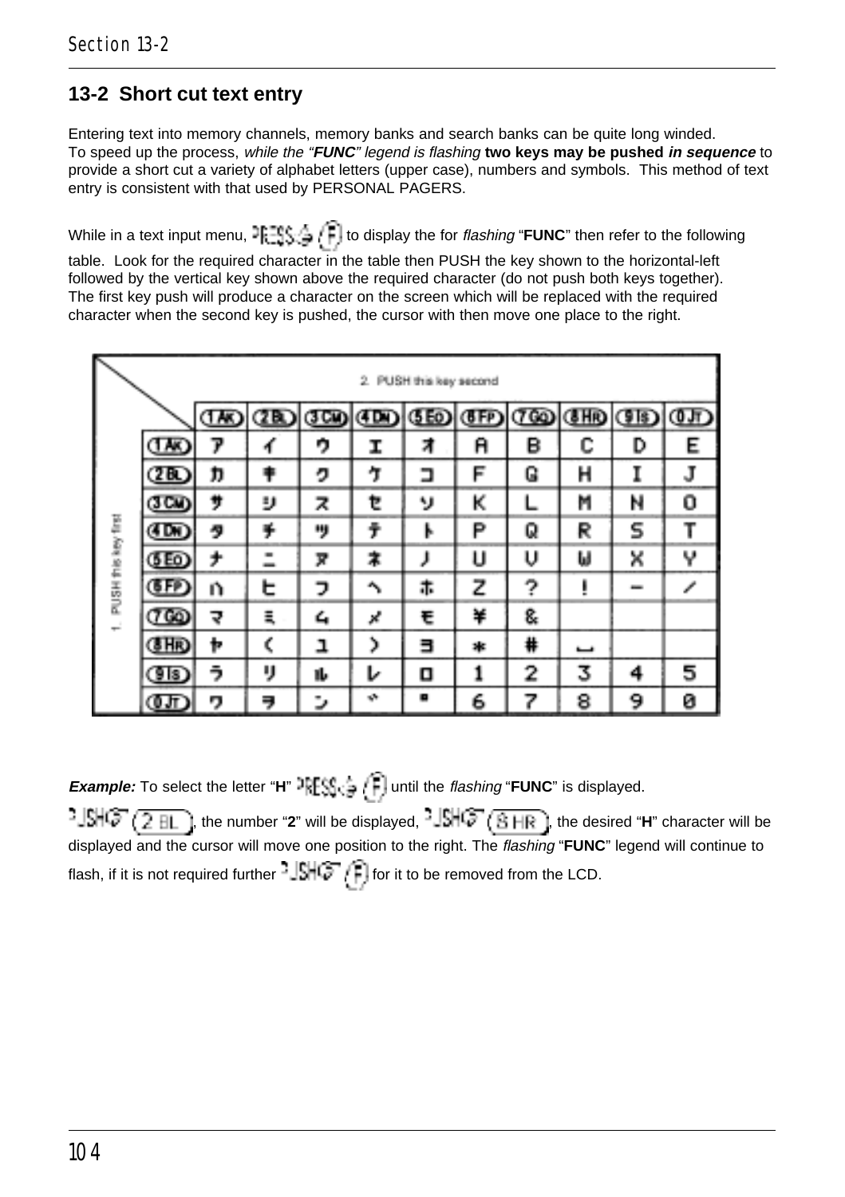## 13-2 Short cut text entry

Entering text into memory channels, memory banks and search banks can be quite long winded.
To speed up the process, *while the "**FUNC**" legend is flashing* **two keys may be pushed *in sequence*** to provide a short cut a variety of alphabet letters (upper case), numbers and symbols. This method of text entry is consistent with that used by PERSONAL PAGERS.

While in a text input menu, PRESS (F) to display the for *flashing* "**FUNC**" then refer to the following table. Look for the required character in the table then PUSH the key shown to the horizontal-left followed by the vertical key shown above the required character (do not push both keys together). The first key push will produce a character on the screen which will be replaced with the required character when the second key is pushed, the cursor with then move one place to the right.

| 1. PUSH this key first / 2. PUSH this key second | 1 AK | 2 BL | 3 CM | 4 DN | 5 EO | 6 FP | 7 GQ | 8 HR | 9 IS | 0 JT |
|---|---|---|---|---|---|---|---|---|---|---|
| 1 AK | ア | イ | ウ | エ | オ | A | B | C | D | E |
| 2 BL | カ | キ | ク | ケ | コ | F | G | H | I | J |
| 3 CM | サ | シ | ス | セ | ソ | K | L | M | N | O |
| 4 DN | タ | チ | ツ | テ | ト | P | Q | R | S | T |
| 5 EO | ナ | ニ | ヌ | ネ | ノ | U | V | W | X | Y |
| 6 FP | ハ | ヒ | フ | ヘ | ホ | Z | ? | ! | − | / |
| 7 GQ | マ | ミ | ム | メ | モ | ¥ | & | | | |
| 8 HR | ヤ | ( | ユ | ) | ヨ | * | # | ␣ | | |
| 9 IS | ラ | リ | ル | レ | ロ | 1 | 2 | 3 | 4 | 5 |
| 0 JT | ワ | ヲ | ン | ゛ | ゜ | 6 | 7 | 8 | 9 | 0 |

***Example:*** To select the letter "**H**" PRESS (F) until the *flashing* "**FUNC**" is displayed.

PUSH (2 BL), the number "**2**" will be displayed, PUSH (8 HR), the desired "**H**" character will be displayed and the cursor will move one position to the right. The *flashing* "**FUNC**" legend will continue to flash, if it is not required further PUSH (F) for it to be removed from the LCD.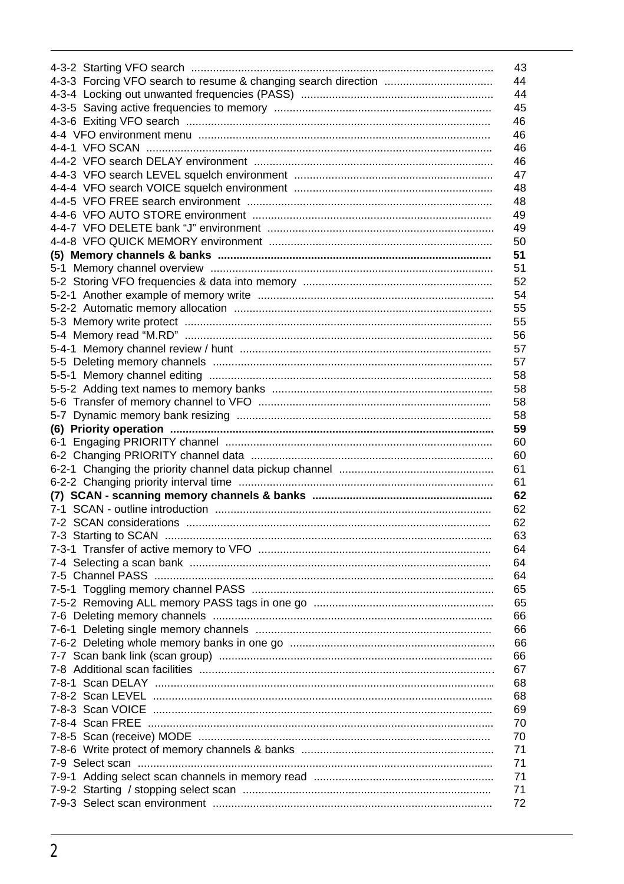4-3-2 Starting VFO search ................................................................................................ 43
4-3-3 Forcing VFO search to resume & changing search direction .................................. 44
4-3-4 Locking out unwanted frequencies (PASS) ............................................................ 44
4-3-5 Saving active frequencies to memory ..................................................................... 45
4-3-6 Exiting VFO search ................................................................................................. 46
4-4 VFO environment menu ............................................................................................ 46
4-4-1 VFO SCAN ............................................................................................................. 46
4-4-2 VFO search DELAY environment ............................................................................ 46
4-4-3 VFO search LEVEL squelch environment ............................................................... 47
4-4-4 VFO search VOICE squelch environment ............................................................... 48
4-4-5 VFO FREE search environment .............................................................................. 48
4-4-6 VFO AUTO STORE environment ............................................................................ 49
4-4-7 VFO DELETE bank “J” environment ........................................................................ 49
4-4-8 VFO QUICK MEMORY environment ....................................................................... 50
**(5) Memory channels & banks ....................................................................................... 51**
5-1 Memory channel overview .......................................................................................... 51
5-2 Storing VFO frequencies & data into memory ............................................................ 52
5-2-1 Another example of memory write ........................................................................... 54
5-2-2 Automatic memory allocation .................................................................................. 55
5-3 Memory write protect .................................................................................................. 55
5-4 Memory read “M.RD” .................................................................................................. 56
5-4-1 Memory channel review / hunt ................................................................................ 57
5-5 Deleting memory channels ......................................................................................... 57
5-5-1 Memory channel editing .......................................................................................... 58
5-5-2 Adding text names to memory banks ...................................................................... 58
5-6 Transfer of memory channel to VFO .......................................................................... 58
5-7 Dynamic memory bank resizing ................................................................................. 58
**(6) Priority operation ...................................................................................................... 59**
6-1 Engaging PRIORITY channel ..................................................................................... 60
6-2 Changing PRIORITY channel data ............................................................................. 60
6-2-1 Changing the priority channel data pickup channel ................................................. 61
6-2-2 Changing priority interval time ................................................................................. 61
**(7) SCAN - scanning memory channels & banks ......................................................... 62**
7-1 SCAN - outline introduction ........................................................................................ 62
7-2 SCAN considerations ................................................................................................. 62
7-3 Starting to SCAN ........................................................................................................ 63
7-3-1 Transfer of active memory to VFO .......................................................................... 64
7-4 Selecting a scan bank ................................................................................................ 64
7-5 Channel PASS ............................................................................................................ 64
7-5-1 Toggling memory channel PASS ............................................................................. 65
7-5-2 Removing ALL memory PASS tags in one go ......................................................... 65
7-6 Deleting memory channels ......................................................................................... 66
7-6-1 Deleting single memory channels ........................................................................... 66
7-6-2 Deleting whole memory banks in one go ................................................................. 66
7-7 Scan bank link (scan group) ....................................................................................... 66
7-8 Additional scan facilities ............................................................................................. 67
7-8-1 Scan DELAY ........................................................................................................... 68
7-8-2 Scan LEVEL ............................................................................................................ 68
7-8-3 Scan VOICE ............................................................................................................ 69
7-8-4 Scan FREE ............................................................................................................. 70
7-8-5 Scan (receive) MODE ............................................................................................. 70
7-8-6 Write protect of memory channels & banks ............................................................. 71
7-9 Select scan ................................................................................................................. 71
7-9-1 Adding select scan channels in memory read ......................................................... 71
7-9-2 Starting / stopping select scan ............................................................................... 71
7-9-3 Select scan environment ......................................................................................... 72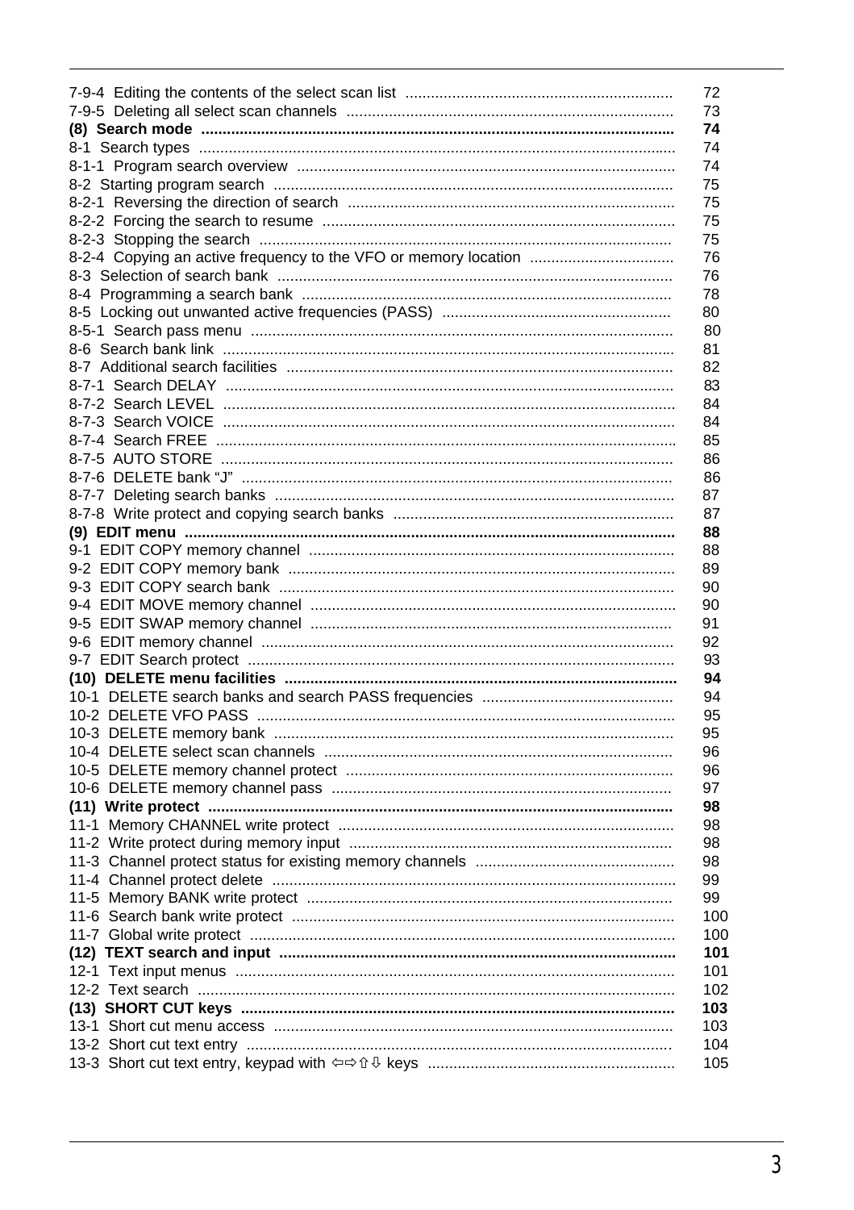| | |
|---|---|
| 7-9-4 Editing the contents of the select scan list | 72 |
| 7-9-5 Deleting all select scan channels | 73 |
| **(8) Search mode** | **74** |
| 8-1 Search types | 74 |
| 8-1-1 Program search overview | 74 |
| 8-2 Starting program search | 75 |
| 8-2-1 Reversing the direction of search | 75 |
| 8-2-2 Forcing the search to resume | 75 |
| 8-2-3 Stopping the search | 75 |
| 8-2-4 Copying an active frequency to the VFO or memory location | 76 |
| 8-3 Selection of search bank | 76 |
| 8-4 Programming a search bank | 78 |
| 8-5 Locking out unwanted active frequencies (PASS) | 80 |
| 8-5-1 Search pass menu | 80 |
| 8-6 Search bank link | 81 |
| 8-7 Additional search facilities | 82 |
| 8-7-1 Search DELAY | 83 |
| 8-7-2 Search LEVEL | 84 |
| 8-7-3 Search VOICE | 84 |
| 8-7-4 Search FREE | 85 |
| 8-7-5 AUTO STORE | 86 |
| 8-7-6 DELETE bank "J" | 86 |
| 8-7-7 Deleting search banks | 87 |
| 8-7-8 Write protect and copying search banks | 87 |
| **(9) EDIT menu** | **88** |
| 9-1 EDIT COPY memory channel | 88 |
| 9-2 EDIT COPY memory bank | 89 |
| 9-3 EDIT COPY search bank | 90 |
| 9-4 EDIT MOVE memory channel | 90 |
| 9-5 EDIT SWAP memory channel | 91 |
| 9-6 EDIT memory channel | 92 |
| 9-7 EDIT Search protect | 93 |
| **(10) DELETE menu facilities** | **94** |
| 10-1 DELETE search banks and search PASS frequencies | 94 |
| 10-2 DELETE VFO PASS | 95 |
| 10-3 DELETE memory bank | 95 |
| 10-4 DELETE select scan channels | 96 |
| 10-5 DELETE memory channel protect | 96 |
| 10-6 DELETE memory channel pass | 97 |
| **(11) Write protect** | **98** |
| 11-1 Memory CHANNEL write protect | 98 |
| 11-2 Write protect during memory input | 98 |
| 11-3 Channel protect status for existing memory channels | 98 |
| 11-4 Channel protect delete | 99 |
| 11-5 Memory BANK write protect | 99 |
| 11-6 Search bank write protect | 100 |
| 11-7 Global write protect | 100 |
| **(12) TEXT search and input** | **101** |
| 12-1 Text input menus | 101 |
| 12-2 Text search | 102 |
| **(13) SHORT CUT keys** | **103** |
| 13-1 Short cut menu access | 103 |
| 13-2 Short cut text entry | 104 |
| 13-3 Short cut text entry, keypad with ⇦⇨⇧⇩ keys | 105 |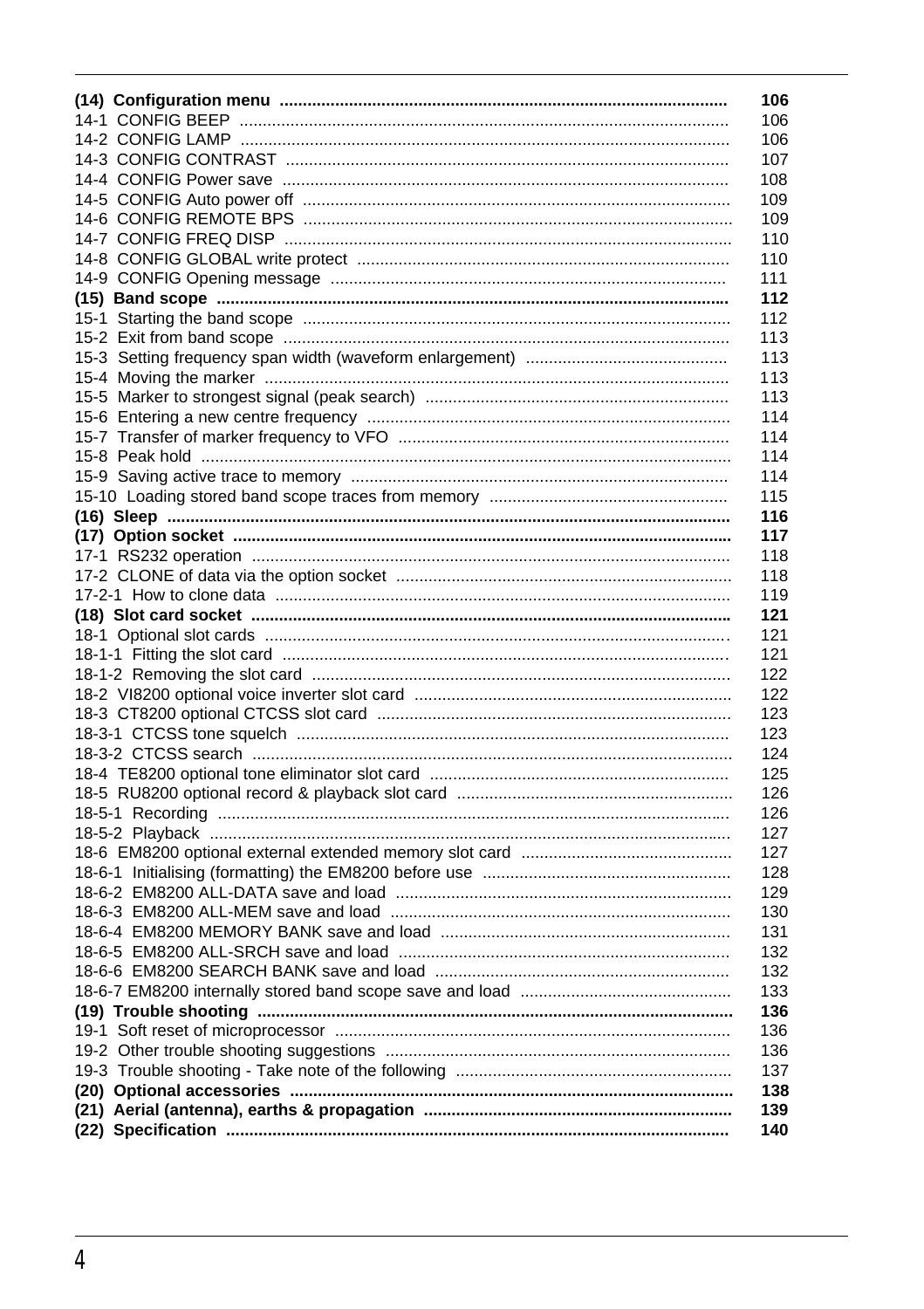| | |
|---|---|
| **(14) Configuration menu** | **106** |
| 14-1 CONFIG BEEP | 106 |
| 14-2 CONFIG LAMP | 106 |
| 14-3 CONFIG CONTRAST | 107 |
| 14-4 CONFIG Power save | 108 |
| 14-5 CONFIG Auto power off | 109 |
| 14-6 CONFIG REMOTE BPS | 109 |
| 14-7 CONFIG FREQ DISP | 110 |
| 14-8 CONFIG GLOBAL write protect | 110 |
| 14-9 CONFIG Opening message | 111 |
| **(15) Band scope** | **112** |
| 15-1 Starting the band scope | 112 |
| 15-2 Exit from band scope | 113 |
| 15-3 Setting frequency span width (waveform enlargement) | 113 |
| 15-4 Moving the marker | 113 |
| 15-5 Marker to strongest signal (peak search) | 113 |
| 15-6 Entering a new centre frequency | 114 |
| 15-7 Transfer of marker frequency to VFO | 114 |
| 15-8 Peak hold | 114 |
| 15-9 Saving active trace to memory | 114 |
| 15-10 Loading stored band scope traces from memory | 115 |
| **(16) Sleep** | **116** |
| **(17) Option socket** | **117** |
| 17-1 RS232 operation | 118 |
| 17-2 CLONE of data via the option socket | 118 |
| 17-2-1 How to clone data | 119 |
| **(18) Slot card socket** | **121** |
| 18-1 Optional slot cards | 121 |
| 18-1-1 Fitting the slot card | 121 |
| 18-1-2 Removing the slot card | 122 |
| 18-2 VI8200 optional voice inverter slot card | 122 |
| 18-3 CT8200 optional CTCSS slot card | 123 |
| 18-3-1 CTCSS tone squelch | 123 |
| 18-3-2 CTCSS search | 124 |
| 18-4 TE8200 optional tone eliminator slot card | 125 |
| 18-5 RU8200 optional record & playback slot card | 126 |
| 18-5-1 Recording | 126 |
| 18-5-2 Playback | 127 |
| 18-6 EM8200 optional external extended memory slot card | 127 |
| 18-6-1 Initialising (formatting) the EM8200 before use | 128 |
| 18-6-2 EM8200 ALL-DATA save and load | 129 |
| 18-6-3 EM8200 ALL-MEM save and load | 130 |
| 18-6-4 EM8200 MEMORY BANK save and load | 131 |
| 18-6-5 EM8200 ALL-SRCH save and load | 132 |
| 18-6-6 EM8200 SEARCH BANK save and load | 132 |
| 18-6-7 EM8200 internally stored band scope save and load | 133 |
| **(19) Trouble shooting** | **136** |
| 19-1 Soft reset of microprocessor | 136 |
| 19-2 Other trouble shooting suggestions | 136 |
| 19-3 Trouble shooting - Take note of the following | 137 |
| **(20) Optional accessories** | **138** |
| **(21) Aerial (antenna), earths & propagation** | **139** |
| **(22) Specification** | **140** |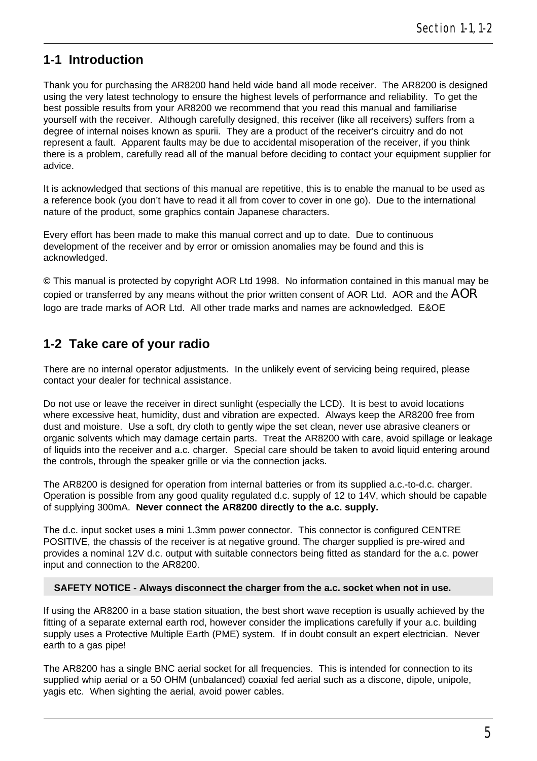## 1-1 Introduction

Thank you for purchasing the AR8200 hand held wide band all mode receiver. The AR8200 is designed using the very latest technology to ensure the highest levels of performance and reliability. To get the best possible results from your AR8200 we recommend that you read this manual and familiarise yourself with the receiver. Although carefully designed, this receiver (like all receivers) suffers from a degree of internal noises known as spurii. They are a product of the receiver's circuitry and do not represent a fault. Apparent faults may be due to accidental misoperation of the receiver, if you think there is a problem, carefully read all of the manual before deciding to contact your equipment supplier for advice.

It is acknowledged that sections of this manual are repetitive, this is to enable the manual to be used as a reference book (you don't have to read it all from cover to cover in one go). Due to the international nature of the product, some graphics contain Japanese characters.

Every effort has been made to make this manual correct and up to date. Due to continuous development of the receiver and by error or omission anomalies may be found and this is acknowledged.

**©** This manual is protected by copyright AOR Ltd 1998. No information contained in this manual may be copied or transferred by any means without the prior written consent of AOR Ltd. AOR and the AOR logo are trade marks of AOR Ltd. All other trade marks and names are acknowledged. E&OE

## 1-2 Take care of your radio

There are no internal operator adjustments. In the unlikely event of servicing being required, please contact your dealer for technical assistance.

Do not use or leave the receiver in direct sunlight (especially the LCD). It is best to avoid locations where excessive heat, humidity, dust and vibration are expected. Always keep the AR8200 free from dust and moisture. Use a soft, dry cloth to gently wipe the set clean, never use abrasive cleaners or organic solvents which may damage certain parts. Treat the AR8200 with care, avoid spillage or leakage of liquids into the receiver and a.c. charger. Special care should be taken to avoid liquid entering around the controls, through the speaker grille or via the connection jacks.

The AR8200 is designed for operation from internal batteries or from its supplied a.c.-to-d.c. charger. Operation is possible from any good quality regulated d.c. supply of 12 to 14V, which should be capable of supplying 300mA. **Never connect the AR8200 directly to the a.c. supply.**

The d.c. input socket uses a mini 1.3mm power connector. This connector is configured CENTRE POSITIVE, the chassis of the receiver is at negative ground. The charger supplied is pre-wired and provides a nominal 12V d.c. output with suitable connectors being fitted as standard for the a.c. power input and connection to the AR8200.

**SAFETY NOTICE - Always disconnect the charger from the a.c. socket when not in use.**

If using the AR8200 in a base station situation, the best short wave reception is usually achieved by the fitting of a separate external earth rod, however consider the implications carefully if your a.c. building supply uses a Protective Multiple Earth (PME) system. If in doubt consult an expert electrician. Never earth to a gas pipe!

The AR8200 has a single BNC aerial socket for all frequencies. This is intended for connection to its supplied whip aerial or a 50 OHM (unbalanced) coaxial fed aerial such as a discone, dipole, unipole, yagis etc. When sighting the aerial, avoid power cables.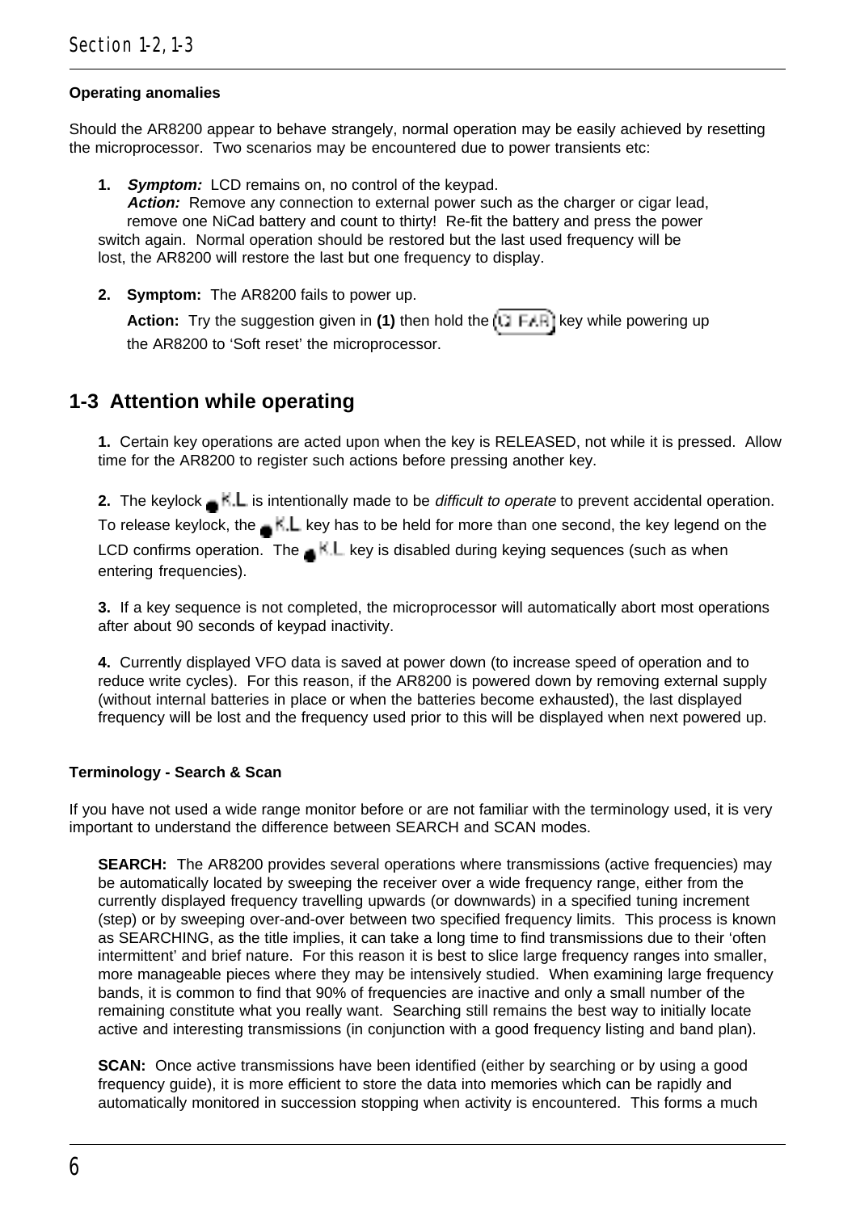**Operating anomalies**

Should the AR8200 appear to behave strangely, normal operation may be easily achieved by resetting the microprocessor. Two scenarios may be encountered due to power transients etc:

1. ***Symptom:*** LCD remains on, no control of the keypad.
   ***Action:*** Remove any connection to external power such as the charger or cigar lead, remove one NiCad battery and count to thirty! Re-fit the battery and press the power switch again. Normal operation should be restored but the last used frequency will be lost, the AR8200 will restore the last but one frequency to display.

2. **Symptom:** The AR8200 fails to power up.
   **Action:** Try the suggestion given in **(1)** then hold the (2 FAR) key while powering up the AR8200 to 'Soft reset' the microprocessor.

## 1-3 Attention while operating

**1.** Certain key operations are acted upon when the key is RELEASED, not while it is pressed. Allow time for the AR8200 to register such actions before pressing another key.

**2.** The keylock ● K.L is intentionally made to be *difficult to operate* to prevent accidental operation. To release keylock, the ● K.L key has to be held for more than one second, the key legend on the LCD confirms operation. The ● K.L key is disabled during keying sequences (such as when entering frequencies).

**3.** If a key sequence is not completed, the microprocessor will automatically abort most operations after about 90 seconds of keypad inactivity.

**4.** Currently displayed VFO data is saved at power down (to increase speed of operation and to reduce write cycles). For this reason, if the AR8200 is powered down by removing external supply (without internal batteries in place or when the batteries become exhausted), the last displayed frequency will be lost and the frequency used prior to this will be displayed when next powered up.

**Terminology - Search & Scan**

If you have not used a wide range monitor before or are not familiar with the terminology used, it is very important to understand the difference between SEARCH and SCAN modes.

**SEARCH:** The AR8200 provides several operations where transmissions (active frequencies) may be automatically located by sweeping the receiver over a wide frequency range, either from the currently displayed frequency travelling upwards (or downwards) in a specified tuning increment (step) or by sweeping over-and-over between two specified frequency limits. This process is known as SEARCHING, as the title implies, it can take a long time to find transmissions due to their 'often intermittent' and brief nature. For this reason it is best to slice large frequency ranges into smaller, more manageable pieces where they may be intensively studied. When examining large frequency bands, it is common to find that 90% of frequencies are inactive and only a small number of the remaining constitute what you really want. Searching still remains the best way to initially locate active and interesting transmissions (in conjunction with a good frequency listing and band plan).

**SCAN:** Once active transmissions have been identified (either by searching or by using a good frequency guide), it is more efficient to store the data into memories which can be rapidly and automatically monitored in succession stopping when activity is encountered. This forms a much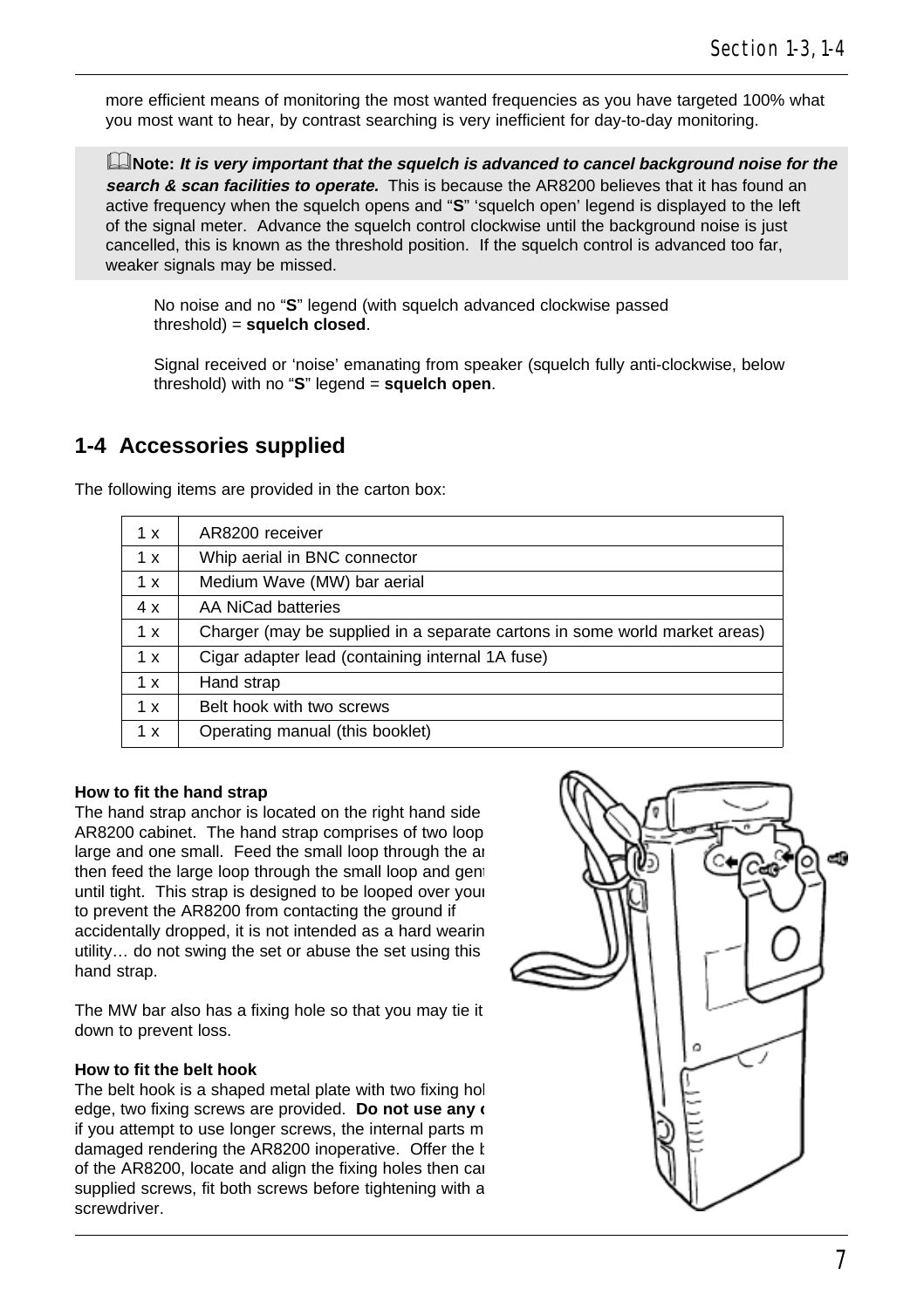more efficient means of monitoring the most wanted frequencies as you have targeted 100% what you most want to hear, by contrast searching is very inefficient for day-to-day monitoring.

**Note:** ***It is very important that the squelch is advanced to cancel background noise for the search & scan facilities to operate.*** This is because the AR8200 believes that it has found an active frequency when the squelch opens and "**S**" 'squelch open' legend is displayed to the left of the signal meter. Advance the squelch control clockwise until the background noise is just cancelled, this is known as the threshold position. If the squelch control is advanced too far, weaker signals may be missed.

No noise and no "**S**" legend (with squelch advanced clockwise passed threshold) = **squelch closed**.

Signal received or 'noise' emanating from speaker (squelch fully anti-clockwise, below threshold) with no "**S**" legend = **squelch open**.

## 1-4 Accessories supplied

The following items are provided in the carton box:

| | |
|---|---|
| 1 x | AR8200 receiver |
| 1 x | Whip aerial in BNC connector |
| 1 x | Medium Wave (MW) bar aerial |
| 4 x | AA NiCad batteries |
| 1 x | Charger (may be supplied in a separate cartons in some world market areas) |
| 1 x | Cigar adapter lead (containing internal 1A fuse) |
| 1 x | Hand strap |
| 1 x | Belt hook with two screws |
| 1 x | Operating manual (this booklet) |

**How to fit the hand strap**
The hand strap anchor is located on the right hand side AR8200 cabinet. The hand strap comprises of two loop large and one small. Feed the small loop through the an then feed the large loop through the small loop and gent until tight. This strap is designed to be looped over your to prevent the AR8200 from contacting the ground if accidentally dropped, it is not intended as a hard wearin utility… do not swing the set or abuse the set using this hand strap.

The MW bar also has a fixing hole so that you may tie it down to prevent loss.

**How to fit the belt hook**
The belt hook is a shaped metal plate with two fixing hol edge, two fixing screws are provided. **Do not use any o** if you attempt to use longer screws, the internal parts m damaged rendering the AR8200 inoperative. Offer the b of the AR8200, locate and align the fixing holes then car supplied screws, fit both screws before tightening with a screwdriver.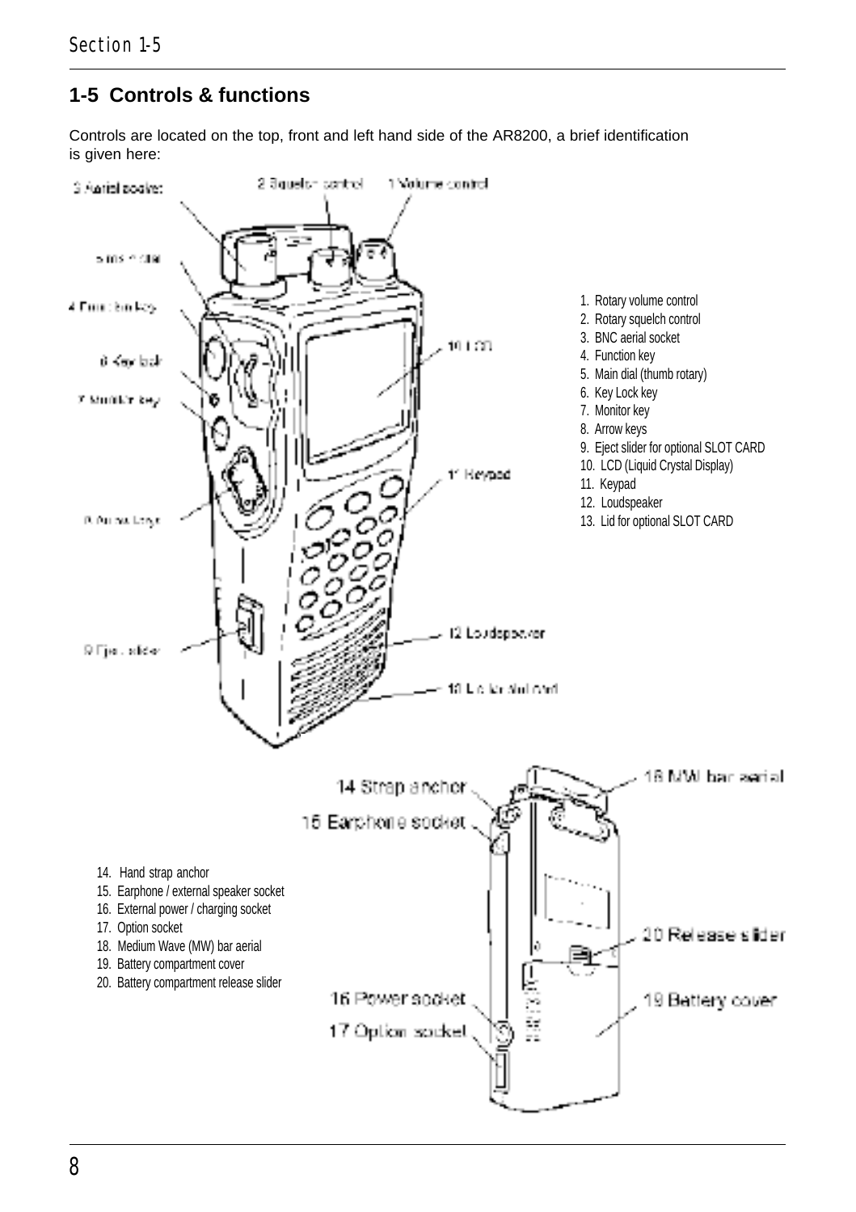## 1-5 Controls & functions

Controls are located on the top, front and left hand side of the AR8200, a brief identification is given here:

1. Rotary volume control
2. Rotary squelch control
3. BNC aerial socket
4. Function key
5. Main dial (thumb rotary)
6. Key Lock key
7. Monitor key
8. Arrow keys
9. Eject slider for optional SLOT CARD
10. LCD (Liquid Crystal Display)
11. Keypad
12. Loudspeaker
13. Lid for optional SLOT CARD

14. Hand strap anchor
15. Earphone / external speaker socket
16. External power / charging socket
17. Option socket
18. Medium Wave (MW) bar aerial
19. Battery compartment cover
20. Battery compartment release slider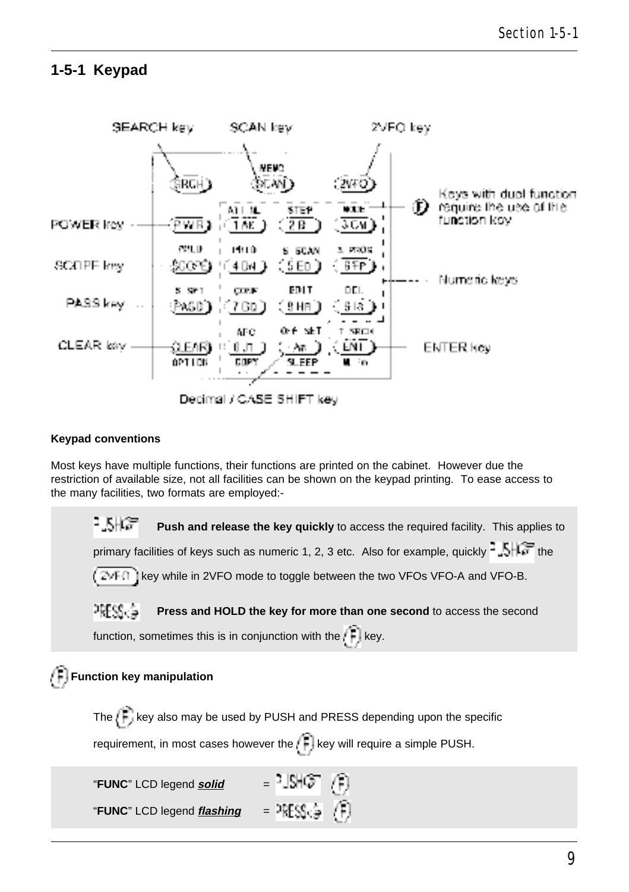## 1-5-1 Keypad

SEARCH key SCAN key 2VFO key

POWER key

SCOPE key

PASS key

CLEAR key

Keys with dual function require the use of the function key

Numeric keys

ENTER key

Decimal / CASE SHIFT key

**Keypad conventions**

Most keys have multiple functions, their functions are printed on the cabinet. However due the restriction of available size, not all facilities can be shown on the keypad printing. To ease access to the many facilities, two formats are employed:-

PUSH **Push and release the key quickly** to access the required facility. This applies to primary facilities of keys such as numeric 1, 2, 3 etc. Also for example, quickly PUSH the 2VFO key while in 2VFO mode to toggle between the two VFOs VFO-A and VFO-B.

PRESS **Press and HOLD the key for more than one second** to access the second function, sometimes this is in conjunction with the F key.

**F Function key manipulation**

The F key also may be used by PUSH and PRESS depending upon the specific requirement, in most cases however the F key will require a simple PUSH.

"**FUNC**" LCD legend ***solid*** = PUSH F

"**FUNC**" LCD legend ***flashing*** = PRESS F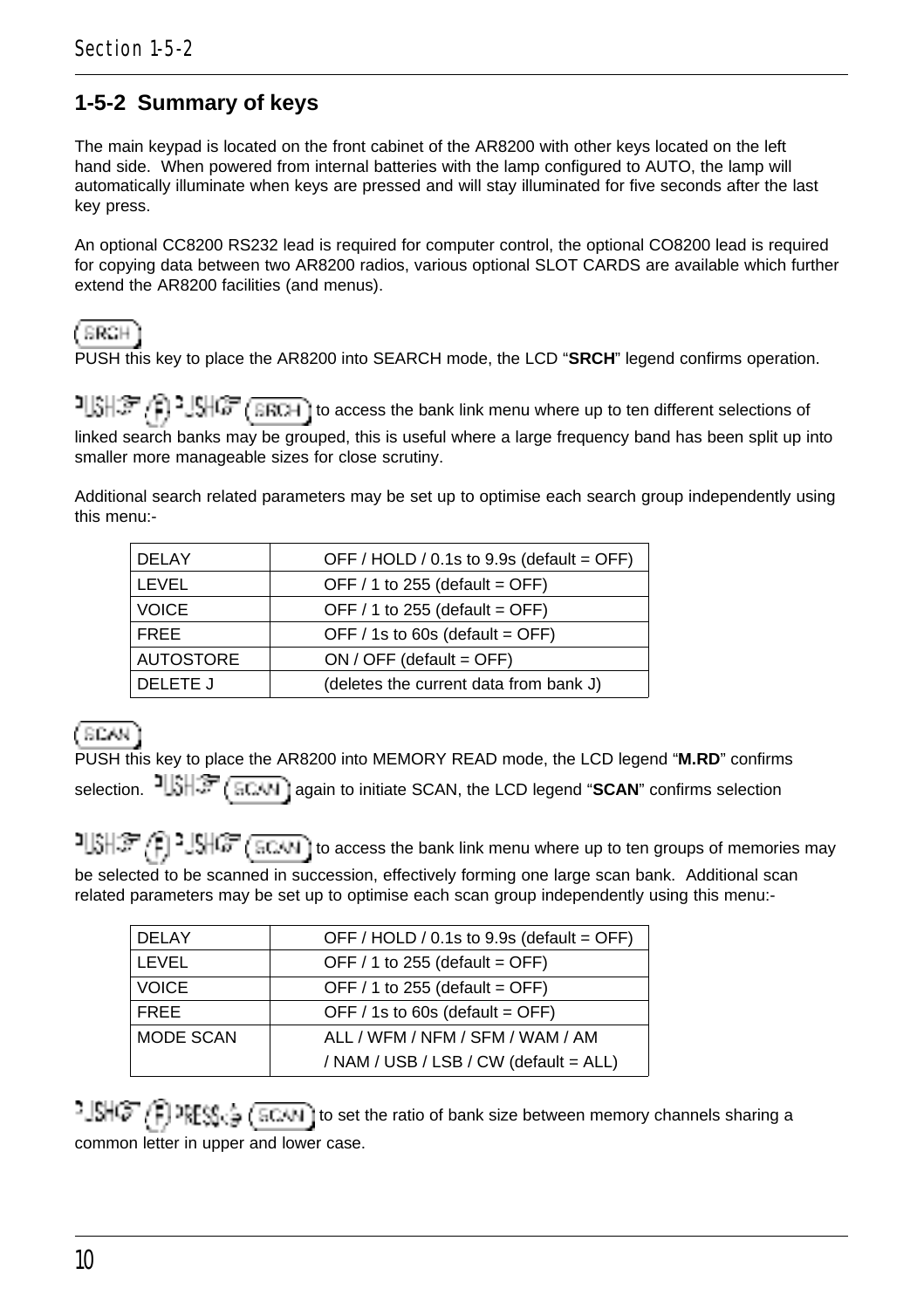## 1-5-2 Summary of keys

The main keypad is located on the front cabinet of the AR8200 with other keys located on the left hand side. When powered from internal batteries with the lamp configured to AUTO, the lamp will automatically illuminate when keys are pressed and will stay illuminated for five seconds after the last key press.

An optional CC8200 RS232 lead is required for computer control, the optional CO8200 lead is required for copying data between two AR8200 radios, various optional SLOT CARDS are available which further extend the AR8200 facilities (and menus).

(SRCH)

PUSH this key to place the AR8200 into SEARCH mode, the LCD “**SRCH**” legend confirms operation.

PUSH (F) PUSH (SRCH) to access the bank link menu where up to ten different selections of linked search banks may be grouped, this is useful where a large frequency band has been split up into smaller more manageable sizes for close scrutiny.

Additional search related parameters may be set up to optimise each search group independently using this menu:-

| | |
|---|---|
| DELAY | OFF / HOLD / 0.1s to 9.9s (default = OFF) |
| LEVEL | OFF / 1 to 255 (default = OFF) |
| VOICE | OFF / 1 to 255 (default = OFF) |
| FREE | OFF / 1s to 60s (default = OFF) |
| AUTOSTORE | ON / OFF (default = OFF) |
| DELETE J | (deletes the current data from bank J) |

(SCAN)

PUSH this key to place the AR8200 into MEMORY READ mode, the LCD legend “**M.RD**” confirms selection. PUSH (SCAN) again to initiate SCAN, the LCD legend “**SCAN**” confirms selection

PUSH (F) PUSH (SCAN) to access the bank link menu where up to ten groups of memories may be selected to be scanned in succession, effectively forming one large scan bank. Additional scan related parameters may be set up to optimise each scan group independently using this menu:-

| | |
|---|---|
| DELAY | OFF / HOLD / 0.1s to 9.9s (default = OFF) |
| LEVEL | OFF / 1 to 255 (default = OFF) |
| VOICE | OFF / 1 to 255 (default = OFF) |
| FREE | OFF / 1s to 60s (default = OFF) |
| MODE SCAN | ALL / WFM / NFM / SFM / WAM / AM / NAM / USB / LSB / CW (default = ALL) |

PUSH (F) PRESS (SCAN) to set the ratio of bank size between memory channels sharing a common letter in upper and lower case.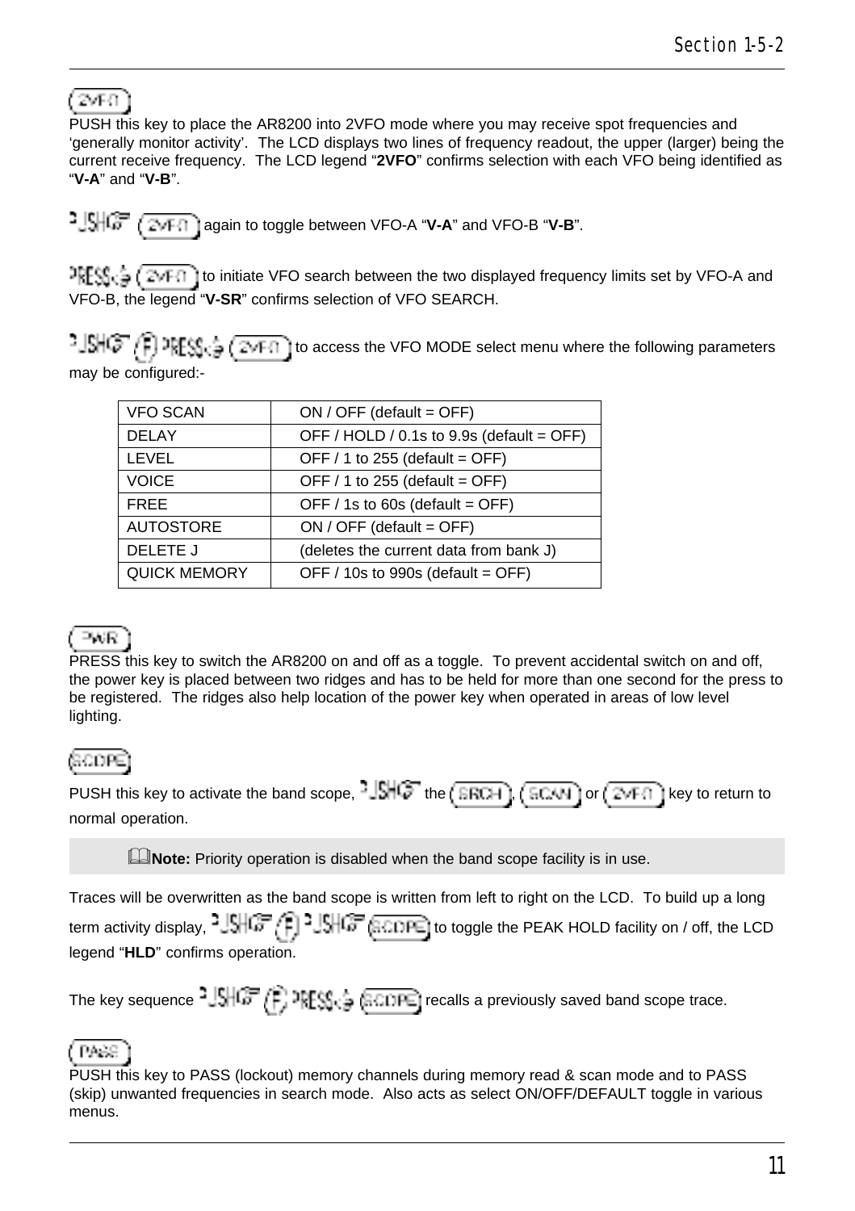(2VFO)

PUSH this key to place the AR8200 into 2VFO mode where you may receive spot frequencies and 'generally monitor activity'. The LCD displays two lines of frequency readout, the upper (larger) being the current receive frequency. The LCD legend "**2VFO**" confirms selection with each VFO being identified as "**V-A**" and "**V-B**".

PUSH (2VFO) again to toggle between VFO-A "**V-A**" and VFO-B "**V-B**".

PRESS (2VFO) to initiate VFO search between the two displayed frequency limits set by VFO-A and VFO-B, the legend "**V-SR**" confirms selection of VFO SEARCH.

PUSH (F) PRESS (2VFO) to access the VFO MODE select menu where the following parameters may be configured:-

| VFO SCAN | ON / OFF (default = OFF) |
|---|---|
| DELAY | OFF / HOLD / 0.1s to 9.9s (default = OFF) |
| LEVEL | OFF / 1 to 255 (default = OFF) |
| VOICE | OFF / 1 to 255 (default = OFF) |
| FREE | OFF / 1s to 60s (default = OFF) |
| AUTOSTORE | ON / OFF (default = OFF) |
| DELETE J | (deletes the current data from bank J) |
| QUICK MEMORY | OFF / 10s to 990s (default = OFF) |

(PWR)

PRESS this key to switch the AR8200 on and off as a toggle. To prevent accidental switch on and off, the power key is placed between two ridges and has to be held for more than one second for the press to be registered. The ridges also help location of the power key when operated in areas of low level lighting.

(SCOPE)

PUSH this key to activate the band scope, PUSH the (SRCH), (SCAN) or (2VFO) key to return to normal operation.

**Note:** Priority operation is disabled when the band scope facility is in use.

Traces will be overwritten as the band scope is written from left to right on the LCD. To build up a long term activity display, PUSH (F) PUSH (SCOPE) to toggle the PEAK HOLD facility on / off, the LCD legend "**HLD**" confirms operation.

The key sequence PUSH (F) PRESS (SCOPE) recalls a previously saved band scope trace.

(PASS)

PUSH this key to PASS (lockout) memory channels during memory read & scan mode and to PASS (skip) unwanted frequencies in search mode. Also acts as select ON/OFF/DEFAULT toggle in various menus.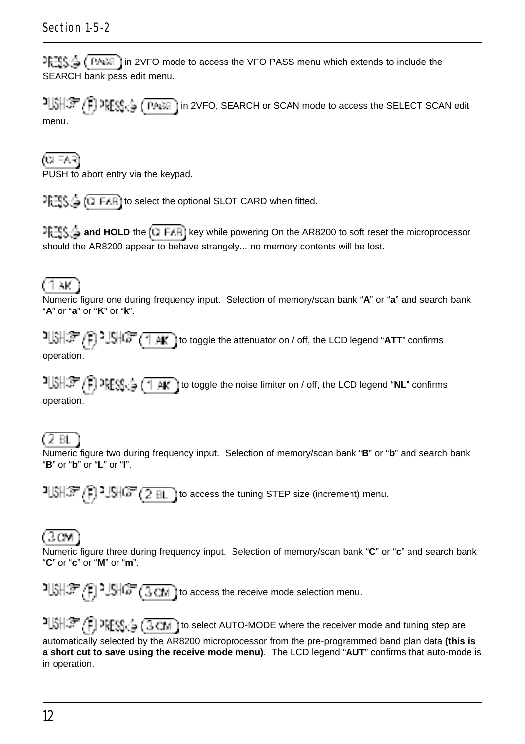PRESS (PASS) in 2VFO mode to access the VFO PASS menu which extends to include the SEARCH bank pass edit menu.

PUSH (F) PRESS (PASS) in 2VFO, SEARCH or SCAN mode to access the SELECT SCAN edit menu.

(CLEAR)

PUSH to abort entry via the keypad.

PRESS (CLEAR) to select the optional SLOT CARD when fitted.

PRESS **and HOLD** the (CLEAR) key while powering On the AR8200 to soft reset the microprocessor should the AR8200 appear to behave strangely... no memory contents will be lost.

(1 AK)

Numeric figure one during frequency input. Selection of memory/scan bank "**A**" or "**a**" and search bank "**A**" or "**a**" or "**K**" or "**k**".

PUSH (F) PUSH (1 AK) to toggle the attenuator on / off, the LCD legend "**ATT**" confirms operation.

PUSH (F) PRESS (1 AK) to toggle the noise limiter on / off, the LCD legend "**NL**" confirms operation.

(2 BL)

Numeric figure two during frequency input. Selection of memory/scan bank "**B**" or "**b**" and search bank "**B**" or "**b**" or "**L**" or "**l**".

PUSH (F) PUSH (2 BL) to access the tuning STEP size (increment) menu.

(3 CM)

Numeric figure three during frequency input. Selection of memory/scan bank "**C**" or "**c**" and search bank "**C**" or "**c**" or "**M**" or "**m**".

PUSH (F) PUSH (3 CM) to access the receive mode selection menu.

PUSH (F) PRESS (3 CM) to select AUTO-MODE where the receiver mode and tuning step are automatically selected by the AR8200 microprocessor from the pre-programmed band plan data **(this is a short cut to save using the receive mode menu)**. The LCD legend "**AUT**" confirms that auto-mode is in operation.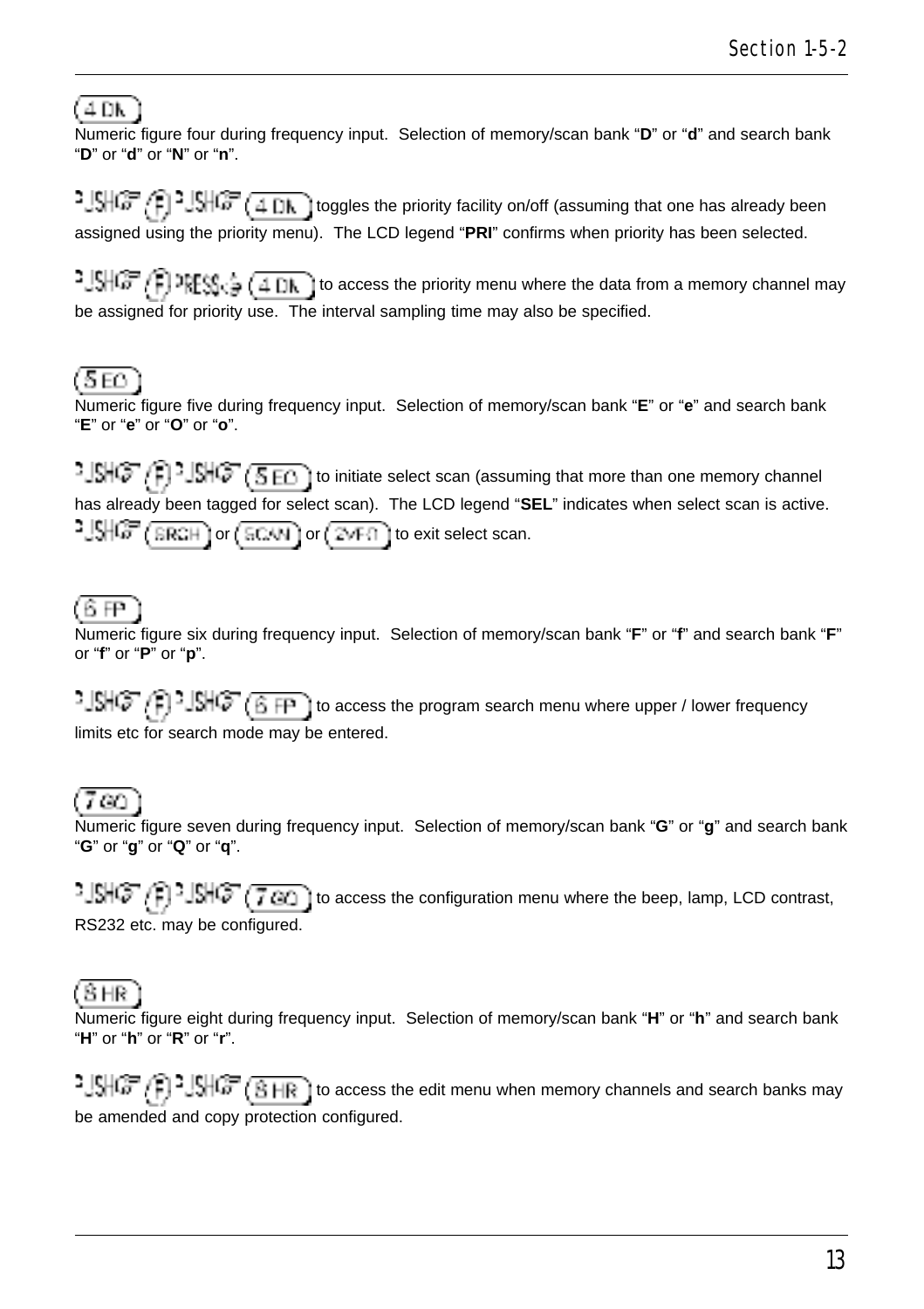(4 DN)

Numeric figure four during frequency input. Selection of memory/scan bank “**D**” or “**d**” and search bank “**D**” or “**d**” or “**N**” or “**n**”.

PUSH (F) PUSH (4 DN) toggles the priority facility on/off (assuming that one has already been assigned using the priority menu). The LCD legend “**PRI**” confirms when priority has been selected.

PUSH (F) PRESS (4 DN) to access the priority menu where the data from a memory channel may be assigned for priority use. The interval sampling time may also be specified.

(5 EO)

Numeric figure five during frequency input. Selection of memory/scan bank “**E**” or “**e**” and search bank “**E**” or “**e**” or “**O**” or “**o**”.

PUSH (F) PUSH (5 EO) to initiate select scan (assuming that more than one memory channel has already been tagged for select scan). The LCD legend “**SEL**” indicates when select scan is active. PUSH (SRCH) or (SCAN) or (2VFO) to exit select scan.

(6 FP)

Numeric figure six during frequency input. Selection of memory/scan bank “**F**” or “**f**” and search bank “**F**” or “**f**” or “**P**” or “**p**”.

PUSH (F) PUSH (6 FP) to access the program search menu where upper / lower frequency limits etc for search mode may be entered.

(7 GQ)

Numeric figure seven during frequency input. Selection of memory/scan bank “**G**” or “**g**” and search bank “**G**” or “**g**” or “**Q**” or “**q**”.

PUSH (F) PUSH (7 GQ) to access the configuration menu where the beep, lamp, LCD contrast, RS232 etc. may be configured.

(8 HR)

Numeric figure eight during frequency input. Selection of memory/scan bank “**H**” or “**h**” and search bank “**H**” or “**h**” or “**R**” or “**r**”.

PUSH (F) PUSH (8 HR) to access the edit menu when memory channels and search banks may be amended and copy protection configured.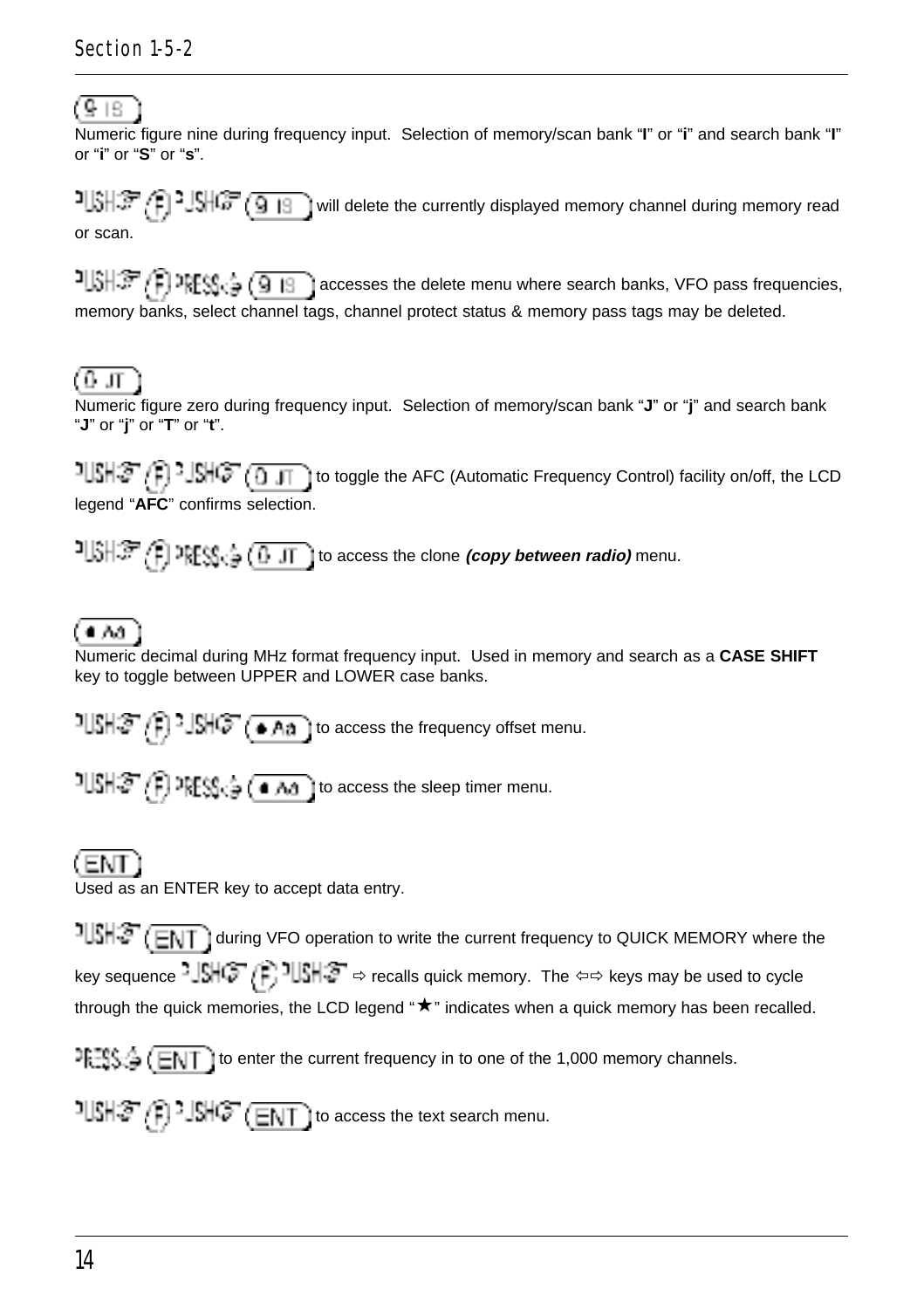**[9 IS]**

Numeric figure nine during frequency input. Selection of memory/scan bank "**I**" or "**i**" and search bank "**I**" or "**i**" or "**S**" or "**s**".

PUSH [F] PUSH [9 IS] will delete the currently displayed memory channel during memory read or scan.

PUSH [F] PRESS [9 IS] accesses the delete menu where search banks, VFO pass frequencies, memory banks, select channel tags, channel protect status & memory pass tags may be deleted.

**[0 JT]**

Numeric figure zero during frequency input. Selection of memory/scan bank "**J**" or "**j**" and search bank "**J**" or "**j**" or "**T**" or "**t**".

PUSH [F] PUSH [0 JT] to toggle the AFC (Automatic Frequency Control) facility on/off, the LCD legend "**AFC**" confirms selection.

PUSH [F] PRESS [0 JT] to access the clone ***(copy between radio)*** menu.

**[• Aa]**

Numeric decimal during MHz format frequency input. Used in memory and search as a **CASE SHIFT** key to toggle between UPPER and LOWER case banks.

PUSH [F] PUSH [• Aa] to access the frequency offset menu.

PUSH [F] PRESS [• Aa] to access the sleep timer menu.

**[ENT]**

Used as an ENTER key to accept data entry.

PUSH [ENT] during VFO operation to write the current frequency to QUICK MEMORY where the key sequence PUSH [F] PUSH ⇨ recalls quick memory. The ⇦⇨ keys may be used to cycle through the quick memories, the LCD legend "★" indicates when a quick memory has been recalled.

PRESS [ENT] to enter the current frequency in to one of the 1,000 memory channels.

PUSH [F] PUSH [ENT] to access the text search menu.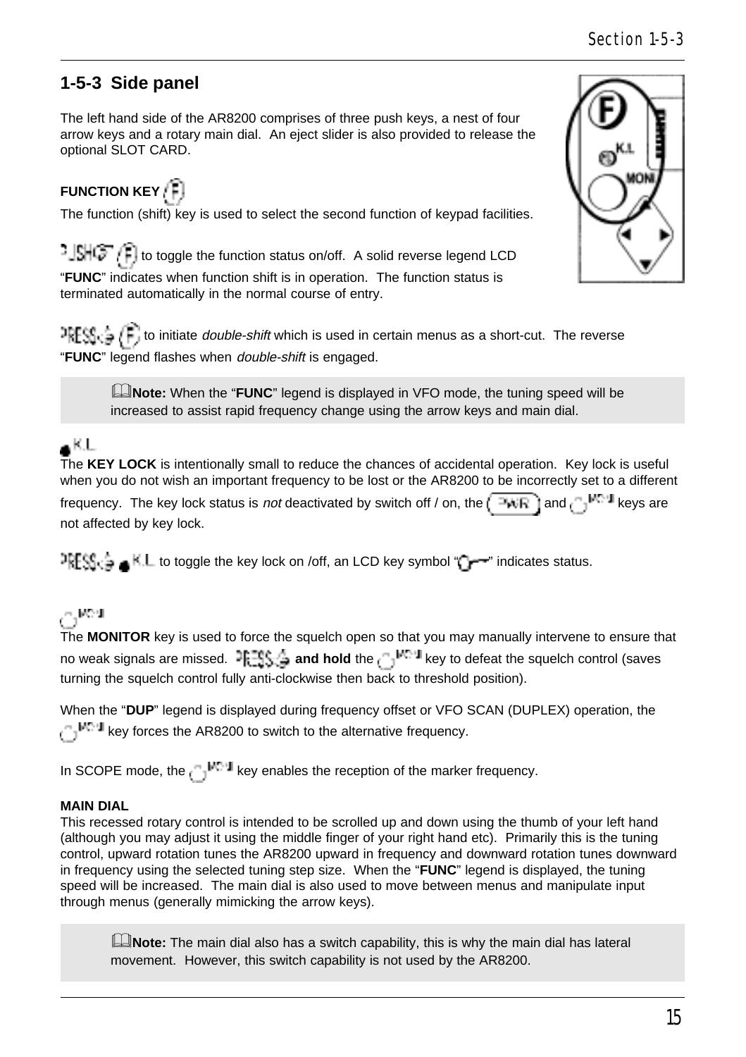## 1-5-3 Side panel

The left hand side of the AR8200 comprises of three push keys, a nest of four arrow keys and a rotary main dial. An eject slider is also provided to release the optional SLOT CARD.

**FUNCTION KEY** (F)

The function (shift) key is used to select the second function of keypad facilities.

PUSH (F) to toggle the function status on/off. A solid reverse legend LCD "**FUNC**" indicates when function shift is in operation. The function status is terminated automatically in the normal course of entry.

PRESS (F) to initiate *double-shift* which is used in certain menus as a short-cut. The reverse "**FUNC**" legend flashes when *double-shift* is engaged.

> **Note:** When the "**FUNC**" legend is displayed in VFO mode, the tuning speed will be increased to assist rapid frequency change using the arrow keys and main dial.

K.L

The **KEY LOCK** is intentionally small to reduce the chances of accidental operation. Key lock is useful when you do not wish an important frequency to be lost or the AR8200 to be incorrectly set to a different frequency. The key lock status is *not* deactivated by switch off / on, the PWR and MONI keys are not affected by key lock.

PRESS K.L to toggle the key lock on /off, an LCD key symbol "" indicates status.

MONI

The **MONITOR** key is used to force the squelch open so that you may manually intervene to ensure that no weak signals are missed. PRESS **and hold** the MONI key to defeat the squelch control (saves turning the squelch control fully anti-clockwise then back to threshold position).

When the "**DUP**" legend is displayed during frequency offset or VFO SCAN (DUPLEX) operation, the MONI key forces the AR8200 to switch to the alternative frequency.

In SCOPE mode, the MONI key enables the reception of the marker frequency.

**MAIN DIAL**

This recessed rotary control is intended to be scrolled up and down using the thumb of your left hand (although you may adjust it using the middle finger of your right hand etc). Primarily this is the tuning control, upward rotation tunes the AR8200 upward in frequency and downward rotation tunes downward in frequency using the selected tuning step size. When the "**FUNC**" legend is displayed, the tuning speed will be increased. The main dial is also used to move between menus and manipulate input through menus (generally mimicking the arrow keys).

> **Note:** The main dial also has a switch capability, this is why the main dial has lateral movement. However, this switch capability is not used by the AR8200.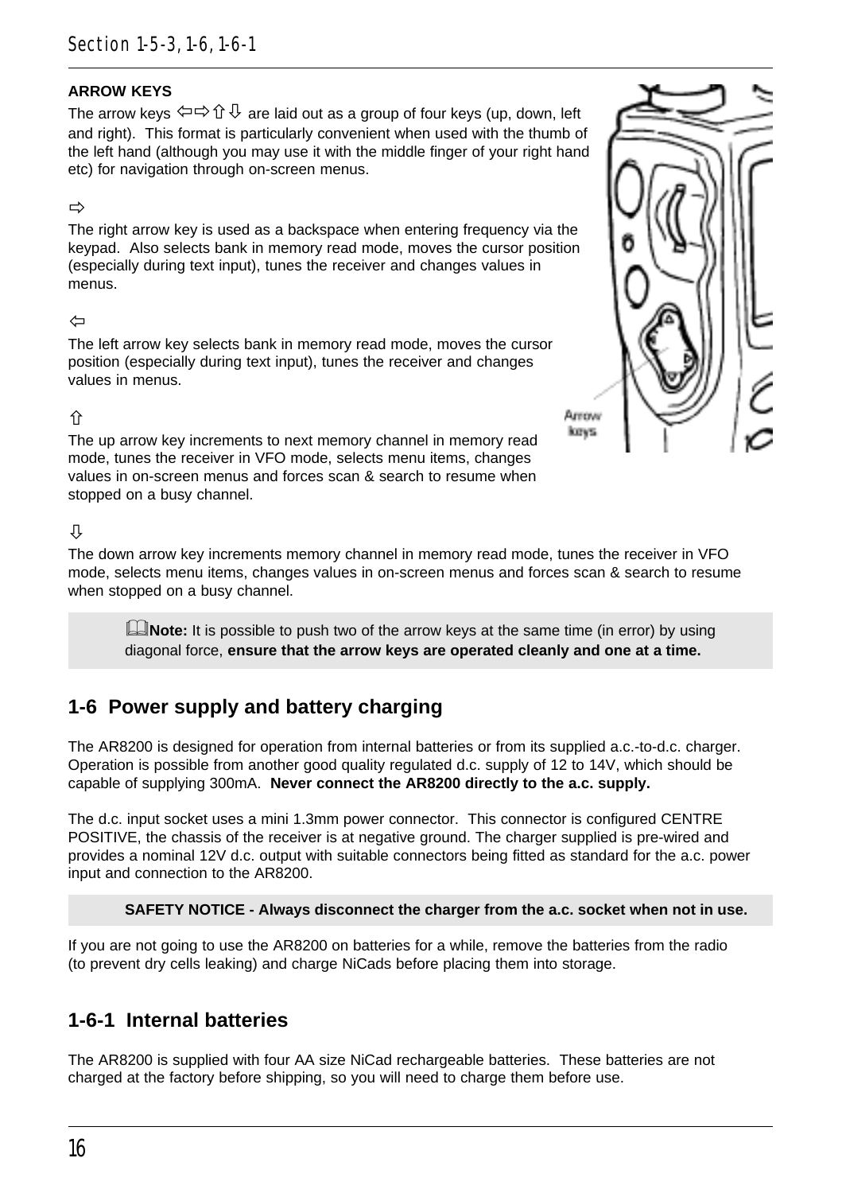**ARROW KEYS**

The arrow keys ⇦⇨⇧⇩ are laid out as a group of four keys (up, down, left and right). This format is particularly convenient when used with the thumb of the left hand (although you may use it with the middle finger of your right hand etc) for navigation through on-screen menus.

⇨

The right arrow key is used as a backspace when entering frequency via the keypad. Also selects bank in memory read mode, moves the cursor position (especially during text input), tunes the receiver and changes values in menus.

⇦

The left arrow key selects bank in memory read mode, moves the cursor position (especially during text input), tunes the receiver and changes values in menus.

⇧

The up arrow key increments to next memory channel in memory read mode, tunes the receiver in VFO mode, selects menu items, changes values in on-screen menus and forces scan & search to resume when stopped on a busy channel.

⇩

The down arrow key increments memory channel in memory read mode, tunes the receiver in VFO mode, selects menu items, changes values in on-screen menus and forces scan & search to resume when stopped on a busy channel.

> **Note:** It is possible to push two of the arrow keys at the same time (in error) by using diagonal force, **ensure that the arrow keys are operated cleanly and one at a time.**

## 1-6 Power supply and battery charging

The AR8200 is designed for operation from internal batteries or from its supplied a.c.-to-d.c. charger. Operation is possible from another good quality regulated d.c. supply of 12 to 14V, which should be capable of supplying 300mA. **Never connect the AR8200 directly to the a.c. supply.**

The d.c. input socket uses a mini 1.3mm power connector. This connector is configured CENTRE POSITIVE, the chassis of the receiver is at negative ground. The charger supplied is pre-wired and provides a nominal 12V d.c. output with suitable connectors being fitted as standard for the a.c. power input and connection to the AR8200.

> **SAFETY NOTICE - Always disconnect the charger from the a.c. socket when not in use.**

If you are not going to use the AR8200 on batteries for a while, remove the batteries from the radio (to prevent dry cells leaking) and charge NiCads before placing them into storage.

## 1-6-1 Internal batteries

The AR8200 is supplied with four AA size NiCad rechargeable batteries. These batteries are not charged at the factory before shipping, so you will need to charge them before use.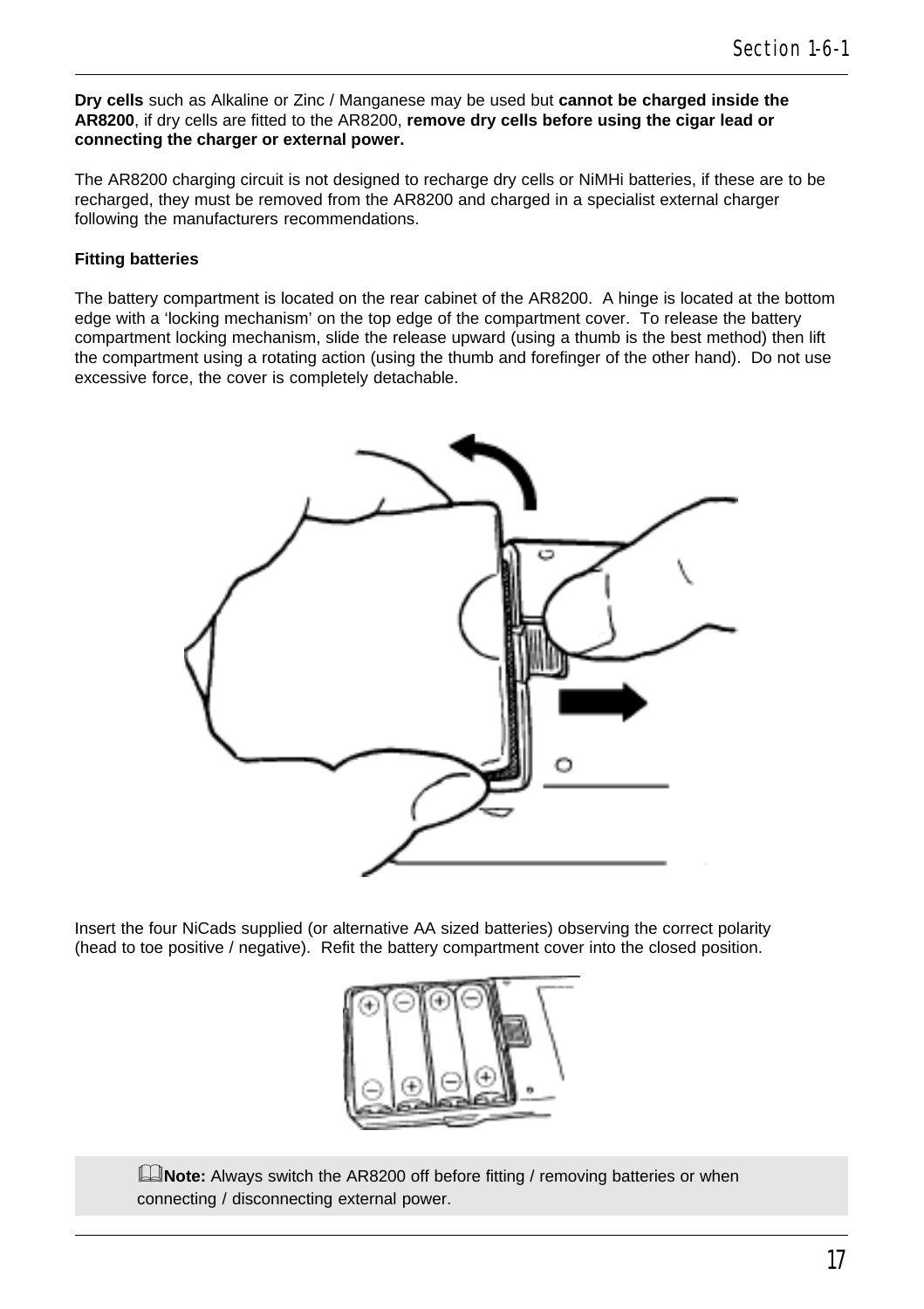**Dry cells** such as Alkaline or Zinc / Manganese may be used but **cannot be charged inside the AR8200**, if dry cells are fitted to the AR8200, **remove dry cells before using the cigar lead or connecting the charger or external power.**

The AR8200 charging circuit is not designed to recharge dry cells or NiMHi batteries, if these are to be recharged, they must be removed from the AR8200 and charged in a specialist external charger following the manufacturers recommendations.

**Fitting batteries**

The battery compartment is located on the rear cabinet of the AR8200. A hinge is located at the bottom edge with a 'locking mechanism' on the top edge of the compartment cover. To release the battery compartment locking mechanism, slide the release upward (using a thumb is the best method) then lift the compartment using a rotating action (using the thumb and forefinger of the other hand). Do not use excessive force, the cover is completely detachable.

Insert the four NiCads supplied (or alternative AA sized batteries) observing the correct polarity (head to toe positive / negative). Refit the battery compartment cover into the closed position.

**Note:** Always switch the AR8200 off before fitting / removing batteries or when connecting / disconnecting external power.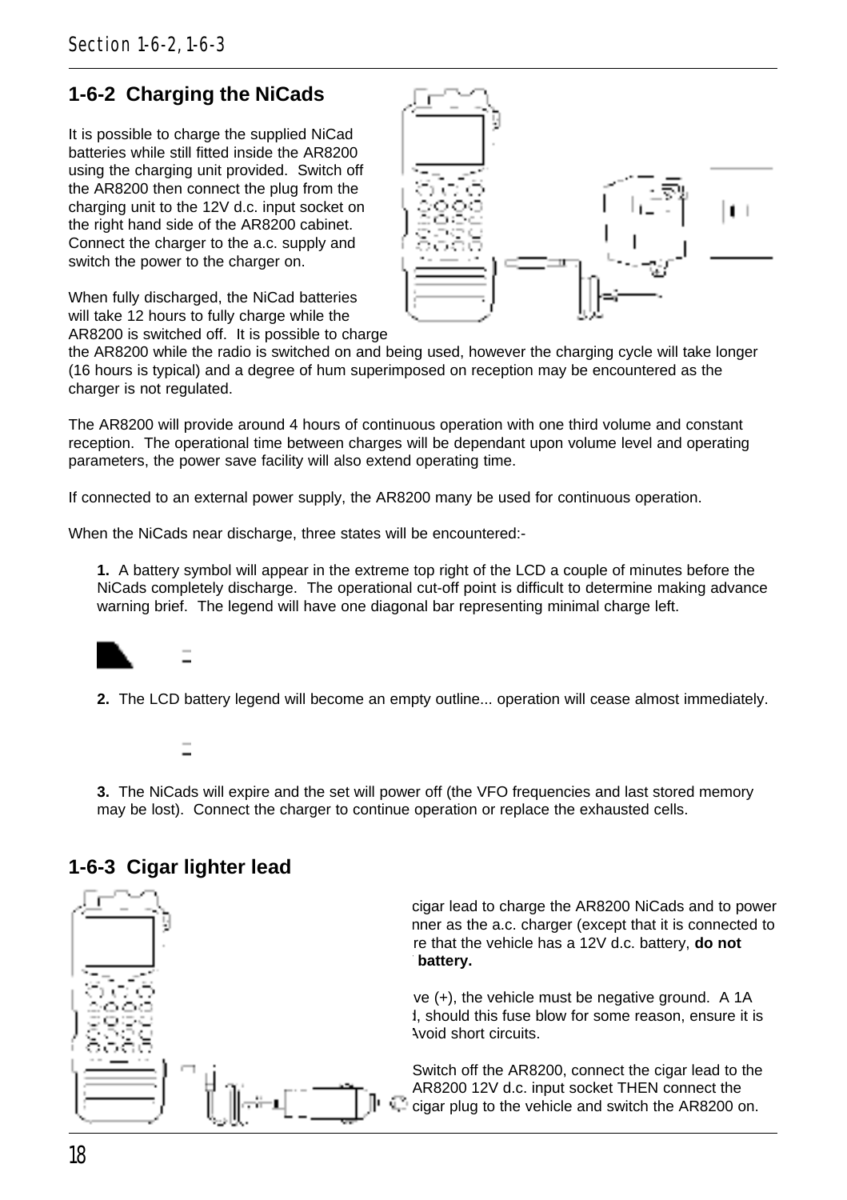## 1-6-2 Charging the NiCads

It is possible to charge the supplied NiCad batteries while still fitted inside the AR8200 using the charging unit provided. Switch off the AR8200 then connect the plug from the charging unit to the 12V d.c. input socket on the right hand side of the AR8200 cabinet. Connect the charger to the a.c. supply and switch the power to the charger on.

When fully discharged, the NiCad batteries will take 12 hours to fully charge while the AR8200 is switched off. It is possible to charge the AR8200 while the radio is switched on and being used, however the charging cycle will take longer (16 hours is typical) and a degree of hum superimposed on reception may be encountered as the charger is not regulated.

The AR8200 will provide around 4 hours of continuous operation with one third volume and constant reception. The operational time between charges will be dependant upon volume level and operating parameters, the power save facility will also extend operating time.

If connected to an external power supply, the AR8200 many be used for continuous operation.

When the NiCads near discharge, three states will be encountered:-

**1.** A battery symbol will appear in the extreme top right of the LCD a couple of minutes before the NiCads completely discharge. The operational cut-off point is difficult to determine making advance warning brief. The legend will have one diagonal bar representing minimal charge left.

**2.** The LCD battery legend will become an empty outline... operation will cease almost immediately.

**3.** The NiCads will expire and the set will power off (the VFO frequencies and last stored memory may be lost). Connect the charger to continue operation or replace the exhausted cells.

## 1-6-3 Cigar lighter lead

cigar lead to charge the AR8200 NiCads and to power nner as the a.c. charger (except that it is connected to re that the vehicle has a 12V d.c. battery, **do not battery.**

ve (+), the vehicle must be negative ground. A 1A d, should this fuse blow for some reason, ensure it is Avoid short circuits.

Switch off the AR8200, connect the cigar lead to the AR8200 12V d.c. input socket THEN connect the cigar plug to the vehicle and switch the AR8200 on.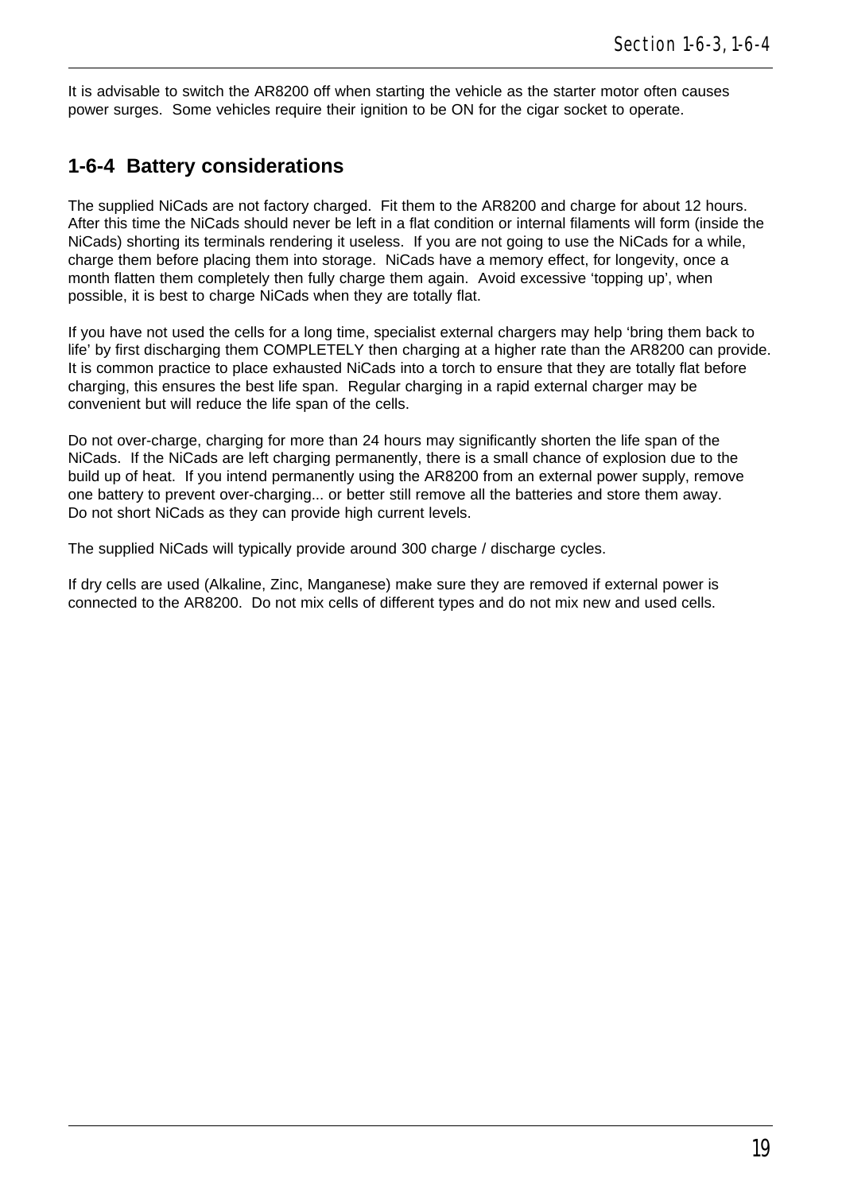It is advisable to switch the AR8200 off when starting the vehicle as the starter motor often causes power surges. Some vehicles require their ignition to be ON for the cigar socket to operate.

## 1-6-4 Battery considerations

The supplied NiCads are not factory charged. Fit them to the AR8200 and charge for about 12 hours. After this time the NiCads should never be left in a flat condition or internal filaments will form (inside the NiCads) shorting its terminals rendering it useless. If you are not going to use the NiCads for a while, charge them before placing them into storage. NiCads have a memory effect, for longevity, once a month flatten them completely then fully charge them again. Avoid excessive 'topping up', when possible, it is best to charge NiCads when they are totally flat.

If you have not used the cells for a long time, specialist external chargers may help 'bring them back to life' by first discharging them COMPLETELY then charging at a higher rate than the AR8200 can provide. It is common practice to place exhausted NiCads into a torch to ensure that they are totally flat before charging, this ensures the best life span. Regular charging in a rapid external charger may be convenient but will reduce the life span of the cells.

Do not over-charge, charging for more than 24 hours may significantly shorten the life span of the NiCads. If the NiCads are left charging permanently, there is a small chance of explosion due to the build up of heat. If you intend permanently using the AR8200 from an external power supply, remove one battery to prevent over-charging... or better still remove all the batteries and store them away. Do not short NiCads as they can provide high current levels.

The supplied NiCads will typically provide around 300 charge / discharge cycles.

If dry cells are used (Alkaline, Zinc, Manganese) make sure they are removed if external power is connected to the AR8200. Do not mix cells of different types and do not mix new and used cells.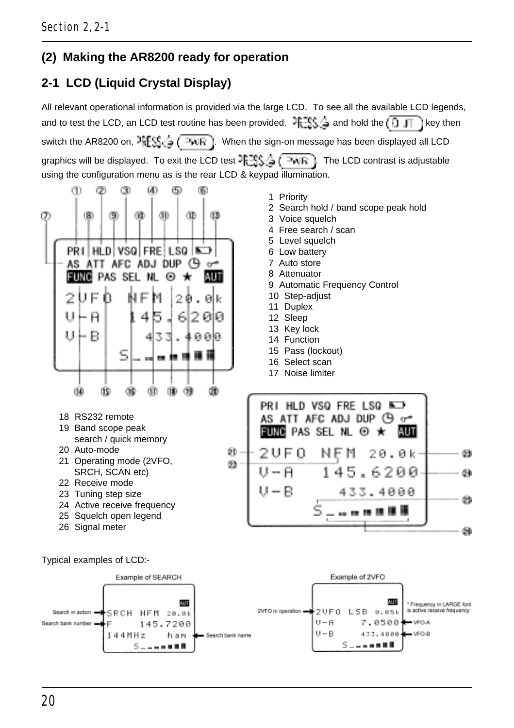## (2) Making the AR8200 ready for operation

### 2-1 LCD (Liquid Crystal Display)

All relevant operational information is provided via the large LCD. To see all the available LCD legends, and to test the LCD, an LCD test routine has been provided. PRESS and hold the (0 JT) key then switch the AR8200 on, PRESS (PWR). When the sign-on message has been displayed all LCD graphics will be displayed. To exit the LCD test PRESS (PWR). The LCD contrast is adjustable using the configuration menu as is the rear LCD & keypad illumination.

1 Priority
2 Search hold / band scope peak hold
3 Voice squelch
4 Free search / scan
5 Level squelch
6 Low battery
7 Auto store
8 Attenuator
9 Automatic Frequency Control
10 Step-adjust
11 Duplex
12 Sleep
13 Key lock
14 Function
15 Pass (lockout)
16 Select scan
17 Noise limiter

18 RS232 remote
19 Band scope peak search / quick memory
20 Auto-mode
21 Operating mode (2VFO, SRCH, SCAN etc)
22 Receive mode
23 Tuning step size
24 Active receive frequency
25 Squelch open legend
26 Signal meter

Typical examples of LCD:-

Example of SEARCH

Search in action, Search bank number, Search bank name

Example of 2VFO

2VFO in operation, * Frequency in LARGE font is active receive frequency, VFO-A, VFO-B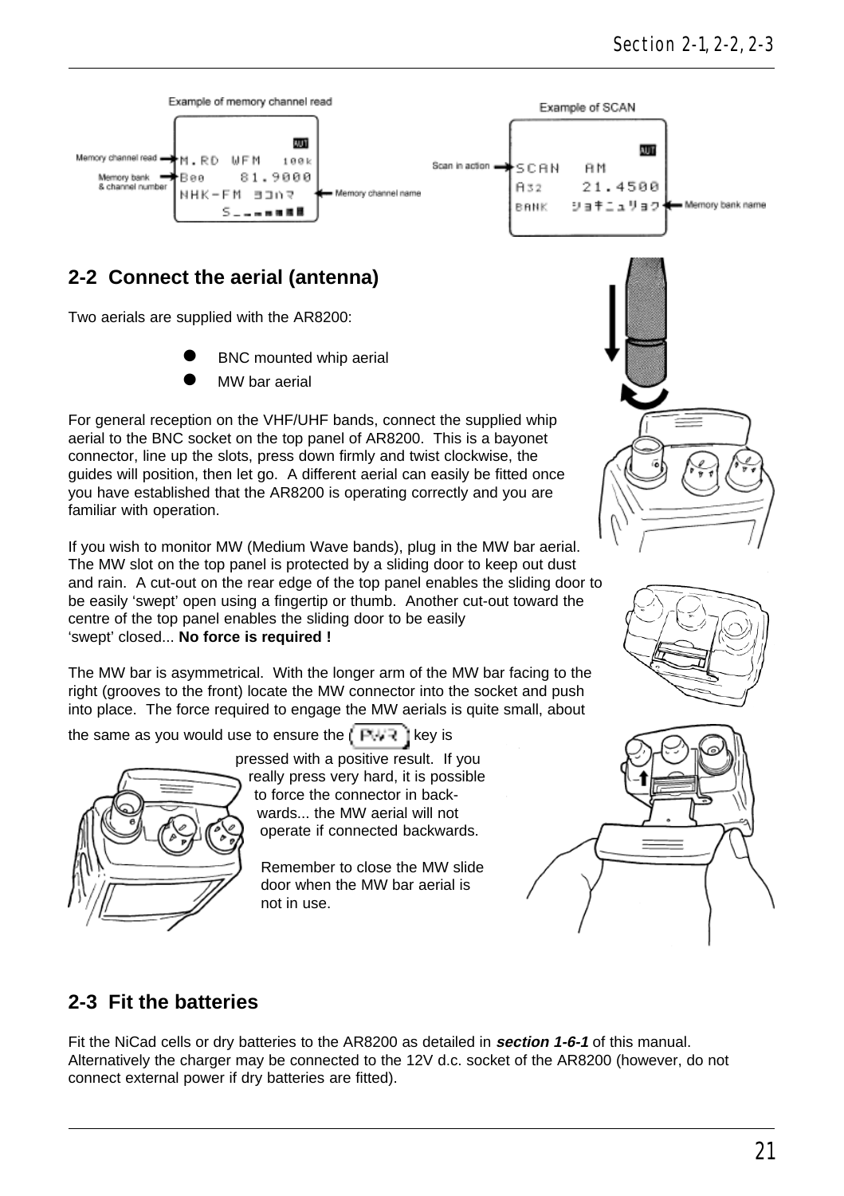Example of memory channel read

Memory channel read → M.RD WFM 100k

Memory bank & channel number → B00 81.9000

NHK-FM ヨコハマ ← Memory channel name

Example of SCAN

Scan in action → SCAN AM

A32 21.4500

BANK ジョキニュリョク ← Memory bank name

## 2-2 Connect the aerial (antenna)

Two aerials are supplied with the AR8200:

- BNC mounted whip aerial
- MW bar aerial

For general reception on the VHF/UHF bands, connect the supplied whip aerial to the BNC socket on the top panel of AR8200. This is a bayonet connector, line up the slots, press down firmly and twist clockwise, the guides will position, then let go. A different aerial can easily be fitted once you have established that the AR8200 is operating correctly and you are familiar with operation.

If you wish to monitor MW (Medium Wave bands), plug in the MW bar aerial. The MW slot on the top panel is protected by a sliding door to keep out dust and rain. A cut-out on the rear edge of the top panel enables the sliding door to be easily 'swept' open using a fingertip or thumb. Another cut-out toward the centre of the top panel enables the sliding door to be easily 'swept' closed... **No force is required !**

The MW bar is asymmetrical. With the longer arm of the MW bar facing to the right (grooves to the front) locate the MW connector into the socket and push into place. The force required to engage the MW aerials is quite small, about the same as you would use to ensure the PWR key is pressed with a positive result. If you really press very hard, it is possible to force the connector in back-wards... the MW aerial will not operate if connected backwards.

Remember to close the MW slide door when the MW bar aerial is not in use.

## 2-3 Fit the batteries

Fit the NiCad cells or dry batteries to the AR8200 as detailed in ***section 1-6-1*** of this manual. Alternatively the charger may be connected to the 12V d.c. socket of the AR8200 (however, do not connect external power if dry batteries are fitted).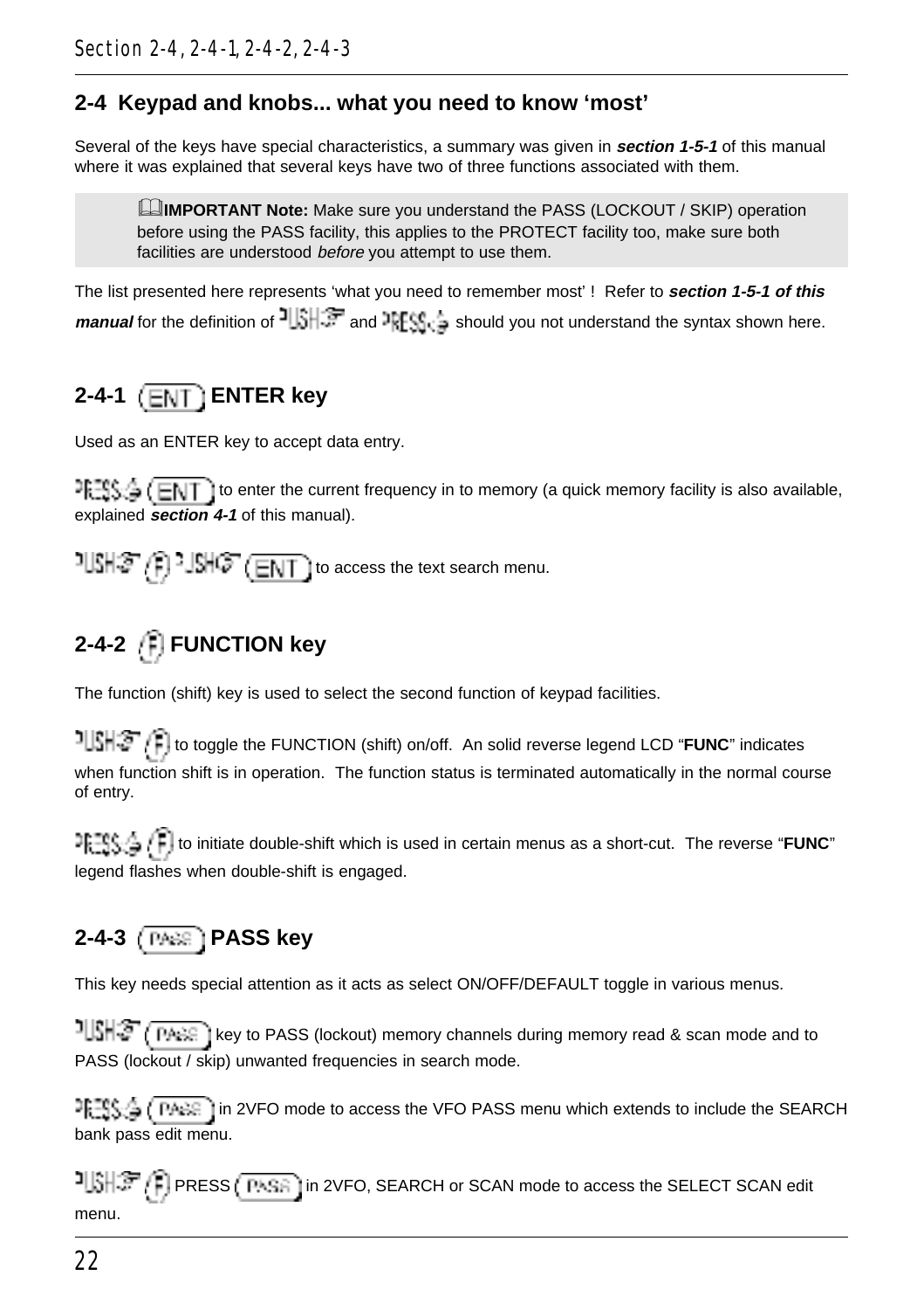## 2-4 Keypad and knobs... what you need to know 'most'

Several of the keys have special characteristics, a summary was given in ***section 1-5-1*** of this manual where it was explained that several keys have two of three functions associated with them.

> **IMPORTANT Note:** Make sure you understand the PASS (LOCKOUT / SKIP) operation before using the PASS facility, this applies to the PROTECT facility too, make sure both facilities are understood *before* you attempt to use them.

The list presented here represents 'what you need to remember most' ! Refer to ***section 1-5-1 of this manual*** for the definition of PUSH and PRESS should you not understand the syntax shown here.

### 2-4-1 (ENT) ENTER key

Used as an ENTER key to accept data entry.

PRESS (ENT) to enter the current frequency in to memory (a quick memory facility is also available, explained ***section 4-1*** of this manual).

PUSH (F) PUSH (ENT) to access the text search menu.

### 2-4-2 (F) FUNCTION key

The function (shift) key is used to select the second function of keypad facilities.

PUSH (F) to toggle the FUNCTION (shift) on/off. An solid reverse legend LCD "**FUNC**" indicates when function shift is in operation. The function status is terminated automatically in the normal course of entry.

PRESS (F) to initiate double-shift which is used in certain menus as a short-cut. The reverse "**FUNC**" legend flashes when double-shift is engaged.

### 2-4-3 (PASS) PASS key

This key needs special attention as it acts as select ON/OFF/DEFAULT toggle in various menus.

PUSH (PASS) key to PASS (lockout) memory channels during memory read & scan mode and to PASS (lockout / skip) unwanted frequencies in search mode.

PRESS (PASS) in 2VFO mode to access the VFO PASS menu which extends to include the SEARCH bank pass edit menu.

PUSH (F) PRESS (PASS) in 2VFO, SEARCH or SCAN mode to access the SELECT SCAN edit menu.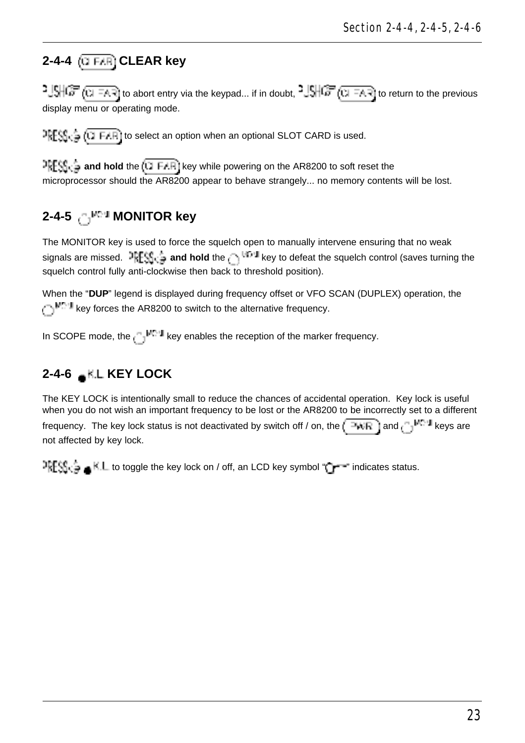## 2-4-4 (CLEAR) CLEAR key

PUSH (CLEAR) to abort entry via the keypad... if in doubt, PUSH (CLEAR) to return to the previous display menu or operating mode.

PRESS (CLEAR) to select an option when an optional SLOT CARD is used.

PRESS **and hold** the (CLEAR) key while powering on the AR8200 to soft reset the microprocessor should the AR8200 appear to behave strangely... no memory contents will be lost.

## 2-4-5 (MONI) MONITOR key

The MONITOR key is used to force the squelch open to manually intervene ensuring that no weak signals are missed. PRESS **and hold** the (MONI) key to defeat the squelch control (saves turning the squelch control fully anti-clockwise then back to threshold position).

When the "**DUP**" legend is displayed during frequency offset or VFO SCAN (DUPLEX) operation, the (MONI) key forces the AR8200 to switch to the alternative frequency.

In SCOPE mode, the (MONI) key enables the reception of the marker frequency.

## 2-4-6 K.L KEY LOCK

The KEY LOCK is intentionally small to reduce the chances of accidental operation. Key lock is useful when you do not wish an important frequency to be lost or the AR8200 to be incorrectly set to a different frequency. The key lock status is not deactivated by switch off / on, the (PWR) and (MONI) keys are not affected by key lock.

PRESS K.L to toggle the key lock on / off, an LCD key symbol "⊶" indicates status.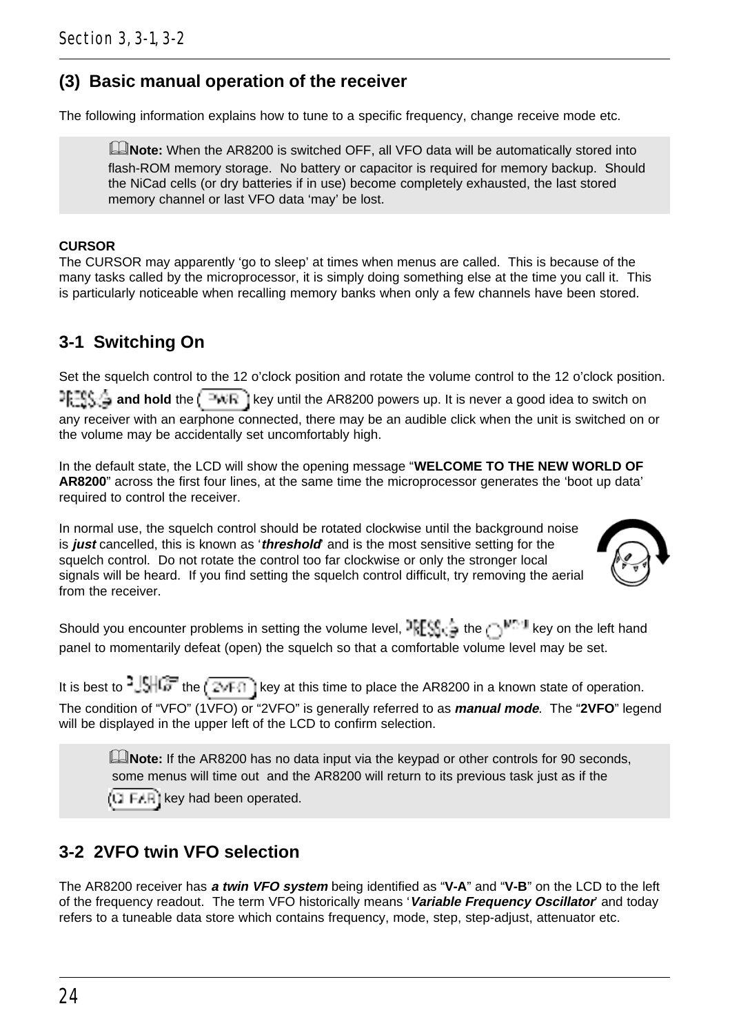## (3) Basic manual operation of the receiver

The following information explains how to tune to a specific frequency, change receive mode etc.

> **Note:** When the AR8200 is switched OFF, all VFO data will be automatically stored into flash-ROM memory storage. No battery or capacitor is required for memory backup. Should the NiCad cells (or dry batteries if in use) become completely exhausted, the last stored memory channel or last VFO data 'may' be lost.

**CURSOR**
The CURSOR may apparently 'go to sleep' at times when menus are called. This is because of the many tasks called by the microprocessor, it is simply doing something else at the time you call it. This is particularly noticeable when recalling memory banks when only a few channels have been stored.

## 3-1 Switching On

Set the squelch control to the 12 o'clock position and rotate the volume control to the 12 o'clock position.

PRESS **and hold** the (PWR) key until the AR8200 powers up. It is never a good idea to switch on any receiver with an earphone connected, there may be an audible click when the unit is switched on or the volume may be accidentally set uncomfortably high.

In the default state, the LCD will show the opening message "**WELCOME TO THE NEW WORLD OF AR8200**" across the first four lines, at the same time the microprocessor generates the 'boot up data' required to control the receiver.

In normal use, the squelch control should be rotated clockwise until the background noise is ***just*** cancelled, this is known as '***threshold***' and is the most sensitive setting for the squelch control. Do not rotate the control too far clockwise or only the stronger local signals will be heard. If you find setting the squelch control difficult, try removing the aerial from the receiver.

Should you encounter problems in setting the volume level, PRESS the MON key on the left hand panel to momentarily defeat (open) the squelch so that a comfortable volume level may be set.

It is best to PUSH the (2VFO) key at this time to place the AR8200 in a known state of operation. The condition of "VFO" (1VFO) or "2VFO" is generally referred to as ***manual mode***. The "**2VFO**" legend will be displayed in the upper left of the LCD to confirm selection.

> **Note:** If the AR8200 has no data input via the keypad or other controls for 90 seconds, some menus will time out and the AR8200 will return to its previous task just as if the (CLEAR) key had been operated.

## 3-2 2VFO twin VFO selection

The AR8200 receiver has ***a twin VFO system*** being identified as "**V-A**" and "**V-B**" on the LCD to the left of the frequency readout. The term VFO historically means '***Variable Frequency Oscillator***' and today refers to a tuneable data store which contains frequency, mode, step, step-adjust, attenuator etc.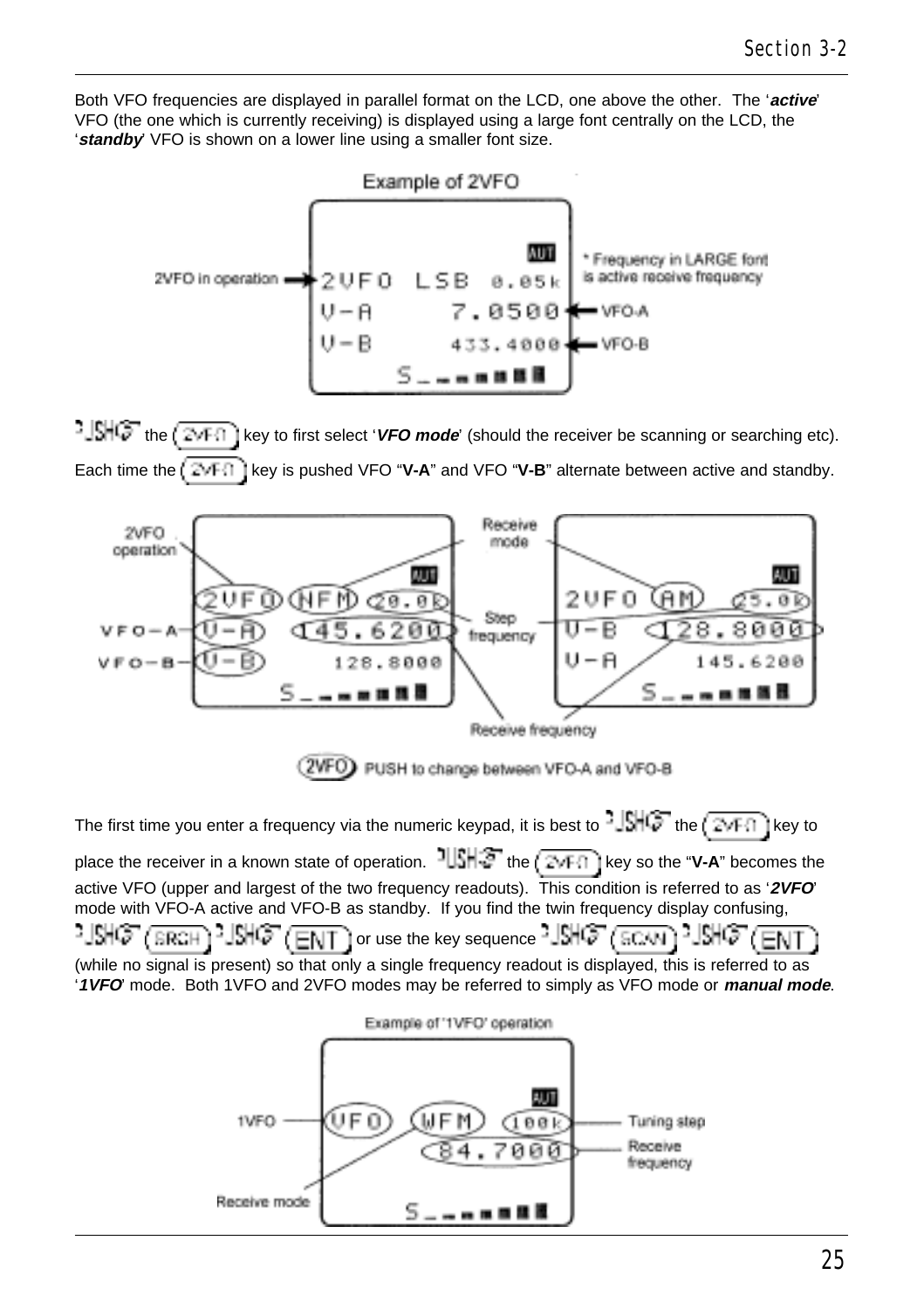Both VFO frequencies are displayed in parallel format on the LCD, one above the other. The '***active***' VFO (the one which is currently receiving) is displayed using a large font centrally on the LCD, the '***standby***' VFO is shown on a lower line using a smaller font size.

Example of 2VFO

PUSH the (2VFO) key to first select '***VFO mode***' (should the receiver be scanning or searching etc). Each time the (2VFO) key is pushed VFO "**V-A**" and VFO "**V-B**" alternate between active and standby.

(2VFO) PUSH to change between VFO-A and VFO-B

The first time you enter a frequency via the numeric keypad, it is best to PUSH the (2VFO) key to place the receiver in a known state of operation. PUSH the (2VFO) key so the "**V-A**" becomes the active VFO (upper and largest of the two frequency readouts). This condition is referred to as '***2VFO***' mode with VFO-A active and VFO-B as standby. If you find the twin frequency display confusing, PUSH (SRCH) PUSH (ENT) or use the key sequence PUSH (SCAN) PUSH (ENT) (while no signal is present) so that only a single frequency readout is displayed, this is referred to as '***1VFO***' mode. Both 1VFO and 2VFO modes may be referred to simply as VFO mode or ***manual mode***.

Example of '1VFO' operation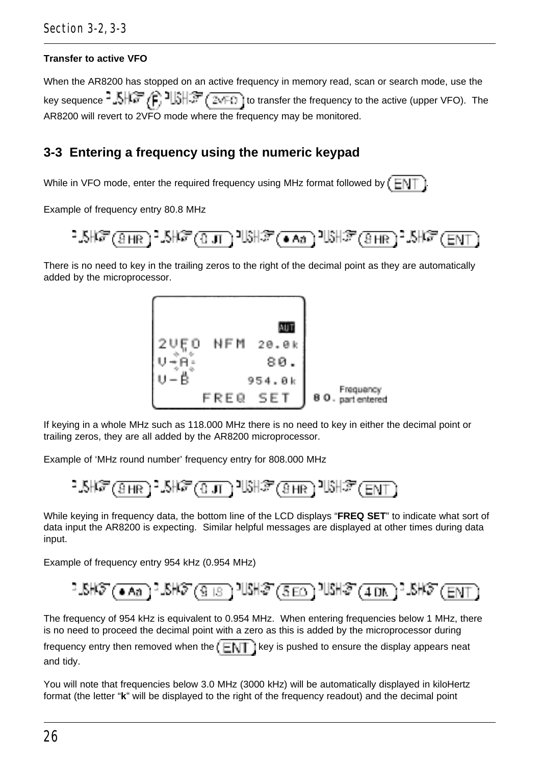**Transfer to active VFO**

When the AR8200 has stopped on an active frequency in memory read, scan or search mode, use the key sequence PUSH (F) PUSH (2VFO) to transfer the frequency to the active (upper VFO). The AR8200 will revert to 2VFO mode where the frequency may be monitored.

## 3-3 Entering a frequency using the numeric keypad

While in VFO mode, enter the required frequency using MHz format followed by (ENT).

Example of frequency entry 80.8 MHz

PUSH (8 HR) PUSH (0 JT) PUSH (• Aa) PUSH (8 HR) PUSH (ENT)

There is no need to key in the trailing zeros to the right of the decimal point as they are automatically added by the microprocessor.

```
                AUT
2VFO  NFM  20.0k
V-A          80.
V-B        954.0k
    FREQ  SET
```

80. Frequency part entered

If keying in a whole MHz such as 118.000 MHz there is no need to key in either the decimal point or trailing zeros, they are all added by the AR8200 microprocessor.

Example of 'MHz round number' frequency entry for 808.000 MHz

PUSH (8 HR) PUSH (0 JT) PUSH (8 HR) PUSH (ENT)

While keying in frequency data, the bottom line of the LCD displays "**FREQ SET**" to indicate what sort of data input the AR8200 is expecting. Similar helpful messages are displayed at other times during data input.

Example of frequency entry 954 kHz (0.954 MHz)

PUSH (• Aa) PUSH (9 IS) PUSH (5 EO) PUSH (4 DN) PUSH (ENT)

The frequency of 954 kHz is equivalent to 0.954 MHz. When entering frequencies below 1 MHz, there is no need to proceed the decimal point with a zero as this is added by the microprocessor during frequency entry then removed when the (ENT) key is pushed to ensure the display appears neat and tidy.

You will note that frequencies below 3.0 MHz (3000 kHz) will be automatically displayed in kiloHertz format (the letter "**k**" will be displayed to the right of the frequency readout) and the decimal point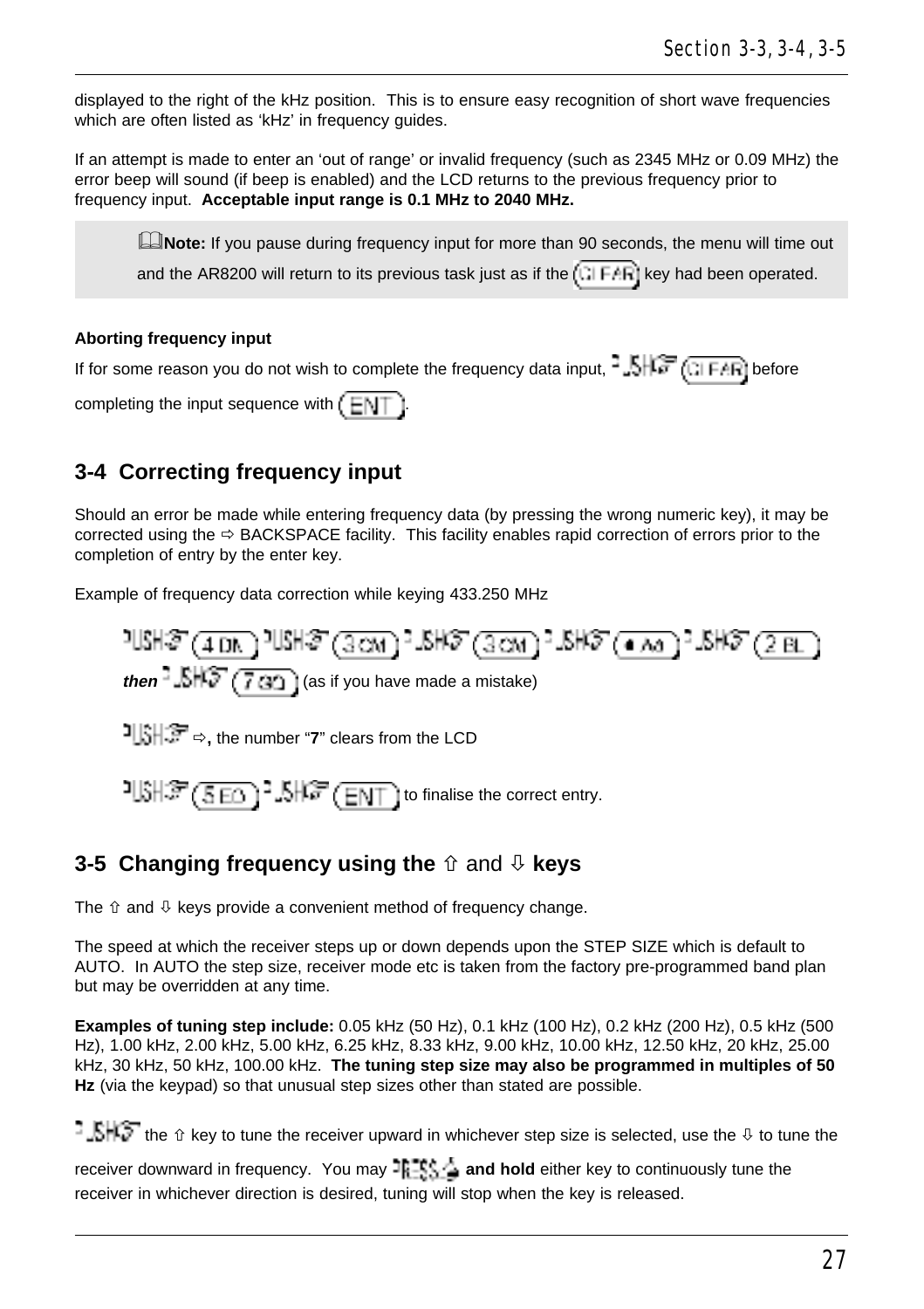displayed to the right of the kHz position. This is to ensure easy recognition of short wave frequencies which are often listed as 'kHz' in frequency guides.

If an attempt is made to enter an 'out of range' or invalid frequency (such as 2345 MHz or 0.09 MHz) the error beep will sound (if beep is enabled) and the LCD returns to the previous frequency prior to frequency input. **Acceptable input range is 0.1 MHz to 2040 MHz.**

> **Note:** If you pause during frequency input for more than 90 seconds, the menu will time out and the AR8200 will return to its previous task just as if the (CLEAR) key had been operated.

**Aborting frequency input**

If for some reason you do not wish to complete the frequency data input, PUSH (CLEAR) before completing the input sequence with (ENT).

## 3-4 Correcting frequency input

Should an error be made while entering frequency data (by pressing the wrong numeric key), it may be corrected using the ⇨ BACKSPACE facility. This facility enables rapid correction of errors prior to the completion of entry by the enter key.

Example of frequency data correction while keying 433.250 MHz

PUSH (4 DK) PUSH (3 CM) PUSH (3 CM) PUSH (• AM) PUSH (2 BL)

***then*** PUSH (7 GO) (as if you have made a mistake)

PUSH ⇨**,** the number "**7**" clears from the LCD

PUSH (5 ED) PUSH (ENT) to finalise the correct entry.

## 3-5 Changing frequency using the ⇧ and ⇩ keys

The ⇧ and ⇩ keys provide a convenient method of frequency change.

The speed at which the receiver steps up or down depends upon the STEP SIZE which is default to AUTO. In AUTO the step size, receiver mode etc is taken from the factory pre-programmed band plan but may be overridden at any time.

**Examples of tuning step include:** 0.05 kHz (50 Hz), 0.1 kHz (100 Hz), 0.2 kHz (200 Hz), 0.5 kHz (500 Hz), 1.00 kHz, 2.00 kHz, 5.00 kHz, 6.25 kHz, 8.33 kHz, 9.00 kHz, 10.00 kHz, 12.50 kHz, 20 kHz, 25.00 kHz, 30 kHz, 50 kHz, 100.00 kHz. **The tuning step size may also be programmed in multiples of 50 Hz** (via the keypad) so that unusual step sizes other than stated are possible.

PUSH the ⇧ key to tune the receiver upward in whichever step size is selected, use the ⇩ to tune the receiver downward in frequency. You may PRESS **and hold** either key to continuously tune the receiver in whichever direction is desired, tuning will stop when the key is released.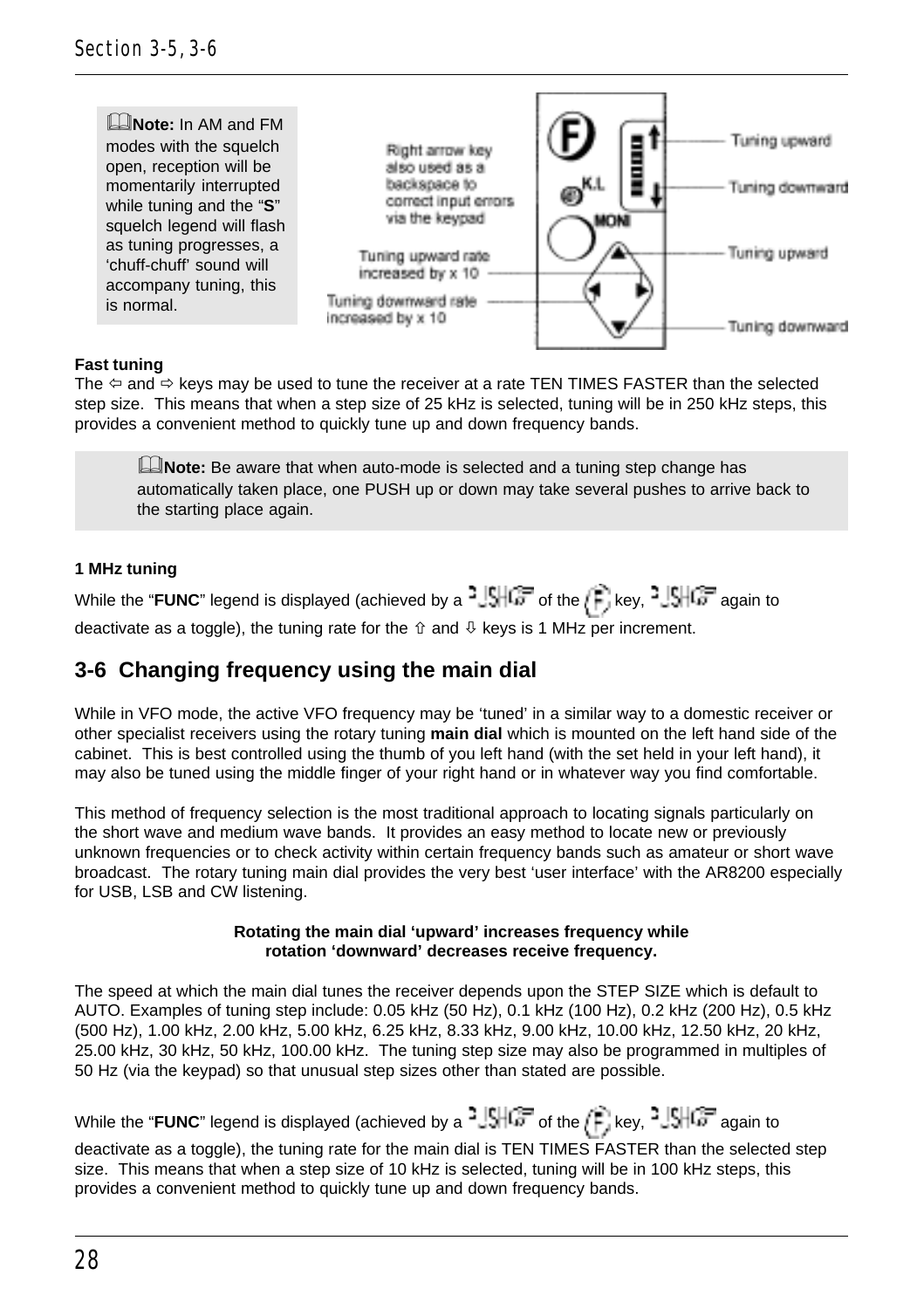**Note:** In AM and FM modes with the squelch open, reception will be momentarily interrupted while tuning and the "**S**" squelch legend will flash as tuning progresses, a 'chuff-chuff' sound will accompany tuning, this is normal.

Right arrow key also used as a backspace to correct input errors via the keypad

Tuning upward rate increased by x 10

Tuning downward rate increased by x 10

Tuning upward

Tuning downward

Tuning upward

Tuning downward

**Fast tuning**

The ⇦ and ⇨ keys may be used to tune the receiver at a rate TEN TIMES FASTER than the selected step size. This means that when a step size of 25 kHz is selected, tuning will be in 250 kHz steps, this provides a convenient method to quickly tune up and down frequency bands.

**Note:** Be aware that when auto-mode is selected and a tuning step change has automatically taken place, one PUSH up or down may take several pushes to arrive back to the starting place again.

**1 MHz tuning**

While the "**FUNC**" legend is displayed (achieved by a PUSH of the F key, PUSH again to deactivate as a toggle), the tuning rate for the ⇧ and ⇩ keys is 1 MHz per increment.

## 3-6 Changing frequency using the main dial

While in VFO mode, the active VFO frequency may be 'tuned' in a similar way to a domestic receiver or other specialist receivers using the rotary tuning **main dial** which is mounted on the left hand side of the cabinet. This is best controlled using the thumb of you left hand (with the set held in your left hand), it may also be tuned using the middle finger of your right hand or in whatever way you find comfortable.

This method of frequency selection is the most traditional approach to locating signals particularly on the short wave and medium wave bands. It provides an easy method to locate new or previously unknown frequencies or to check activity within certain frequency bands such as amateur or short wave broadcast. The rotary tuning main dial provides the very best 'user interface' with the AR8200 especially for USB, LSB and CW listening.

**Rotating the main dial 'upward' increases frequency while rotation 'downward' decreases receive frequency.**

The speed at which the main dial tunes the receiver depends upon the STEP SIZE which is default to AUTO. Examples of tuning step include: 0.05 kHz (50 Hz), 0.1 kHz (100 Hz), 0.2 kHz (200 Hz), 0.5 kHz (500 Hz), 1.00 kHz, 2.00 kHz, 5.00 kHz, 6.25 kHz, 8.33 kHz, 9.00 kHz, 10.00 kHz, 12.50 kHz, 20 kHz, 25.00 kHz, 30 kHz, 50 kHz, 100.00 kHz. The tuning step size may also be programmed in multiples of 50 Hz (via the keypad) so that unusual step sizes other than stated are possible.

While the "**FUNC**" legend is displayed (achieved by a PUSH of the F key, PUSH again to deactivate as a toggle), the tuning rate for the main dial is TEN TIMES FASTER than the selected step size. This means that when a step size of 10 kHz is selected, tuning will be in 100 kHz steps, this provides a convenient method to quickly tune up and down frequency bands.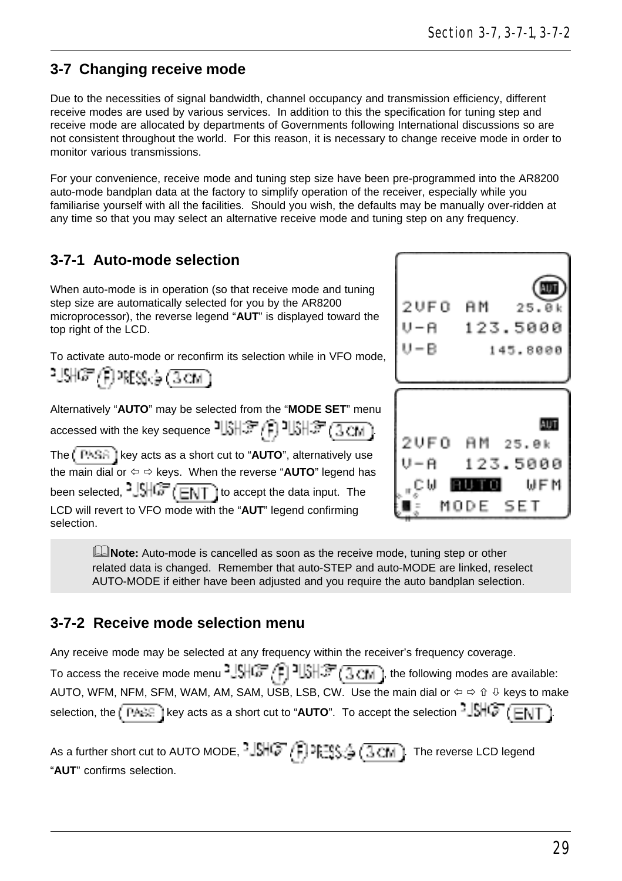## 3-7 Changing receive mode

Due to the necessities of signal bandwidth, channel occupancy and transmission efficiency, different receive modes are used by various services. In addition to this the specification for tuning step and receive mode are allocated by departments of Governments following International discussions so are not consistent throughout the world. For this reason, it is necessary to change receive mode in order to monitor various transmissions.

For your convenience, receive mode and tuning step size have been pre-programmed into the AR8200 auto-mode bandplan data at the factory to simplify operation of the receiver, especially while you familiarise yourself with all the facilities. Should you wish, the defaults may be manually over-ridden at any time so that you may select an alternative receive mode and tuning step on any frequency.

### 3-7-1 Auto-mode selection

When auto-mode is in operation (so that receive mode and tuning step size are automatically selected for you by the AR8200 microprocessor), the reverse legend "**AUT**" is displayed toward the top right of the LCD.

To activate auto-mode or reconfirm its selection while in VFO mode, PUSH (F) PRESS (3 CM)

Alternatively "**AUTO**" may be selected from the "**MODE SET**" menu accessed with the key sequence PUSH (F) PUSH (3 CM).

The (PASS) key acts as a short cut to "**AUTO**", alternatively use the main dial or ⇦ ⇨ keys. When the reverse "**AUTO**" legend has been selected, PUSH (ENT) to accept the data input. The LCD will revert to VFO mode with the "**AUT**" legend confirming selection.

```
                 AUT
2VFO  AM    25.0k
V-A   123.5000
V-B      145.8000
```

```
                 AUT
2VFO  AM   25.0k
V-A   123.5000
 CW  AUTO   WFM
     MODE  SET
```

> **Note:** Auto-mode is cancelled as soon as the receive mode, tuning step or other related data is changed. Remember that auto-STEP and auto-MODE are linked, reselect AUTO-MODE if either have been adjusted and you require the auto bandplan selection.

### 3-7-2 Receive mode selection menu

Any receive mode may be selected at any frequency within the receiver's frequency coverage.
To access the receive mode menu PUSH (F) PUSH (3 CM), the following modes are available: AUTO, WFM, NFM, SFM, WAM, AM, SAM, USB, LSB, CW. Use the main dial or ⇦ ⇨ ⇧ ⇩ keys to make selection, the (PASS) key acts as a short cut to "**AUTO**". To accept the selection PUSH (ENT).

As a further short cut to AUTO MODE, PUSH (F) PRESS (3 CM). The reverse LCD legend "**AUT**" confirms selection.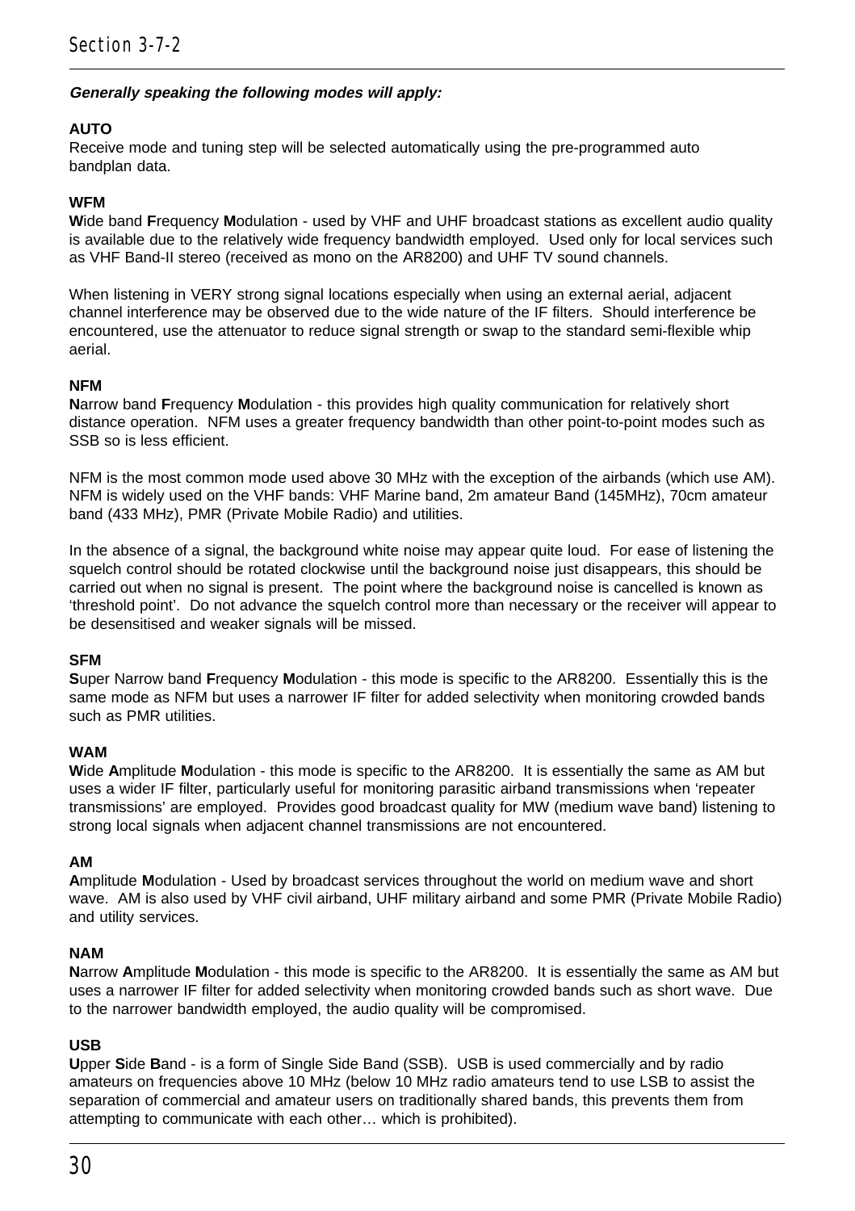Section 3-7-2

***Generally speaking the following modes will apply:***

**AUTO**
Receive mode and tuning step will be selected automatically using the pre-programmed auto bandplan data.

**WFM**
**W**ide band **F**requency **M**odulation - used by VHF and UHF broadcast stations as excellent audio quality is available due to the relatively wide frequency bandwidth employed. Used only for local services such as VHF Band-II stereo (received as mono on the AR8200) and UHF TV sound channels.

When listening in VERY strong signal locations especially when using an external aerial, adjacent channel interference may be observed due to the wide nature of the IF filters. Should interference be encountered, use the attenuator to reduce signal strength or swap to the standard semi-flexible whip aerial.

**NFM**
**N**arrow band **F**requency **M**odulation - this provides high quality communication for relatively short distance operation. NFM uses a greater frequency bandwidth than other point-to-point modes such as SSB so is less efficient.

NFM is the most common mode used above 30 MHz with the exception of the airbands (which use AM). NFM is widely used on the VHF bands: VHF Marine band, 2m amateur Band (145MHz), 70cm amateur band (433 MHz), PMR (Private Mobile Radio) and utilities.

In the absence of a signal, the background white noise may appear quite loud. For ease of listening the squelch control should be rotated clockwise until the background noise just disappears, this should be carried out when no signal is present. The point where the background noise is cancelled is known as ‘threshold point’. Do not advance the squelch control more than necessary or the receiver will appear to be desensitised and weaker signals will be missed.

**SFM**
**S**uper Narrow band **F**requency **M**odulation - this mode is specific to the AR8200. Essentially this is the same mode as NFM but uses a narrower IF filter for added selectivity when monitoring crowded bands such as PMR utilities.

**WAM**
**W**ide **A**mplitude **M**odulation - this mode is specific to the AR8200. It is essentially the same as AM but uses a wider IF filter, particularly useful for monitoring parasitic airband transmissions when ‘repeater transmissions’ are employed. Provides good broadcast quality for MW (medium wave band) listening to strong local signals when adjacent channel transmissions are not encountered.

**AM**
**A**mplitude **M**odulation - Used by broadcast services throughout the world on medium wave and short wave. AM is also used by VHF civil airband, UHF military airband and some PMR (Private Mobile Radio) and utility services.

**NAM**
**N**arrow **A**mplitude **M**odulation - this mode is specific to the AR8200. It is essentially the same as AM but uses a narrower IF filter for added selectivity when monitoring crowded bands such as short wave. Due to the narrower bandwidth employed, the audio quality will be compromised.

**USB**
**U**pper **S**ide **B**and - is a form of Single Side Band (SSB). USB is used commercially and by radio amateurs on frequencies above 10 MHz (below 10 MHz radio amateurs tend to use LSB to assist the separation of commercial and amateur users on traditionally shared bands, this prevents them from attempting to communicate with each other… which is prohibited).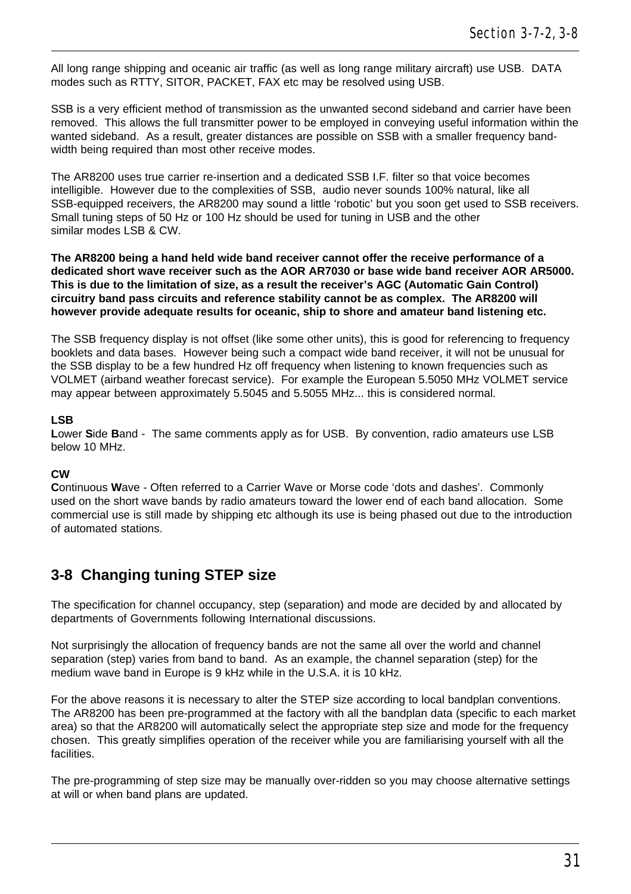All long range shipping and oceanic air traffic (as well as long range military aircraft) use USB. DATA modes such as RTTY, SITOR, PACKET, FAX etc may be resolved using USB.

SSB is a very efficient method of transmission as the unwanted second sideband and carrier have been removed. This allows the full transmitter power to be employed in conveying useful information within the wanted sideband. As a result, greater distances are possible on SSB with a smaller frequency band-width being required than most other receive modes.

The AR8200 uses true carrier re-insertion and a dedicated SSB I.F. filter so that voice becomes intelligible. However due to the complexities of SSB, audio never sounds 100% natural, like all SSB-equipped receivers, the AR8200 may sound a little 'robotic' but you soon get used to SSB receivers. Small tuning steps of 50 Hz or 100 Hz should be used for tuning in USB and the other similar modes LSB & CW.

**The AR8200 being a hand held wide band receiver cannot offer the receive performance of a dedicated short wave receiver such as the AOR AR7030 or base wide band receiver AOR AR5000. This is due to the limitation of size, as a result the receiver's AGC (Automatic Gain Control) circuitry band pass circuits and reference stability cannot be as complex. The AR8200 will however provide adequate results for oceanic, ship to shore and amateur band listening etc.**

The SSB frequency display is not offset (like some other units), this is good for referencing to frequency booklets and data bases. However being such a compact wide band receiver, it will not be unusual for the SSB display to be a few hundred Hz off frequency when listening to known frequencies such as VOLMET (airband weather forecast service). For example the European 5.5050 MHz VOLMET service may appear between approximately 5.5045 and 5.5055 MHz... this is considered normal.

**LSB**
**L**ower **S**ide **B**and - The same comments apply as for USB. By convention, radio amateurs use LSB below 10 MHz.

**CW**
**C**ontinuous **W**ave - Often referred to a Carrier Wave or Morse code 'dots and dashes'. Commonly used on the short wave bands by radio amateurs toward the lower end of each band allocation. Some commercial use is still made by shipping etc although its use is being phased out due to the introduction of automated stations.

## 3-8 Changing tuning STEP size

The specification for channel occupancy, step (separation) and mode are decided by and allocated by departments of Governments following International discussions.

Not surprisingly the allocation of frequency bands are not the same all over the world and channel separation (step) varies from band to band. As an example, the channel separation (step) for the medium wave band in Europe is 9 kHz while in the U.S.A. it is 10 kHz.

For the above reasons it is necessary to alter the STEP size according to local bandplan conventions. The AR8200 has been pre-programmed at the factory with all the bandplan data (specific to each market area) so that the AR8200 will automatically select the appropriate step size and mode for the frequency chosen. This greatly simplifies operation of the receiver while you are familiarising yourself with all the facilities.

The pre-programming of step size may be manually over-ridden so you may choose alternative settings at will or when band plans are updated.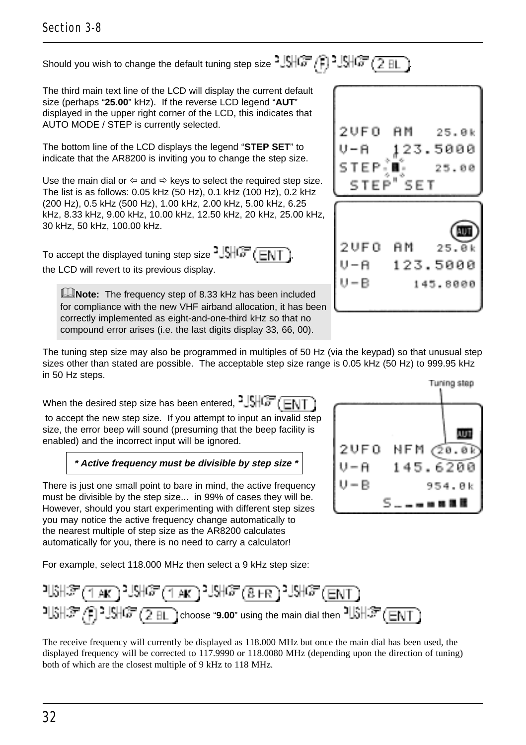Should you wish to change the default tuning step size PUSH (F) PUSH (2 BL).

The third main text line of the LCD will display the current default size (perhaps "**25.00**" kHz). If the reverse LCD legend "**AUT**" displayed in the upper right corner of the LCD, this indicates that AUTO MODE / STEP is currently selected.

The bottom line of the LCD displays the legend "**STEP SET**" to indicate that the AR8200 is inviting you to change the step size.

Use the main dial or ⇦ and ⇨ keys to select the required step size. The list is as follows: 0.05 kHz (50 Hz), 0.1 kHz (100 Hz), 0.2 kHz (200 Hz), 0.5 kHz (500 Hz), 1.00 kHz, 2.00 kHz, 5.00 kHz, 6.25 kHz, 8.33 kHz, 9.00 kHz, 10.00 kHz, 12.50 kHz, 20 kHz, 25.00 kHz, 30 kHz, 50 kHz, 100.00 kHz.

To accept the displayed tuning step size PUSH (ENT), the LCD will revert to its previous display.

> **Note:** The frequency step of 8.33 kHz has been included for compliance with the new VHF airband allocation, it has been correctly implemented as eight-and-one-third kHz so that no compound error arises (i.e. the last digits display 33, 66, 00).

The tuning step size may also be programmed in multiples of 50 Hz (via the keypad) so that unusual step sizes other than stated are possible. The acceptable step size range is 0.05 kHz (50 Hz) to 999.95 kHz in 50 Hz steps.

When the desired step size has been entered, PUSH (ENT) to accept the new step size. If you attempt to input an invalid step size, the error beep will sound (presuming that the beep facility is enabled) and the incorrect input will be ignored.

***\* Active frequency must be divisible by step size \****

There is just one small point to bare in mind, the active frequency must be divisible by the step size... in 99% of cases they will be. However, should you start experimenting with different step sizes you may notice the active frequency change automatically to the nearest multiple of step size as the AR8200 calculates automatically for you, there is no need to carry a calculator!

For example, select 118.000 MHz then select a 9 kHz step size:

PUSH (1 AK) PUSH (1 AK) PUSH (8 HR) PUSH (ENT)
PUSH (F) PUSH (2 BL) choose "**9.00**" using the main dial then PUSH (ENT)

The receive frequency will currently be displayed as 118.000 MHz but once the main dial has been used, the displayed frequency will be corrected to 117.9990 or 118.0080 MHz (depending upon the direction of tuning) both of which are the closest multiple of 9 kHz to 118 MHz.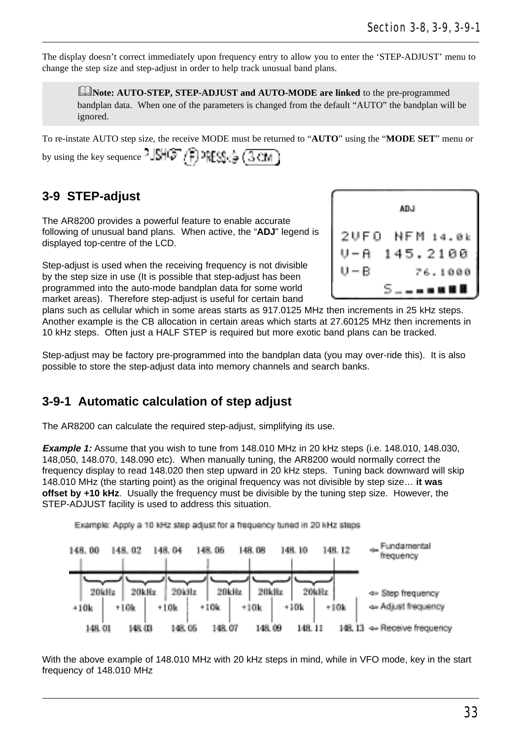The display doesn't correct immediately upon frequency entry to allow you to enter the 'STEP-ADJUST' menu to change the step size and step-adjust in order to help track unusual band plans.

> **Note: AUTO-STEP, STEP-ADJUST and AUTO-MODE are linked** to the pre-programmed bandplan data. When one of the parameters is changed from the default "AUTO" the bandplan will be ignored.

To re-instate AUTO step size, the receive MODE must be returned to "**AUTO**" using the "**MODE SET**" menu or by using the key sequence PUSH (F) PRESS (3 CM)

## 3-9 STEP-adjust

The AR8200 provides a powerful feature to enable accurate following of unusual band plans. When active, the "**ADJ**" legend is displayed top-centre of the LCD.

Step-adjust is used when the receiving frequency is not divisible by the step size in use (It is possible that step-adjust has been programmed into the auto-mode bandplan data for some world market areas). Therefore step-adjust is useful for certain band plans such as cellular which in some areas starts as 917.0125 MHz then increments in 25 kHz steps. Another example is the CB allocation in certain areas which starts at 27.60125 MHz then increments in 10 kHz steps. Often just a HALF STEP is required but more exotic band plans can be tracked.

Step-adjust may be factory pre-programmed into the bandplan data (you may over-ride this). It is also possible to store the step-adjust data into memory channels and search banks.

### 3-9-1 Automatic calculation of step adjust

The AR8200 can calculate the required step-adjust, simplifying its use.

***Example 1:*** Assume that you wish to tune from 148.010 MHz in 20 kHz steps (i.e. 148.010, 148.030, 148,050, 148.070, 148.090 etc). When manually tuning, the AR8200 would normally correct the frequency display to read 148.020 then step upward in 20 kHz steps. Tuning back downward will skip 148.010 MHz (the starting point) as the original frequency was not divisible by step size… **it was offset by +10 kHz**. Usually the frequency must be divisible by the tuning step size. However, the STEP-ADJUST facility is used to address this situation.

Example: Apply a 10 kHz step adjust for a frequency tuned in 20 kHz steps

With the above example of 148.010 MHz with 20 kHz steps in mind, while in VFO mode, key in the start frequency of 148.010 MHz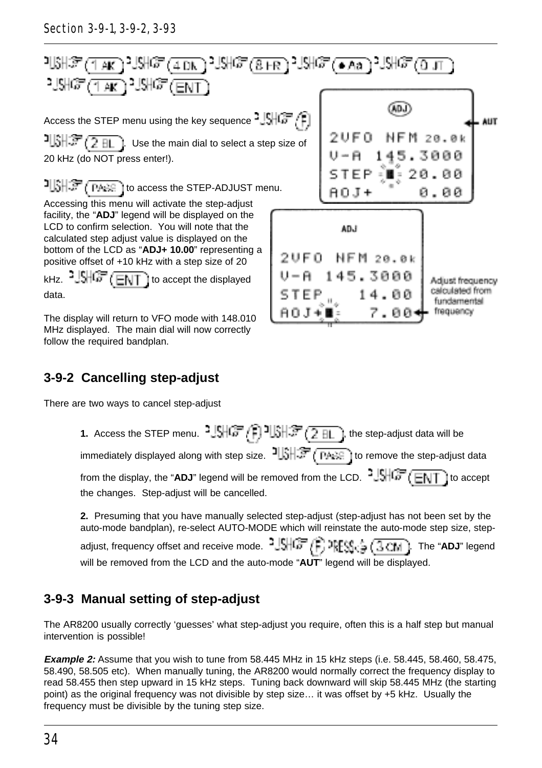PUSH (1 AK) PUSH (4 DK) PUSH (8 HR) PUSH (• Aa) PUSH (0 JT) PUSH (1 AK) PUSH (ENT)

Access the STEP menu using the key sequence PUSH (F) PUSH (2 BL). Use the main dial to select a step size of 20 kHz (do NOT press enter!).

PUSH (PASS) to access the STEP-ADJUST menu. Accessing this menu will activate the step-adjust facility, the "**ADJ**" legend will be displayed on the LCD to confirm selection. You will note that the calculated step adjust value is displayed on the bottom of the LCD as "**ADJ+ 10.00**" representing a positive offset of +10 kHz with a step size of 20 kHz. PUSH (ENT) to accept the displayed data.

The display will return to VFO mode with 148.010 MHz displayed. The main dial will now correctly follow the required bandplan.

## 3-9-2 Cancelling step-adjust

There are two ways to cancel step-adjust

1. Access the STEP menu. PUSH (F) PUSH (2 BL), the step-adjust data will be immediately displayed along with step size. PUSH (PASS) to remove the step-adjust data from the display, the "**ADJ**" legend will be removed from the LCD. PUSH (ENT) to accept the changes. Step-adjust will be cancelled.

2. Presuming that you have manually selected step-adjust (step-adjust has not been set by the auto-mode bandplan), re-select AUTO-MODE which will reinstate the auto-mode step size, step-adjust, frequency offset and receive mode. PUSH (F) PRESS (3 CM). The "**ADJ**" legend will be removed from the LCD and the auto-mode "**AUT**" legend will be displayed.

## 3-9-3 Manual setting of step-adjust

The AR8200 usually correctly 'guesses' what step-adjust you require, often this is a half step but manual intervention is possible!

***Example 2:*** Assume that you wish to tune from 58.445 MHz in 15 kHz steps (i.e. 58.445, 58.460, 58.475, 58.490, 58.505 etc). When manually tuning, the AR8200 would normally correct the frequency display to read 58.455 then step upward in 15 kHz steps. Tuning back downward will skip 58.445 MHz (the starting point) as the original frequency was not divisible by step size… it was offset by +5 kHz. Usually the frequency must be divisible by the tuning step size.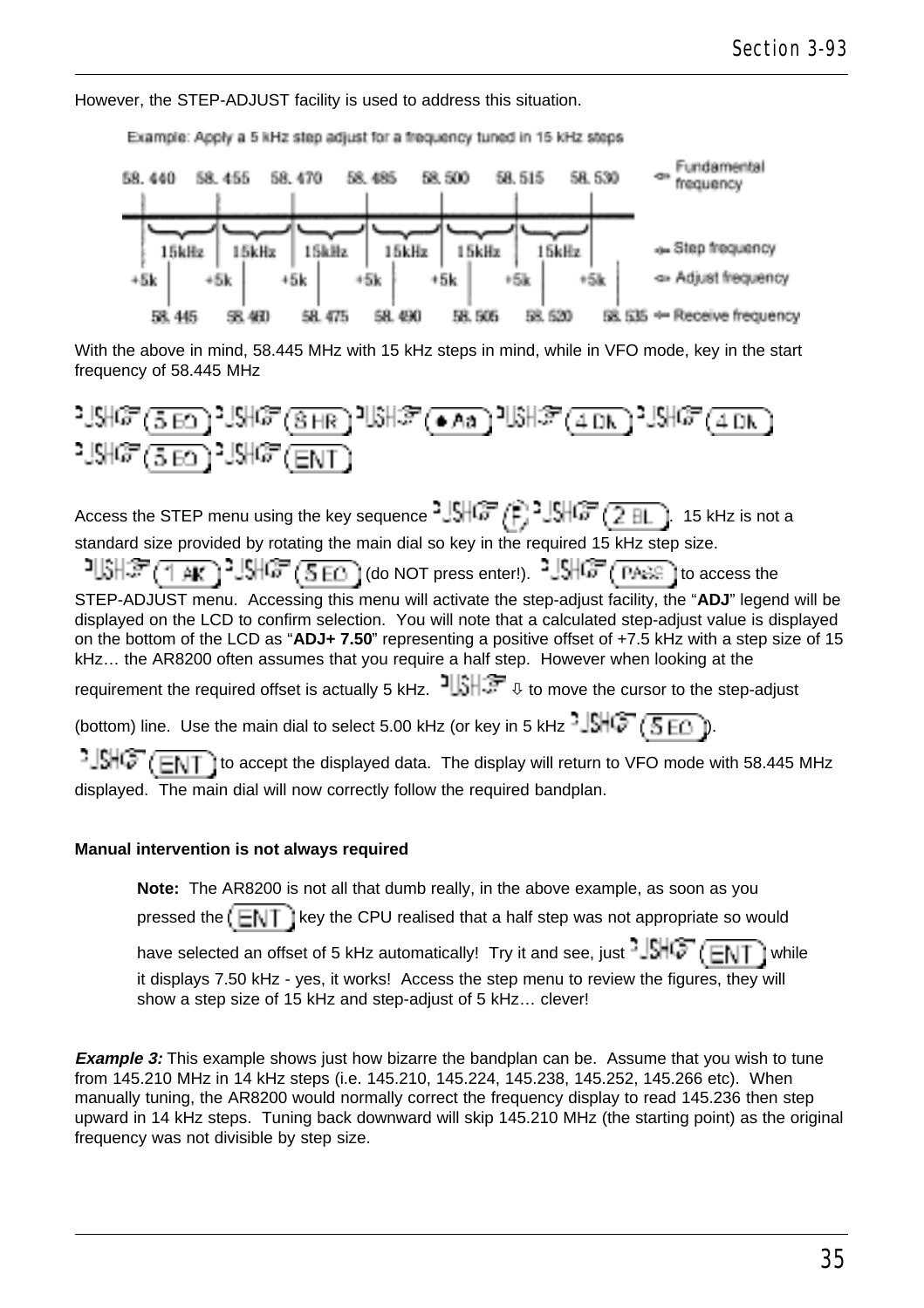However, the STEP-ADJUST facility is used to address this situation.

Example: Apply a 5 kHz step adjust for a frequency tuned in 15 kHz steps

| 58.440 | 58.455 | 58.470 | 58.485 | 58.500 | 58.515 | 58.530 | | ⇐ Fundamental frequency |
|---|---|---|---|---|---|---|---|---|
| 15kHz | 15kHz | 15kHz | 15kHz | 15kHz | 15kHz | | | ⇐ Step frequency |
| +5k | +5k | +5k | +5k | +5k | +5k | +5k | | ⇐ Adjust frequency |
| 58.445 | 58.460 | 58.475 | 58.490 | 58.505 | 58.520 | 58.535 | | ⇐ Receive frequency |

With the above in mind, 58.445 MHz with 15 kHz steps in mind, while in VFO mode, key in the start frequency of 58.445 MHz

PUSH (5 EO) PUSH (8 HR) PUSH (• Aa) PUSH (4 DK) PUSH (4 DK) PUSH (5 EO) PUSH (ENT)

Access the STEP menu using the key sequence PUSH (F) PUSH (2 BL). 15 kHz is not a standard size provided by rotating the main dial so key in the required 15 kHz step size. PUSH (1 AK) PUSH (5 EO) (do NOT press enter!). PUSH (PASS) to access the STEP-ADJUST menu. Accessing this menu will activate the step-adjust facility, the "**ADJ**" legend will be displayed on the LCD to confirm selection. You will note that a calculated step-adjust value is displayed on the bottom of the LCD as "**ADJ+ 7.50**" representing a positive offset of +7.5 kHz with a step size of 15 kHz… the AR8200 often assumes that you require a half step. However when looking at the requirement the required offset is actually 5 kHz. PUSH ⇩ to move the cursor to the step-adjust (bottom) line. Use the main dial to select 5.00 kHz (or key in 5 kHz PUSH (5 EO)). PUSH (ENT) to accept the displayed data. The display will return to VFO mode with 58.445 MHz displayed. The main dial will now correctly follow the required bandplan.

**Manual intervention is not always required**

> **Note:** The AR8200 is not all that dumb really, in the above example, as soon as you pressed the (ENT) key the CPU realised that a half step was not appropriate so would have selected an offset of 5 kHz automatically! Try it and see, just PUSH (ENT) while it displays 7.50 kHz - yes, it works! Access the step menu to review the figures, they will show a step size of 15 kHz and step-adjust of 5 kHz… clever!

***Example 3:*** This example shows just how bizarre the bandplan can be. Assume that you wish to tune from 145.210 MHz in 14 kHz steps (i.e. 145.210, 145.224, 145.238, 145.252, 145.266 etc). When manually tuning, the AR8200 would normally correct the frequency display to read 145.236 then step upward in 14 kHz steps. Tuning back downward will skip 145.210 MHz (the starting point) as the original frequency was not divisible by step size.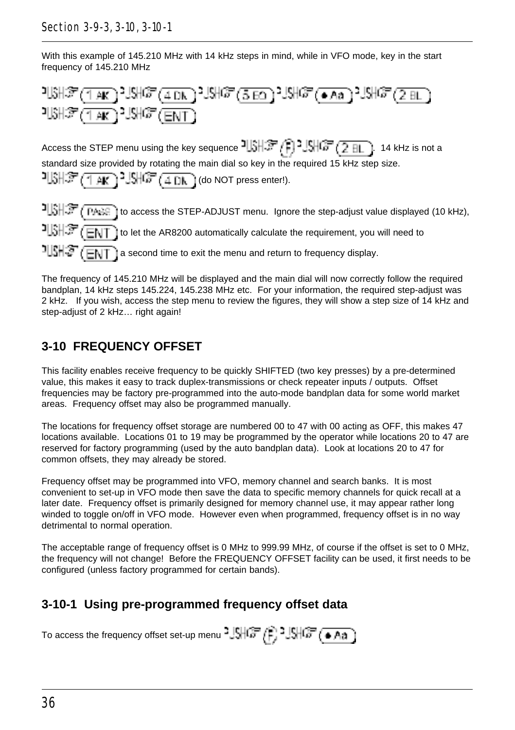With this example of 145.210 MHz with 14 kHz steps in mind, while in VFO mode, key in the start frequency of 145.210 MHz

PUSH (1 AK) PUSH (4 Dk) PUSH (5 EO) PUSH (• Aa) PUSH (2 BL)
PUSH (1 AK) PUSH (ENT)

Access the STEP menu using the key sequence PUSH (F) PUSH (2 BL). 14 kHz is not a standard size provided by rotating the main dial so key in the required 15 kHz step size.
PUSH (1 AK) PUSH (4 Dk) (do NOT press enter!).

PUSH (PASS) to access the STEP-ADJUST menu. Ignore the step-adjust value displayed (10 kHz),
PUSH (ENT) to let the AR8200 automatically calculate the requirement, you will need to
PUSH (ENT) a second time to exit the menu and return to frequency display.

The frequency of 145.210 MHz will be displayed and the main dial will now correctly follow the required bandplan, 14 kHz steps 145.224, 145.238 MHz etc. For your information, the required step-adjust was 2 kHz. If you wish, access the step menu to review the figures, they will show a step size of 14 kHz and step-adjust of 2 kHz… right again!

## 3-10 FREQUENCY OFFSET

This facility enables receive frequency to be quickly SHIFTED (two key presses) by a pre-determined value, this makes it easy to track duplex-transmissions or check repeater inputs / outputs. Offset frequencies may be factory pre-programmed into the auto-mode bandplan data for some world market areas. Frequency offset may also be programmed manually.

The locations for frequency offset storage are numbered 00 to 47 with 00 acting as OFF, this makes 47 locations available. Locations 01 to 19 may be programmed by the operator while locations 20 to 47 are reserved for factory programming (used by the auto bandplan data). Look at locations 20 to 47 for common offsets, they may already be stored.

Frequency offset may be programmed into VFO, memory channel and search banks. It is most convenient to set-up in VFO mode then save the data to specific memory channels for quick recall at a later date. Frequency offset is primarily designed for memory channel use, it may appear rather long winded to toggle on/off in VFO mode. However even when programmed, frequency offset is in no way detrimental to normal operation.

The acceptable range of frequency offset is 0 MHz to 999.99 MHz, of course if the offset is set to 0 MHz, the frequency will not change! Before the FREQUENCY OFFSET facility can be used, it first needs to be configured (unless factory programmed for certain bands).

### 3-10-1 Using pre-programmed frequency offset data

To access the frequency offset set-up menu PUSH (F) PUSH (• Aa)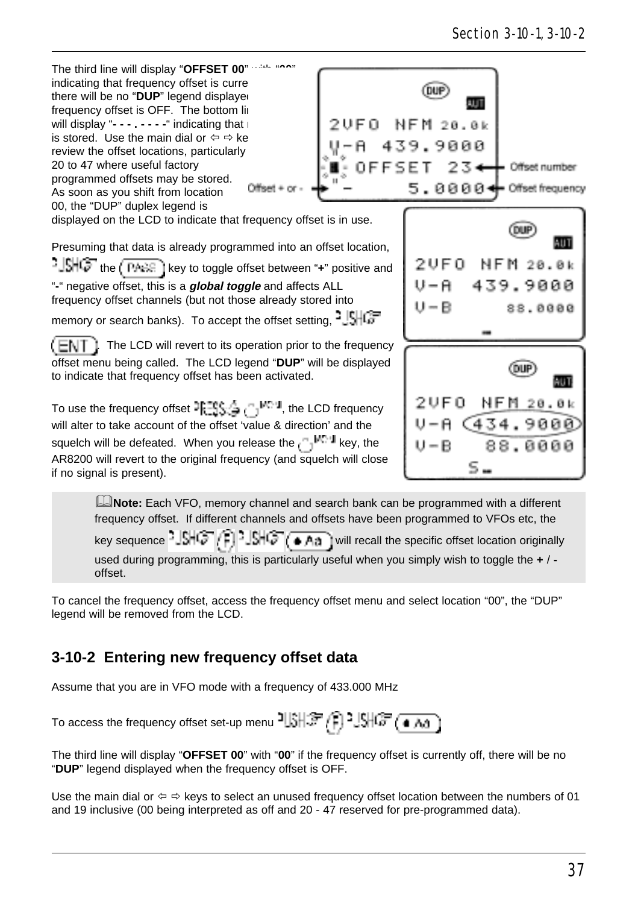The third line will display "**OFFSET 00**" with "**00**" indicating that frequency offset is currently off, there will be no "**DUP**" legend displayed when the frequency offset is OFF. The bottom line will display "**- - - . - - - -**" indicating that no offset is stored. Use the main dial or ⇦ ⇨ keys to review the offset locations, particularly 20 to 47 where useful factory programmed offsets may be stored. As soon as you shift from location 00, the "DUP" duplex legend is displayed on the LCD to indicate that frequency offset is in use.

Presuming that data is already programmed into an offset location, PUSH the (PASS) key to toggle offset between "**+**" positive and "**-**" negative offset, this is a ***global toggle*** and affects ALL frequency offset channels (but not those already stored into memory or search banks). To accept the offset setting, PUSH (ENT). The LCD will revert to its operation prior to the frequency offset menu being called. The LCD legend "**DUP**" will be displayed to indicate that frequency offset has been activated.

To use the frequency offset PRESS & HOLD (MONI), the LCD frequency will alter to take account of the offset 'value & direction' and the squelch will be defeated. When you release the (MONI) key, the AR8200 will revert to the original frequency (and squelch will close if no signal is present).

> **Note:** Each VFO, memory channel and search bank can be programmed with a different frequency offset. If different channels and offsets have been programmed to VFOs etc, the key sequence PUSH (F) PUSH (● Aa) will recall the specific offset location originally used during programming, this is particularly useful when you simply wish to toggle the **+** / **-** offset.

To cancel the frequency offset, access the frequency offset menu and select location "00", the "DUP" legend will be removed from the LCD.

## 3-10-2 Entering new frequency offset data

Assume that you are in VFO mode with a frequency of 433.000 MHz

To access the frequency offset set-up menu PUSH (F) PUSH (● Aa)

The third line will display "**OFFSET 00**" with "**00**" if the frequency offset is currently off, there will be no "**DUP**" legend displayed when the frequency offset is OFF.

Use the main dial or ⇦ ⇨ keys to select an unused frequency offset location between the numbers of 01 and 19 inclusive (00 being interpreted as off and 20 - 47 reserved for pre-programmed data).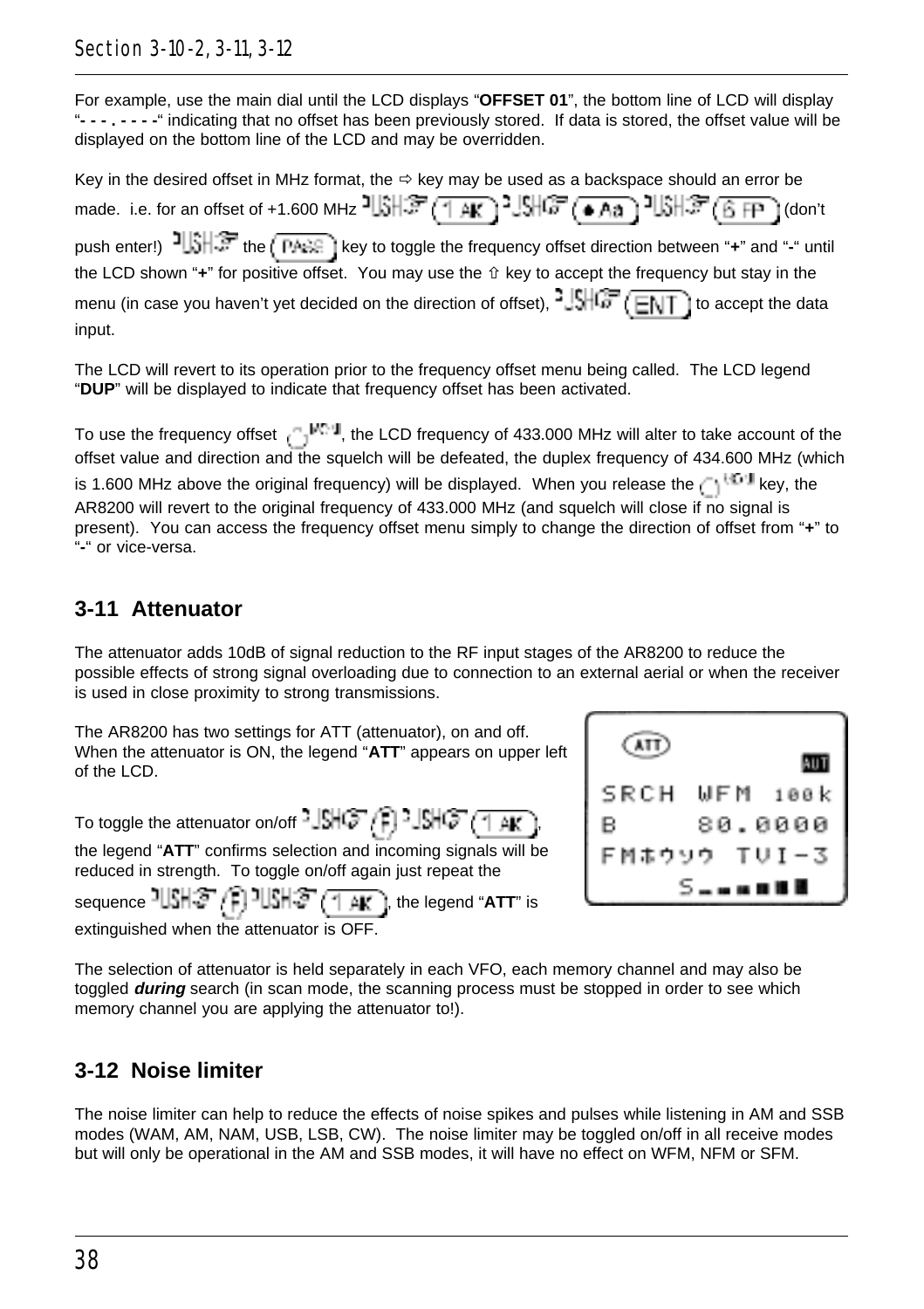For example, use the main dial until the LCD displays "**OFFSET 01**", the bottom line of LCD will display "**- - - . - - - -**" indicating that no offset has been previously stored. If data is stored, the offset value will be displayed on the bottom line of the LCD and may be overridden.

Key in the desired offset in MHz format, the ⇨ key may be used as a backspace should an error be made. i.e. for an offset of +1.600 MHz PUSH (1 AK) PUSH (• Aa) PUSH (6 FP) (don't push enter!) PUSH the (PASS) key to toggle the frequency offset direction between "**+**" and "**-**" until the LCD shown "**+**" for positive offset. You may use the ⇧ key to accept the frequency but stay in the menu (in case you haven't yet decided on the direction of offset), PUSH (ENT) to accept the data input.

The LCD will revert to its operation prior to the frequency offset menu being called. The LCD legend "**DUP**" will be displayed to indicate that frequency offset has been activated.

To use the frequency offset (MON), the LCD frequency of 433.000 MHz will alter to take account of the offset value and direction and the squelch will be defeated, the duplex frequency of 434.600 MHz (which is 1.600 MHz above the original frequency) will be displayed. When you release the (MON) key, the AR8200 will revert to the original frequency of 433.000 MHz (and squelch will close if no signal is present). You can access the frequency offset menu simply to change the direction of offset from "**+**" to "**-**" or vice-versa.

## 3-11 Attenuator

The attenuator adds 10dB of signal reduction to the RF input stages of the AR8200 to reduce the possible effects of strong signal overloading due to connection to an external aerial or when the receiver is used in close proximity to strong transmissions.

The AR8200 has two settings for ATT (attenuator), on and off. When the attenuator is ON, the legend "**ATT**" appears on upper left of the LCD.

To toggle the attenuator on/off PUSH (F) PUSH (1 AK), the legend "**ATT**" confirms selection and incoming signals will be reduced in strength. To toggle on/off again just repeat the sequence PUSH (F) PUSH (1 AK), the legend "**ATT**" is extinguished when the attenuator is OFF.

```
ATT
                 AUT
SRCH  WFM  100k
B       80.0000
FMホウソウ  TVI-3
      S▬▬▬■■■
```

The selection of attenuator is held separately in each VFO, each memory channel and may also be toggled ***during*** search (in scan mode, the scanning process must be stopped in order to see which memory channel you are applying the attenuator to!).

## 3-12 Noise limiter

The noise limiter can help to reduce the effects of noise spikes and pulses while listening in AM and SSB modes (WAM, AM, NAM, USB, LSB, CW). The noise limiter may be toggled on/off in all receive modes but will only be operational in the AM and SSB modes, it will have no effect on WFM, NFM or SFM.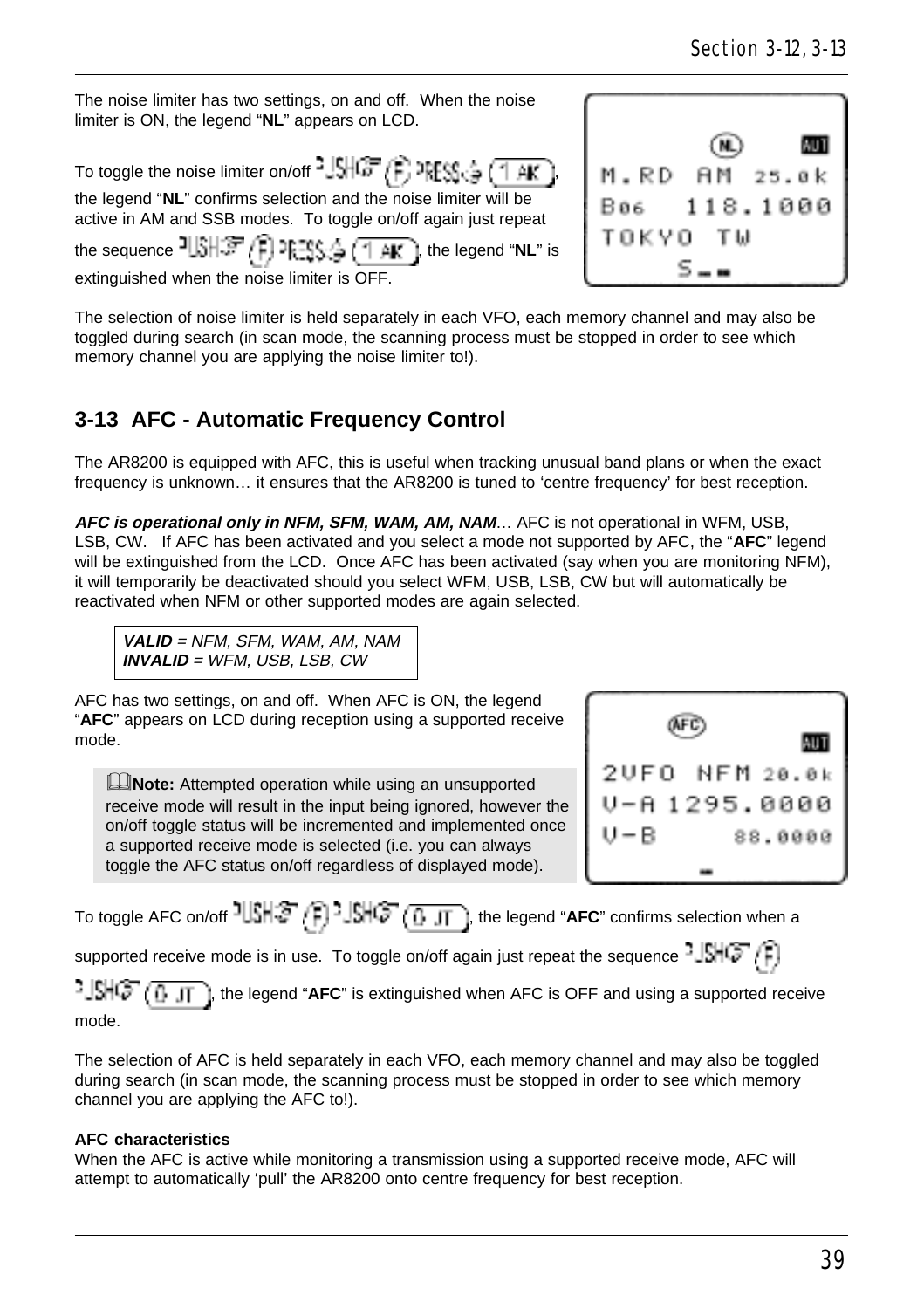The noise limiter has two settings, on and off. When the noise limiter is ON, the legend "**NL**" appears on LCD.

To toggle the noise limiter on/off PUSH (F) PRESS (1 AK), the legend "**NL**" confirms selection and the noise limiter will be active in AM and SSB modes. To toggle on/off again just repeat the sequence PUSH (F) PRESS (1 AK), the legend "**NL**" is extinguished when the noise limiter is OFF.

The selection of noise limiter is held separately in each VFO, each memory channel and may also be toggled during search (in scan mode, the scanning process must be stopped in order to see which memory channel you are applying the noise limiter to!).

## 3-13 AFC - Automatic Frequency Control

The AR8200 is equipped with AFC, this is useful when tracking unusual band plans or when the exact frequency is unknown… it ensures that the AR8200 is tuned to 'centre frequency' for best reception.

***AFC is operational only in NFM, SFM, WAM, AM, NAM***… AFC is not operational in WFM, USB, LSB, CW. If AFC has been activated and you select a mode not supported by AFC, the "**AFC**" legend will be extinguished from the LCD. Once AFC has been activated (say when you are monitoring NFM), it will temporarily be deactivated should you select WFM, USB, LSB, CW but will automatically be reactivated when NFM or other supported modes are again selected.

***VALID*** *= NFM, SFM, WAM, AM, NAM*
***INVALID*** *= WFM, USB, LSB, CW*

AFC has two settings, on and off. When AFC is ON, the legend "**AFC**" appears on LCD during reception using a supported receive mode.

> **Note:** Attempted operation while using an unsupported receive mode will result in the input being ignored, however the on/off toggle status will be incremented and implemented once a supported receive mode is selected (i.e. you can always toggle the AFC status on/off regardless of displayed mode).

To toggle AFC on/off PUSH (F) PUSH (0 JT), the legend "**AFC**" confirms selection when a supported receive mode is in use. To toggle on/off again just repeat the sequence PUSH (F) PUSH (0 JT), the legend "**AFC**" is extinguished when AFC is OFF and using a supported receive mode.

The selection of AFC is held separately in each VFO, each memory channel and may also be toggled during search (in scan mode, the scanning process must be stopped in order to see which memory channel you are applying the AFC to!).

**AFC characteristics**
When the AFC is active while monitoring a transmission using a supported receive mode, AFC will attempt to automatically 'pull' the AR8200 onto centre frequency for best reception.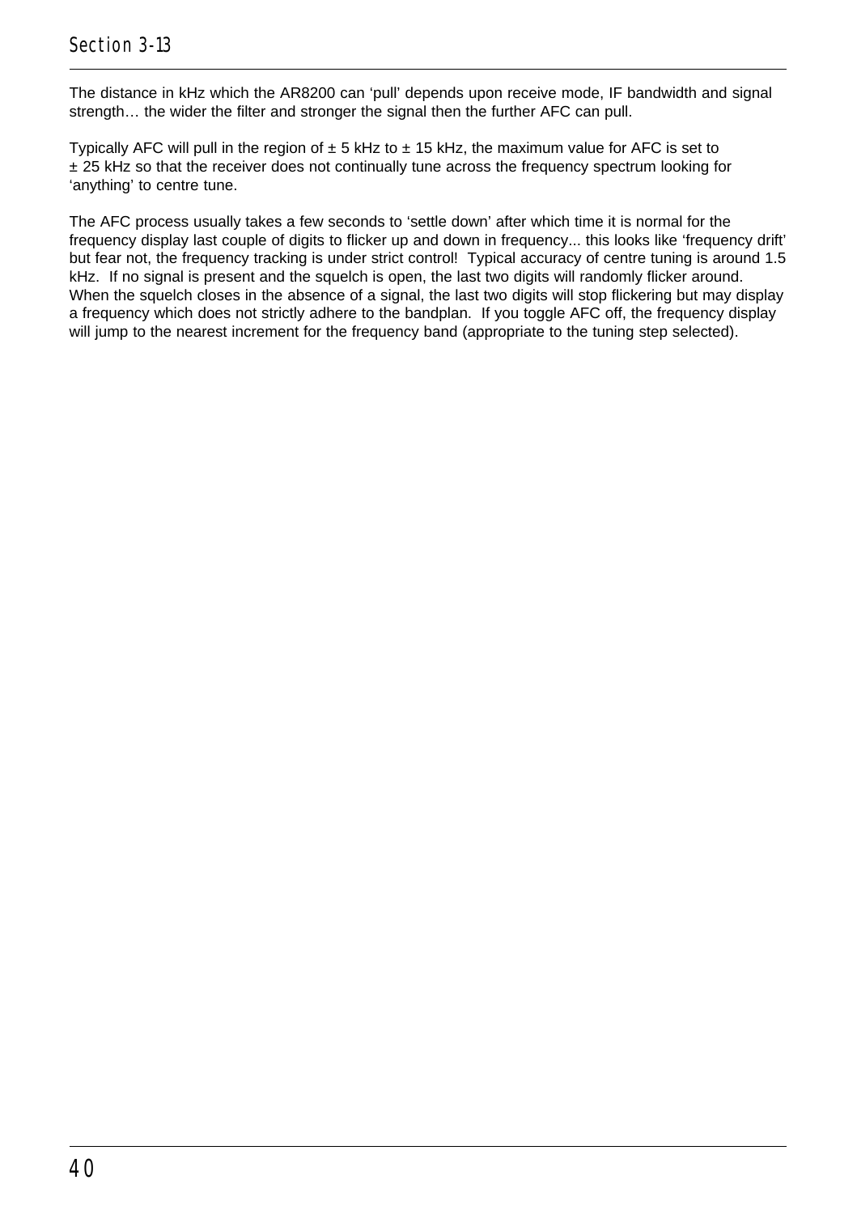The distance in kHz which the AR8200 can 'pull' depends upon receive mode, IF bandwidth and signal strength… the wider the filter and stronger the signal then the further AFC can pull.

Typically AFC will pull in the region of ± 5 kHz to ± 15 kHz, the maximum value for AFC is set to ± 25 kHz so that the receiver does not continually tune across the frequency spectrum looking for 'anything' to centre tune.

The AFC process usually takes a few seconds to 'settle down' after which time it is normal for the frequency display last couple of digits to flicker up and down in frequency... this looks like 'frequency drift' but fear not, the frequency tracking is under strict control! Typical accuracy of centre tuning is around 1.5 kHz. If no signal is present and the squelch is open, the last two digits will randomly flicker around. When the squelch closes in the absence of a signal, the last two digits will stop flickering but may display a frequency which does not strictly adhere to the bandplan. If you toggle AFC off, the frequency display will jump to the nearest increment for the frequency band (appropriate to the tuning step selected).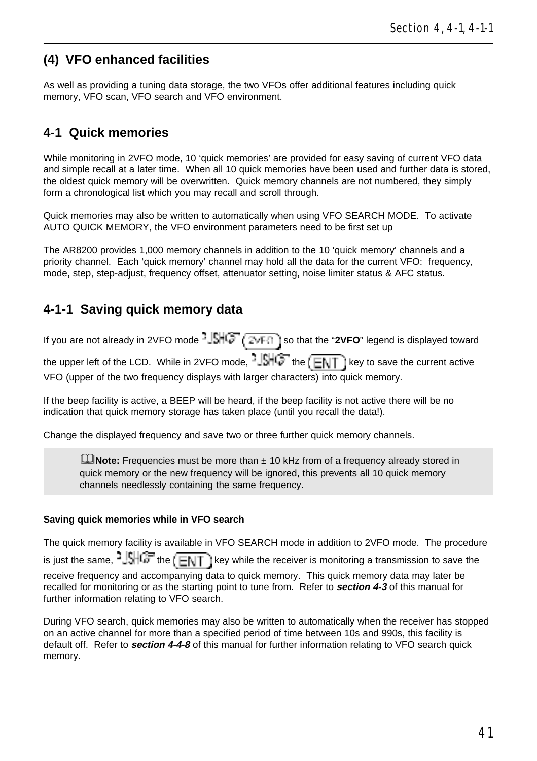## (4) VFO enhanced facilities

As well as providing a tuning data storage, the two VFOs offer additional features including quick memory, VFO scan, VFO search and VFO environment.

## 4-1 Quick memories

While monitoring in 2VFO mode, 10 'quick memories' are provided for easy saving of current VFO data and simple recall at a later time. When all 10 quick memories have been used and further data is stored, the oldest quick memory will be overwritten. Quick memory channels are not numbered, they simply form a chronological list which you may recall and scroll through.

Quick memories may also be written to automatically when using VFO SEARCH MODE. To activate AUTO QUICK MEMORY, the VFO environment parameters need to be first set up

The AR8200 provides 1,000 memory channels in addition to the 10 'quick memory' channels and a priority channel. Each 'quick memory' channel may hold all the data for the current VFO: frequency, mode, step, step-adjust, frequency offset, attenuator setting, noise limiter status & AFC status.

### 4-1-1 Saving quick memory data

If you are not already in 2VFO mode PUSH (2VFO) so that the "**2VFO**" legend is displayed toward the upper left of the LCD. While in 2VFO mode, PUSH the (ENT) key to save the current active VFO (upper of the two frequency displays with larger characters) into quick memory.

If the beep facility is active, a BEEP will be heard, if the beep facility is not active there will be no indication that quick memory storage has taken place (until you recall the data!).

Change the displayed frequency and save two or three further quick memory channels.

> **Note:** Frequencies must be more than ± 10 kHz from of a frequency already stored in quick memory or the new frequency will be ignored, this prevents all 10 quick memory channels needlessly containing the same frequency.

**Saving quick memories while in VFO search**

The quick memory facility is available in VFO SEARCH mode in addition to 2VFO mode. The procedure is just the same, PUSH the (ENT) key while the receiver is monitoring a transmission to save the receive frequency and accompanying data to quick memory. This quick memory data may later be recalled for monitoring or as the starting point to tune from. Refer to ***section 4-3*** of this manual for further information relating to VFO search.

During VFO search, quick memories may also be written to automatically when the receiver has stopped on an active channel for more than a specified period of time between 10s and 990s, this facility is default off. Refer to ***section 4-4-8*** of this manual for further information relating to VFO search quick memory.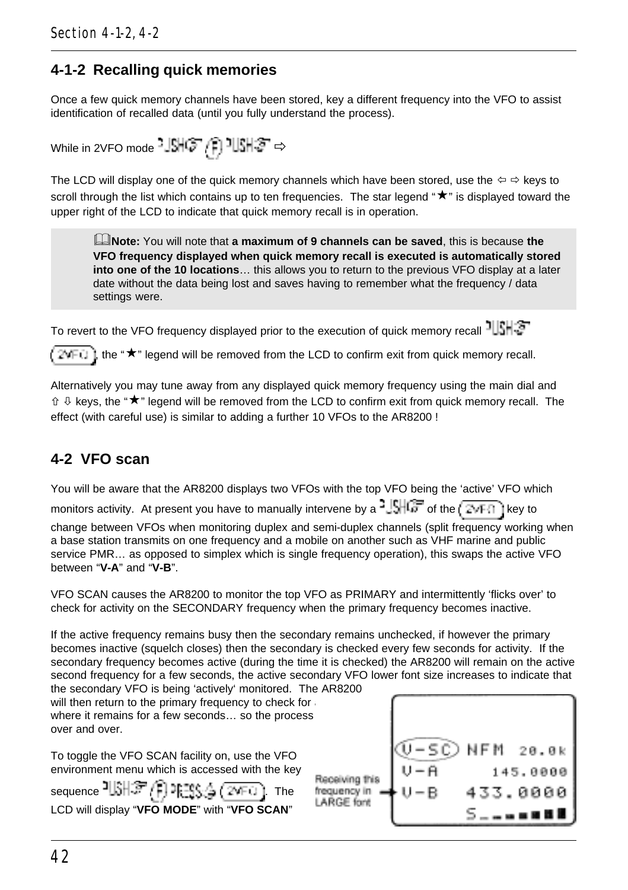## 4-1-2 Recalling quick memories

Once a few quick memory channels have been stored, key a different frequency into the VFO to assist identification of recalled data (until you fully understand the process).

While in 2VFO mode PUSH (F) PUSH ⇨

The LCD will display one of the quick memory channels which have been stored, use the ⇦ ⇨ keys to scroll through the list which contains up to ten frequencies. The star legend "★" is displayed toward the upper right of the LCD to indicate that quick memory recall is in operation.

> **Note:** You will note that **a maximum of 9 channels can be saved**, this is because **the VFO frequency displayed when quick memory recall is executed is automatically stored into one of the 10 locations**… this allows you to return to the previous VFO display at a later date without the data being lost and saves having to remember what the frequency / data settings were.

To revert to the VFO frequency displayed prior to the execution of quick memory recall PUSH (2VFO), the "★" legend will be removed from the LCD to confirm exit from quick memory recall.

Alternatively you may tune away from any displayed quick memory frequency using the main dial and ⇧ ⇩ keys, the "★" legend will be removed from the LCD to confirm exit from quick memory recall. The effect (with careful use) is similar to adding a further 10 VFOs to the AR8200 !

## 4-2 VFO scan

You will be aware that the AR8200 displays two VFOs with the top VFO being the 'active' VFO which monitors activity. At present you have to manually intervene by a PUSH of the (2VFO) key to change between VFOs when monitoring duplex and semi-duplex channels (split frequency working when a base station transmits on one frequency and a mobile on another such as VHF marine and public service PMR… as opposed to simplex which is single frequency operation), this swaps the active VFO between "**V-A**" and "**V-B**".

VFO SCAN causes the AR8200 to monitor the top VFO as PRIMARY and intermittently 'flicks over' to check for activity on the SECONDARY frequency when the primary frequency becomes inactive.

If the active frequency remains busy then the secondary remains unchecked, if however the primary becomes inactive (squelch closes) then the secondary is checked every few seconds for activity. If the secondary frequency becomes active (during the time it is checked) the AR8200 will remain on the active second frequency for a few seconds, the active secondary VFO lower font size increases to indicate that the secondary VFO is being 'actively' monitored. The AR8200 will then return to the primary frequency to check for activity where it remains for a few seconds… so the process repeats over and over.

Receiving this frequency in LARGE font

To toggle the VFO SCAN facility on, use the VFO environment menu which is accessed with the key sequence PUSH (F) PRESS (2VFO). The LCD will display "**VFO MODE**" with "**VFO SCAN**"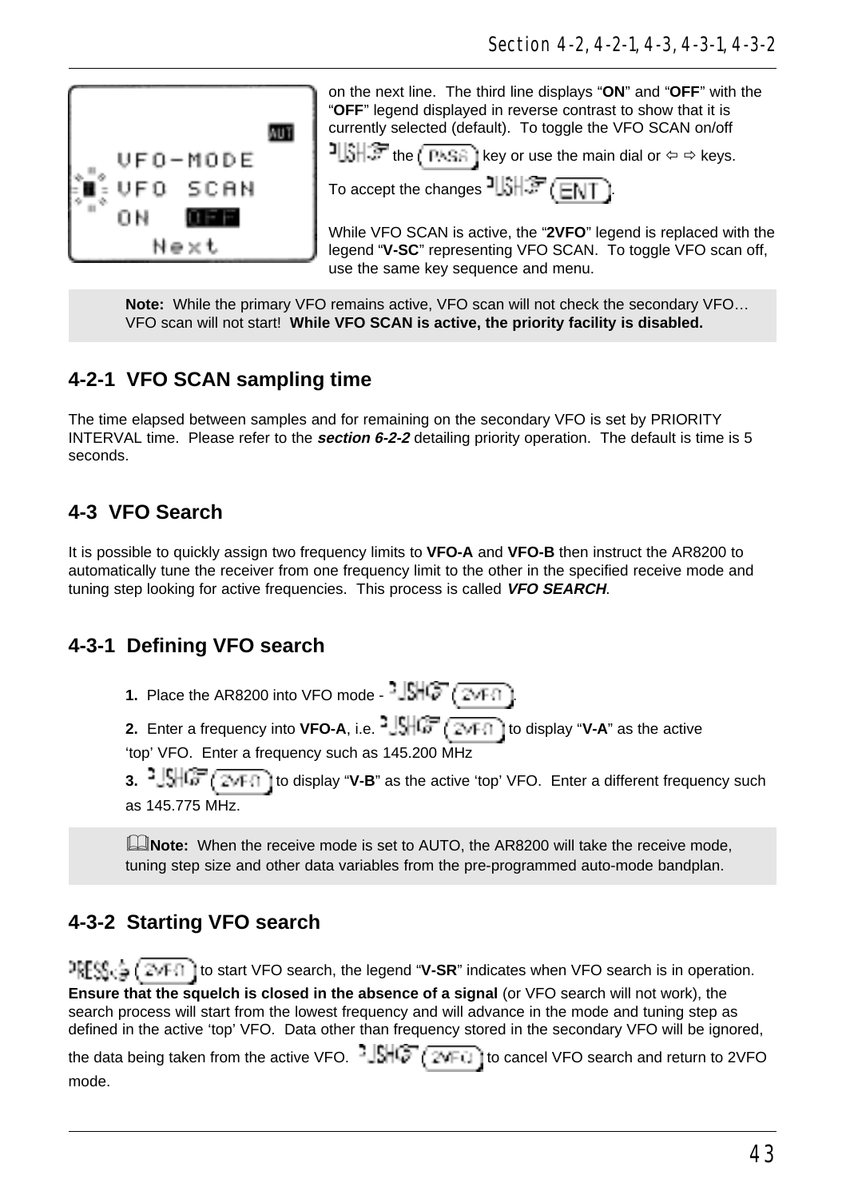on the next line. The third line displays "**ON**" and "**OFF**" with the "**OFF**" legend displayed in reverse contrast to show that it is currently selected (default). To toggle the VFO SCAN on/off PUSH the (PASS) key or use the main dial or ⇦ ⇨ keys.

To accept the changes PUSH (ENT).

While VFO SCAN is active, the "**2VFO**" legend is replaced with the legend "**V-SC**" representing VFO SCAN. To toggle VFO scan off, use the same key sequence and menu.

> **Note:** While the primary VFO remains active, VFO scan will not check the secondary VFO… VFO scan will not start! **While VFO SCAN is active, the priority facility is disabled.**

## 4-2-1 VFO SCAN sampling time

The time elapsed between samples and for remaining on the secondary VFO is set by PRIORITY INTERVAL time. Please refer to the ***section 6-2-2*** detailing priority operation. The default is time is 5 seconds.

## 4-3 VFO Search

It is possible to quickly assign two frequency limits to **VFO-A** and **VFO-B** then instruct the AR8200 to automatically tune the receiver from one frequency limit to the other in the specified receive mode and tuning step looking for active frequencies. This process is called ***VFO SEARCH***.

## 4-3-1 Defining VFO search

**1.** Place the AR8200 into VFO mode - PUSH (2VFO).

**2.** Enter a frequency into **VFO-A**, i.e. PUSH (2VFO) to display "**V-A**" as the active 'top' VFO. Enter a frequency such as 145.200 MHz

**3.** PUSH (2VFO) to display "**V-B**" as the active 'top' VFO. Enter a different frequency such as 145.775 MHz.

> **Note:** When the receive mode is set to AUTO, the AR8200 will take the receive mode, tuning step size and other data variables from the pre-programmed auto-mode bandplan.

## 4-3-2 Starting VFO search

PRESS (2VFO) to start VFO search, the legend "**V-SR**" indicates when VFO search is in operation. **Ensure that the squelch is closed in the absence of a signal** (or VFO search will not work), the search process will start from the lowest frequency and will advance in the mode and tuning step as defined in the active 'top' VFO. Data other than frequency stored in the secondary VFO will be ignored, the data being taken from the active VFO. PUSH (2VFO) to cancel VFO search and return to 2VFO mode.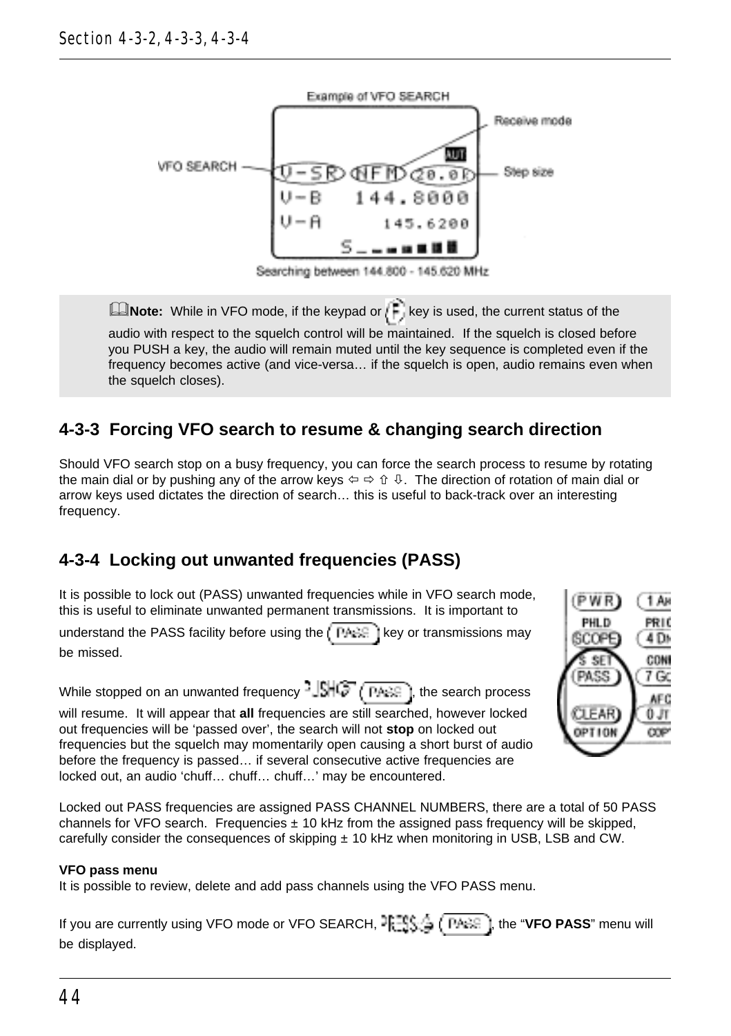Example of VFO SEARCH

VFO SEARCH — V-SR NFM 20.0k — Receive mode — Step size

V-B 144.8000

V-A 145.6200

Searching between 144.800 - 145.620 MHz

**Note:** While in VFO mode, if the keypad or F key is used, the current status of the audio with respect to the squelch control will be maintained. If the squelch is closed before you PUSH a key, the audio will remain muted until the key sequence is completed even if the frequency becomes active (and vice-versa… if the squelch is open, audio remains even when the squelch closes).

## 4-3-3 Forcing VFO search to resume & changing search direction

Should VFO search stop on a busy frequency, you can force the search process to resume by rotating the main dial or by pushing any of the arrow keys ⇦ ⇨ ⇧ ⇩. The direction of rotation of main dial or arrow keys used dictates the direction of search… this is useful to back-track over an interesting frequency.

## 4-3-4 Locking out unwanted frequencies (PASS)

It is possible to lock out (PASS) unwanted frequencies while in VFO search mode, this is useful to eliminate unwanted permanent transmissions. It is important to understand the PASS facility before using the PASS key or transmissions may be missed.

While stopped on an unwanted frequency PUSH PASS, the search process will resume. It will appear that **all** frequencies are still searched, however locked out frequencies will be 'passed over', the search will not **stop** on locked out frequencies but the squelch may momentarily open causing a short burst of audio before the frequency is passed… if several consecutive active frequencies are locked out, an audio 'chuff… chuff… chuff…' may be encountered.

Locked out PASS frequencies are assigned PASS CHANNEL NUMBERS, there are a total of 50 PASS channels for VFO search. Frequencies ± 10 kHz from the assigned pass frequency will be skipped, carefully consider the consequences of skipping ± 10 kHz when monitoring in USB, LSB and CW.

**VFO pass menu**
It is possible to review, delete and add pass channels using the VFO PASS menu.

If you are currently using VFO mode or VFO SEARCH, PRESS PASS, the "**VFO PASS**" menu will be displayed.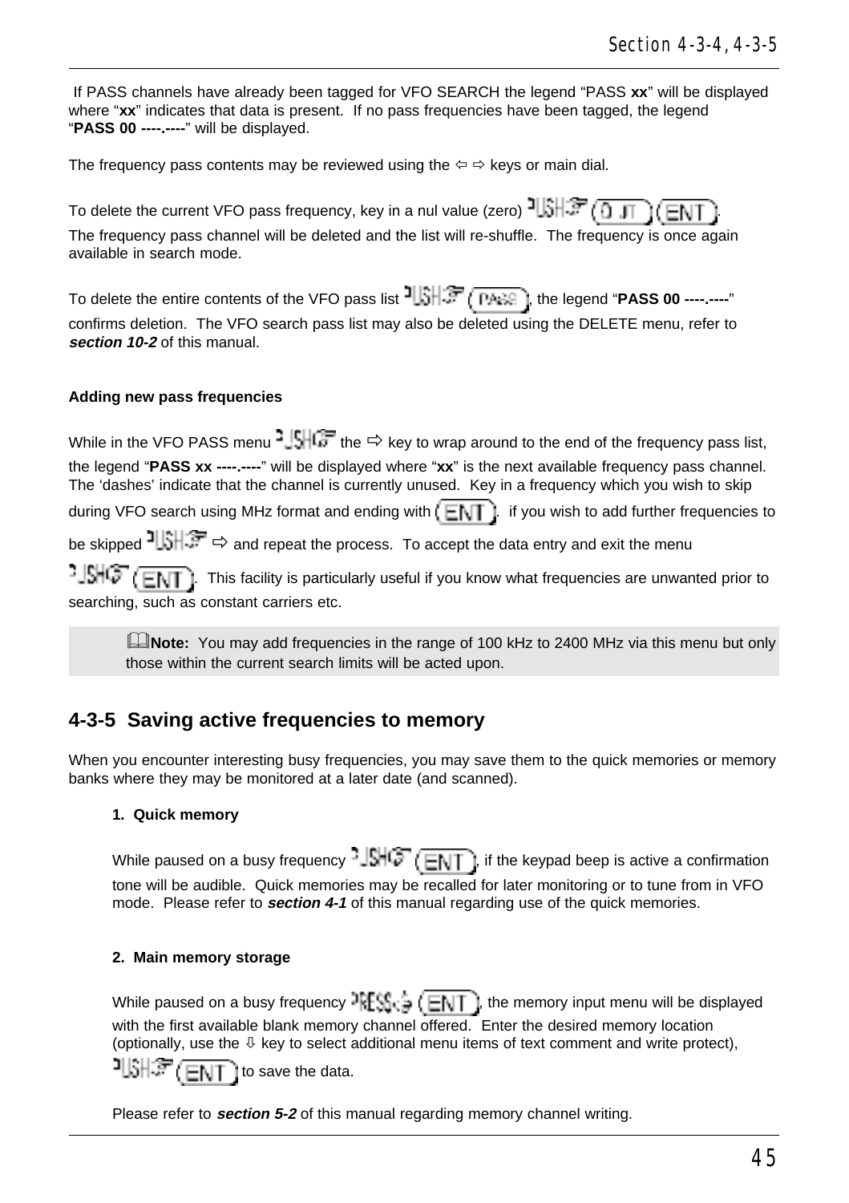If PASS channels have already been tagged for VFO SEARCH the legend "PASS **xx**" will be displayed where "**xx**" indicates that data is present. If no pass frequencies have been tagged, the legend "**PASS 00 ----.----**" will be displayed.

The frequency pass contents may be reviewed using the ⇦ ⇨ keys or main dial.

To delete the current VFO pass frequency, key in a nul value (zero) PUSH (0) (ENT). The frequency pass channel will be deleted and the list will re-shuffle. The frequency is once again available in search mode.

To delete the entire contents of the VFO pass list PUSH (PASS), the legend "**PASS 00 ----.----**" confirms deletion. The VFO search pass list may also be deleted using the DELETE menu, refer to ***section 10-2*** of this manual.

**Adding new pass frequencies**

While in the VFO PASS menu PUSH the ⇨ key to wrap around to the end of the frequency pass list, the legend "**PASS xx ----.----**" will be displayed where "**xx**" is the next available frequency pass channel. The 'dashes' indicate that the channel is currently unused. Key in a frequency which you wish to skip during VFO search using MHz format and ending with (ENT). If you wish to add further frequencies to be skipped PUSH ⇨ and repeat the process. To accept the data entry and exit the menu PUSH (ENT). This facility is particularly useful if you know what frequencies are unwanted prior to searching, such as constant carriers etc.

> **Note:** You may add frequencies in the range of 100 kHz to 2400 MHz via this menu but only those within the current search limits will be acted upon.

## 4-3-5 Saving active frequencies to memory

When you encounter interesting busy frequencies, you may save them to the quick memories or memory banks where they may be monitored at a later date (and scanned).

**1. Quick memory**

While paused on a busy frequency PUSH (ENT), if the keypad beep is active a confirmation tone will be audible. Quick memories may be recalled for later monitoring or to tune from in VFO mode. Please refer to ***section 4-1*** of this manual regarding use of the quick memories.

**2. Main memory storage**

While paused on a busy frequency PRESS (ENT), the memory input menu will be displayed with the first available blank memory channel offered. Enter the desired memory location (optionally, use the ⇩ key to select additional menu items of text comment and write protect), PUSH (ENT) to save the data.

Please refer to ***section 5-2*** of this manual regarding memory channel writing.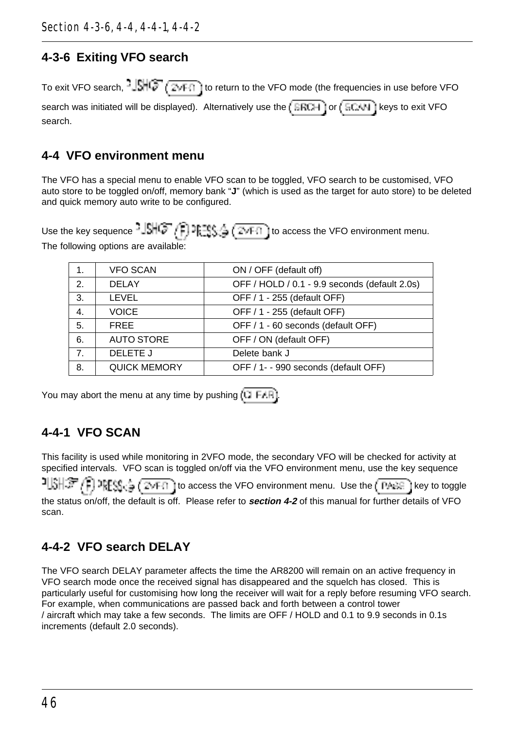## 4-3-6 Exiting VFO search

To exit VFO search, PUSH (2VFO) to return to the VFO mode (the frequencies in use before VFO search was initiated will be displayed). Alternatively use the (SRCH) or (SCAN) keys to exit VFO search.

## 4-4 VFO environment menu

The VFO has a special menu to enable VFO scan to be toggled, VFO search to be customised, VFO auto store to be toggled on/off, memory bank "**J**" (which is used as the target for auto store) to be deleted and quick memory auto write to be configured.

Use the key sequence PUSH (F) PRESS (2VFO) to access the VFO environment menu.
The following options are available:

| | | |
|---|---|---|
| 1. | VFO SCAN | ON / OFF (default off) |
| 2. | DELAY | OFF / HOLD / 0.1 - 9.9 seconds (default 2.0s) |
| 3. | LEVEL | OFF / 1 - 255 (default OFF) |
| 4. | VOICE | OFF / 1 - 255 (default OFF) |
| 5. | FREE | OFF / 1 - 60 seconds (default OFF) |
| 6. | AUTO STORE | OFF / ON (default OFF) |
| 7. | DELETE J | Delete bank J |
| 8. | QUICK MEMORY | OFF / 1- - 990 seconds (default OFF) |

You may abort the menu at any time by pushing (CLEAR).

### 4-4-1 VFO SCAN

This facility is used while monitoring in 2VFO mode, the secondary VFO will be checked for activity at specified intervals. VFO scan is toggled on/off via the VFO environment menu, use the key sequence PUSH (F) PRESS (2VFO) to access the VFO environment menu. Use the (PASS) key to toggle the status on/off, the default is off. Please refer to ***section 4-2*** of this manual for further details of VFO scan.

### 4-4-2 VFO search DELAY

The VFO search DELAY parameter affects the time the AR8200 will remain on an active frequency in VFO search mode once the received signal has disappeared and the squelch has closed. This is particularly useful for customising how long the receiver will wait for a reply before resuming VFO search. For example, when communications are passed back and forth between a control tower / aircraft which may take a few seconds. The limits are OFF / HOLD and 0.1 to 9.9 seconds in 0.1s increments (default 2.0 seconds).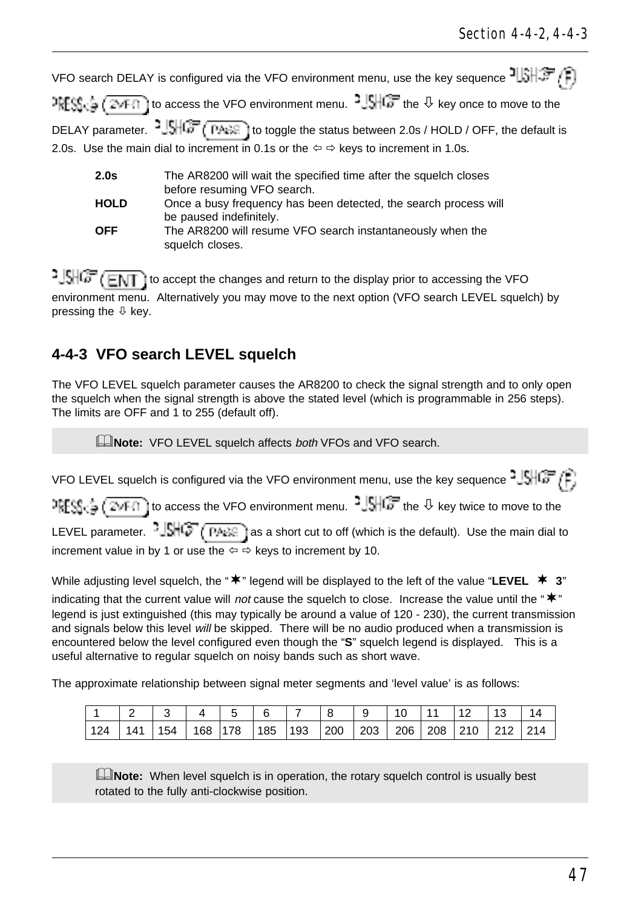VFO search DELAY is configured via the VFO environment menu, use the key sequence PUSH (F) PRESS (2VFO) to access the VFO environment menu. PUSH the ⇩ key once to move to the DELAY parameter. PUSH (PASS) to toggle the status between 2.0s / HOLD / OFF, the default is 2.0s. Use the main dial to increment in 0.1s or the ⇦ ⇨ keys to increment in 1.0s.

**2.0s** The AR8200 will wait the specified time after the squelch closes before resuming VFO search.
**HOLD** Once a busy frequency has been detected, the search process will be paused indefinitely.
**OFF** The AR8200 will resume VFO search instantaneously when the squelch closes.

PUSH (ENT) to accept the changes and return to the display prior to accessing the VFO environment menu. Alternatively you may move to the next option (VFO search LEVEL squelch) by pressing the ⇩ key.

## 4-4-3 VFO search LEVEL squelch

The VFO LEVEL squelch parameter causes the AR8200 to check the signal strength and to only open the squelch when the signal strength is above the stated level (which is programmable in 256 steps). The limits are OFF and 1 to 255 (default off).

**Note:** VFO LEVEL squelch affects *both* VFOs and VFO search.

VFO LEVEL squelch is configured via the VFO environment menu, use the key sequence PUSH (F) PRESS (2VFO) to access the VFO environment menu. PUSH the ⇩ key twice to move to the LEVEL parameter. PUSH (PASS) as a short cut to off (which is the default). Use the main dial to increment value in by 1 or use the ⇦ ⇨ keys to increment by 10.

While adjusting level squelch, the "✶" legend will be displayed to the left of the value "**LEVEL ✶ 3**" indicating that the current value will *not* cause the squelch to close. Increase the value until the "✶" legend is just extinguished (this may typically be around a value of 120 - 230), the current transmission and signals below this level *will* be skipped. There will be no audio produced when a transmission is encountered below the level configured even though the "**S**" squelch legend is displayed. This is a useful alternative to regular squelch on noisy bands such as short wave.

The approximate relationship between signal meter segments and 'level value' is as follows:

| 1 | 2 | 3 | 4 | 5 | 6 | 7 | 8 | 9 | 10 | 11 | 12 | 13 | 14 |
|---|---|---|---|---|---|---|---|---|---|---|---|---|---|
| 124 | 141 | 154 | 168 | 178 | 185 | 193 | 200 | 203 | 206 | 208 | 210 | 212 | 214 |

**Note:** When level squelch is in operation, the rotary squelch control is usually best rotated to the fully anti-clockwise position.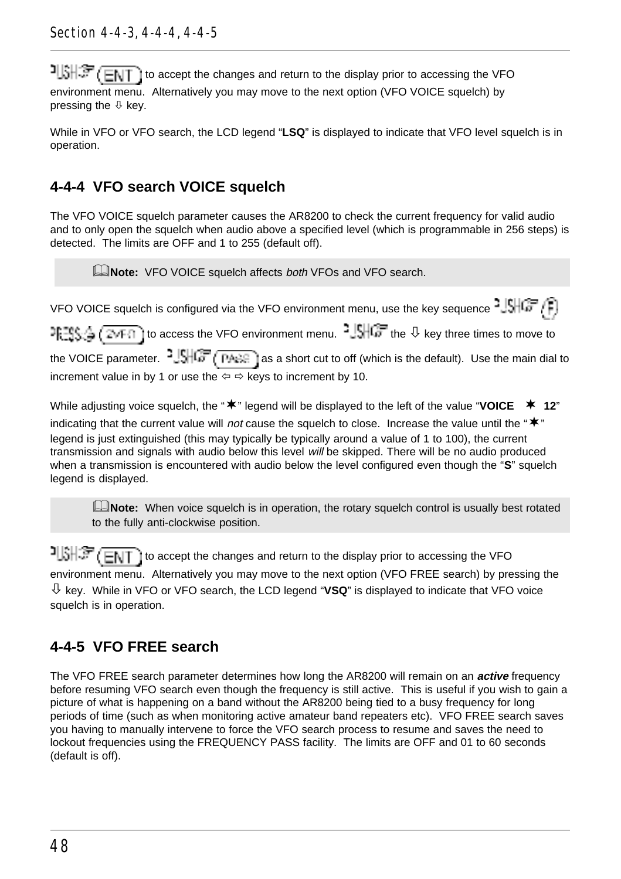PUSH (ENT) to accept the changes and return to the display prior to accessing the VFO environment menu. Alternatively you may move to the next option (VFO VOICE squelch) by pressing the ⇩ key.

While in VFO or VFO search, the LCD legend "**LSQ**" is displayed to indicate that VFO level squelch is in operation.

## 4-4-4 VFO search VOICE squelch

The VFO VOICE squelch parameter causes the AR8200 to check the current frequency for valid audio and to only open the squelch when audio above a specified level (which is programmable in 256 steps) is detected. The limits are OFF and 1 to 255 (default off).

> **Note:** VFO VOICE squelch affects *both* VFOs and VFO search.

VFO VOICE squelch is configured via the VFO environment menu, use the key sequence PUSH (F) PRESS (2VFO) to access the VFO environment menu. PUSH the ⇩ key three times to move to the VOICE parameter. PUSH (PASS) as a short cut to off (which is the default). Use the main dial to increment value in by 1 or use the ⇦ ⇨ keys to increment by 10.

While adjusting voice squelch, the "✶" legend will be displayed to the left of the value "**VOICE ✶ 12**" indicating that the current value will *not* cause the squelch to close. Increase the value until the "✶" legend is just extinguished (this may typically be typically around a value of 1 to 100), the current transmission and signals with audio below this level *will* be skipped. There will be no audio produced when a transmission is encountered with audio below the level configured even though the "**S**" squelch legend is displayed.

> **Note:** When voice squelch is in operation, the rotary squelch control is usually best rotated to the fully anti-clockwise position.

PUSH (ENT) to accept the changes and return to the display prior to accessing the VFO environment menu. Alternatively you may move to the next option (VFO FREE search) by pressing the ⇩ key. While in VFO or VFO search, the LCD legend "**VSQ**" is displayed to indicate that VFO voice squelch is in operation.

## 4-4-5 VFO FREE search

The VFO FREE search parameter determines how long the AR8200 will remain on an ***active*** frequency before resuming VFO search even though the frequency is still active. This is useful if you wish to gain a picture of what is happening on a band without the AR8200 being tied to a busy frequency for long periods of time (such as when monitoring active amateur band repeaters etc). VFO FREE search saves you having to manually intervene to force the VFO search process to resume and saves the need to lockout frequencies using the FREQUENCY PASS facility. The limits are OFF and 01 to 60 seconds (default is off).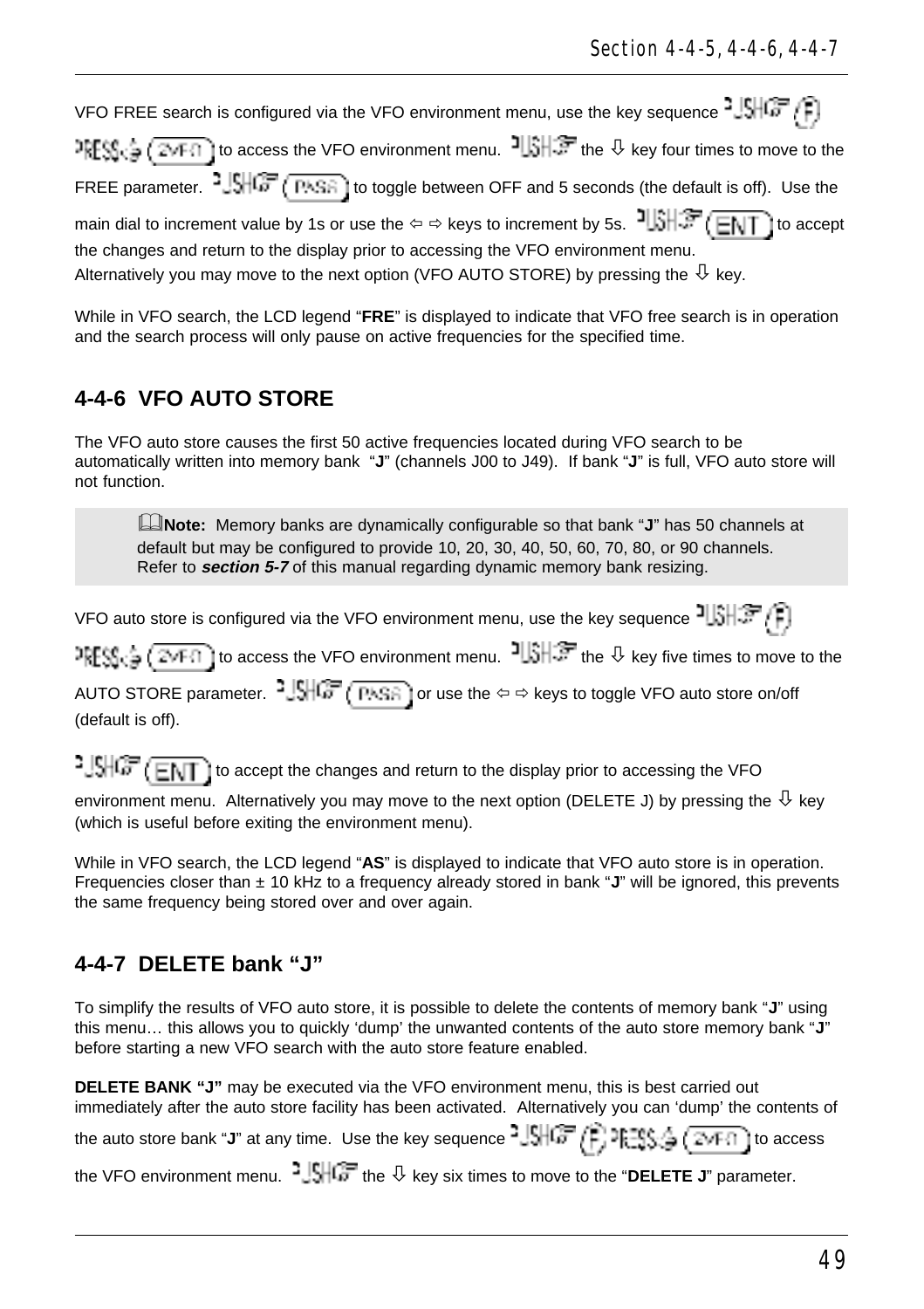VFO FREE search is configured via the VFO environment menu, use the key sequence PUSH (F) PRESS (2VFO) to access the VFO environment menu. PUSH the ⇩ key four times to move to the FREE parameter. PUSH (PASS) to toggle between OFF and 5 seconds (the default is off). Use the main dial to increment value by 1s or use the ⇦ ⇨ keys to increment by 5s. PUSH (ENT) to accept the changes and return to the display prior to accessing the VFO environment menu. Alternatively you may move to the next option (VFO AUTO STORE) by pressing the ⇩ key.

While in VFO search, the LCD legend "**FRE**" is displayed to indicate that VFO free search is in operation and the search process will only pause on active frequencies for the specified time.

## 4-4-6 VFO AUTO STORE

The VFO auto store causes the first 50 active frequencies located during VFO search to be automatically written into memory bank "**J**" (channels J00 to J49). If bank "**J**" is full, VFO auto store will not function.

> **Note:** Memory banks are dynamically configurable so that bank "**J**" has 50 channels at default but may be configured to provide 10, 20, 30, 40, 50, 60, 70, 80, or 90 channels. Refer to ***section 5-7*** of this manual regarding dynamic memory bank resizing.

VFO auto store is configured via the VFO environment menu, use the key sequence PUSH (F) PRESS (2VFO) to access the VFO environment menu. PUSH the ⇩ key five times to move to the AUTO STORE parameter. PUSH (PASS) or use the ⇦ ⇨ keys to toggle VFO auto store on/off (default is off).

PUSH (ENT) to accept the changes and return to the display prior to accessing the VFO environment menu. Alternatively you may move to the next option (DELETE J) by pressing the ⇩ key (which is useful before exiting the environment menu).

While in VFO search, the LCD legend "**AS**" is displayed to indicate that VFO auto store is in operation. Frequencies closer than ± 10 kHz to a frequency already stored in bank "**J**" will be ignored, this prevents the same frequency being stored over and over again.

## 4-4-7 DELETE bank "J"

To simplify the results of VFO auto store, it is possible to delete the contents of memory bank "**J**" using this menu… this allows you to quickly 'dump' the unwanted contents of the auto store memory bank "**J**" before starting a new VFO search with the auto store feature enabled.

**DELETE BANK "J"** may be executed via the VFO environment menu, this is best carried out immediately after the auto store facility has been activated. Alternatively you can 'dump' the contents of the auto store bank "**J**" at any time. Use the key sequence PUSH (F) PRESS (2VFO) to access the VFO environment menu. PUSH the ⇩ key six times to move to the "**DELETE J**" parameter.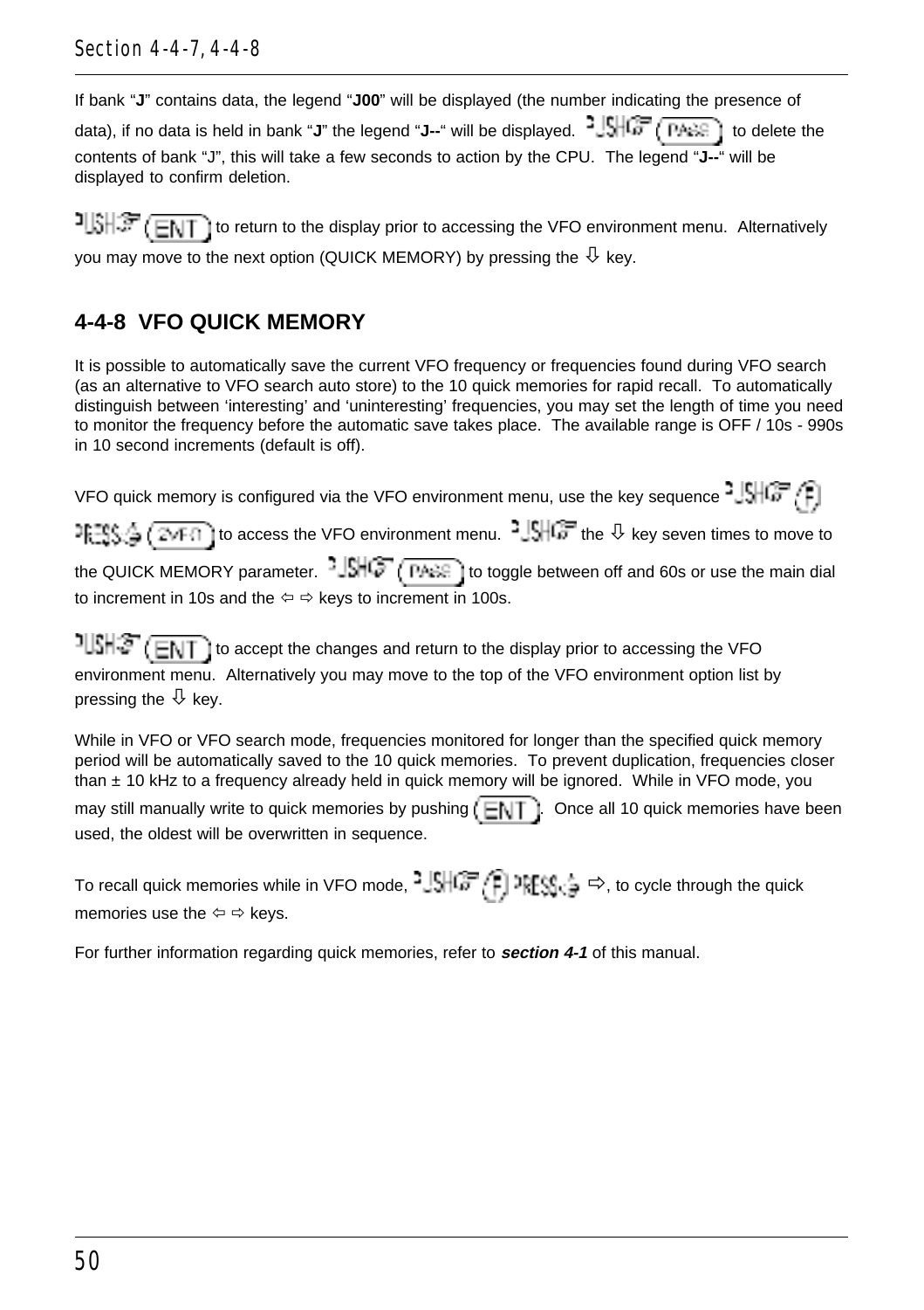If bank "**J**" contains data, the legend "**J00**" will be displayed (the number indicating the presence of data), if no data is held in bank "**J**" the legend "**J--**" will be displayed. PUSH (PASS) to delete the contents of bank "J", this will take a few seconds to action by the CPU. The legend "**J--**" will be displayed to confirm deletion.

PUSH (ENT) to return to the display prior to accessing the VFO environment menu. Alternatively you may move to the next option (QUICK MEMORY) by pressing the ⇩ key.

## 4-4-8 VFO QUICK MEMORY

It is possible to automatically save the current VFO frequency or frequencies found during VFO search (as an alternative to VFO search auto store) to the 10 quick memories for rapid recall. To automatically distinguish between 'interesting' and 'uninteresting' frequencies, you may set the length of time you need to monitor the frequency before the automatic save takes place. The available range is OFF / 10s - 990s in 10 second increments (default is off).

VFO quick memory is configured via the VFO environment menu, use the key sequence PUSH (F) PRESS (2VFO) to access the VFO environment menu. PUSH the ⇩ key seven times to move to the QUICK MEMORY parameter. PUSH (PASS) to toggle between off and 60s or use the main dial to increment in 10s and the ⇦ ⇨ keys to increment in 100s.

PUSH (ENT) to accept the changes and return to the display prior to accessing the VFO environment menu. Alternatively you may move to the top of the VFO environment option list by pressing the ⇩ key.

While in VFO or VFO search mode, frequencies monitored for longer than the specified quick memory period will be automatically saved to the 10 quick memories. To prevent duplication, frequencies closer than ± 10 kHz to a frequency already held in quick memory will be ignored. While in VFO mode, you may still manually write to quick memories by pushing (ENT). Once all 10 quick memories have been used, the oldest will be overwritten in sequence.

To recall quick memories while in VFO mode, PUSH (F) PRESS ⇨, to cycle through the quick memories use the ⇦ ⇨ keys.

For further information regarding quick memories, refer to ***section 4-1*** of this manual.